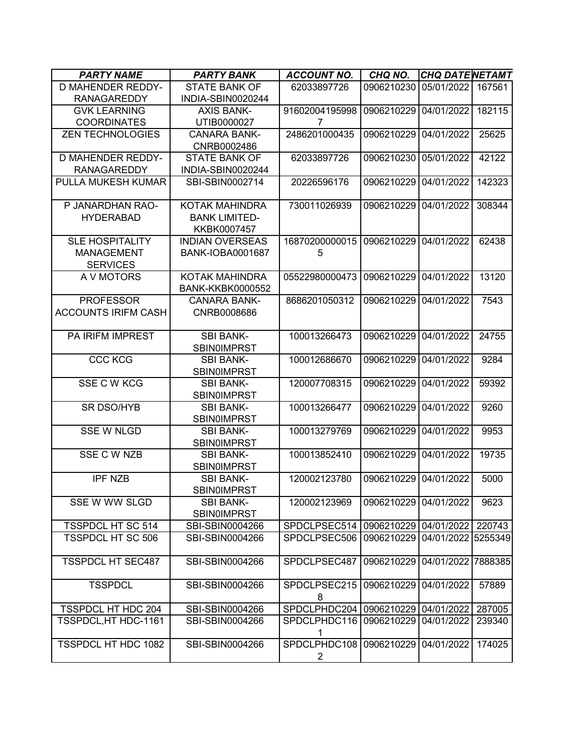| *PARTY NAME* | *PARTY BANK* | *ACCOUNT NO.* | *CHQ NO.* | *CHQ DATE* | *NETAMT* |
|---|---|---|---|---|---|
| D MAHENDER REDDY-RANAGAREDDY | STATE BANK OF INDIA-SBIN0020244 | 62033897726 | 0906210230 | 05/01/2022 | 167561 |
| GVK LEARNING COORDINATES | AXIS BANK-UTIB0000027 | 916020041959987 | 0906210229 | 04/01/2022 | 182115 |
| ZEN TECHNOLOGIES | CANARA BANK-CNRB0002486 | 2486201000435 | 0906210229 | 04/01/2022 | 25625 |
| D MAHENDER REDDY-RANAGAREDDY | STATE BANK OF INDIA-SBIN0020244 | 62033897726 | 0906210230 | 05/01/2022 | 42122 |
| PULLA MUKESH KUMAR | SBI-SBIN0002714 | 20226596176 | 0906210229 | 04/01/2022 | 142323 |
| P JANARDHAN RAO-HYDERABAD | KOTAK MAHINDRA BANK LIMITED-KKBK0007457 | 730011026939 | 0906210229 | 04/01/2022 | 308344 |
| SLE HOSPITALITY MANAGEMENT SERVICES | INDIAN OVERSEAS BANK-IOBA0001687 | 168702000000155 | 0906210229 | 04/01/2022 | 62438 |
| A V MOTORS | KOTAK MAHINDRA BANK-KKBK0000552 | 05522980000473 | 0906210229 | 04/01/2022 | 13120 |
| PROFESSOR ACCOUNTS IRIFM CASH | CANARA BANK-CNRB0008686 | 8686201050312 | 0906210229 | 04/01/2022 | 7543 |
| PA IRIFM IMPREST | SBI BANK-SBIN0IMPRST | 100013266473 | 0906210229 | 04/01/2022 | 24755 |
| CCC KCG | SBI BANK-SBIN0IMPRST | 100012686670 | 0906210229 | 04/01/2022 | 9284 |
| SSE C W KCG | SBI BANK-SBIN0IMPRST | 120007708315 | 0906210229 | 04/01/2022 | 59392 |
| SR DSO/HYB | SBI BANK-SBIN0IMPRST | 100013266477 | 0906210229 | 04/01/2022 | 9260 |
| SSE W NLGD | SBI BANK-SBIN0IMPRST | 100013279769 | 0906210229 | 04/01/2022 | 9953 |
| SSE C W NZB | SBI BANK-SBIN0IMPRST | 100013852410 | 0906210229 | 04/01/2022 | 19735 |
| IPF NZB | SBI BANK-SBIN0IMPRST | 120002123780 | 0906210229 | 04/01/2022 | 5000 |
| SSE W WW SLGD | SBI BANK-SBIN0IMPRST | 120002123969 | 0906210229 | 04/01/2022 | 9623 |
| TSSPDCL HT SC 514 | SBI-SBIN0004266 | SPDCLPSEC514 | 0906210229 | 04/01/2022 | 220743 |
| TSSPDCL HT SC 506 | SBI-SBIN0004266 | SPDCLPSEC506 | 0906210229 | 04/01/2022 | 5255349 |
| TSSPDCL HT SEC487 | SBI-SBIN0004266 | SPDCLPSEC487 | 0906210229 | 04/01/2022 | 7888385 |
| TSSPDCL | SBI-SBIN0004266 | SPDCLPSEC2158 | 0906210229 | 04/01/2022 | 57889 |
| TSSPDCL HT HDC 204 | SBI-SBIN0004266 | SPDCLPHDC204 | 0906210229 | 04/01/2022 | 287005 |
| TSSPDCL,HT HDC-1161 | SBI-SBIN0004266 | SPDCLPHDC1161 | 0906210229 | 04/01/2022 | 239340 |
| TSSPDCL HT HDC 1082 | SBI-SBIN0004266 | SPDCLPHDC1082 | 0906210229 | 04/01/2022 | 174025 |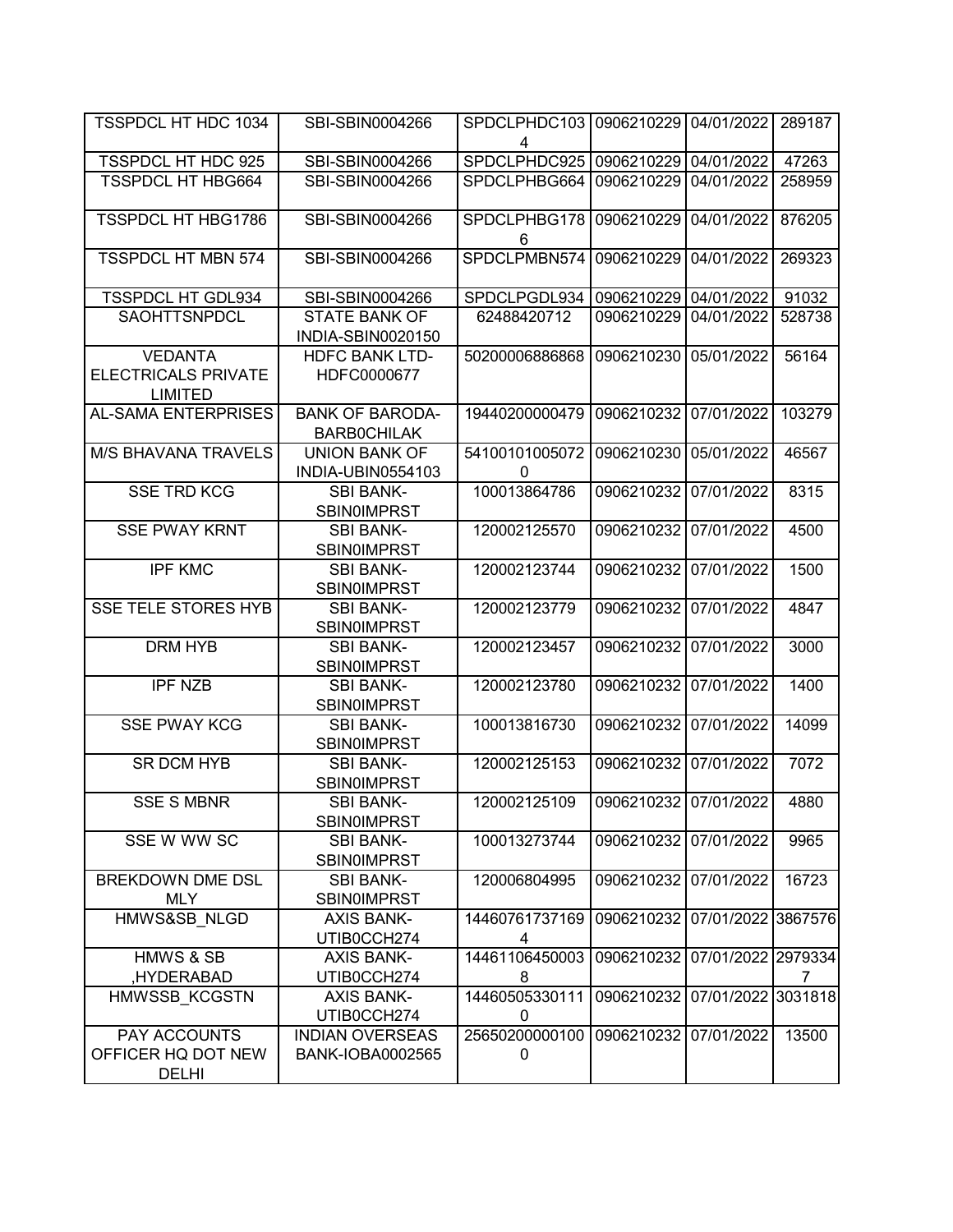| | | | | | |
|---|---|---|---|---|---|
| TSSPDCL HT HDC 1034 | SBI-SBIN0004266 | SPDCLPHDC1034 | 0906210229 | 04/01/2022 | 289187 |
| TSSPDCL HT HDC 925 | SBI-SBIN0004266 | SPDCLPHDC925 | 0906210229 | 04/01/2022 | 47263 |
| TSSPDCL HT HBG664 | SBI-SBIN0004266 | SPDCLPHBG664 | 0906210229 | 04/01/2022 | 258959 |
| TSSPDCL HT HBG1786 | SBI-SBIN0004266 | SPDCLPHBG1786 | 0906210229 | 04/01/2022 | 876205 |
| TSSPDCL HT MBN 574 | SBI-SBIN0004266 | SPDCLPMBN574 | 0906210229 | 04/01/2022 | 269323 |
| TSSPDCL HT GDL934 | SBI-SBIN0004266 | SPDCLPGDL934 | 0906210229 | 04/01/2022 | 91032 |
| SAOHTTSNPDCL | STATE BANK OF INDIA-SBIN0020150 | 62488420712 | 0906210229 | 04/01/2022 | 528738 |
| VEDANTA ELECTRICALS PRIVATE LIMITED | HDFC BANK LTD-HDFC0000677 | 50200006886868 | 0906210230 | 05/01/2022 | 56164 |
| AL-SAMA ENTERPRISES | BANK OF BARODA-BARB0CHILAK | 19440200000479 | 0906210232 | 07/01/2022 | 103279 |
| M/S BHAVANA TRAVELS | UNION BANK OF INDIA-UBIN0554103 | 541001010050720 | 0906210230 | 05/01/2022 | 46567 |
| SSE TRD KCG | SBI BANK-SBIN0IMPRST | 100013864786 | 0906210232 | 07/01/2022 | 8315 |
| SSE PWAY KRNT | SBI BANK-SBIN0IMPRST | 120002125570 | 0906210232 | 07/01/2022 | 4500 |
| IPF KMC | SBI BANK-SBIN0IMPRST | 120002123744 | 0906210232 | 07/01/2022 | 1500 |
| SSE TELE STORES HYB | SBI BANK-SBIN0IMPRST | 120002123779 | 0906210232 | 07/01/2022 | 4847 |
| DRM HYB | SBI BANK-SBIN0IMPRST | 120002123457 | 0906210232 | 07/01/2022 | 3000 |
| IPF NZB | SBI BANK-SBIN0IMPRST | 120002123780 | 0906210232 | 07/01/2022 | 1400 |
| SSE PWAY KCG | SBI BANK-SBIN0IMPRST | 100013816730 | 0906210232 | 07/01/2022 | 14099 |
| SR DCM HYB | SBI BANK-SBIN0IMPRST | 120002125153 | 0906210232 | 07/01/2022 | 7072 |
| SSE S MBNR | SBI BANK-SBIN0IMPRST | 120002125109 | 0906210232 | 07/01/2022 | 4880 |
| SSE W WW SC | SBI BANK-SBIN0IMPRST | 100013273744 | 0906210232 | 07/01/2022 | 9965 |
| BREKDOWN DME DSL MLY | SBI BANK-SBIN0IMPRST | 120006804995 | 0906210232 | 07/01/2022 | 16723 |
| HMWS&SB_NLGD | AXIS BANK-UTIB0CCH274 | 144607617371694 | 0906210232 | 07/01/2022 | 3867576 |
| HMWS & SB ,HYDERABAD | AXIS BANK-UTIB0CCH274 | 144611064500038 | 0906210232 | 07/01/2022 | 29793347 |
| HMWSSB_KCGSTN | AXIS BANK-UTIB0CCH274 | 144605053301110 | 0906210232 | 07/01/2022 | 3031818 |
| PAY ACCOUNTS OFFICER HQ DOT NEW DELHI | INDIAN OVERSEAS BANK-IOBA0002565 | 256502000001000 | 0906210232 | 07/01/2022 | 13500 |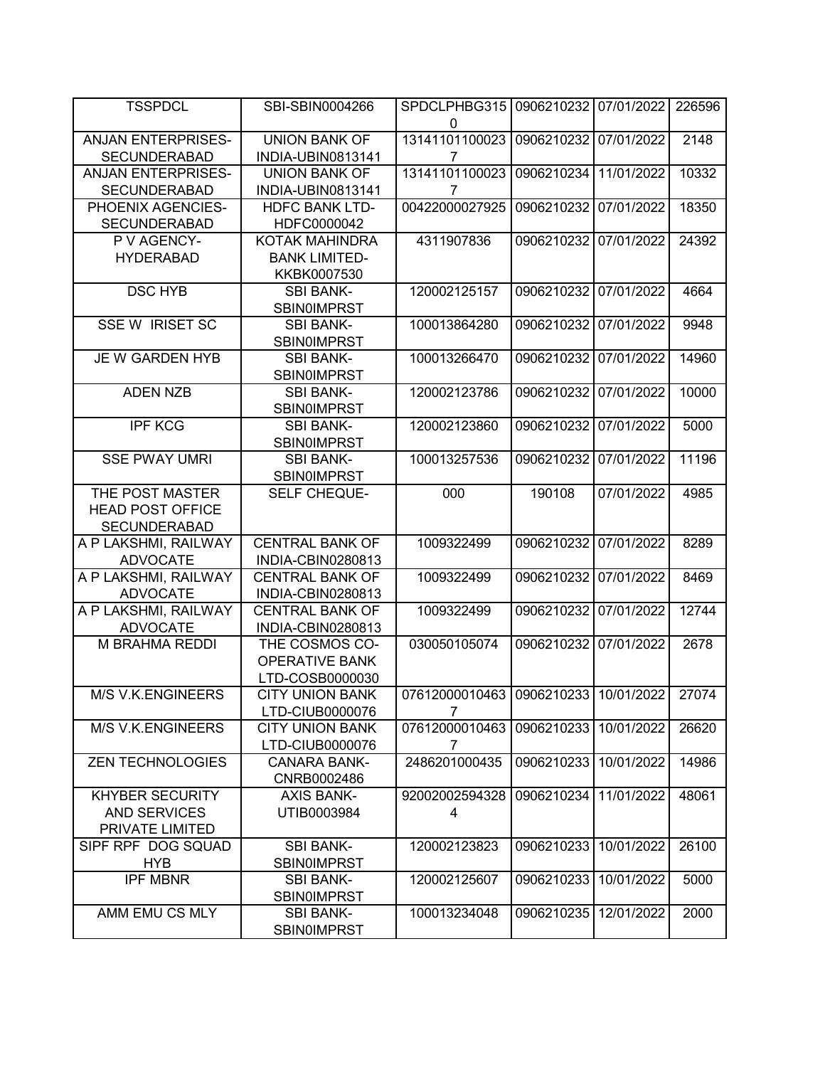| TSSPDCL | SBI-SBIN0004266 | SPDCLPHBG3150 | 0906210232 | 07/01/2022 | 226596 |
|---|---|---|---|---|---|
| ANJAN ENTERPRISES-SECUNDERABAD | UNION BANK OF INDIA-UBIN0813141 | 131411011000237 | 0906210232 | 07/01/2022 | 2148 |
| ANJAN ENTERPRISES-SECUNDERABAD | UNION BANK OF INDIA-UBIN0813141 | 131411011000237 | 0906210234 | 11/01/2022 | 10332 |
| PHOENIX AGENCIES-SECUNDERABAD | HDFC BANK LTD-HDFC0000042 | 00422000027925 | 0906210232 | 07/01/2022 | 18350 |
| P V AGENCY-HYDERABAD | KOTAK MAHINDRA BANK LIMITED-KKBK0007530 | 4311907836 | 0906210232 | 07/01/2022 | 24392 |
| DSC HYB | SBI BANK-SBIN0IMPRST | 120002125157 | 0906210232 | 07/01/2022 | 4664 |
| SSE W IRISET SC | SBI BANK-SBIN0IMPRST | 100013864280 | 0906210232 | 07/01/2022 | 9948 |
| JE W GARDEN HYB | SBI BANK-SBIN0IMPRST | 100013266470 | 0906210232 | 07/01/2022 | 14960 |
| ADEN NZB | SBI BANK-SBIN0IMPRST | 120002123786 | 0906210232 | 07/01/2022 | 10000 |
| IPF KCG | SBI BANK-SBIN0IMPRST | 120002123860 | 0906210232 | 07/01/2022 | 5000 |
| SSE PWAY UMRI | SBI BANK-SBIN0IMPRST | 100013257536 | 0906210232 | 07/01/2022 | 11196 |
| THE POST MASTER HEAD POST OFFICE SECUNDERABAD | SELF CHEQUE- | 000 | 190108 | 07/01/2022 | 4985 |
| A P LAKSHMI, RAILWAY ADVOCATE | CENTRAL BANK OF INDIA-CBIN0280813 | 1009322499 | 0906210232 | 07/01/2022 | 8289 |
| A P LAKSHMI, RAILWAY ADVOCATE | CENTRAL BANK OF INDIA-CBIN0280813 | 1009322499 | 0906210232 | 07/01/2022 | 8469 |
| A P LAKSHMI, RAILWAY ADVOCATE | CENTRAL BANK OF INDIA-CBIN0280813 | 1009322499 | 0906210232 | 07/01/2022 | 12744 |
| M BRAHMA REDDI | THE COSMOS CO-OPERATIVE BANK LTD-COSB0000030 | 030050105074 | 0906210232 | 07/01/2022 | 2678 |
| M/S V.K.ENGINEERS | CITY UNION BANK LTD-CIUB0000076 | 076120000104637 | 0906210233 | 10/01/2022 | 27074 |
| M/S V.K.ENGINEERS | CITY UNION BANK LTD-CIUB0000076 | 076120000104637 | 0906210233 | 10/01/2022 | 26620 |
| ZEN TECHNOLOGIES | CANARA BANK-CNRB0002486 | 2486201000435 | 0906210233 | 10/01/2022 | 14986 |
| KHYBER SECURITY AND SERVICES PRIVATE LIMITED | AXIS BANK-UTIB0003984 | 920020025943284 | 0906210234 | 11/01/2022 | 48061 |
| SIPF RPF DOG SQUAD HYB | SBI BANK-SBIN0IMPRST | 120002123823 | 0906210233 | 10/01/2022 | 26100 |
| IPF MBNR | SBI BANK-SBIN0IMPRST | 120002125607 | 0906210233 | 10/01/2022 | 5000 |
| AMM EMU CS MLY | SBI BANK-SBIN0IMPRST | 100013234048 | 0906210235 | 12/01/2022 | 2000 |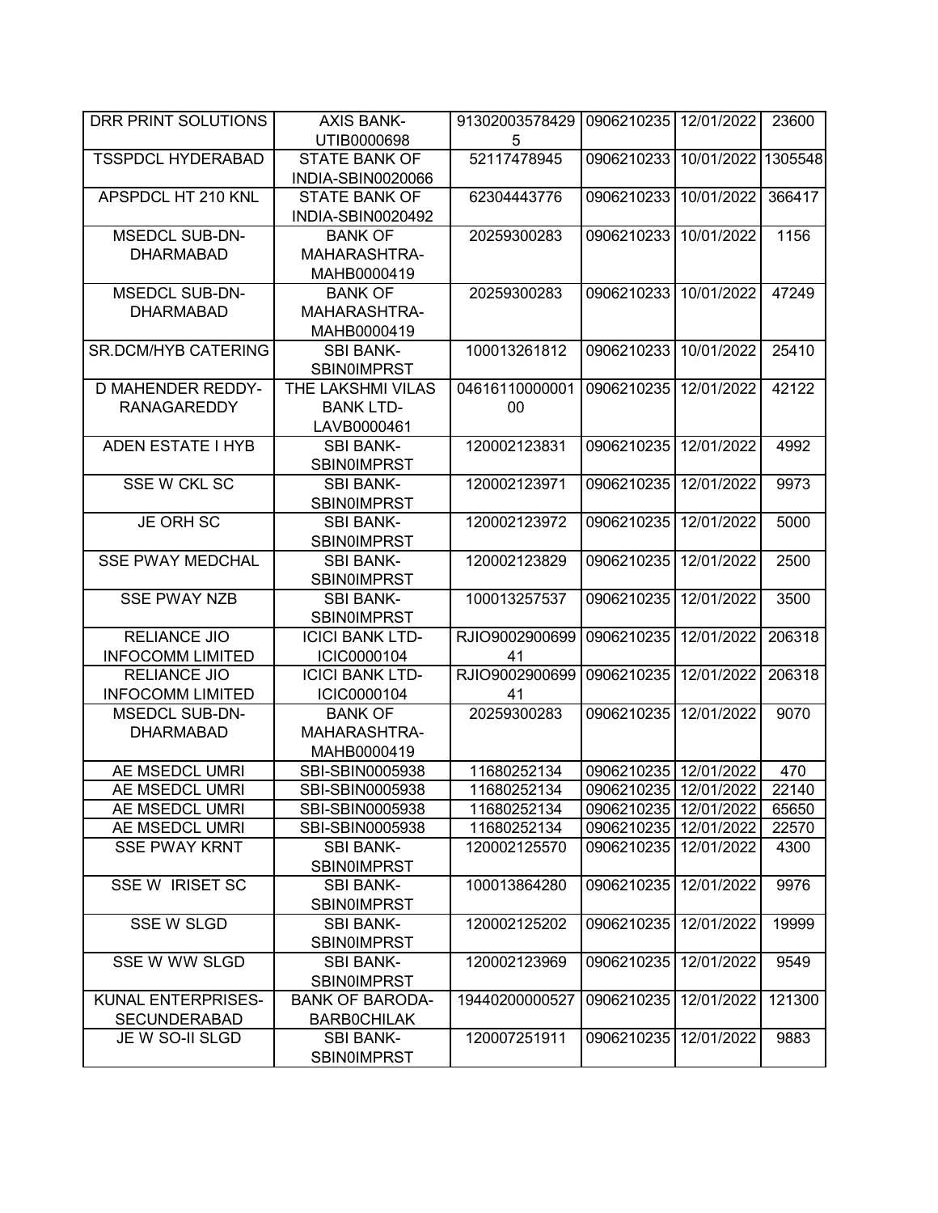| | | | | | |
|---|---|---|---|---|---|
| DRR PRINT SOLUTIONS | AXIS BANK-UTIB0000698 | 913020035784295 | 0906210235 | 12/01/2022 | 23600 |
| TSSPDCL HYDERABAD | STATE BANK OF INDIA-SBIN0020066 | 52117478945 | 0906210233 | 10/01/2022 | 1305548 |
| APSPDCL HT 210 KNL | STATE BANK OF INDIA-SBIN0020492 | 62304443776 | 0906210233 | 10/01/2022 | 366417 |
| MSEDCL SUB-DN-DHARMABAD | BANK OF MAHARASHTRA-MAHB0000419 | 20259300283 | 0906210233 | 10/01/2022 | 1156 |
| MSEDCL SUB-DN-DHARMABAD | BANK OF MAHARASHTRA-MAHB0000419 | 20259300283 | 0906210233 | 10/01/2022 | 47249 |
| SR.DCM/HYB CATERING | SBI BANK-SBIN0IMPRST | 100013261812 | 0906210233 | 10/01/2022 | 25410 |
| D MAHENDER REDDY-RANAGAREDDY | THE LAKSHMI VILAS BANK LTD-LAVB0000461 | 0461611000000100 | 0906210235 | 12/01/2022 | 42122 |
| ADEN ESTATE I HYB | SBI BANK-SBIN0IMPRST | 120002123831 | 0906210235 | 12/01/2022 | 4992 |
| SSE W CKL SC | SBI BANK-SBIN0IMPRST | 120002123971 | 0906210235 | 12/01/2022 | 9973 |
| JE ORH SC | SBI BANK-SBIN0IMPRST | 120002123972 | 0906210235 | 12/01/2022 | 5000 |
| SSE PWAY MEDCHAL | SBI BANK-SBIN0IMPRST | 120002123829 | 0906210235 | 12/01/2022 | 2500 |
| SSE PWAY NZB | SBI BANK-SBIN0IMPRST | 100013257537 | 0906210235 | 12/01/2022 | 3500 |
| RELIANCE JIO INFOCOMM LIMITED | ICICI BANK LTD-ICIC0000104 | RJIO900290069941 | 0906210235 | 12/01/2022 | 206318 |
| RELIANCE JIO INFOCOMM LIMITED | ICICI BANK LTD-ICIC0000104 | RJIO900290069941 | 0906210235 | 12/01/2022 | 206318 |
| MSEDCL SUB-DN-DHARMABAD | BANK OF MAHARASHTRA-MAHB0000419 | 20259300283 | 0906210235 | 12/01/2022 | 9070 |
| AE MSEDCL UMRI | SBI-SBIN0005938 | 11680252134 | 0906210235 | 12/01/2022 | 470 |
| AE MSEDCL UMRI | SBI-SBIN0005938 | 11680252134 | 0906210235 | 12/01/2022 | 22140 |
| AE MSEDCL UMRI | SBI-SBIN0005938 | 11680252134 | 0906210235 | 12/01/2022 | 65650 |
| AE MSEDCL UMRI | SBI-SBIN0005938 | 11680252134 | 0906210235 | 12/01/2022 | 22570 |
| SSE PWAY KRNT | SBI BANK-SBIN0IMPRST | 120002125570 | 0906210235 | 12/01/2022 | 4300 |
| SSE W IRISET SC | SBI BANK-SBIN0IMPRST | 100013864280 | 0906210235 | 12/01/2022 | 9976 |
| SSE W SLGD | SBI BANK-SBIN0IMPRST | 120002125202 | 0906210235 | 12/01/2022 | 19999 |
| SSE W WW SLGD | SBI BANK-SBIN0IMPRST | 120002123969 | 0906210235 | 12/01/2022 | 9549 |
| KUNAL ENTERPRISES-SECUNDERABAD | BANK OF BARODA-BARB0CHILAK | 19440200000527 | 0906210235 | 12/01/2022 | 121300 |
| JE W SO-II SLGD | SBI BANK-SBIN0IMPRST | 120007251911 | 0906210235 | 12/01/2022 | 9883 |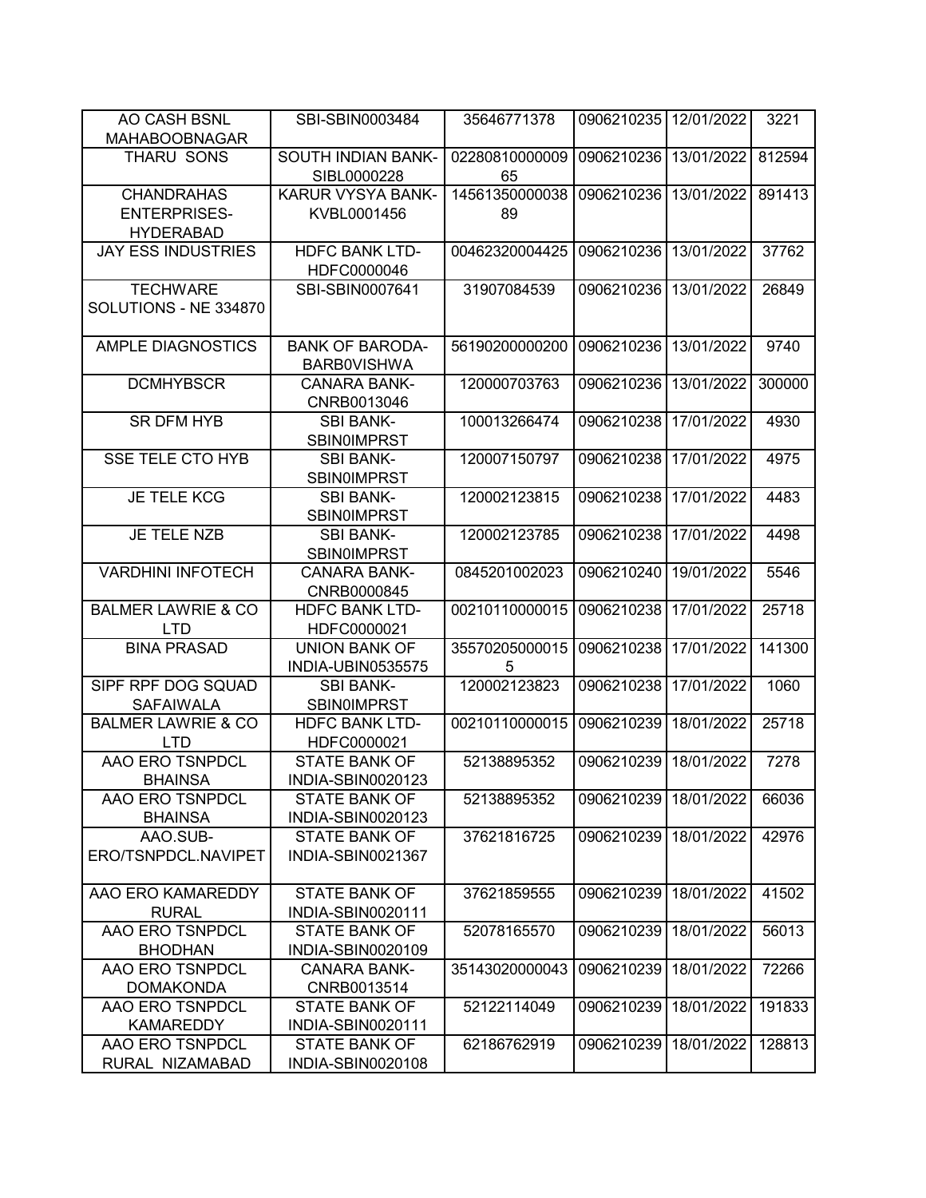| | | | | | |
|---|---|---|---|---|---|
| AO CASH BSNL MAHABOOBNAGAR | SBI-SBIN0003484 | 35646771378 | 0906210235 | 12/01/2022 | 3221 |
| THARU SONS | SOUTH INDIAN BANK-SIBL0000228 | 0228081000000965 | 0906210236 | 13/01/2022 | 812594 |
| CHANDRAHAS ENTERPRISES-HYDERABAD | KARUR VYSYA BANK-KVBL0001456 | 1456135000003889 | 0906210236 | 13/01/2022 | 891413 |
| JAY ESS INDUSTRIES | HDFC BANK LTD-HDFC0000046 | 00462320004425 | 0906210236 | 13/01/2022 | 37762 |
| TECHWARE SOLUTIONS - NE 334870 | SBI-SBIN0007641 | 31907084539 | 0906210236 | 13/01/2022 | 26849 |
| AMPLE DIAGNOSTICS | BANK OF BARODA-BARB0VISHWA | 56190200000200 | 0906210236 | 13/01/2022 | 9740 |
| DCMHYBSCR | CANARA BANK-CNRB0013046 | 120000703763 | 0906210236 | 13/01/2022 | 300000 |
| SR DFM HYB | SBI BANK-SBIN0IMPRST | 100013266474 | 0906210238 | 17/01/2022 | 4930 |
| SSE TELE CTO HYB | SBI BANK-SBIN0IMPRST | 120007150797 | 0906210238 | 17/01/2022 | 4975 |
| JE TELE KCG | SBI BANK-SBIN0IMPRST | 120002123815 | 0906210238 | 17/01/2022 | 4483 |
| JE TELE NZB | SBI BANK-SBIN0IMPRST | 120002123785 | 0906210238 | 17/01/2022 | 4498 |
| VARDHINI INFOTECH | CANARA BANK-CNRB0000845 | 0845201002023 | 0906210240 | 19/01/2022 | 5546 |
| BALMER LAWRIE & CO LTD | HDFC BANK LTD-HDFC0000021 | 00210110000015 | 0906210238 | 17/01/2022 | 25718 |
| BINA PRASAD | UNION BANK OF INDIA-UBIN0535575 | 355702050000155 | 0906210238 | 17/01/2022 | 141300 |
| SIPF RPF DOG SQUAD SAFAIWALA | SBI BANK-SBIN0IMPRST | 120002123823 | 0906210238 | 17/01/2022 | 1060 |
| BALMER LAWRIE & CO LTD | HDFC BANK LTD-HDFC0000021 | 00210110000015 | 0906210239 | 18/01/2022 | 25718 |
| AAO ERO TSNPDCL BHAINSA | STATE BANK OF INDIA-SBIN0020123 | 52138895352 | 0906210239 | 18/01/2022 | 7278 |
| AAO ERO TSNPDCL BHAINSA | STATE BANK OF INDIA-SBIN0020123 | 52138895352 | 0906210239 | 18/01/2022 | 66036 |
| AAO.SUB-ERO/TSNPDCL.NAVIPET | STATE BANK OF INDIA-SBIN0021367 | 37621816725 | 0906210239 | 18/01/2022 | 42976 |
| AAO ERO KAMAREDDY RURAL | STATE BANK OF INDIA-SBIN0020111 | 37621859555 | 0906210239 | 18/01/2022 | 41502 |
| AAO ERO TSNPDCL BHODHAN | STATE BANK OF INDIA-SBIN0020109 | 52078165570 | 0906210239 | 18/01/2022 | 56013 |
| AAO ERO TSNPDCL DOMAKONDA | CANARA BANK-CNRB0013514 | 35143020000043 | 0906210239 | 18/01/2022 | 72266 |
| AAO ERO TSNPDCL KAMAREDDY | STATE BANK OF INDIA-SBIN0020111 | 52122114049 | 0906210239 | 18/01/2022 | 191833 |
| AAO ERO TSNPDCL RURAL NIZAMABAD | STATE BANK OF INDIA-SBIN0020108 | 62186762919 | 0906210239 | 18/01/2022 | 128813 |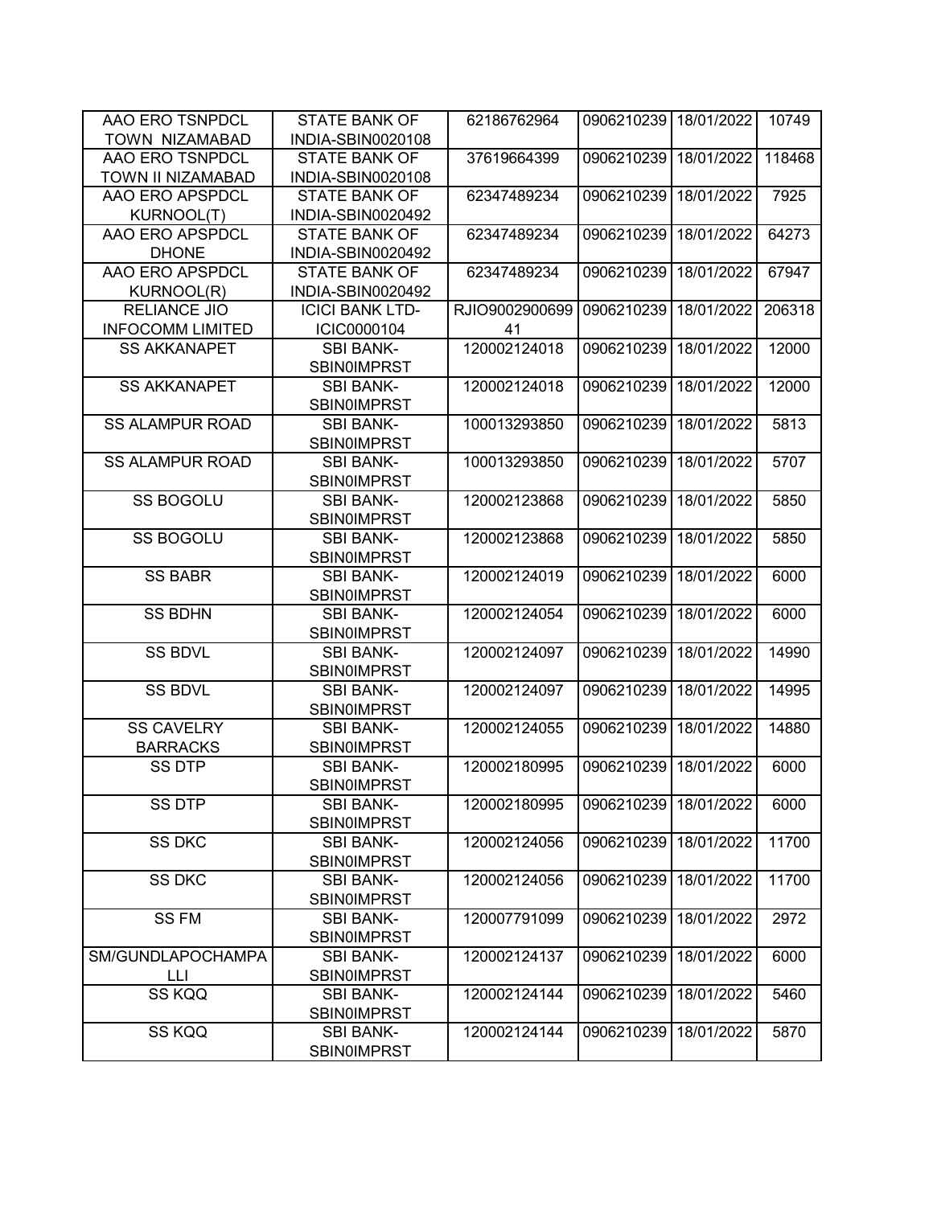| AAO ERO TSNPDCL TOWN NIZAMABAD | STATE BANK OF INDIA-SBIN0020108 | 62186762964 | 0906210239 | 18/01/2022 | 10749 |
|---|---|---|---|---|---|
| AAO ERO TSNPDCL TOWN II NIZAMABAD | STATE BANK OF INDIA-SBIN0020108 | 37619664399 | 0906210239 | 18/01/2022 | 118468 |
| AAO ERO APSPDCL KURNOOL(T) | STATE BANK OF INDIA-SBIN0020492 | 62347489234 | 0906210239 | 18/01/2022 | 7925 |
| AAO ERO APSPDCL DHONE | STATE BANK OF INDIA-SBIN0020492 | 62347489234 | 0906210239 | 18/01/2022 | 64273 |
| AAO ERO APSPDCL KURNOOL(R) | STATE BANK OF INDIA-SBIN0020492 | 62347489234 | 0906210239 | 18/01/2022 | 67947 |
| RELIANCE JIO INFOCOMM LIMITED | ICICI BANK LTD-ICIC0000104 | RJIO900290069941 | 0906210239 | 18/01/2022 | 206318 |
| SS AKKANAPET | SBI BANK-SBIN0IMPRST | 120002124018 | 0906210239 | 18/01/2022 | 12000 |
| SS AKKANAPET | SBI BANK-SBIN0IMPRST | 120002124018 | 0906210239 | 18/01/2022 | 12000 |
| SS ALAMPUR ROAD | SBI BANK-SBIN0IMPRST | 100013293850 | 0906210239 | 18/01/2022 | 5813 |
| SS ALAMPUR ROAD | SBI BANK-SBIN0IMPRST | 100013293850 | 0906210239 | 18/01/2022 | 5707 |
| SS BOGOLU | SBI BANK-SBIN0IMPRST | 120002123868 | 0906210239 | 18/01/2022 | 5850 |
| SS BOGOLU | SBI BANK-SBIN0IMPRST | 120002123868 | 0906210239 | 18/01/2022 | 5850 |
| SS BABR | SBI BANK-SBIN0IMPRST | 120002124019 | 0906210239 | 18/01/2022 | 6000 |
| SS BDHN | SBI BANK-SBIN0IMPRST | 120002124054 | 0906210239 | 18/01/2022 | 6000 |
| SS BDVL | SBI BANK-SBIN0IMPRST | 120002124097 | 0906210239 | 18/01/2022 | 14990 |
| SS BDVL | SBI BANK-SBIN0IMPRST | 120002124097 | 0906210239 | 18/01/2022 | 14995 |
| SS CAVELRY BARRACKS | SBI BANK-SBIN0IMPRST | 120002124055 | 0906210239 | 18/01/2022 | 14880 |
| SS DTP | SBI BANK-SBIN0IMPRST | 120002180995 | 0906210239 | 18/01/2022 | 6000 |
| SS DTP | SBI BANK-SBIN0IMPRST | 120002180995 | 0906210239 | 18/01/2022 | 6000 |
| SS DKC | SBI BANK-SBIN0IMPRST | 120002124056 | 0906210239 | 18/01/2022 | 11700 |
| SS DKC | SBI BANK-SBIN0IMPRST | 120002124056 | 0906210239 | 18/01/2022 | 11700 |
| SS FM | SBI BANK-SBIN0IMPRST | 120007791099 | 0906210239 | 18/01/2022 | 2972 |
| SM/GUNDLAPOCHAMPALLI | SBI BANK-SBIN0IMPRST | 120002124137 | 0906210239 | 18/01/2022 | 6000 |
| SS KQQ | SBI BANK-SBIN0IMPRST | 120002124144 | 0906210239 | 18/01/2022 | 5460 |
| SS KQQ | SBI BANK-SBIN0IMPRST | 120002124144 | 0906210239 | 18/01/2022 | 5870 |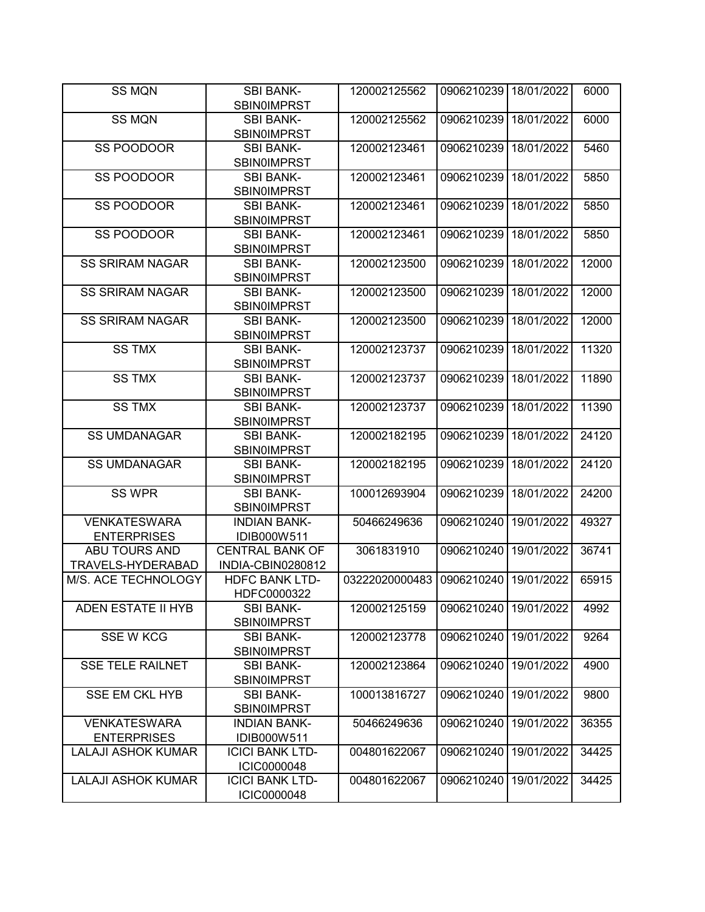| SS MQN | SBI BANK-SBIN0IMPRST | 120002125562 | 0906210239 | 18/01/2022 | 6000 |
|---|---|---|---|---|---|
| SS MQN | SBI BANK-SBIN0IMPRST | 120002125562 | 0906210239 | 18/01/2022 | 6000 |
| SS POODOOR | SBI BANK-SBIN0IMPRST | 120002123461 | 0906210239 | 18/01/2022 | 5460 |
| SS POODOOR | SBI BANK-SBIN0IMPRST | 120002123461 | 0906210239 | 18/01/2022 | 5850 |
| SS POODOOR | SBI BANK-SBIN0IMPRST | 120002123461 | 0906210239 | 18/01/2022 | 5850 |
| SS POODOOR | SBI BANK-SBIN0IMPRST | 120002123461 | 0906210239 | 18/01/2022 | 5850 |
| SS SRIRAM NAGAR | SBI BANK-SBIN0IMPRST | 120002123500 | 0906210239 | 18/01/2022 | 12000 |
| SS SRIRAM NAGAR | SBI BANK-SBIN0IMPRST | 120002123500 | 0906210239 | 18/01/2022 | 12000 |
| SS SRIRAM NAGAR | SBI BANK-SBIN0IMPRST | 120002123500 | 0906210239 | 18/01/2022 | 12000 |
| SS TMX | SBI BANK-SBIN0IMPRST | 120002123737 | 0906210239 | 18/01/2022 | 11320 |
| SS TMX | SBI BANK-SBIN0IMPRST | 120002123737 | 0906210239 | 18/01/2022 | 11890 |
| SS TMX | SBI BANK-SBIN0IMPRST | 120002123737 | 0906210239 | 18/01/2022 | 11390 |
| SS UMDANAGAR | SBI BANK-SBIN0IMPRST | 120002182195 | 0906210239 | 18/01/2022 | 24120 |
| SS UMDANAGAR | SBI BANK-SBIN0IMPRST | 120002182195 | 0906210239 | 18/01/2022 | 24120 |
| SS WPR | SBI BANK-SBIN0IMPRST | 100012693904 | 0906210239 | 18/01/2022 | 24200 |
| VENKATESWARA ENTERPRISES | INDIAN BANK-IDIB000W511 | 50466249636 | 0906210240 | 19/01/2022 | 49327 |
| ABU TOURS AND TRAVELS-HYDERABAD | CENTRAL BANK OF INDIA-CBIN0280812 | 3061831910 | 0906210240 | 19/01/2022 | 36741 |
| M/S. ACE TECHNOLOGY | HDFC BANK LTD-HDFC0000322 | 03222020000483 | 0906210240 | 19/01/2022 | 65915 |
| ADEN ESTATE II HYB | SBI BANK-SBIN0IMPRST | 120002125159 | 0906210240 | 19/01/2022 | 4992 |
| SSE W KCG | SBI BANK-SBIN0IMPRST | 120002123778 | 0906210240 | 19/01/2022 | 9264 |
| SSE TELE RAILNET | SBI BANK-SBIN0IMPRST | 120002123864 | 0906210240 | 19/01/2022 | 4900 |
| SSE EM CKL HYB | SBI BANK-SBIN0IMPRST | 100013816727 | 0906210240 | 19/01/2022 | 9800 |
| VENKATESWARA ENTERPRISES | INDIAN BANK-IDIB000W511 | 50466249636 | 0906210240 | 19/01/2022 | 36355 |
| LALAJI ASHOK KUMAR | ICICI BANK LTD-ICIC0000048 | 004801622067 | 0906210240 | 19/01/2022 | 34425 |
| LALAJI ASHOK KUMAR | ICICI BANK LTD-ICIC0000048 | 004801622067 | 0906210240 | 19/01/2022 | 34425 |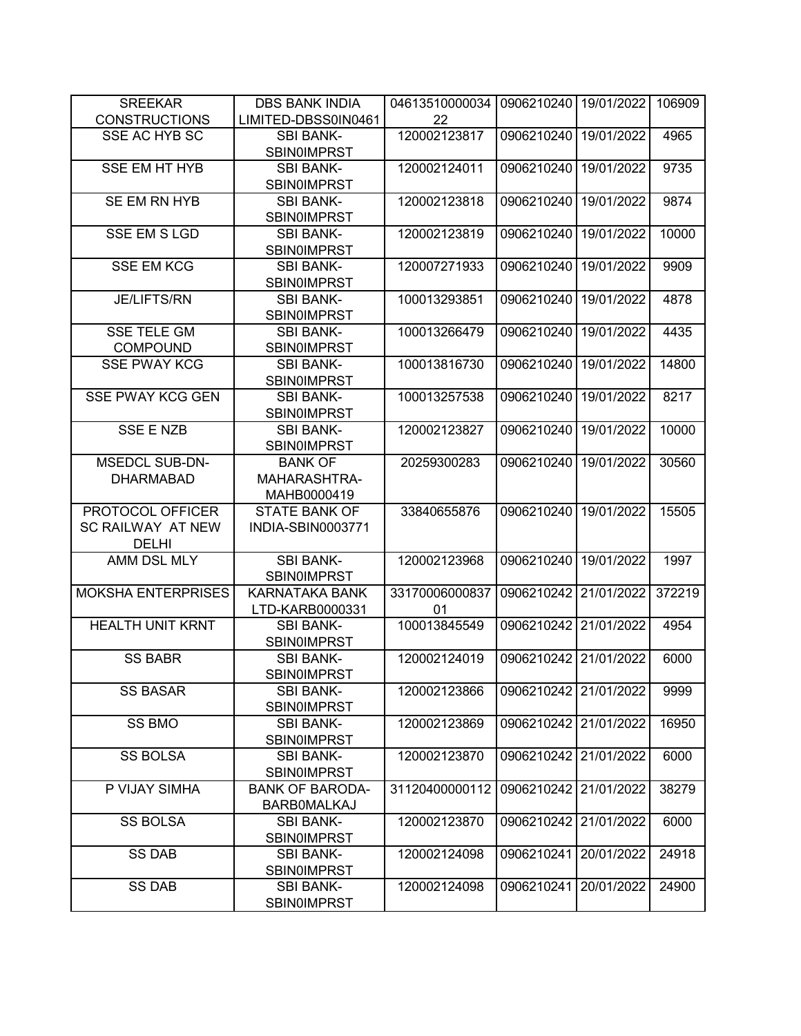| SREEKAR CONSTRUCTIONS | DBS BANK INDIA LIMITED-DBSS0IN0461 | 0461351000003422 | 0906210240 | 19/01/2022 | 106909 |
|---|---|---|---|---|---|
| SSE AC HYB SC | SBI BANK-SBIN0IMPRST | 120002123817 | 0906210240 | 19/01/2022 | 4965 |
| SSE EM HT HYB | SBI BANK-SBIN0IMPRST | 120002124011 | 0906210240 | 19/01/2022 | 9735 |
| SE EM RN HYB | SBI BANK-SBIN0IMPRST | 120002123818 | 0906210240 | 19/01/2022 | 9874 |
| SSE EM S LGD | SBI BANK-SBIN0IMPRST | 120002123819 | 0906210240 | 19/01/2022 | 10000 |
| SSE EM KCG | SBI BANK-SBIN0IMPRST | 120007271933 | 0906210240 | 19/01/2022 | 9909 |
| JE/LIFTS/RN | SBI BANK-SBIN0IMPRST | 100013293851 | 0906210240 | 19/01/2022 | 4878 |
| SSE TELE GM COMPOUND | SBI BANK-SBIN0IMPRST | 100013266479 | 0906210240 | 19/01/2022 | 4435 |
| SSE PWAY KCG | SBI BANK-SBIN0IMPRST | 100013816730 | 0906210240 | 19/01/2022 | 14800 |
| SSE PWAY KCG GEN | SBI BANK-SBIN0IMPRST | 100013257538 | 0906210240 | 19/01/2022 | 8217 |
| SSE E NZB | SBI BANK-SBIN0IMPRST | 120002123827 | 0906210240 | 19/01/2022 | 10000 |
| MSEDCL SUB-DN-DHARMABAD | BANK OF MAHARASHTRA-MAHB0000419 | 20259300283 | 0906210240 | 19/01/2022 | 30560 |
| PROTOCOL OFFICER SC RAILWAY AT NEW DELHI | STATE BANK OF INDIA-SBIN0003771 | 33840655876 | 0906210240 | 19/01/2022 | 15505 |
| AMM DSL MLY | SBI BANK-SBIN0IMPRST | 120002123968 | 0906210240 | 19/01/2022 | 1997 |
| MOKSHA ENTERPRISES | KARNATAKA BANK LTD-KARB0000331 | 3317000600083701 | 0906210242 | 21/01/2022 | 372219 |
| HEALTH UNIT KRNT | SBI BANK-SBIN0IMPRST | 100013845549 | 0906210242 | 21/01/2022 | 4954 |
| SS BABR | SBI BANK-SBIN0IMPRST | 120002124019 | 0906210242 | 21/01/2022 | 6000 |
| SS BASAR | SBI BANK-SBIN0IMPRST | 120002123866 | 0906210242 | 21/01/2022 | 9999 |
| SS BMO | SBI BANK-SBIN0IMPRST | 120002123869 | 0906210242 | 21/01/2022 | 16950 |
| SS BOLSA | SBI BANK-SBIN0IMPRST | 120002123870 | 0906210242 | 21/01/2022 | 6000 |
| P VIJAY SIMHA | BANK OF BARODA-BARB0MALKAJ | 31120400000112 | 0906210242 | 21/01/2022 | 38279 |
| SS BOLSA | SBI BANK-SBIN0IMPRST | 120002123870 | 0906210242 | 21/01/2022 | 6000 |
| SS DAB | SBI BANK-SBIN0IMPRST | 120002124098 | 0906210241 | 20/01/2022 | 24918 |
| SS DAB | SBI BANK-SBIN0IMPRST | 120002124098 | 0906210241 | 20/01/2022 | 24900 |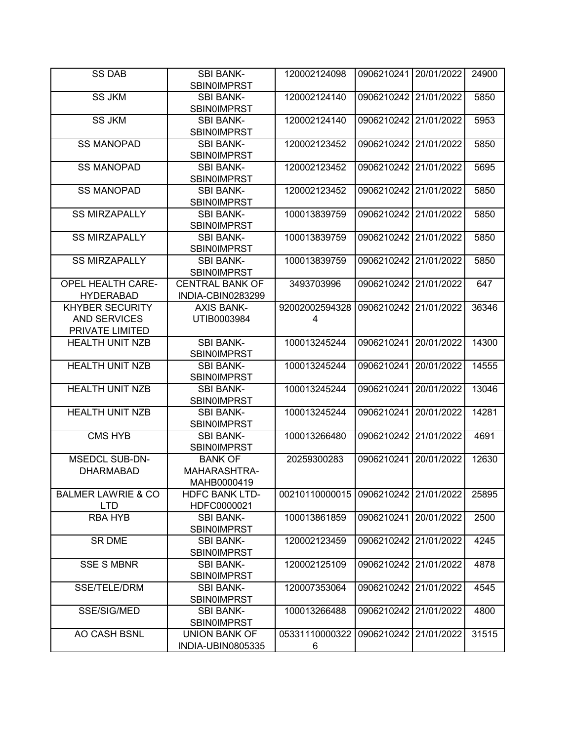| SS DAB | SBI BANK-SBIN0IMPRST | 120002124098 | 0906210241 | 20/01/2022 | 24900 |
|---|---|---|---|---|---|
| SS JKM | SBI BANK-SBIN0IMPRST | 120002124140 | 0906210242 | 21/01/2022 | 5850 |
| SS JKM | SBI BANK-SBIN0IMPRST | 120002124140 | 0906210242 | 21/01/2022 | 5953 |
| SS MANOPAD | SBI BANK-SBIN0IMPRST | 120002123452 | 0906210242 | 21/01/2022 | 5850 |
| SS MANOPAD | SBI BANK-SBIN0IMPRST | 120002123452 | 0906210242 | 21/01/2022 | 5695 |
| SS MANOPAD | SBI BANK-SBIN0IMPRST | 120002123452 | 0906210242 | 21/01/2022 | 5850 |
| SS MIRZAPALLY | SBI BANK-SBIN0IMPRST | 100013839759 | 0906210242 | 21/01/2022 | 5850 |
| SS MIRZAPALLY | SBI BANK-SBIN0IMPRST | 100013839759 | 0906210242 | 21/01/2022 | 5850 |
| SS MIRZAPALLY | SBI BANK-SBIN0IMPRST | 100013839759 | 0906210242 | 21/01/2022 | 5850 |
| OPEL HEALTH CARE-HYDERABAD | CENTRAL BANK OF INDIA-CBIN0283299 | 3493703996 | 0906210242 | 21/01/2022 | 647 |
| KHYBER SECURITY AND SERVICES PRIVATE LIMITED | AXIS BANK-UTIB0003984 | 920020025943284 | 0906210242 | 21/01/2022 | 36346 |
| HEALTH UNIT NZB | SBI BANK-SBIN0IMPRST | 100013245244 | 0906210241 | 20/01/2022 | 14300 |
| HEALTH UNIT NZB | SBI BANK-SBIN0IMPRST | 100013245244 | 0906210241 | 20/01/2022 | 14555 |
| HEALTH UNIT NZB | SBI BANK-SBIN0IMPRST | 100013245244 | 0906210241 | 20/01/2022 | 13046 |
| HEALTH UNIT NZB | SBI BANK-SBIN0IMPRST | 100013245244 | 0906210241 | 20/01/2022 | 14281 |
| CMS HYB | SBI BANK-SBIN0IMPRST | 100013266480 | 0906210242 | 21/01/2022 | 4691 |
| MSEDCL SUB-DN-DHARMABAD | BANK OF MAHARASHTRA-MAHB0000419 | 20259300283 | 0906210241 | 20/01/2022 | 12630 |
| BALMER LAWRIE & CO LTD | HDFC BANK LTD-HDFC0000021 | 00210110000015 | 0906210242 | 21/01/2022 | 25895 |
| RBA HYB | SBI BANK-SBIN0IMPRST | 100013861859 | 0906210241 | 20/01/2022 | 2500 |
| SR DME | SBI BANK-SBIN0IMPRST | 120002123459 | 0906210242 | 21/01/2022 | 4245 |
| SSE S MBNR | SBI BANK-SBIN0IMPRST | 120002125109 | 0906210242 | 21/01/2022 | 4878 |
| SSE/TELE/DRM | SBI BANK-SBIN0IMPRST | 120007353064 | 0906210242 | 21/01/2022 | 4545 |
| SSE/SIG/MED | SBI BANK-SBIN0IMPRST | 100013266488 | 0906210242 | 21/01/2022 | 4800 |
| AO CASH BSNL | UNION BANK OF INDIA-UBIN0805335 | 053311100003226 | 0906210242 | 21/01/2022 | 31515 |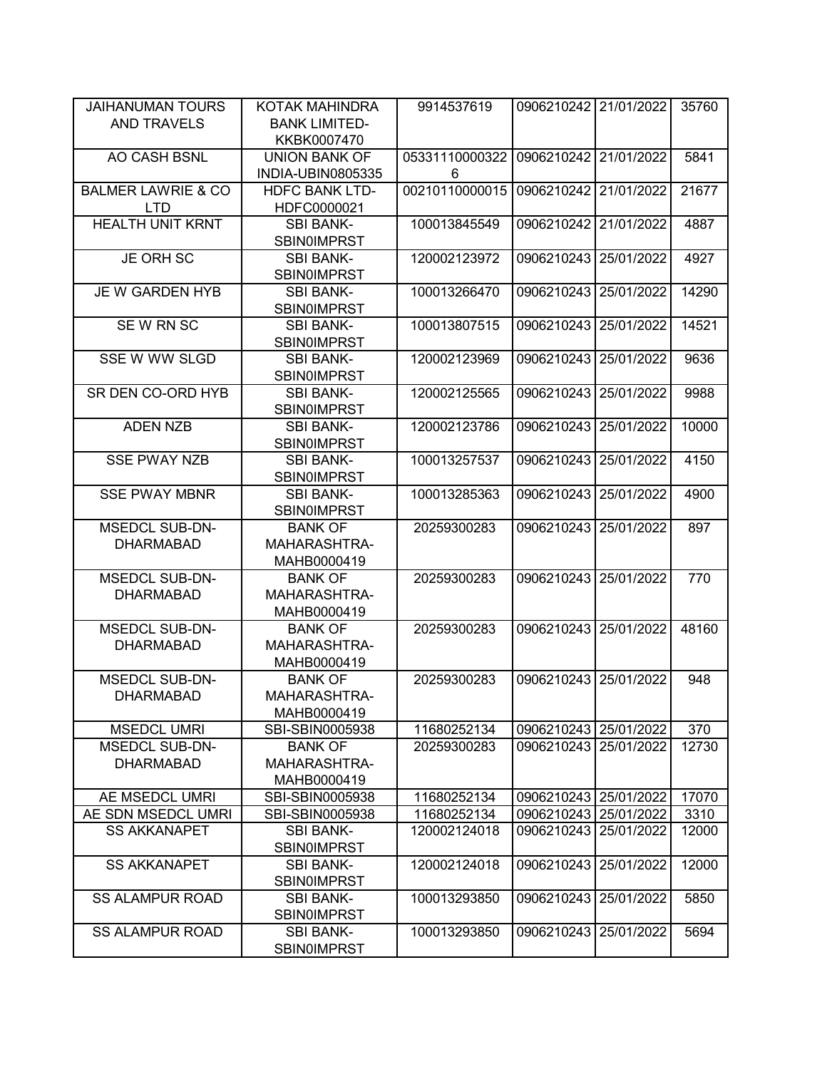| JAIHANUMAN TOURS AND TRAVELS | KOTAK MAHINDRA BANK LIMITED-KKBK0007470 | 9914537619 | 0906210242 | 21/01/2022 | 35760 |
|---|---|---|---|---|---|
| AO CASH BSNL | UNION BANK OF INDIA-UBIN0805335 | 053311100003226 | 0906210242 | 21/01/2022 | 5841 |
| BALMER LAWRIE & CO LTD | HDFC BANK LTD-HDFC0000021 | 00210110000015 | 0906210242 | 21/01/2022 | 21677 |
| HEALTH UNIT KRNT | SBI BANK-SBIN0IMPRST | 100013845549 | 0906210242 | 21/01/2022 | 4887 |
| JE ORH SC | SBI BANK-SBIN0IMPRST | 120002123972 | 0906210243 | 25/01/2022 | 4927 |
| JE W GARDEN HYB | SBI BANK-SBIN0IMPRST | 100013266470 | 0906210243 | 25/01/2022 | 14290 |
| SE W RN SC | SBI BANK-SBIN0IMPRST | 100013807515 | 0906210243 | 25/01/2022 | 14521 |
| SSE W WW SLGD | SBI BANK-SBIN0IMPRST | 120002123969 | 0906210243 | 25/01/2022 | 9636 |
| SR DEN CO-ORD HYB | SBI BANK-SBIN0IMPRST | 120002125565 | 0906210243 | 25/01/2022 | 9988 |
| ADEN NZB | SBI BANK-SBIN0IMPRST | 120002123786 | 0906210243 | 25/01/2022 | 10000 |
| SSE PWAY NZB | SBI BANK-SBIN0IMPRST | 100013257537 | 0906210243 | 25/01/2022 | 4150 |
| SSE PWAY MBNR | SBI BANK-SBIN0IMPRST | 100013285363 | 0906210243 | 25/01/2022 | 4900 |
| MSEDCL SUB-DN-DHARMABAD | BANK OF MAHARASHTRA-MAHB0000419 | 20259300283 | 0906210243 | 25/01/2022 | 897 |
| MSEDCL SUB-DN-DHARMABAD | BANK OF MAHARASHTRA-MAHB0000419 | 20259300283 | 0906210243 | 25/01/2022 | 770 |
| MSEDCL SUB-DN-DHARMABAD | BANK OF MAHARASHTRA-MAHB0000419 | 20259300283 | 0906210243 | 25/01/2022 | 48160 |
| MSEDCL SUB-DN-DHARMABAD | BANK OF MAHARASHTRA-MAHB0000419 | 20259300283 | 0906210243 | 25/01/2022 | 948 |
| MSEDCL UMRI | SBI-SBIN0005938 | 11680252134 | 0906210243 | 25/01/2022 | 370 |
| MSEDCL SUB-DN-DHARMABAD | BANK OF MAHARASHTRA-MAHB0000419 | 20259300283 | 0906210243 | 25/01/2022 | 12730 |
| AE MSEDCL UMRI | SBI-SBIN0005938 | 11680252134 | 0906210243 | 25/01/2022 | 17070 |
| AE SDN MSEDCL UMRI | SBI-SBIN0005938 | 11680252134 | 0906210243 | 25/01/2022 | 3310 |
| SS AKKANAPET | SBI BANK-SBIN0IMPRST | 120002124018 | 0906210243 | 25/01/2022 | 12000 |
| SS AKKANAPET | SBI BANK-SBIN0IMPRST | 120002124018 | 0906210243 | 25/01/2022 | 12000 |
| SS ALAMPUR ROAD | SBI BANK-SBIN0IMPRST | 100013293850 | 0906210243 | 25/01/2022 | 5850 |
| SS ALAMPUR ROAD | SBI BANK-SBIN0IMPRST | 100013293850 | 0906210243 | 25/01/2022 | 5694 |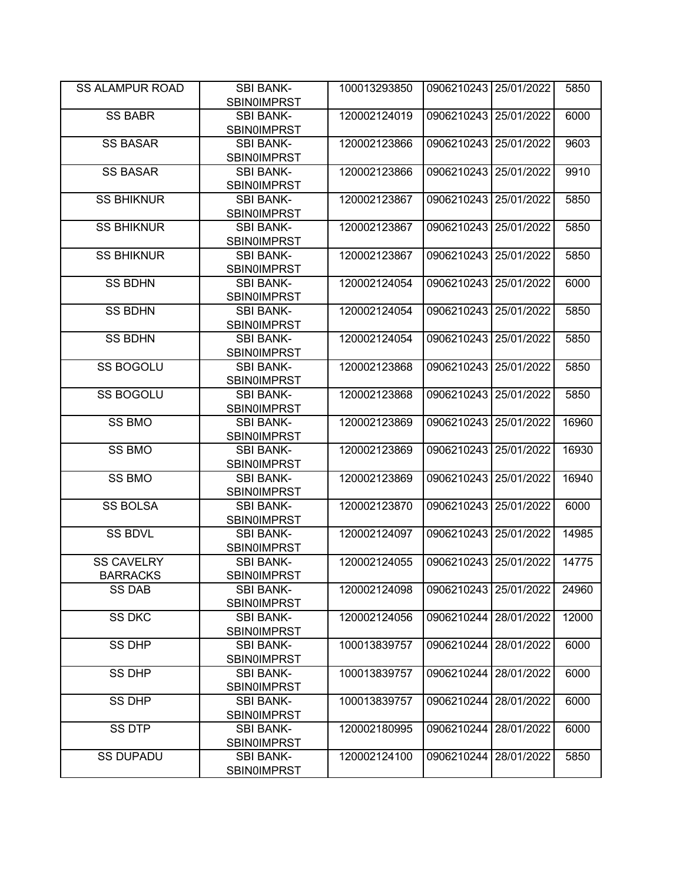| SS ALAMPUR ROAD | SBI BANK-SBIN0IMPRST | 100013293850 | 0906210243 | 25/01/2022 | 5850 |
|---|---|---|---|---|---|
| SS BABR | SBI BANK-SBIN0IMPRST | 120002124019 | 0906210243 | 25/01/2022 | 6000 |
| SS BASAR | SBI BANK-SBIN0IMPRST | 120002123866 | 0906210243 | 25/01/2022 | 9603 |
| SS BASAR | SBI BANK-SBIN0IMPRST | 120002123866 | 0906210243 | 25/01/2022 | 9910 |
| SS BHIKNUR | SBI BANK-SBIN0IMPRST | 120002123867 | 0906210243 | 25/01/2022 | 5850 |
| SS BHIKNUR | SBI BANK-SBIN0IMPRST | 120002123867 | 0906210243 | 25/01/2022 | 5850 |
| SS BHIKNUR | SBI BANK-SBIN0IMPRST | 120002123867 | 0906210243 | 25/01/2022 | 5850 |
| SS BDHN | SBI BANK-SBIN0IMPRST | 120002124054 | 0906210243 | 25/01/2022 | 6000 |
| SS BDHN | SBI BANK-SBIN0IMPRST | 120002124054 | 0906210243 | 25/01/2022 | 5850 |
| SS BDHN | SBI BANK-SBIN0IMPRST | 120002124054 | 0906210243 | 25/01/2022 | 5850 |
| SS BOGOLU | SBI BANK-SBIN0IMPRST | 120002123868 | 0906210243 | 25/01/2022 | 5850 |
| SS BOGOLU | SBI BANK-SBIN0IMPRST | 120002123868 | 0906210243 | 25/01/2022 | 5850 |
| SS BMO | SBI BANK-SBIN0IMPRST | 120002123869 | 0906210243 | 25/01/2022 | 16960 |
| SS BMO | SBI BANK-SBIN0IMPRST | 120002123869 | 0906210243 | 25/01/2022 | 16930 |
| SS BMO | SBI BANK-SBIN0IMPRST | 120002123869 | 0906210243 | 25/01/2022 | 16940 |
| SS BOLSA | SBI BANK-SBIN0IMPRST | 120002123870 | 0906210243 | 25/01/2022 | 6000 |
| SS BDVL | SBI BANK-SBIN0IMPRST | 120002124097 | 0906210243 | 25/01/2022 | 14985 |
| SS CAVELRY BARRACKS | SBI BANK-SBIN0IMPRST | 120002124055 | 0906210243 | 25/01/2022 | 14775 |
| SS DAB | SBI BANK-SBIN0IMPRST | 120002124098 | 0906210243 | 25/01/2022 | 24960 |
| SS DKC | SBI BANK-SBIN0IMPRST | 120002124056 | 0906210244 | 28/01/2022 | 12000 |
| SS DHP | SBI BANK-SBIN0IMPRST | 100013839757 | 0906210244 | 28/01/2022 | 6000 |
| SS DHP | SBI BANK-SBIN0IMPRST | 100013839757 | 0906210244 | 28/01/2022 | 6000 |
| SS DHP | SBI BANK-SBIN0IMPRST | 100013839757 | 0906210244 | 28/01/2022 | 6000 |
| SS DTP | SBI BANK-SBIN0IMPRST | 120002180995 | 0906210244 | 28/01/2022 | 6000 |
| SS DUPADU | SBI BANK-SBIN0IMPRST | 120002124100 | 0906210244 | 28/01/2022 | 5850 |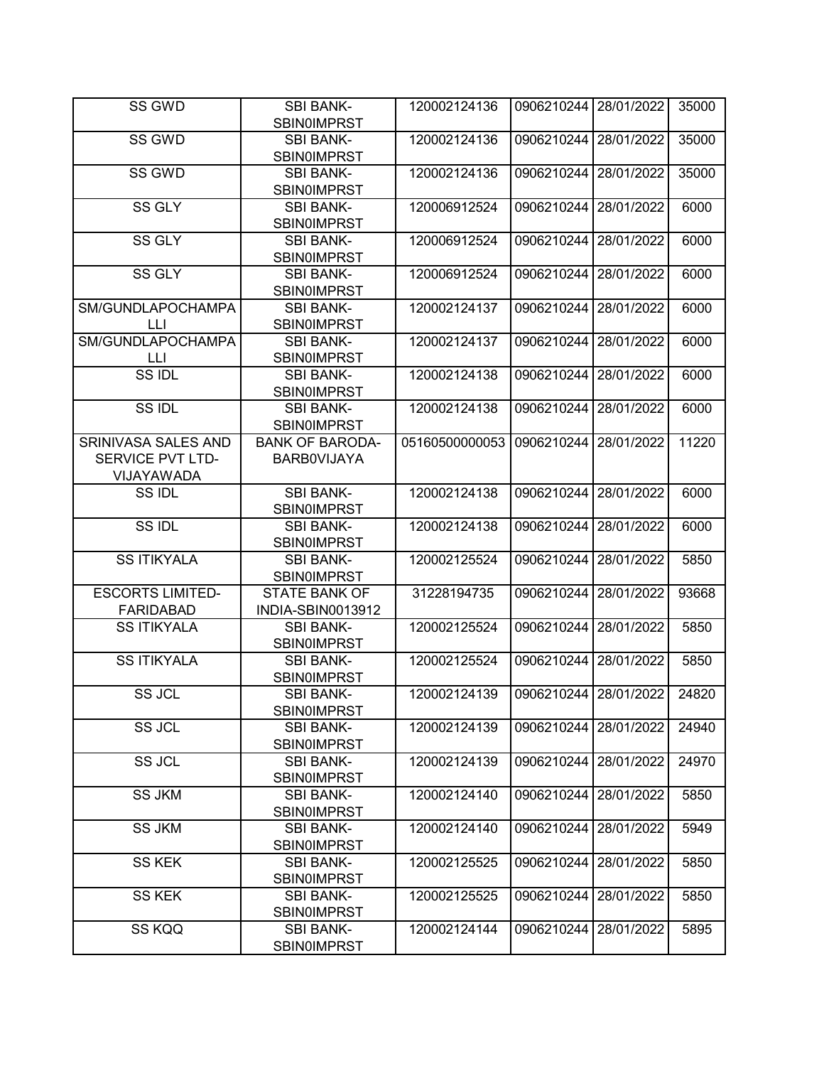| | | | | | |
|---|---|---|---|---|---|
| SS GWD | SBI BANK-SBIN0IMPRST | 120002124136 | 0906210244 | 28/01/2022 | 35000 |
| SS GWD | SBI BANK-SBIN0IMPRST | 120002124136 | 0906210244 | 28/01/2022 | 35000 |
| SS GWD | SBI BANK-SBIN0IMPRST | 120002124136 | 0906210244 | 28/01/2022 | 35000 |
| SS GLY | SBI BANK-SBIN0IMPRST | 120006912524 | 0906210244 | 28/01/2022 | 6000 |
| SS GLY | SBI BANK-SBIN0IMPRST | 120006912524 | 0906210244 | 28/01/2022 | 6000 |
| SS GLY | SBI BANK-SBIN0IMPRST | 120006912524 | 0906210244 | 28/01/2022 | 6000 |
| SM/GUNDLAPOCHAMPALLI | SBI BANK-SBIN0IMPRST | 120002124137 | 0906210244 | 28/01/2022 | 6000 |
| SM/GUNDLAPOCHAMPALLI | SBI BANK-SBIN0IMPRST | 120002124137 | 0906210244 | 28/01/2022 | 6000 |
| SS IDL | SBI BANK-SBIN0IMPRST | 120002124138 | 0906210244 | 28/01/2022 | 6000 |
| SS IDL | SBI BANK-SBIN0IMPRST | 120002124138 | 0906210244 | 28/01/2022 | 6000 |
| SRINIVASA SALES AND SERVICE PVT LTD-VIJAYAWADA | BANK OF BARODA-BARB0VIJAYA | 05160500000053 | 0906210244 | 28/01/2022 | 11220 |
| SS IDL | SBI BANK-SBIN0IMPRST | 120002124138 | 0906210244 | 28/01/2022 | 6000 |
| SS IDL | SBI BANK-SBIN0IMPRST | 120002124138 | 0906210244 | 28/01/2022 | 6000 |
| SS ITIKYALA | SBI BANK-SBIN0IMPRST | 120002125524 | 0906210244 | 28/01/2022 | 5850 |
| ESCORTS LIMITED-FARIDABAD | STATE BANK OF INDIA-SBIN0013912 | 31228194735 | 0906210244 | 28/01/2022 | 93668 |
| SS ITIKYALA | SBI BANK-SBIN0IMPRST | 120002125524 | 0906210244 | 28/01/2022 | 5850 |
| SS ITIKYALA | SBI BANK-SBIN0IMPRST | 120002125524 | 0906210244 | 28/01/2022 | 5850 |
| SS JCL | SBI BANK-SBIN0IMPRST | 120002124139 | 0906210244 | 28/01/2022 | 24820 |
| SS JCL | SBI BANK-SBIN0IMPRST | 120002124139 | 0906210244 | 28/01/2022 | 24940 |
| SS JCL | SBI BANK-SBIN0IMPRST | 120002124139 | 0906210244 | 28/01/2022 | 24970 |
| SS JKM | SBI BANK-SBIN0IMPRST | 120002124140 | 0906210244 | 28/01/2022 | 5850 |
| SS JKM | SBI BANK-SBIN0IMPRST | 120002124140 | 0906210244 | 28/01/2022 | 5949 |
| SS KEK | SBI BANK-SBIN0IMPRST | 120002125525 | 0906210244 | 28/01/2022 | 5850 |
| SS KEK | SBI BANK-SBIN0IMPRST | 120002125525 | 0906210244 | 28/01/2022 | 5850 |
| SS KQQ | SBI BANK-SBIN0IMPRST | 120002124144 | 0906210244 | 28/01/2022 | 5895 |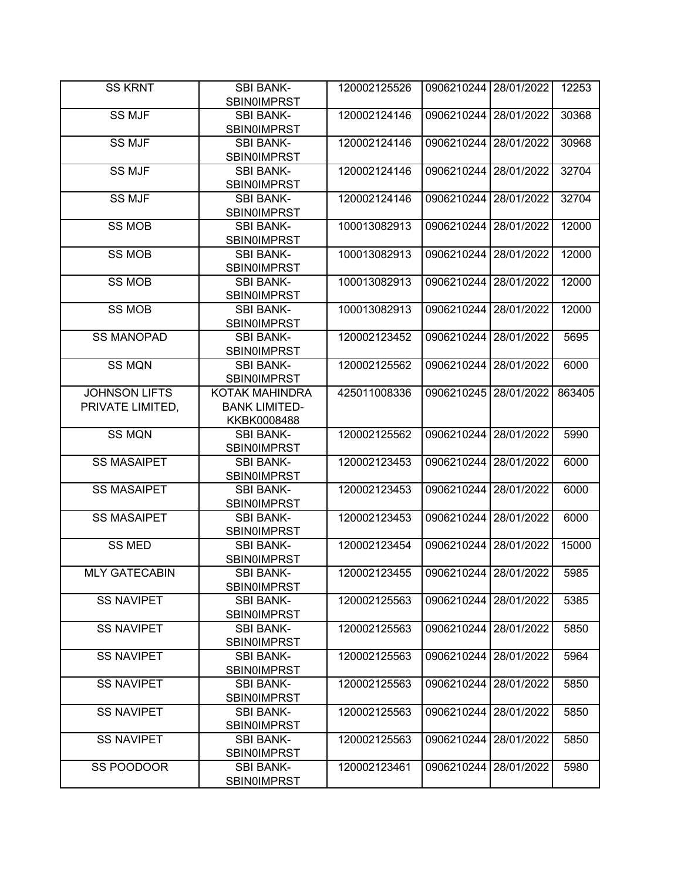| | | | | | |
|---|---|---|---|---|---|
| SS KRNT | SBI BANK-SBIN0IMPRST | 120002125526 | 0906210244 | 28/01/2022 | 12253 |
| SS MJF | SBI BANK-SBIN0IMPRST | 120002124146 | 0906210244 | 28/01/2022 | 30368 |
| SS MJF | SBI BANK-SBIN0IMPRST | 120002124146 | 0906210244 | 28/01/2022 | 30968 |
| SS MJF | SBI BANK-SBIN0IMPRST | 120002124146 | 0906210244 | 28/01/2022 | 32704 |
| SS MJF | SBI BANK-SBIN0IMPRST | 120002124146 | 0906210244 | 28/01/2022 | 32704 |
| SS MOB | SBI BANK-SBIN0IMPRST | 100013082913 | 0906210244 | 28/01/2022 | 12000 |
| SS MOB | SBI BANK-SBIN0IMPRST | 100013082913 | 0906210244 | 28/01/2022 | 12000 |
| SS MOB | SBI BANK-SBIN0IMPRST | 100013082913 | 0906210244 | 28/01/2022 | 12000 |
| SS MOB | SBI BANK-SBIN0IMPRST | 100013082913 | 0906210244 | 28/01/2022 | 12000 |
| SS MANOPAD | SBI BANK-SBIN0IMPRST | 120002123452 | 0906210244 | 28/01/2022 | 5695 |
| SS MQN | SBI BANK-SBIN0IMPRST | 120002125562 | 0906210244 | 28/01/2022 | 6000 |
| JOHNSON LIFTS PRIVATE LIMITED, | KOTAK MAHINDRA BANK LIMITED-KKBK0008488 | 425011008336 | 0906210245 | 28/01/2022 | 863405 |
| SS MQN | SBI BANK-SBIN0IMPRST | 120002125562 | 0906210244 | 28/01/2022 | 5990 |
| SS MASAIPET | SBI BANK-SBIN0IMPRST | 120002123453 | 0906210244 | 28/01/2022 | 6000 |
| SS MASAIPET | SBI BANK-SBIN0IMPRST | 120002123453 | 0906210244 | 28/01/2022 | 6000 |
| SS MASAIPET | SBI BANK-SBIN0IMPRST | 120002123453 | 0906210244 | 28/01/2022 | 6000 |
| SS MED | SBI BANK-SBIN0IMPRST | 120002123454 | 0906210244 | 28/01/2022 | 15000 |
| MLY GATECABIN | SBI BANK-SBIN0IMPRST | 120002123455 | 0906210244 | 28/01/2022 | 5985 |
| SS NAVIPET | SBI BANK-SBIN0IMPRST | 120002125563 | 0906210244 | 28/01/2022 | 5385 |
| SS NAVIPET | SBI BANK-SBIN0IMPRST | 120002125563 | 0906210244 | 28/01/2022 | 5850 |
| SS NAVIPET | SBI BANK-SBIN0IMPRST | 120002125563 | 0906210244 | 28/01/2022 | 5964 |
| SS NAVIPET | SBI BANK-SBIN0IMPRST | 120002125563 | 0906210244 | 28/01/2022 | 5850 |
| SS NAVIPET | SBI BANK-SBIN0IMPRST | 120002125563 | 0906210244 | 28/01/2022 | 5850 |
| SS NAVIPET | SBI BANK-SBIN0IMPRST | 120002125563 | 0906210244 | 28/01/2022 | 5850 |
| SS POODOOR | SBI BANK-SBIN0IMPRST | 120002123461 | 0906210244 | 28/01/2022 | 5980 |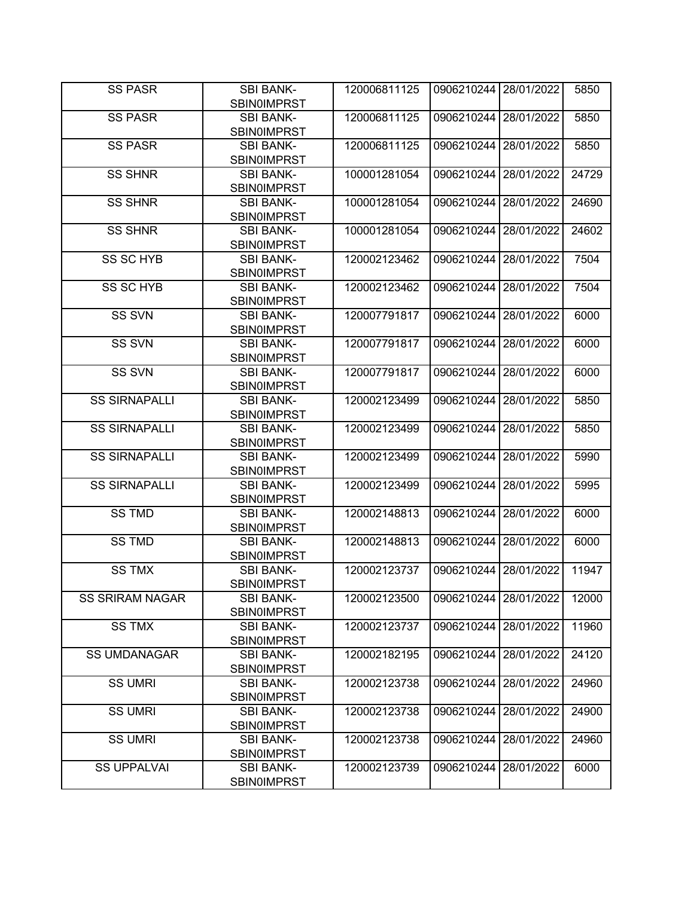| SS PASR | SBI BANK-SBIN0IMPRST | 120006811125 | 0906210244 | 28/01/2022 | 5850 |
|---|---|---|---|---|---|
| SS PASR | SBI BANK-SBIN0IMPRST | 120006811125 | 0906210244 | 28/01/2022 | 5850 |
| SS PASR | SBI BANK-SBIN0IMPRST | 120006811125 | 0906210244 | 28/01/2022 | 5850 |
| SS SHNR | SBI BANK-SBIN0IMPRST | 100001281054 | 0906210244 | 28/01/2022 | 24729 |
| SS SHNR | SBI BANK-SBIN0IMPRST | 100001281054 | 0906210244 | 28/01/2022 | 24690 |
| SS SHNR | SBI BANK-SBIN0IMPRST | 100001281054 | 0906210244 | 28/01/2022 | 24602 |
| SS SC HYB | SBI BANK-SBIN0IMPRST | 120002123462 | 0906210244 | 28/01/2022 | 7504 |
| SS SC HYB | SBI BANK-SBIN0IMPRST | 120002123462 | 0906210244 | 28/01/2022 | 7504 |
| SS SVN | SBI BANK-SBIN0IMPRST | 120007791817 | 0906210244 | 28/01/2022 | 6000 |
| SS SVN | SBI BANK-SBIN0IMPRST | 120007791817 | 0906210244 | 28/01/2022 | 6000 |
| SS SVN | SBI BANK-SBIN0IMPRST | 120007791817 | 0906210244 | 28/01/2022 | 6000 |
| SS SIRNAPALLI | SBI BANK-SBIN0IMPRST | 120002123499 | 0906210244 | 28/01/2022 | 5850 |
| SS SIRNAPALLI | SBI BANK-SBIN0IMPRST | 120002123499 | 0906210244 | 28/01/2022 | 5850 |
| SS SIRNAPALLI | SBI BANK-SBIN0IMPRST | 120002123499 | 0906210244 | 28/01/2022 | 5990 |
| SS SIRNAPALLI | SBI BANK-SBIN0IMPRST | 120002123499 | 0906210244 | 28/01/2022 | 5995 |
| SS TMD | SBI BANK-SBIN0IMPRST | 120002148813 | 0906210244 | 28/01/2022 | 6000 |
| SS TMD | SBI BANK-SBIN0IMPRST | 120002148813 | 0906210244 | 28/01/2022 | 6000 |
| SS TMX | SBI BANK-SBIN0IMPRST | 120002123737 | 0906210244 | 28/01/2022 | 11947 |
| SS SRIRAM NAGAR | SBI BANK-SBIN0IMPRST | 120002123500 | 0906210244 | 28/01/2022 | 12000 |
| SS TMX | SBI BANK-SBIN0IMPRST | 120002123737 | 0906210244 | 28/01/2022 | 11960 |
| SS UMDANAGAR | SBI BANK-SBIN0IMPRST | 120002182195 | 0906210244 | 28/01/2022 | 24120 |
| SS UMRI | SBI BANK-SBIN0IMPRST | 120002123738 | 0906210244 | 28/01/2022 | 24960 |
| SS UMRI | SBI BANK-SBIN0IMPRST | 120002123738 | 0906210244 | 28/01/2022 | 24900 |
| SS UMRI | SBI BANK-SBIN0IMPRST | 120002123738 | 0906210244 | 28/01/2022 | 24960 |
| SS UPPALVAI | SBI BANK-SBIN0IMPRST | 120002123739 | 0906210244 | 28/01/2022 | 6000 |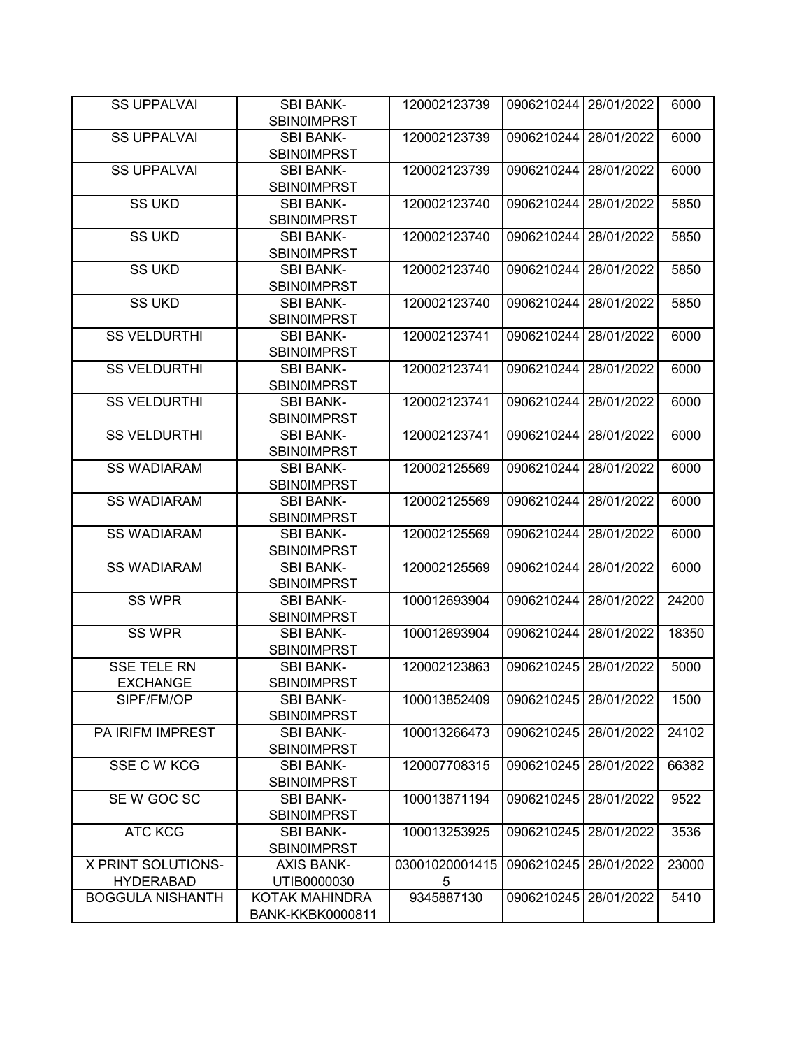| SS UPPALVAI | SBI BANK-SBIN0IMPRST | 120002123739 | 0906210244 | 28/01/2022 | 6000 |
|---|---|---|---|---|---|
| SS UPPALVAI | SBI BANK-SBIN0IMPRST | 120002123739 | 0906210244 | 28/01/2022 | 6000 |
| SS UPPALVAI | SBI BANK-SBIN0IMPRST | 120002123739 | 0906210244 | 28/01/2022 | 6000 |
| SS UKD | SBI BANK-SBIN0IMPRST | 120002123740 | 0906210244 | 28/01/2022 | 5850 |
| SS UKD | SBI BANK-SBIN0IMPRST | 120002123740 | 0906210244 | 28/01/2022 | 5850 |
| SS UKD | SBI BANK-SBIN0IMPRST | 120002123740 | 0906210244 | 28/01/2022 | 5850 |
| SS UKD | SBI BANK-SBIN0IMPRST | 120002123740 | 0906210244 | 28/01/2022 | 5850 |
| SS VELDURTHI | SBI BANK-SBIN0IMPRST | 120002123741 | 0906210244 | 28/01/2022 | 6000 |
| SS VELDURTHI | SBI BANK-SBIN0IMPRST | 120002123741 | 0906210244 | 28/01/2022 | 6000 |
| SS VELDURTHI | SBI BANK-SBIN0IMPRST | 120002123741 | 0906210244 | 28/01/2022 | 6000 |
| SS VELDURTHI | SBI BANK-SBIN0IMPRST | 120002123741 | 0906210244 | 28/01/2022 | 6000 |
| SS WADIARAM | SBI BANK-SBIN0IMPRST | 120002125569 | 0906210244 | 28/01/2022 | 6000 |
| SS WADIARAM | SBI BANK-SBIN0IMPRST | 120002125569 | 0906210244 | 28/01/2022 | 6000 |
| SS WADIARAM | SBI BANK-SBIN0IMPRST | 120002125569 | 0906210244 | 28/01/2022 | 6000 |
| SS WADIARAM | SBI BANK-SBIN0IMPRST | 120002125569 | 0906210244 | 28/01/2022 | 6000 |
| SS WPR | SBI BANK-SBIN0IMPRST | 100012693904 | 0906210244 | 28/01/2022 | 24200 |
| SS WPR | SBI BANK-SBIN0IMPRST | 100012693904 | 0906210244 | 28/01/2022 | 18350 |
| SSE TELE RN EXCHANGE | SBI BANK-SBIN0IMPRST | 120002123863 | 0906210245 | 28/01/2022 | 5000 |
| SIPF/FM/OP | SBI BANK-SBIN0IMPRST | 100013852409 | 0906210245 | 28/01/2022 | 1500 |
| PA IRIFM IMPREST | SBI BANK-SBIN0IMPRST | 100013266473 | 0906210245 | 28/01/2022 | 24102 |
| SSE C W KCG | SBI BANK-SBIN0IMPRST | 120007708315 | 0906210245 | 28/01/2022 | 66382 |
| SE W GOC SC | SBI BANK-SBIN0IMPRST | 100013871194 | 0906210245 | 28/01/2022 | 9522 |
| ATC KCG | SBI BANK-SBIN0IMPRST | 100013253925 | 0906210245 | 28/01/2022 | 3536 |
| X PRINT SOLUTIONS-HYDERABAD | AXIS BANK-UTIB0000030 | 030010200014155 | 0906210245 | 28/01/2022 | 23000 |
| BOGGULA NISHANTH | KOTAK MAHINDRA BANK-KKBK0000811 | 9345887130 | 0906210245 | 28/01/2022 | 5410 |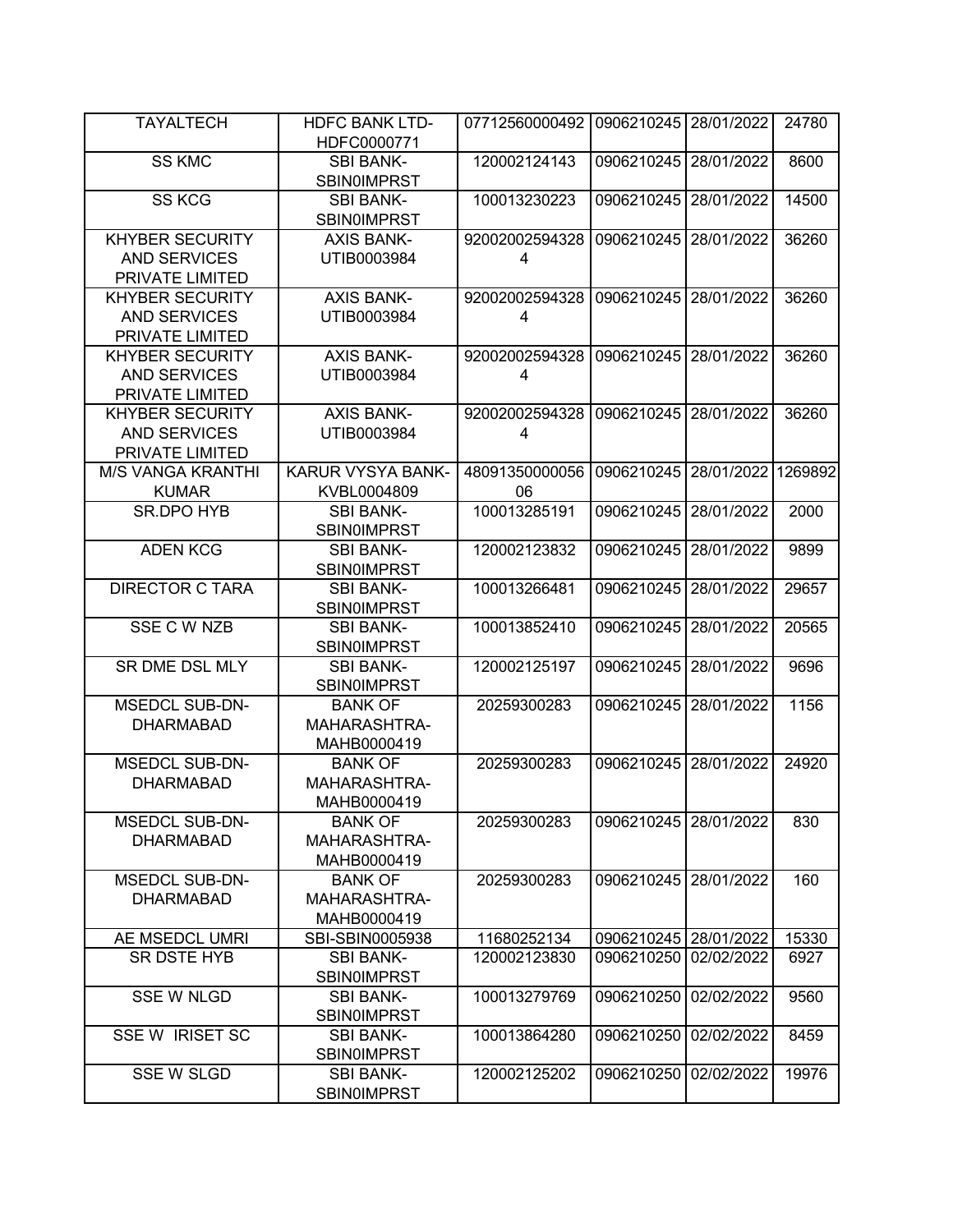| | | | | | |
|---|---|---|---|---|---|
| TAYALTECH | HDFC BANK LTD-HDFC0000771 | 07712560000492 | 0906210245 | 28/01/2022 | 24780 |
| SS KMC | SBI BANK-SBIN0IMPRST | 120002124143 | 0906210245 | 28/01/2022 | 8600 |
| SS KCG | SBI BANK-SBIN0IMPRST | 100013230223 | 0906210245 | 28/01/2022 | 14500 |
| KHYBER SECURITY AND SERVICES PRIVATE LIMITED | AXIS BANK-UTIB0003984 | 920020025943284 | 0906210245 | 28/01/2022 | 36260 |
| KHYBER SECURITY AND SERVICES PRIVATE LIMITED | AXIS BANK-UTIB0003984 | 920020025943284 | 0906210245 | 28/01/2022 | 36260 |
| KHYBER SECURITY AND SERVICES PRIVATE LIMITED | AXIS BANK-UTIB0003984 | 920020025943284 | 0906210245 | 28/01/2022 | 36260 |
| KHYBER SECURITY AND SERVICES PRIVATE LIMITED | AXIS BANK-UTIB0003984 | 920020025943284 | 0906210245 | 28/01/2022 | 36260 |
| M/S VANGA KRANTHI KUMAR | KARUR VYSYA BANK-KVBL0004809 | 4809135000005606 | 0906210245 | 28/01/2022 | 1269892 |
| SR.DPO HYB | SBI BANK-SBIN0IMPRST | 100013285191 | 0906210245 | 28/01/2022 | 2000 |
| ADEN KCG | SBI BANK-SBIN0IMPRST | 120002123832 | 0906210245 | 28/01/2022 | 9899 |
| DIRECTOR C TARA | SBI BANK-SBIN0IMPRST | 100013266481 | 0906210245 | 28/01/2022 | 29657 |
| SSE C W NZB | SBI BANK-SBIN0IMPRST | 100013852410 | 0906210245 | 28/01/2022 | 20565 |
| SR DME DSL MLY | SBI BANK-SBIN0IMPRST | 120002125197 | 0906210245 | 28/01/2022 | 9696 |
| MSEDCL SUB-DN-DHARMABAD | BANK OF MAHARASHTRA-MAHB0000419 | 20259300283 | 0906210245 | 28/01/2022 | 1156 |
| MSEDCL SUB-DN-DHARMABAD | BANK OF MAHARASHTRA-MAHB0000419 | 20259300283 | 0906210245 | 28/01/2022 | 24920 |
| MSEDCL SUB-DN-DHARMABAD | BANK OF MAHARASHTRA-MAHB0000419 | 20259300283 | 0906210245 | 28/01/2022 | 830 |
| MSEDCL SUB-DN-DHARMABAD | BANK OF MAHARASHTRA-MAHB0000419 | 20259300283 | 0906210245 | 28/01/2022 | 160 |
| AE MSEDCL UMRI | SBI-SBIN0005938 | 11680252134 | 0906210245 | 28/01/2022 | 15330 |
| SR DSTE HYB | SBI BANK-SBIN0IMPRST | 120002123830 | 0906210250 | 02/02/2022 | 6927 |
| SSE W NLGD | SBI BANK-SBIN0IMPRST | 100013279769 | 0906210250 | 02/02/2022 | 9560 |
| SSE W IRISET SC | SBI BANK-SBIN0IMPRST | 100013864280 | 0906210250 | 02/02/2022 | 8459 |
| SSE W SLGD | SBI BANK-SBIN0IMPRST | 120002125202 | 0906210250 | 02/02/2022 | 19976 |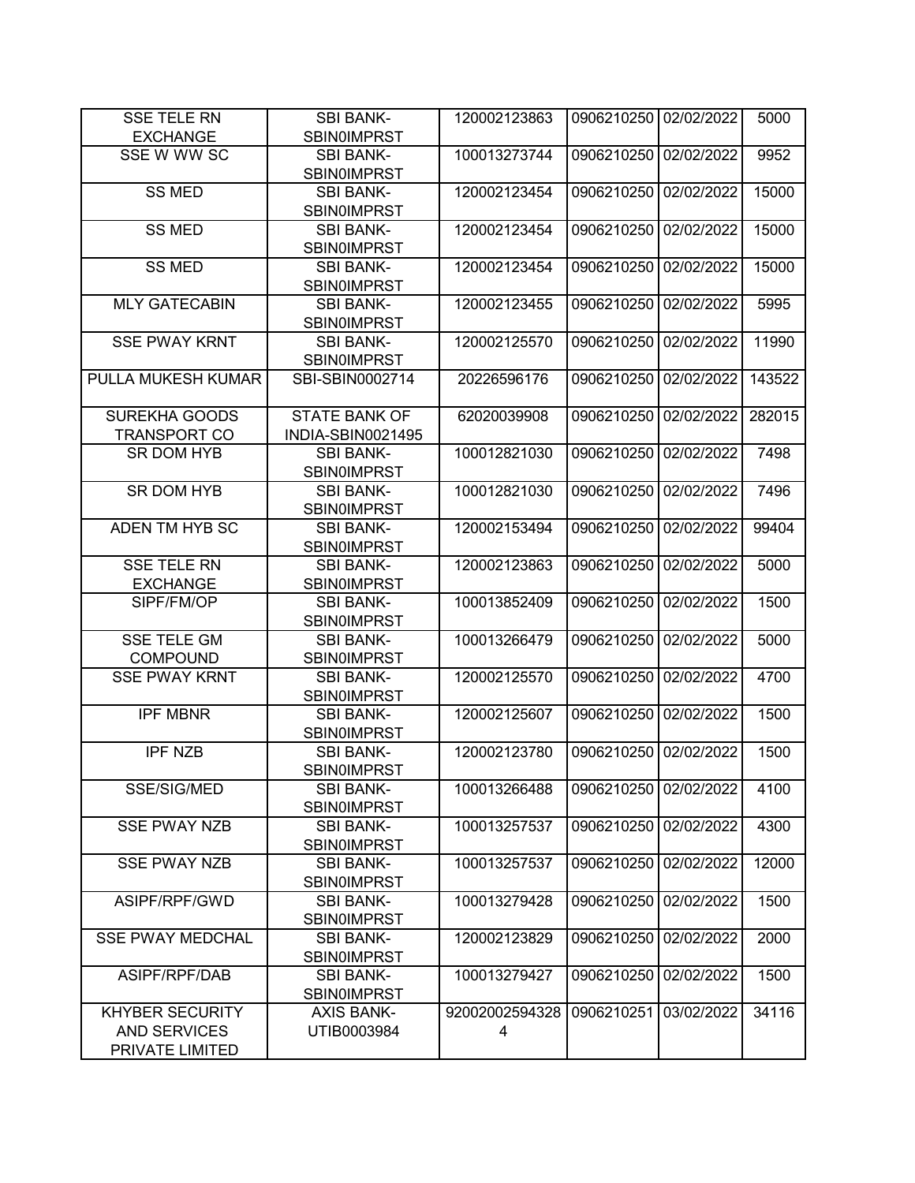| SSE TELE RN EXCHANGE | SBI BANK-SBIN0IMPRST | 120002123863 | 0906210250 | 02/02/2022 | 5000 |
|---|---|---|---|---|---|
| SSE W WW SC | SBI BANK-SBIN0IMPRST | 100013273744 | 0906210250 | 02/02/2022 | 9952 |
| SS MED | SBI BANK-SBIN0IMPRST | 120002123454 | 0906210250 | 02/02/2022 | 15000 |
| SS MED | SBI BANK-SBIN0IMPRST | 120002123454 | 0906210250 | 02/02/2022 | 15000 |
| SS MED | SBI BANK-SBIN0IMPRST | 120002123454 | 0906210250 | 02/02/2022 | 15000 |
| MLY GATECABIN | SBI BANK-SBIN0IMPRST | 120002123455 | 0906210250 | 02/02/2022 | 5995 |
| SSE PWAY KRNT | SBI BANK-SBIN0IMPRST | 120002125570 | 0906210250 | 02/02/2022 | 11990 |
| PULLA MUKESH KUMAR | SBI-SBIN0002714 | 20226596176 | 0906210250 | 02/02/2022 | 143522 |
| SUREKHA GOODS TRANSPORT CO | STATE BANK OF INDIA-SBIN0021495 | 62020039908 | 0906210250 | 02/02/2022 | 282015 |
| SR DOM HYB | SBI BANK-SBIN0IMPRST | 100012821030 | 0906210250 | 02/02/2022 | 7498 |
| SR DOM HYB | SBI BANK-SBIN0IMPRST | 100012821030 | 0906210250 | 02/02/2022 | 7496 |
| ADEN TM HYB SC | SBI BANK-SBIN0IMPRST | 120002153494 | 0906210250 | 02/02/2022 | 99404 |
| SSE TELE RN EXCHANGE | SBI BANK-SBIN0IMPRST | 120002123863 | 0906210250 | 02/02/2022 | 5000 |
| SIPF/FM/OP | SBI BANK-SBIN0IMPRST | 100013852409 | 0906210250 | 02/02/2022 | 1500 |
| SSE TELE GM COMPOUND | SBI BANK-SBIN0IMPRST | 100013266479 | 0906210250 | 02/02/2022 | 5000 |
| SSE PWAY KRNT | SBI BANK-SBIN0IMPRST | 120002125570 | 0906210250 | 02/02/2022 | 4700 |
| IPF MBNR | SBI BANK-SBIN0IMPRST | 120002125607 | 0906210250 | 02/02/2022 | 1500 |
| IPF NZB | SBI BANK-SBIN0IMPRST | 120002123780 | 0906210250 | 02/02/2022 | 1500 |
| SSE/SIG/MED | SBI BANK-SBIN0IMPRST | 100013266488 | 0906210250 | 02/02/2022 | 4100 |
| SSE PWAY NZB | SBI BANK-SBIN0IMPRST | 100013257537 | 0906210250 | 02/02/2022 | 4300 |
| SSE PWAY NZB | SBI BANK-SBIN0IMPRST | 100013257537 | 0906210250 | 02/02/2022 | 12000 |
| ASIPF/RPF/GWD | SBI BANK-SBIN0IMPRST | 100013279428 | 0906210250 | 02/02/2022 | 1500 |
| SSE PWAY MEDCHAL | SBI BANK-SBIN0IMPRST | 120002123829 | 0906210250 | 02/02/2022 | 2000 |
| ASIPF/RPF/DAB | SBI BANK-SBIN0IMPRST | 100013279427 | 0906210250 | 02/02/2022 | 1500 |
| KHYBER SECURITY AND SERVICES PRIVATE LIMITED | AXIS BANK-UTIB0003984 | 920020025943284 | 0906210251 | 03/02/2022 | 34116 |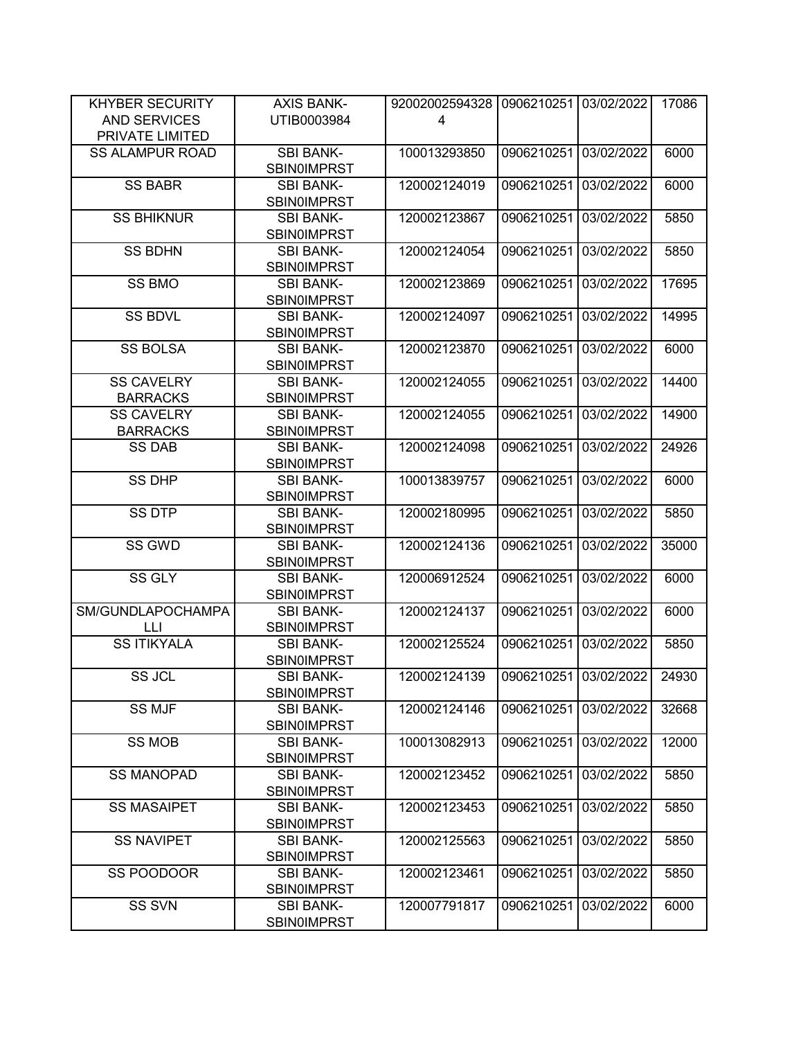| KHYBER SECURITY AND SERVICES PRIVATE LIMITED | AXIS BANK-UTIB0003984 | 920020025943284 | 0906210251 | 03/02/2022 | 17086 |
|---|---|---|---|---|---|
| SS ALAMPUR ROAD | SBI BANK-SBIN0IMPRST | 100013293850 | 0906210251 | 03/02/2022 | 6000 |
| SS BABR | SBI BANK-SBIN0IMPRST | 120002124019 | 0906210251 | 03/02/2022 | 6000 |
| SS BHIKNUR | SBI BANK-SBIN0IMPRST | 120002123867 | 0906210251 | 03/02/2022 | 5850 |
| SS BDHN | SBI BANK-SBIN0IMPRST | 120002124054 | 0906210251 | 03/02/2022 | 5850 |
| SS BMO | SBI BANK-SBIN0IMPRST | 120002123869 | 0906210251 | 03/02/2022 | 17695 |
| SS BDVL | SBI BANK-SBIN0IMPRST | 120002124097 | 0906210251 | 03/02/2022 | 14995 |
| SS BOLSA | SBI BANK-SBIN0IMPRST | 120002123870 | 0906210251 | 03/02/2022 | 6000 |
| SS CAVELRY BARRACKS | SBI BANK-SBIN0IMPRST | 120002124055 | 0906210251 | 03/02/2022 | 14400 |
| SS CAVELRY BARRACKS | SBI BANK-SBIN0IMPRST | 120002124055 | 0906210251 | 03/02/2022 | 14900 |
| SS DAB | SBI BANK-SBIN0IMPRST | 120002124098 | 0906210251 | 03/02/2022 | 24926 |
| SS DHP | SBI BANK-SBIN0IMPRST | 100013839757 | 0906210251 | 03/02/2022 | 6000 |
| SS DTP | SBI BANK-SBIN0IMPRST | 120002180995 | 0906210251 | 03/02/2022 | 5850 |
| SS GWD | SBI BANK-SBIN0IMPRST | 120002124136 | 0906210251 | 03/02/2022 | 35000 |
| SS GLY | SBI BANK-SBIN0IMPRST | 120006912524 | 0906210251 | 03/02/2022 | 6000 |
| SM/GUNDLAPOCHAMPALLI | SBI BANK-SBIN0IMPRST | 120002124137 | 0906210251 | 03/02/2022 | 6000 |
| SS ITIKYALA | SBI BANK-SBIN0IMPRST | 120002125524 | 0906210251 | 03/02/2022 | 5850 |
| SS JCL | SBI BANK-SBIN0IMPRST | 120002124139 | 0906210251 | 03/02/2022 | 24930 |
| SS MJF | SBI BANK-SBIN0IMPRST | 120002124146 | 0906210251 | 03/02/2022 | 32668 |
| SS MOB | SBI BANK-SBIN0IMPRST | 100013082913 | 0906210251 | 03/02/2022 | 12000 |
| SS MANOPAD | SBI BANK-SBIN0IMPRST | 120002123452 | 0906210251 | 03/02/2022 | 5850 |
| SS MASAIPET | SBI BANK-SBIN0IMPRST | 120002123453 | 0906210251 | 03/02/2022 | 5850 |
| SS NAVIPET | SBI BANK-SBIN0IMPRST | 120002125563 | 0906210251 | 03/02/2022 | 5850 |
| SS POODOOR | SBI BANK-SBIN0IMPRST | 120002123461 | 0906210251 | 03/02/2022 | 5850 |
| SS SVN | SBI BANK-SBIN0IMPRST | 120007791817 | 0906210251 | 03/02/2022 | 6000 |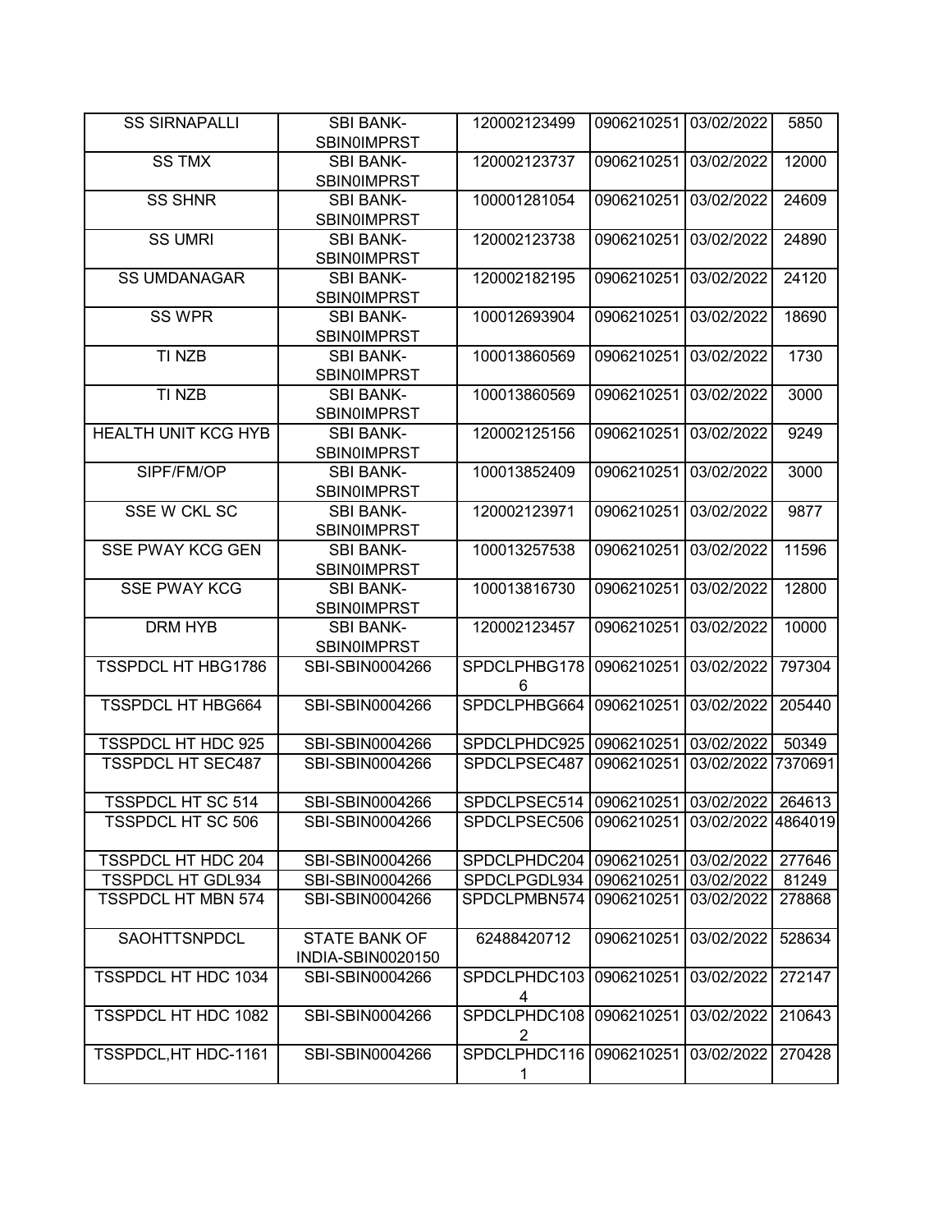| SS SIRNAPALLI | SBI BANK-SBIN0IMPRST | 120002123499 | 0906210251 | 03/02/2022 | 5850 |
|---|---|---|---|---|---|
| SS TMX | SBI BANK-SBIN0IMPRST | 120002123737 | 0906210251 | 03/02/2022 | 12000 |
| SS SHNR | SBI BANK-SBIN0IMPRST | 100001281054 | 0906210251 | 03/02/2022 | 24609 |
| SS UMRI | SBI BANK-SBIN0IMPRST | 120002123738 | 0906210251 | 03/02/2022 | 24890 |
| SS UMDANAGAR | SBI BANK-SBIN0IMPRST | 120002182195 | 0906210251 | 03/02/2022 | 24120 |
| SS WPR | SBI BANK-SBIN0IMPRST | 100012693904 | 0906210251 | 03/02/2022 | 18690 |
| TI NZB | SBI BANK-SBIN0IMPRST | 100013860569 | 0906210251 | 03/02/2022 | 1730 |
| TI NZB | SBI BANK-SBIN0IMPRST | 100013860569 | 0906210251 | 03/02/2022 | 3000 |
| HEALTH UNIT KCG HYB | SBI BANK-SBIN0IMPRST | 120002125156 | 0906210251 | 03/02/2022 | 9249 |
| SIPF/FM/OP | SBI BANK-SBIN0IMPRST | 100013852409 | 0906210251 | 03/02/2022 | 3000 |
| SSE W CKL SC | SBI BANK-SBIN0IMPRST | 120002123971 | 0906210251 | 03/02/2022 | 9877 |
| SSE PWAY KCG GEN | SBI BANK-SBIN0IMPRST | 100013257538 | 0906210251 | 03/02/2022 | 11596 |
| SSE PWAY KCG | SBI BANK-SBIN0IMPRST | 100013816730 | 0906210251 | 03/02/2022 | 12800 |
| DRM HYB | SBI BANK-SBIN0IMPRST | 120002123457 | 0906210251 | 03/02/2022 | 10000 |
| TSSPDCL HT HBG1786 | SBI-SBIN0004266 | SPDCLPHBG1786 | 0906210251 | 03/02/2022 | 797304 |
| TSSPDCL HT HBG664 | SBI-SBIN0004266 | SPDCLPHBG664 | 0906210251 | 03/02/2022 | 205440 |
| TSSPDCL HT HDC 925 | SBI-SBIN0004266 | SPDCLPHDC925 | 0906210251 | 03/02/2022 | 50349 |
| TSSPDCL HT SEC487 | SBI-SBIN0004266 | SPDCLPSEC487 | 0906210251 | 03/02/2022 | 7370691 |
| TSSPDCL HT SC 514 | SBI-SBIN0004266 | SPDCLPSEC514 | 0906210251 | 03/02/2022 | 264613 |
| TSSPDCL HT SC 506 | SBI-SBIN0004266 | SPDCLPSEC506 | 0906210251 | 03/02/2022 | 4864019 |
| TSSPDCL HT HDC 204 | SBI-SBIN0004266 | SPDCLPHDC204 | 0906210251 | 03/02/2022 | 277646 |
| TSSPDCL HT GDL934 | SBI-SBIN0004266 | SPDCLPGDL934 | 0906210251 | 03/02/2022 | 81249 |
| TSSPDCL HT MBN 574 | SBI-SBIN0004266 | SPDCLPMBN574 | 0906210251 | 03/02/2022 | 278868 |
| SAOHTTSNPDCL | STATE BANK OF INDIA-SBIN0020150 | 62488420712 | 0906210251 | 03/02/2022 | 528634 |
| TSSPDCL HT HDC 1034 | SBI-SBIN0004266 | SPDCLPHDC1034 | 0906210251 | 03/02/2022 | 272147 |
| TSSPDCL HT HDC 1082 | SBI-SBIN0004266 | SPDCLPHDC1082 | 0906210251 | 03/02/2022 | 210643 |
| TSSPDCL,HT HDC-1161 | SBI-SBIN0004266 | SPDCLPHDC1161 | 0906210251 | 03/02/2022 | 270428 |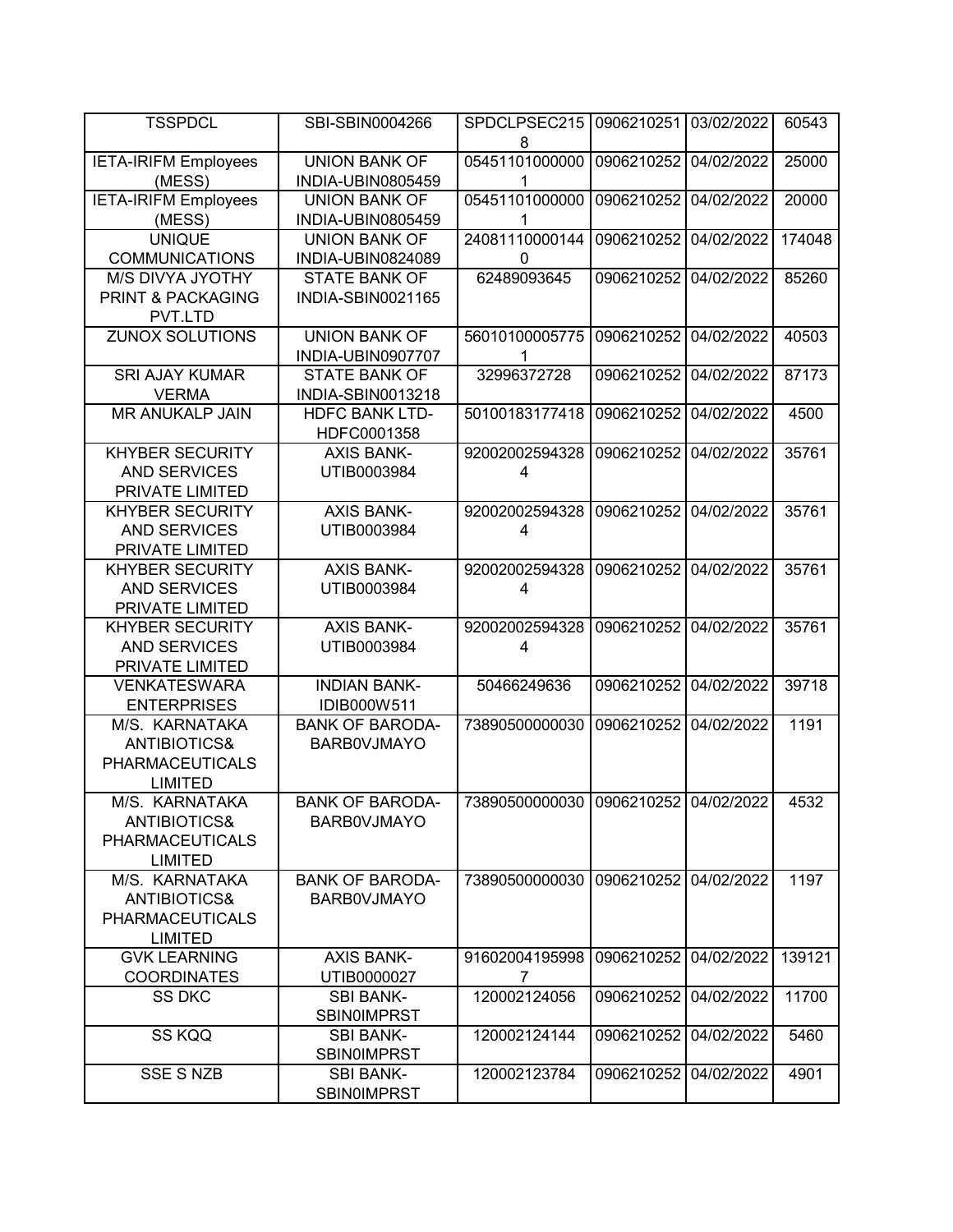| TSSPDCL | SBI-SBIN0004266 | SPDCLPSEC2158 | 0906210251 | 03/02/2022 | 60543 |
|---|---|---|---|---|---|
| IETA-IRIFM Employees (MESS) | UNION BANK OF INDIA-UBIN0805459 | 054511010000001 | 0906210252 | 04/02/2022 | 25000 |
| IETA-IRIFM Employees (MESS) | UNION BANK OF INDIA-UBIN0805459 | 054511010000001 | 0906210252 | 04/02/2022 | 20000 |
| UNIQUE COMMUNICATIONS | UNION BANK OF INDIA-UBIN0824089 | 240811100001440 | 0906210252 | 04/02/2022 | 174048 |
| M/S DIVYA JYOTHY PRINT & PACKAGING PVT.LTD | STATE BANK OF INDIA-SBIN0021165 | 62489093645 | 0906210252 | 04/02/2022 | 85260 |
| ZUNOX SOLUTIONS | UNION BANK OF INDIA-UBIN0907707 | 560101000057751 | 0906210252 | 04/02/2022 | 40503 |
| SRI AJAY KUMAR VERMA | STATE BANK OF INDIA-SBIN0013218 | 32996372728 | 0906210252 | 04/02/2022 | 87173 |
| MR ANUKALP JAIN | HDFC BANK LTD-HDFC0001358 | 50100183177418 | 0906210252 | 04/02/2022 | 4500 |
| KHYBER SECURITY AND SERVICES PRIVATE LIMITED | AXIS BANK-UTIB0003984 | 920020025943284 | 0906210252 | 04/02/2022 | 35761 |
| KHYBER SECURITY AND SERVICES PRIVATE LIMITED | AXIS BANK-UTIB0003984 | 920020025943284 | 0906210252 | 04/02/2022 | 35761 |
| KHYBER SECURITY AND SERVICES PRIVATE LIMITED | AXIS BANK-UTIB0003984 | 920020025943284 | 0906210252 | 04/02/2022 | 35761 |
| KHYBER SECURITY AND SERVICES PRIVATE LIMITED | AXIS BANK-UTIB0003984 | 920020025943284 | 0906210252 | 04/02/2022 | 35761 |
| VENKATESWARA ENTERPRISES | INDIAN BANK-IDIB000W511 | 50466249636 | 0906210252 | 04/02/2022 | 39718 |
| M/S. KARNATAKA ANTIBIOTICS& PHARMACEUTICALS LIMITED | BANK OF BARODA-BARB0VJMAYO | 73890500000030 | 0906210252 | 04/02/2022 | 1191 |
| M/S. KARNATAKA ANTIBIOTICS& PHARMACEUTICALS LIMITED | BANK OF BARODA-BARB0VJMAYO | 73890500000030 | 0906210252 | 04/02/2022 | 4532 |
| M/S. KARNATAKA ANTIBIOTICS& PHARMACEUTICALS LIMITED | BANK OF BARODA-BARB0VJMAYO | 73890500000030 | 0906210252 | 04/02/2022 | 1197 |
| GVK LEARNING COORDINATES | AXIS BANK-UTIB0000027 | 916020041959987 | 0906210252 | 04/02/2022 | 139121 |
| SS DKC | SBI BANK-SBIN0IMPRST | 120002124056 | 0906210252 | 04/02/2022 | 11700 |
| SS KQQ | SBI BANK-SBIN0IMPRST | 120002124144 | 0906210252 | 04/02/2022 | 5460 |
| SSE S NZB | SBI BANK-SBIN0IMPRST | 120002123784 | 0906210252 | 04/02/2022 | 4901 |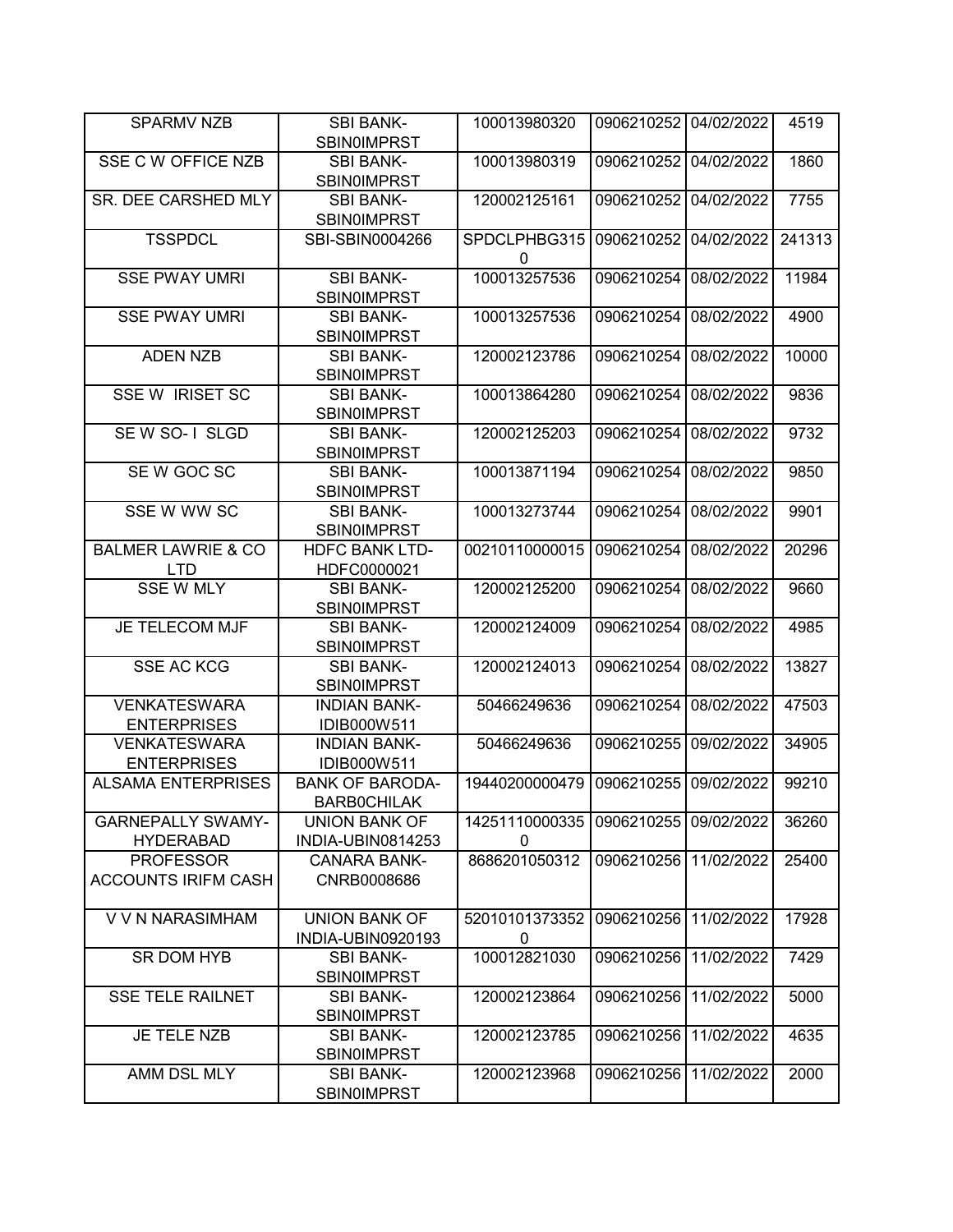| SPARMV NZB | SBI BANK-SBIN0IMPRST | 100013980320 | 0906210252 | 04/02/2022 | 4519 |
|---|---|---|---|---|---|
| SSE C W OFFICE NZB | SBI BANK-SBIN0IMPRST | 100013980319 | 0906210252 | 04/02/2022 | 1860 |
| SR. DEE CARSHED MLY | SBI BANK-SBIN0IMPRST | 120002125161 | 0906210252 | 04/02/2022 | 7755 |
| TSSPDCL | SBI-SBIN0004266 | SPDCLPHBG3150 | 0906210252 | 04/02/2022 | 241313 |
| SSE PWAY UMRI | SBI BANK-SBIN0IMPRST | 100013257536 | 0906210254 | 08/02/2022 | 11984 |
| SSE PWAY UMRI | SBI BANK-SBIN0IMPRST | 100013257536 | 0906210254 | 08/02/2022 | 4900 |
| ADEN NZB | SBI BANK-SBIN0IMPRST | 120002123786 | 0906210254 | 08/02/2022 | 10000 |
| SSE W IRISET SC | SBI BANK-SBIN0IMPRST | 100013864280 | 0906210254 | 08/02/2022 | 9836 |
| SE W SO- I SLGD | SBI BANK-SBIN0IMPRST | 120002125203 | 0906210254 | 08/02/2022 | 9732 |
| SE W GOC SC | SBI BANK-SBIN0IMPRST | 100013871194 | 0906210254 | 08/02/2022 | 9850 |
| SSE W WW SC | SBI BANK-SBIN0IMPRST | 100013273744 | 0906210254 | 08/02/2022 | 9901 |
| BALMER LAWRIE & CO LTD | HDFC BANK LTD-HDFC0000021 | 00210110000015 | 0906210254 | 08/02/2022 | 20296 |
| SSE W MLY | SBI BANK-SBIN0IMPRST | 120002125200 | 0906210254 | 08/02/2022 | 9660 |
| JE TELECOM MJF | SBI BANK-SBIN0IMPRST | 120002124009 | 0906210254 | 08/02/2022 | 4985 |
| SSE AC KCG | SBI BANK-SBIN0IMPRST | 120002124013 | 0906210254 | 08/02/2022 | 13827 |
| VENKATESWARA ENTERPRISES | INDIAN BANK-IDIB000W511 | 50466249636 | 0906210254 | 08/02/2022 | 47503 |
| VENKATESWARA ENTERPRISES | INDIAN BANK-IDIB000W511 | 50466249636 | 0906210255 | 09/02/2022 | 34905 |
| ALSAMA ENTERPRISES | BANK OF BARODA-BARB0CHILAK | 19440200000479 | 0906210255 | 09/02/2022 | 99210 |
| GARNEPALLY SWAMY-HYDERABAD | UNION BANK OF INDIA-UBIN0814253 | 142511100003350 | 0906210255 | 09/02/2022 | 36260 |
| PROFESSOR ACCOUNTS IRIFM CASH | CANARA BANK-CNRB0008686 | 8686201050312 | 0906210256 | 11/02/2022 | 25400 |
| V V N NARASIMHAM | UNION BANK OF INDIA-UBIN0920193 | 520101013733520 | 0906210256 | 11/02/2022 | 17928 |
| SR DOM HYB | SBI BANK-SBIN0IMPRST | 100012821030 | 0906210256 | 11/02/2022 | 7429 |
| SSE TELE RAILNET | SBI BANK-SBIN0IMPRST | 120002123864 | 0906210256 | 11/02/2022 | 5000 |
| JE TELE NZB | SBI BANK-SBIN0IMPRST | 120002123785 | 0906210256 | 11/02/2022 | 4635 |
| AMM DSL MLY | SBI BANK-SBIN0IMPRST | 120002123968 | 0906210256 | 11/02/2022 | 2000 |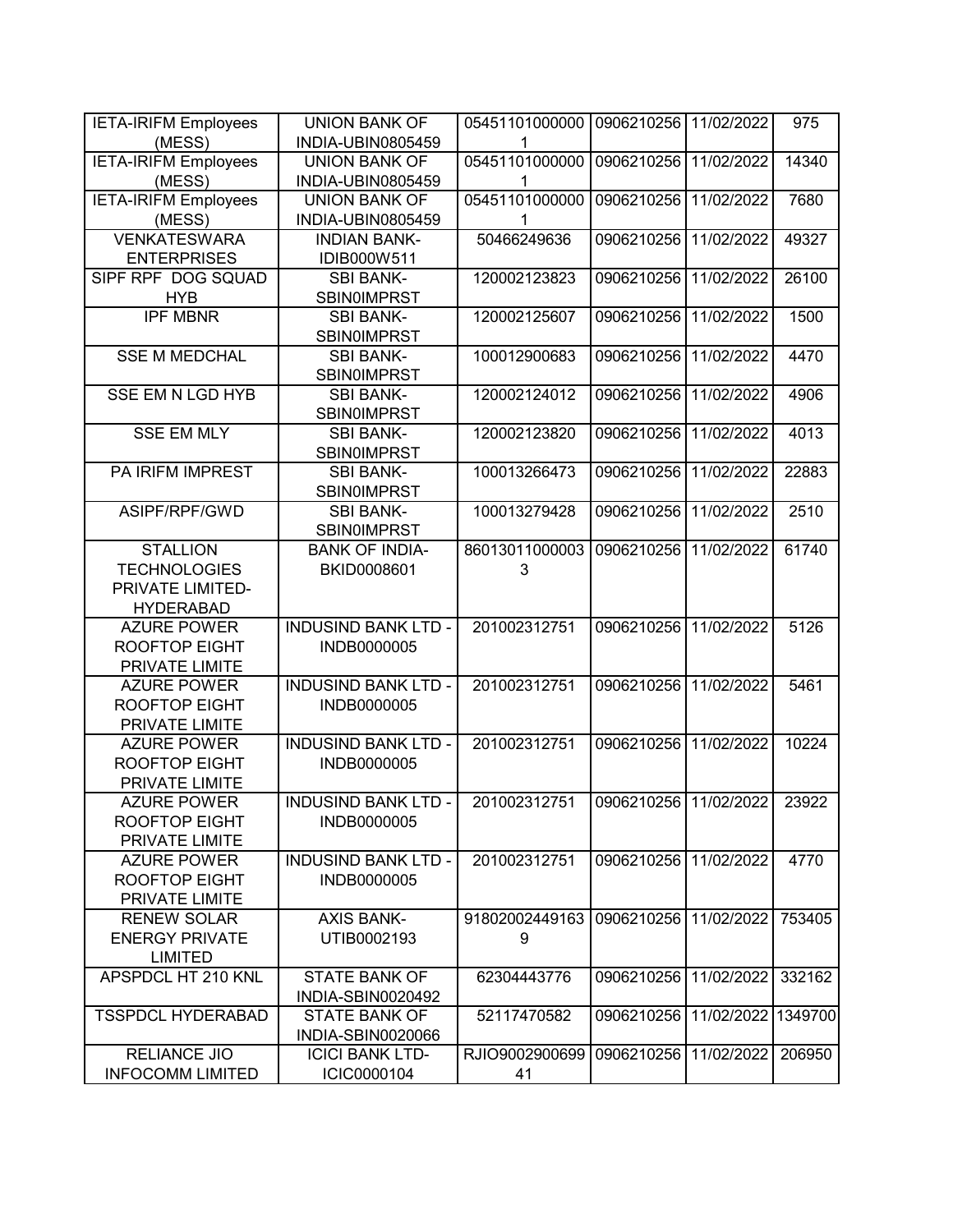| IETA-IRIFM Employees (MESS) | UNION BANK OF INDIA-UBIN0805459 | 054511010000001 | 0906210256 | 11/02/2022 | 975 |
|---|---|---|---|---|---|
| IETA-IRIFM Employees (MESS) | UNION BANK OF INDIA-UBIN0805459 | 054511010000001 | 0906210256 | 11/02/2022 | 14340 |
| IETA-IRIFM Employees (MESS) | UNION BANK OF INDIA-UBIN0805459 | 054511010000001 | 0906210256 | 11/02/2022 | 7680 |
| VENKATESWARA ENTERPRISES | INDIAN BANK-IDIB000W511 | 50466249636 | 0906210256 | 11/02/2022 | 49327 |
| SIPF RPF DOG SQUAD HYB | SBI BANK-SBIN0IMPRST | 120002123823 | 0906210256 | 11/02/2022 | 26100 |
| IPF MBNR | SBI BANK-SBIN0IMPRST | 120002125607 | 0906210256 | 11/02/2022 | 1500 |
| SSE M MEDCHAL | SBI BANK-SBIN0IMPRST | 100012900683 | 0906210256 | 11/02/2022 | 4470 |
| SSE EM N LGD HYB | SBI BANK-SBIN0IMPRST | 120002124012 | 0906210256 | 11/02/2022 | 4906 |
| SSE EM MLY | SBI BANK-SBIN0IMPRST | 120002123820 | 0906210256 | 11/02/2022 | 4013 |
| PA IRIFM IMPREST | SBI BANK-SBIN0IMPRST | 100013266473 | 0906210256 | 11/02/2022 | 22883 |
| ASIPF/RPF/GWD | SBI BANK-SBIN0IMPRST | 100013279428 | 0906210256 | 11/02/2022 | 2510 |
| STALLION TECHNOLOGIES PRIVATE LIMITED-HYDERABAD | BANK OF INDIA-BKID0008601 | 860130110000033 | 0906210256 | 11/02/2022 | 61740 |
| AZURE POWER ROOFTOP EIGHT PRIVATE LIMITE | INDUSIND BANK LTD - INDB0000005 | 201002312751 | 0906210256 | 11/02/2022 | 5126 |
| AZURE POWER ROOFTOP EIGHT PRIVATE LIMITE | INDUSIND BANK LTD - INDB0000005 | 201002312751 | 0906210256 | 11/02/2022 | 5461 |
| AZURE POWER ROOFTOP EIGHT PRIVATE LIMITE | INDUSIND BANK LTD - INDB0000005 | 201002312751 | 0906210256 | 11/02/2022 | 10224 |
| AZURE POWER ROOFTOP EIGHT PRIVATE LIMITE | INDUSIND BANK LTD - INDB0000005 | 201002312751 | 0906210256 | 11/02/2022 | 23922 |
| AZURE POWER ROOFTOP EIGHT PRIVATE LIMITE | INDUSIND BANK LTD - INDB0000005 | 201002312751 | 0906210256 | 11/02/2022 | 4770 |
| RENEW SOLAR ENERGY PRIVATE LIMITED | AXIS BANK-UTIB0002193 | 918020024491639 | 0906210256 | 11/02/2022 | 753405 |
| APSPDCL HT 210 KNL | STATE BANK OF INDIA-SBIN0020492 | 62304443776 | 0906210256 | 11/02/2022 | 332162 |
| TSSPDCL HYDERABAD | STATE BANK OF INDIA-SBIN0020066 | 52117470582 | 0906210256 | 11/02/2022 | 1349700 |
| RELIANCE JIO INFOCOMM LIMITED | ICICI BANK LTD-ICIC0000104 | RJIO900290069941 | 0906210256 | 11/02/2022 | 206950 |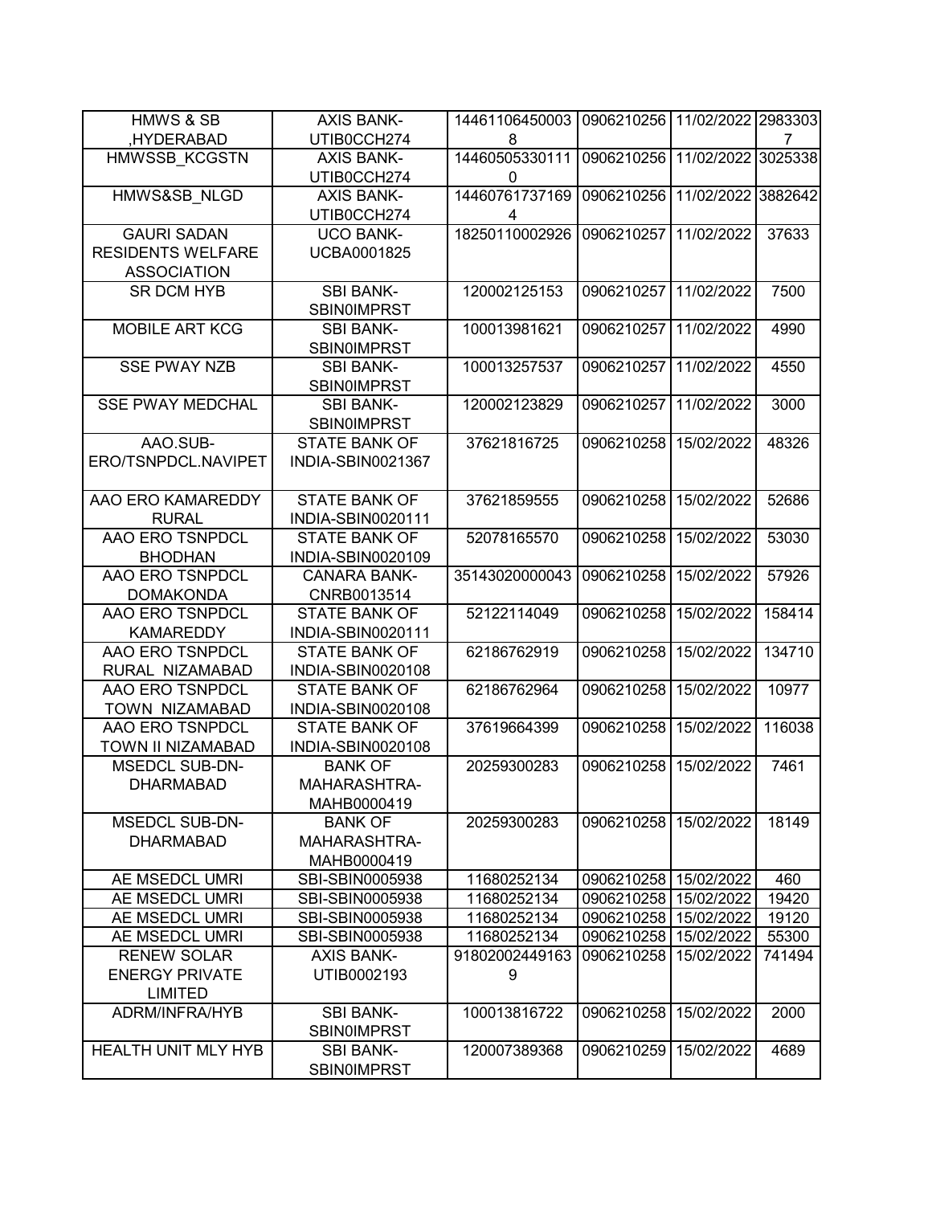| HMWS & SB ,HYDERABAD | AXIS BANK-UTIB0CCH274 | 144611064500038 | 0906210256 | 11/02/2022 | 29833037 |
|---|---|---|---|---|---|
| HMWSSB_KCGSTN | AXIS BANK-UTIB0CCH274 | 144605053301110 | 0906210256 | 11/02/2022 | 3025338 |
| HMWS&SB_NLGD | AXIS BANK-UTIB0CCH274 | 144607617371694 | 0906210256 | 11/02/2022 | 3882642 |
| GAURI SADAN RESIDENTS WELFARE ASSOCIATION | UCO BANK-UCBA0001825 | 18250110002926 | 0906210257 | 11/02/2022 | 37633 |
| SR DCM HYB | SBI BANK-SBIN0IMPRST | 120002125153 | 0906210257 | 11/02/2022 | 7500 |
| MOBILE ART KCG | SBI BANK-SBIN0IMPRST | 100013981621 | 0906210257 | 11/02/2022 | 4990 |
| SSE PWAY NZB | SBI BANK-SBIN0IMPRST | 100013257537 | 0906210257 | 11/02/2022 | 4550 |
| SSE PWAY MEDCHAL | SBI BANK-SBIN0IMPRST | 120002123829 | 0906210257 | 11/02/2022 | 3000 |
| AAO.SUB-ERO/TSNPDCL.NAVIPET | STATE BANK OF INDIA-SBIN0021367 | 37621816725 | 0906210258 | 15/02/2022 | 48326 |
| AAO ERO KAMAREDDY RURAL | STATE BANK OF INDIA-SBIN0020111 | 37621859555 | 0906210258 | 15/02/2022 | 52686 |
| AAO ERO TSNPDCL BHODHAN | STATE BANK OF INDIA-SBIN0020109 | 52078165570 | 0906210258 | 15/02/2022 | 53030 |
| AAO ERO TSNPDCL DOMAKONDA | CANARA BANK-CNRB0013514 | 35143020000043 | 0906210258 | 15/02/2022 | 57926 |
| AAO ERO TSNPDCL KAMAREDDY | STATE BANK OF INDIA-SBIN0020111 | 52122114049 | 0906210258 | 15/02/2022 | 158414 |
| AAO ERO TSNPDCL RURAL NIZAMABAD | STATE BANK OF INDIA-SBIN0020108 | 62186762919 | 0906210258 | 15/02/2022 | 134710 |
| AAO ERO TSNPDCL TOWN NIZAMABAD | STATE BANK OF INDIA-SBIN0020108 | 62186762964 | 0906210258 | 15/02/2022 | 10977 |
| AAO ERO TSNPDCL TOWN II NIZAMABAD | STATE BANK OF INDIA-SBIN0020108 | 37619664399 | 0906210258 | 15/02/2022 | 116038 |
| MSEDCL SUB-DN-DHARMABAD | BANK OF MAHARASHTRA-MAHB0000419 | 20259300283 | 0906210258 | 15/02/2022 | 7461 |
| MSEDCL SUB-DN-DHARMABAD | BANK OF MAHARASHTRA-MAHB0000419 | 20259300283 | 0906210258 | 15/02/2022 | 18149 |
| AE MSEDCL UMRI | SBI-SBIN0005938 | 11680252134 | 0906210258 | 15/02/2022 | 460 |
| AE MSEDCL UMRI | SBI-SBIN0005938 | 11680252134 | 0906210258 | 15/02/2022 | 19420 |
| AE MSEDCL UMRI | SBI-SBIN0005938 | 11680252134 | 0906210258 | 15/02/2022 | 19120 |
| AE MSEDCL UMRI | SBI-SBIN0005938 | 11680252134 | 0906210258 | 15/02/2022 | 55300 |
| RENEW SOLAR ENERGY PRIVATE LIMITED | AXIS BANK-UTIB0002193 | 918020024491639 | 0906210258 | 15/02/2022 | 741494 |
| ADRM/INFRA/HYB | SBI BANK-SBIN0IMPRST | 100013816722 | 0906210258 | 15/02/2022 | 2000 |
| HEALTH UNIT MLY HYB | SBI BANK-SBIN0IMPRST | 120007389368 | 0906210259 | 15/02/2022 | 4689 |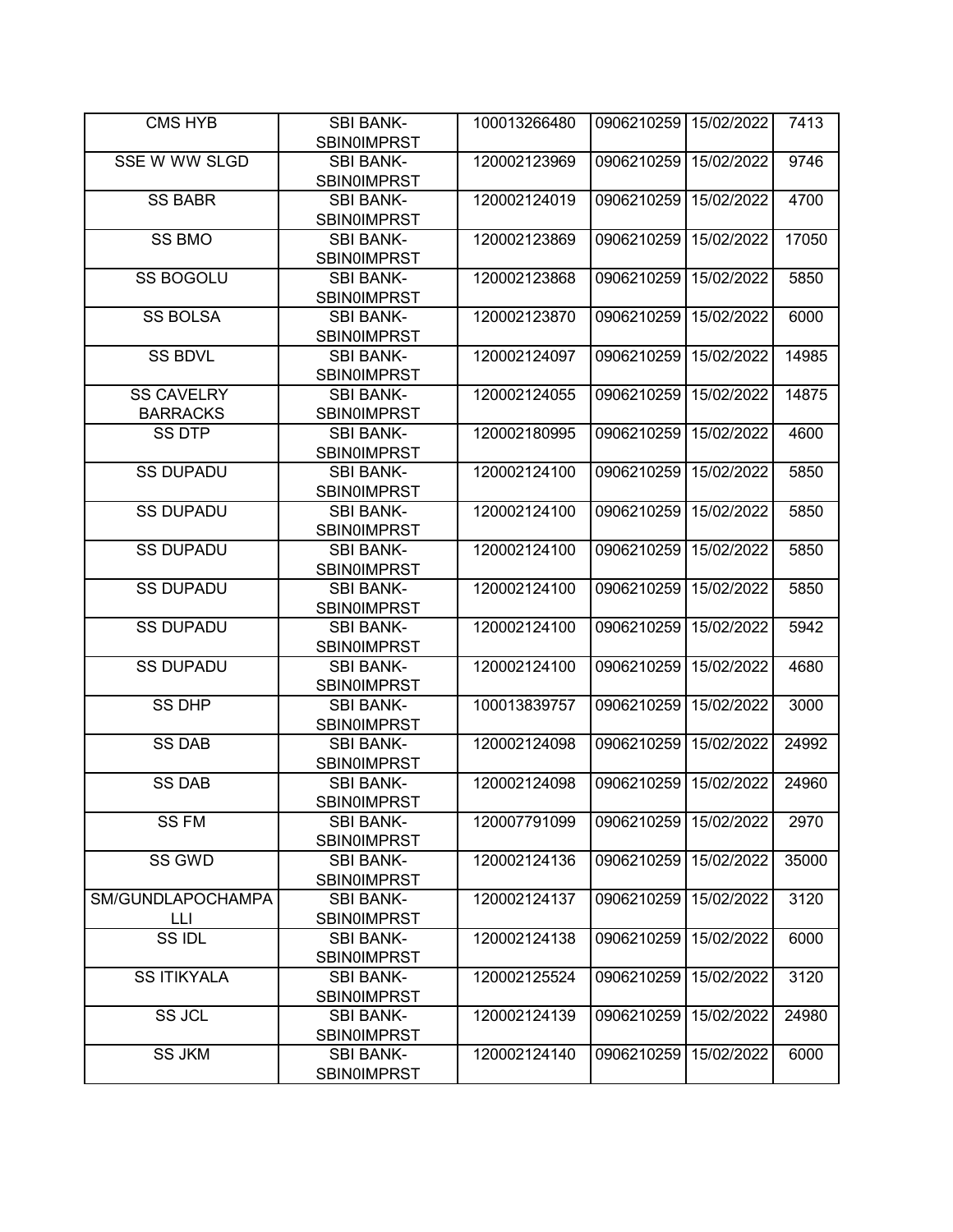| CMS HYB | SBI BANK-SBIN0IMPRST | 100013266480 | 0906210259 | 15/02/2022 | 7413 |
|---|---|---|---|---|---|
| SSE W WW SLGD | SBI BANK-SBIN0IMPRST | 120002123969 | 0906210259 | 15/02/2022 | 9746 |
| SS BABR | SBI BANK-SBIN0IMPRST | 120002124019 | 0906210259 | 15/02/2022 | 4700 |
| SS BMO | SBI BANK-SBIN0IMPRST | 120002123869 | 0906210259 | 15/02/2022 | 17050 |
| SS BOGOLU | SBI BANK-SBIN0IMPRST | 120002123868 | 0906210259 | 15/02/2022 | 5850 |
| SS BOLSA | SBI BANK-SBIN0IMPRST | 120002123870 | 0906210259 | 15/02/2022 | 6000 |
| SS BDVL | SBI BANK-SBIN0IMPRST | 120002124097 | 0906210259 | 15/02/2022 | 14985 |
| SS CAVELRY BARRACKS | SBI BANK-SBIN0IMPRST | 120002124055 | 0906210259 | 15/02/2022 | 14875 |
| SS DTP | SBI BANK-SBIN0IMPRST | 120002180995 | 0906210259 | 15/02/2022 | 4600 |
| SS DUPADU | SBI BANK-SBIN0IMPRST | 120002124100 | 0906210259 | 15/02/2022 | 5850 |
| SS DUPADU | SBI BANK-SBIN0IMPRST | 120002124100 | 0906210259 | 15/02/2022 | 5850 |
| SS DUPADU | SBI BANK-SBIN0IMPRST | 120002124100 | 0906210259 | 15/02/2022 | 5850 |
| SS DUPADU | SBI BANK-SBIN0IMPRST | 120002124100 | 0906210259 | 15/02/2022 | 5850 |
| SS DUPADU | SBI BANK-SBIN0IMPRST | 120002124100 | 0906210259 | 15/02/2022 | 5942 |
| SS DUPADU | SBI BANK-SBIN0IMPRST | 120002124100 | 0906210259 | 15/02/2022 | 4680 |
| SS DHP | SBI BANK-SBIN0IMPRST | 100013839757 | 0906210259 | 15/02/2022 | 3000 |
| SS DAB | SBI BANK-SBIN0IMPRST | 120002124098 | 0906210259 | 15/02/2022 | 24992 |
| SS DAB | SBI BANK-SBIN0IMPRST | 120002124098 | 0906210259 | 15/02/2022 | 24960 |
| SS FM | SBI BANK-SBIN0IMPRST | 120007791099 | 0906210259 | 15/02/2022 | 2970 |
| SS GWD | SBI BANK-SBIN0IMPRST | 120002124136 | 0906210259 | 15/02/2022 | 35000 |
| SM/GUNDLAPOCHAMPALLI | SBI BANK-SBIN0IMPRST | 120002124137 | 0906210259 | 15/02/2022 | 3120 |
| SS IDL | SBI BANK-SBIN0IMPRST | 120002124138 | 0906210259 | 15/02/2022 | 6000 |
| SS ITIKYALA | SBI BANK-SBIN0IMPRST | 120002125524 | 0906210259 | 15/02/2022 | 3120 |
| SS JCL | SBI BANK-SBIN0IMPRST | 120002124139 | 0906210259 | 15/02/2022 | 24980 |
| SS JKM | SBI BANK-SBIN0IMPRST | 120002124140 | 0906210259 | 15/02/2022 | 6000 |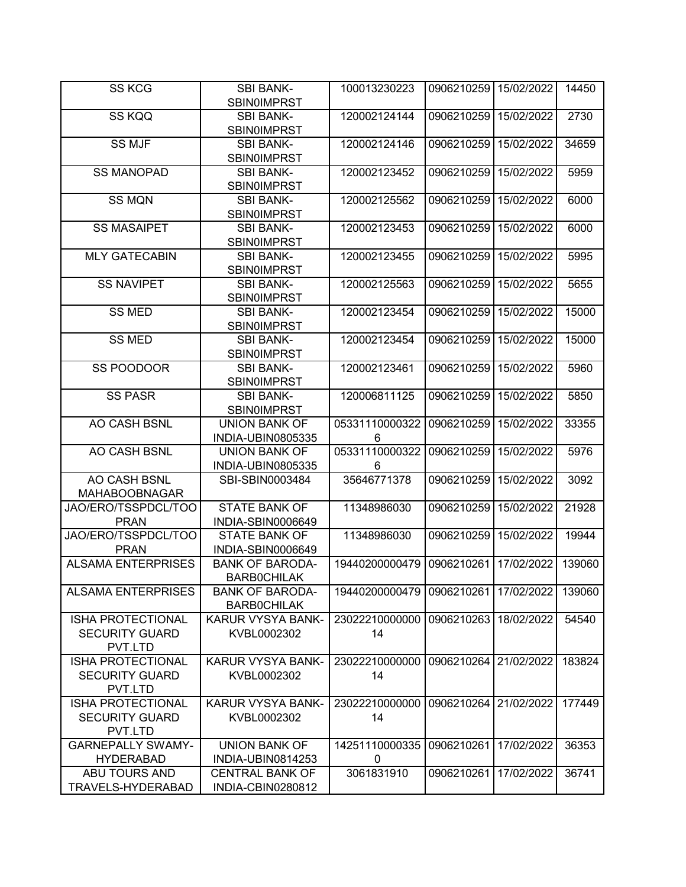| SS KCG | SBI BANK-SBIN0IMPRST | 100013230223 | 0906210259 | 15/02/2022 | 14450 |
|---|---|---|---|---|---|
| SS KQQ | SBI BANK-SBIN0IMPRST | 120002124144 | 0906210259 | 15/02/2022 | 2730 |
| SS MJF | SBI BANK-SBIN0IMPRST | 120002124146 | 0906210259 | 15/02/2022 | 34659 |
| SS MANOPAD | SBI BANK-SBIN0IMPRST | 120002123452 | 0906210259 | 15/02/2022 | 5959 |
| SS MQN | SBI BANK-SBIN0IMPRST | 120002125562 | 0906210259 | 15/02/2022 | 6000 |
| SS MASAIPET | SBI BANK-SBIN0IMPRST | 120002123453 | 0906210259 | 15/02/2022 | 6000 |
| MLY GATECABIN | SBI BANK-SBIN0IMPRST | 120002123455 | 0906210259 | 15/02/2022 | 5995 |
| SS NAVIPET | SBI BANK-SBIN0IMPRST | 120002125563 | 0906210259 | 15/02/2022 | 5655 |
| SS MED | SBI BANK-SBIN0IMPRST | 120002123454 | 0906210259 | 15/02/2022 | 15000 |
| SS MED | SBI BANK-SBIN0IMPRST | 120002123454 | 0906210259 | 15/02/2022 | 15000 |
| SS POODOOR | SBI BANK-SBIN0IMPRST | 120002123461 | 0906210259 | 15/02/2022 | 5960 |
| SS PASR | SBI BANK-SBIN0IMPRST | 120006811125 | 0906210259 | 15/02/2022 | 5850 |
| AO CASH BSNL | UNION BANK OF INDIA-UBIN0805335 | 053311100003226 | 0906210259 | 15/02/2022 | 33355 |
| AO CASH BSNL | UNION BANK OF INDIA-UBIN0805335 | 053311100003226 | 0906210259 | 15/02/2022 | 5976 |
| AO CASH BSNL MAHABOOBNAGAR | SBI-SBIN0003484 | 35646771378 | 0906210259 | 15/02/2022 | 3092 |
| JAO/ERO/TSSPDCL/TOOPRAN | STATE BANK OF INDIA-SBIN0006649 | 11348986030 | 0906210259 | 15/02/2022 | 21928 |
| JAO/ERO/TSSPDCL/TOOPRAN | STATE BANK OF INDIA-SBIN0006649 | 11348986030 | 0906210259 | 15/02/2022 | 19944 |
| ALSAMA ENTERPRISES | BANK OF BARODA-BARB0CHILAK | 19440200000479 | 0906210261 | 17/02/2022 | 139060 |
| ALSAMA ENTERPRISES | BANK OF BARODA-BARB0CHILAK | 19440200000479 | 0906210261 | 17/02/2022 | 139060 |
| ISHA PROTECTIONAL SECURITY GUARD PVT.LTD | KARUR VYSYA BANK-KVBL0002302 | 2302221000000014 | 0906210263 | 18/02/2022 | 54540 |
| ISHA PROTECTIONAL SECURITY GUARD PVT.LTD | KARUR VYSYA BANK-KVBL0002302 | 2302221000000014 | 0906210264 | 21/02/2022 | 183824 |
| ISHA PROTECTIONAL SECURITY GUARD PVT.LTD | KARUR VYSYA BANK-KVBL0002302 | 2302221000000014 | 0906210264 | 21/02/2022 | 177449 |
| GARNEPALLY SWAMY-HYDERABAD | UNION BANK OF INDIA-UBIN0814253 | 142511100003350 | 0906210261 | 17/02/2022 | 36353 |
| ABU TOURS AND TRAVELS-HYDERABAD | CENTRAL BANK OF INDIA-CBIN0280812 | 3061831910 | 0906210261 | 17/02/2022 | 36741 |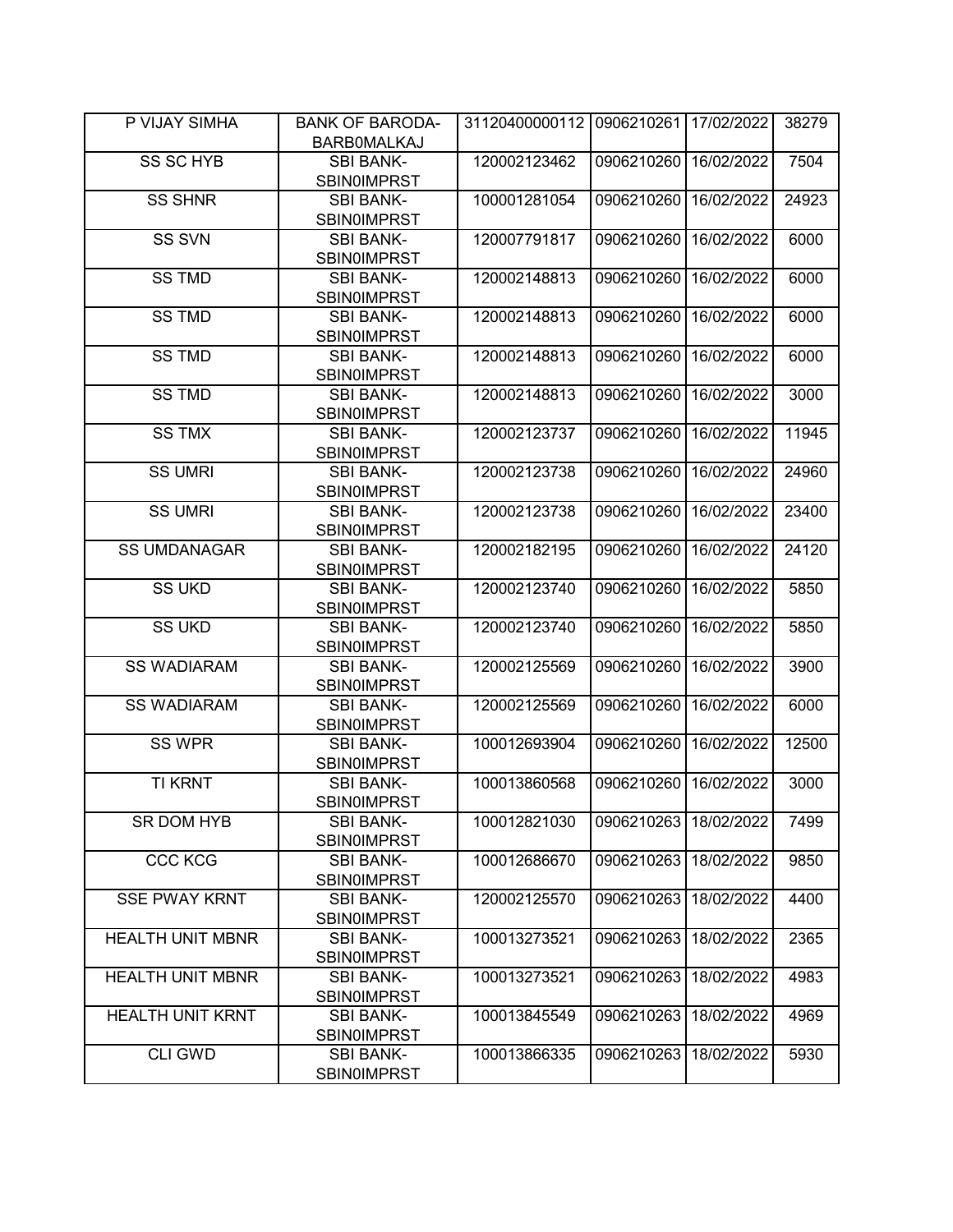| P VIJAY SIMHA | BANK OF BARODA-BARB0MALKAJ | 31120400000112 | 0906210261 | 17/02/2022 | 38279 |
|---|---|---|---|---|---|
| SS SC HYB | SBI BANK-SBIN0IMPRST | 120002123462 | 0906210260 | 16/02/2022 | 7504 |
| SS SHNR | SBI BANK-SBIN0IMPRST | 100001281054 | 0906210260 | 16/02/2022 | 24923 |
| SS SVN | SBI BANK-SBIN0IMPRST | 120007791817 | 0906210260 | 16/02/2022 | 6000 |
| SS TMD | SBI BANK-SBIN0IMPRST | 120002148813 | 0906210260 | 16/02/2022 | 6000 |
| SS TMD | SBI BANK-SBIN0IMPRST | 120002148813 | 0906210260 | 16/02/2022 | 6000 |
| SS TMD | SBI BANK-SBIN0IMPRST | 120002148813 | 0906210260 | 16/02/2022 | 6000 |
| SS TMD | SBI BANK-SBIN0IMPRST | 120002148813 | 0906210260 | 16/02/2022 | 3000 |
| SS TMX | SBI BANK-SBIN0IMPRST | 120002123737 | 0906210260 | 16/02/2022 | 11945 |
| SS UMRI | SBI BANK-SBIN0IMPRST | 120002123738 | 0906210260 | 16/02/2022 | 24960 |
| SS UMRI | SBI BANK-SBIN0IMPRST | 120002123738 | 0906210260 | 16/02/2022 | 23400 |
| SS UMDANAGAR | SBI BANK-SBIN0IMPRST | 120002182195 | 0906210260 | 16/02/2022 | 24120 |
| SS UKD | SBI BANK-SBIN0IMPRST | 120002123740 | 0906210260 | 16/02/2022 | 5850 |
| SS UKD | SBI BANK-SBIN0IMPRST | 120002123740 | 0906210260 | 16/02/2022 | 5850 |
| SS WADIARAM | SBI BANK-SBIN0IMPRST | 120002125569 | 0906210260 | 16/02/2022 | 3900 |
| SS WADIARAM | SBI BANK-SBIN0IMPRST | 120002125569 | 0906210260 | 16/02/2022 | 6000 |
| SS WPR | SBI BANK-SBIN0IMPRST | 100012693904 | 0906210260 | 16/02/2022 | 12500 |
| TI KRNT | SBI BANK-SBIN0IMPRST | 100013860568 | 0906210260 | 16/02/2022 | 3000 |
| SR DOM HYB | SBI BANK-SBIN0IMPRST | 100012821030 | 0906210263 | 18/02/2022 | 7499 |
| CCC KCG | SBI BANK-SBIN0IMPRST | 100012686670 | 0906210263 | 18/02/2022 | 9850 |
| SSE PWAY KRNT | SBI BANK-SBIN0IMPRST | 120002125570 | 0906210263 | 18/02/2022 | 4400 |
| HEALTH UNIT MBNR | SBI BANK-SBIN0IMPRST | 100013273521 | 0906210263 | 18/02/2022 | 2365 |
| HEALTH UNIT MBNR | SBI BANK-SBIN0IMPRST | 100013273521 | 0906210263 | 18/02/2022 | 4983 |
| HEALTH UNIT KRNT | SBI BANK-SBIN0IMPRST | 100013845549 | 0906210263 | 18/02/2022 | 4969 |
| CLI GWD | SBI BANK-SBIN0IMPRST | 100013866335 | 0906210263 | 18/02/2022 | 5930 |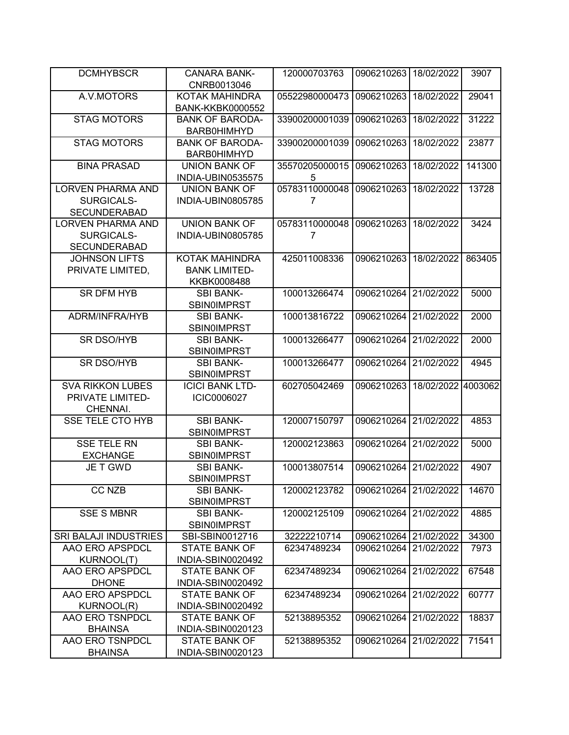| DCMHYBSCR | CANARA BANK-CNRB0013046 | 120000703763 | 0906210263 | 18/02/2022 | 3907 |
|---|---|---|---|---|---|
| A.V.MOTORS | KOTAK MAHINDRA BANK-KKBK0000552 | 05522980000473 | 0906210263 | 18/02/2022 | 29041 |
| STAG MOTORS | BANK OF BARODA-BARB0HIMHYD | 33900200001039 | 0906210263 | 18/02/2022 | 31222 |
| STAG MOTORS | BANK OF BARODA-BARB0HIMHYD | 33900200001039 | 0906210263 | 18/02/2022 | 23877 |
| BINA PRASAD | UNION BANK OF INDIA-UBIN0535575 | 355702050000155 | 0906210263 | 18/02/2022 | 141300 |
| LORVEN PHARMA AND SURGICALS-SECUNDERABAD | UNION BANK OF INDIA-UBIN0805785 | 057831100000487 | 0906210263 | 18/02/2022 | 13728 |
| LORVEN PHARMA AND SURGICALS-SECUNDERABAD | UNION BANK OF INDIA-UBIN0805785 | 057831100000487 | 0906210263 | 18/02/2022 | 3424 |
| JOHNSON LIFTS PRIVATE LIMITED, | KOTAK MAHINDRA BANK LIMITED-KKBK0008488 | 425011008336 | 0906210263 | 18/02/2022 | 863405 |
| SR DFM HYB | SBI BANK-SBIN0IMPRST | 100013266474 | 0906210264 | 21/02/2022 | 5000 |
| ADRM/INFRA/HYB | SBI BANK-SBIN0IMPRST | 100013816722 | 0906210264 | 21/02/2022 | 2000 |
| SR DSO/HYB | SBI BANK-SBIN0IMPRST | 100013266477 | 0906210264 | 21/02/2022 | 2000 |
| SR DSO/HYB | SBI BANK-SBIN0IMPRST | 100013266477 | 0906210264 | 21/02/2022 | 4945 |
| SVA RIKKON LUBES PRIVATE LIMITED-CHENNAI. | ICICI BANK LTD-ICIC0006027 | 602705042469 | 0906210263 | 18/02/2022 | 4003062 |
| SSE TELE CTO HYB | SBI BANK-SBIN0IMPRST | 120007150797 | 0906210264 | 21/02/2022 | 4853 |
| SSE TELE RN EXCHANGE | SBI BANK-SBIN0IMPRST | 120002123863 | 0906210264 | 21/02/2022 | 5000 |
| JE T GWD | SBI BANK-SBIN0IMPRST | 100013807514 | 0906210264 | 21/02/2022 | 4907 |
| CC NZB | SBI BANK-SBIN0IMPRST | 120002123782 | 0906210264 | 21/02/2022 | 14670 |
| SSE S MBNR | SBI BANK-SBIN0IMPRST | 120002125109 | 0906210264 | 21/02/2022 | 4885 |
| SRI BALAJI INDUSTRIES | SBI-SBIN0012716 | 32222210714 | 0906210264 | 21/02/2022 | 34300 |
| AAO ERO APSPDCL KURNOOL(T) | STATE BANK OF INDIA-SBIN0020492 | 62347489234 | 0906210264 | 21/02/2022 | 7973 |
| AAO ERO APSPDCL DHONE | STATE BANK OF INDIA-SBIN0020492 | 62347489234 | 0906210264 | 21/02/2022 | 67548 |
| AAO ERO APSPDCL KURNOOL(R) | STATE BANK OF INDIA-SBIN0020492 | 62347489234 | 0906210264 | 21/02/2022 | 60777 |
| AAO ERO TSNPDCL BHAINSA | STATE BANK OF INDIA-SBIN0020123 | 52138895352 | 0906210264 | 21/02/2022 | 18837 |
| AAO ERO TSNPDCL BHAINSA | STATE BANK OF INDIA-SBIN0020123 | 52138895352 | 0906210264 | 21/02/2022 | 71541 |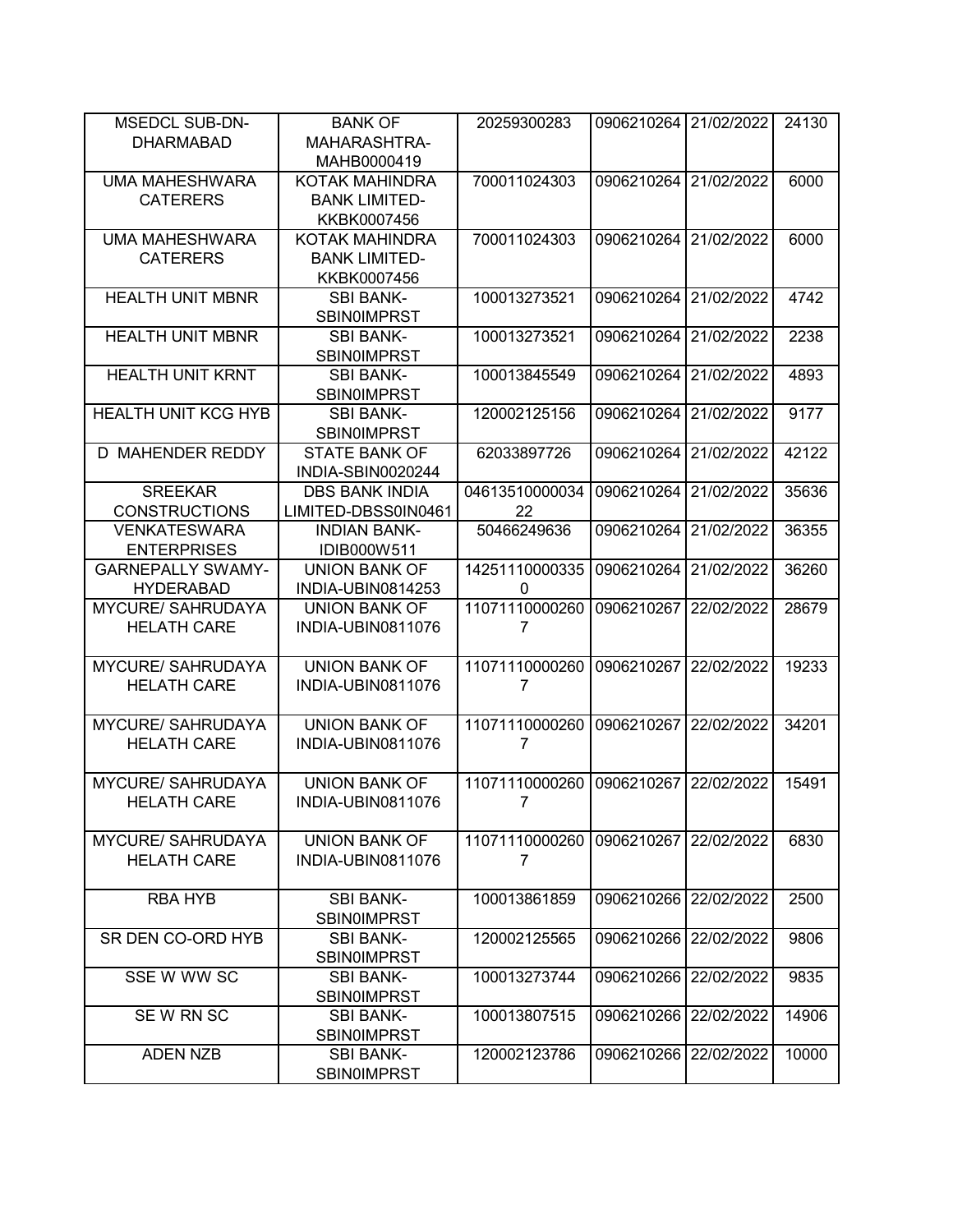| | | | | | |
|---|---|---|---|---|---|
| MSEDCL SUB-DN-DHARMABAD | BANK OF MAHARASHTRA-MAHB0000419 | 20259300283 | 0906210264 | 21/02/2022 | 24130 |
| UMA MAHESHWARA CATERERS | KOTAK MAHINDRA BANK LIMITED-KKBK0007456 | 700011024303 | 0906210264 | 21/02/2022 | 6000 |
| UMA MAHESHWARA CATERERS | KOTAK MAHINDRA BANK LIMITED-KKBK0007456 | 700011024303 | 0906210264 | 21/02/2022 | 6000 |
| HEALTH UNIT MBNR | SBI BANK-SBIN0IMPRST | 100013273521 | 0906210264 | 21/02/2022 | 4742 |
| HEALTH UNIT MBNR | SBI BANK-SBIN0IMPRST | 100013273521 | 0906210264 | 21/02/2022 | 2238 |
| HEALTH UNIT KRNT | SBI BANK-SBIN0IMPRST | 100013845549 | 0906210264 | 21/02/2022 | 4893 |
| HEALTH UNIT KCG HYB | SBI BANK-SBIN0IMPRST | 120002125156 | 0906210264 | 21/02/2022 | 9177 |
| D MAHENDER REDDY | STATE BANK OF INDIA-SBIN0020244 | 62033897726 | 0906210264 | 21/02/2022 | 42122 |
| SREEKAR CONSTRUCTIONS | DBS BANK INDIA LIMITED-DBSS0IN0461 | 0461351000003422 | 0906210264 | 21/02/2022 | 35636 |
| VENKATESWARA ENTERPRISES | INDIAN BANK-IDIB000W511 | 50466249636 | 0906210264 | 21/02/2022 | 36355 |
| GARNEPALLY SWAMY-HYDERABAD | UNION BANK OF INDIA-UBIN0814253 | 142511100003350 | 0906210264 | 21/02/2022 | 36260 |
| MYCURE/ SAHRUDAYA HELATH CARE | UNION BANK OF INDIA-UBIN0811076 | 110711100002607 | 0906210267 | 22/02/2022 | 28679 |
| MYCURE/ SAHRUDAYA HELATH CARE | UNION BANK OF INDIA-UBIN0811076 | 110711100002607 | 0906210267 | 22/02/2022 | 19233 |
| MYCURE/ SAHRUDAYA HELATH CARE | UNION BANK OF INDIA-UBIN0811076 | 110711100002607 | 0906210267 | 22/02/2022 | 34201 |
| MYCURE/ SAHRUDAYA HELATH CARE | UNION BANK OF INDIA-UBIN0811076 | 110711100002607 | 0906210267 | 22/02/2022 | 15491 |
| MYCURE/ SAHRUDAYA HELATH CARE | UNION BANK OF INDIA-UBIN0811076 | 110711100002607 | 0906210267 | 22/02/2022 | 6830 |
| RBA HYB | SBI BANK-SBIN0IMPRST | 100013861859 | 0906210266 | 22/02/2022 | 2500 |
| SR DEN CO-ORD HYB | SBI BANK-SBIN0IMPRST | 120002125565 | 0906210266 | 22/02/2022 | 9806 |
| SSE W WW SC | SBI BANK-SBIN0IMPRST | 100013273744 | 0906210266 | 22/02/2022 | 9835 |
| SE W RN SC | SBI BANK-SBIN0IMPRST | 100013807515 | 0906210266 | 22/02/2022 | 14906 |
| ADEN NZB | SBI BANK-SBIN0IMPRST | 120002123786 | 0906210266 | 22/02/2022 | 10000 |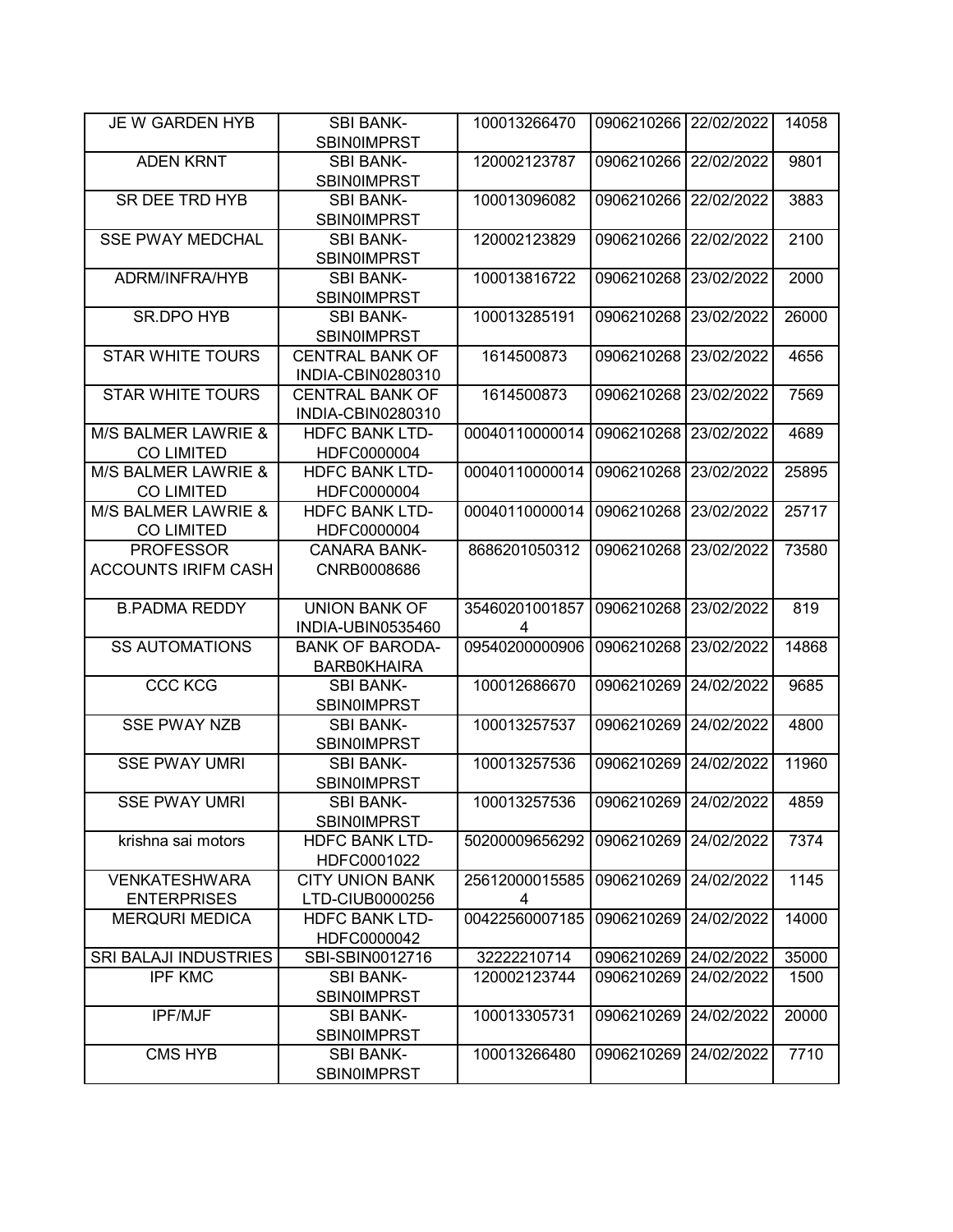| JE W GARDEN HYB | SBI BANK-SBIN0IMPRST | 100013266470 | 0906210266 | 22/02/2022 | 14058 |
|---|---|---|---|---|---|
| ADEN KRNT | SBI BANK-SBIN0IMPRST | 120002123787 | 0906210266 | 22/02/2022 | 9801 |
| SR DEE TRD HYB | SBI BANK-SBIN0IMPRST | 100013096082 | 0906210266 | 22/02/2022 | 3883 |
| SSE PWAY MEDCHAL | SBI BANK-SBIN0IMPRST | 120002123829 | 0906210266 | 22/02/2022 | 2100 |
| ADRM/INFRA/HYB | SBI BANK-SBIN0IMPRST | 100013816722 | 0906210268 | 23/02/2022 | 2000 |
| SR.DPO HYB | SBI BANK-SBIN0IMPRST | 100013285191 | 0906210268 | 23/02/2022 | 26000 |
| STAR WHITE TOURS | CENTRAL BANK OF INDIA-CBIN0280310 | 1614500873 | 0906210268 | 23/02/2022 | 4656 |
| STAR WHITE TOURS | CENTRAL BANK OF INDIA-CBIN0280310 | 1614500873 | 0906210268 | 23/02/2022 | 7569 |
| M/S BALMER LAWRIE & CO LIMITED | HDFC BANK LTD-HDFC0000004 | 00040110000014 | 0906210268 | 23/02/2022 | 4689 |
| M/S BALMER LAWRIE & CO LIMITED | HDFC BANK LTD-HDFC0000004 | 00040110000014 | 0906210268 | 23/02/2022 | 25895 |
| M/S BALMER LAWRIE & CO LIMITED | HDFC BANK LTD-HDFC0000004 | 00040110000014 | 0906210268 | 23/02/2022 | 25717 |
| PROFESSOR ACCOUNTS IRIFM CASH | CANARA BANK-CNRB0008686 | 8686201050312 | 0906210268 | 23/02/2022 | 73580 |
| B.PADMA REDDY | UNION BANK OF INDIA-UBIN0535460 | 354602010018574 | 0906210268 | 23/02/2022 | 819 |
| SS AUTOMATIONS | BANK OF BARODA-BARB0KHAIRA | 09540200000906 | 0906210268 | 23/02/2022 | 14868 |
| CCC KCG | SBI BANK-SBIN0IMPRST | 100012686670 | 0906210269 | 24/02/2022 | 9685 |
| SSE PWAY NZB | SBI BANK-SBIN0IMPRST | 100013257537 | 0906210269 | 24/02/2022 | 4800 |
| SSE PWAY UMRI | SBI BANK-SBIN0IMPRST | 100013257536 | 0906210269 | 24/02/2022 | 11960 |
| SSE PWAY UMRI | SBI BANK-SBIN0IMPRST | 100013257536 | 0906210269 | 24/02/2022 | 4859 |
| krishna sai motors | HDFC BANK LTD-HDFC0001022 | 50200009656292 | 0906210269 | 24/02/2022 | 7374 |
| VENKATESHWARA ENTERPRISES | CITY UNION BANK LTD-CIUB0000256 | 256120000155854 | 0906210269 | 24/02/2022 | 1145 |
| MERQURI MEDICA | HDFC BANK LTD-HDFC0000042 | 00422560007185 | 0906210269 | 24/02/2022 | 14000 |
| SRI BALAJI INDUSTRIES | SBI-SBIN0012716 | 32222210714 | 0906210269 | 24/02/2022 | 35000 |
| IPF KMC | SBI BANK-SBIN0IMPRST | 120002123744 | 0906210269 | 24/02/2022 | 1500 |
| IPF/MJF | SBI BANK-SBIN0IMPRST | 100013305731 | 0906210269 | 24/02/2022 | 20000 |
| CMS HYB | SBI BANK-SBIN0IMPRST | 100013266480 | 0906210269 | 24/02/2022 | 7710 |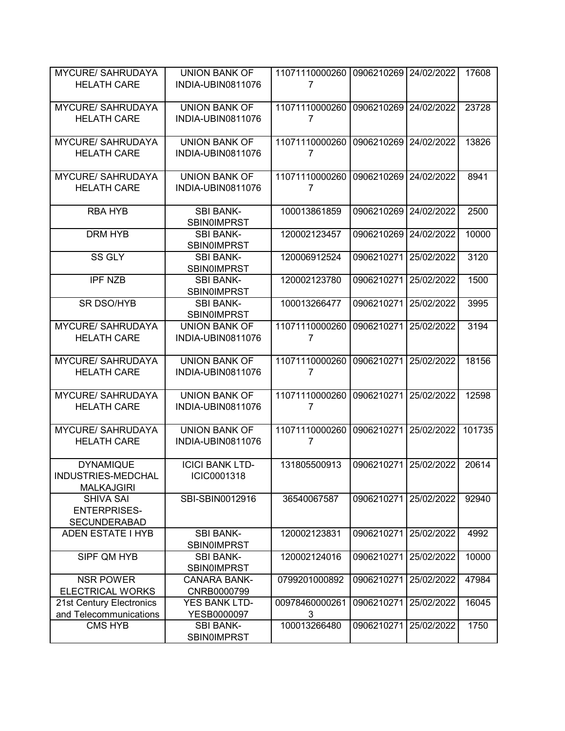| MYCURE/ SAHRUDAYA HELATH CARE | UNION BANK OF INDIA-UBIN0811076 | 110711100002607 | 0906210269 | 24/02/2022 | 17608 |
|---|---|---|---|---|---|
| MYCURE/ SAHRUDAYA HELATH CARE | UNION BANK OF INDIA-UBIN0811076 | 110711100002607 | 0906210269 | 24/02/2022 | 23728 |
| MYCURE/ SAHRUDAYA HELATH CARE | UNION BANK OF INDIA-UBIN0811076 | 110711100002607 | 0906210269 | 24/02/2022 | 13826 |
| MYCURE/ SAHRUDAYA HELATH CARE | UNION BANK OF INDIA-UBIN0811076 | 110711100002607 | 0906210269 | 24/02/2022 | 8941 |
| RBA HYB | SBI BANK-SBIN0IMPRST | 100013861859 | 0906210269 | 24/02/2022 | 2500 |
| DRM HYB | SBI BANK-SBIN0IMPRST | 120002123457 | 0906210269 | 24/02/2022 | 10000 |
| SS GLY | SBI BANK-SBIN0IMPRST | 120006912524 | 0906210271 | 25/02/2022 | 3120 |
| IPF NZB | SBI BANK-SBIN0IMPRST | 120002123780 | 0906210271 | 25/02/2022 | 1500 |
| SR DSO/HYB | SBI BANK-SBIN0IMPRST | 100013266477 | 0906210271 | 25/02/2022 | 3995 |
| MYCURE/ SAHRUDAYA HELATH CARE | UNION BANK OF INDIA-UBIN0811076 | 110711100002607 | 0906210271 | 25/02/2022 | 3194 |
| MYCURE/ SAHRUDAYA HELATH CARE | UNION BANK OF INDIA-UBIN0811076 | 110711100002607 | 0906210271 | 25/02/2022 | 18156 |
| MYCURE/ SAHRUDAYA HELATH CARE | UNION BANK OF INDIA-UBIN0811076 | 110711100002607 | 0906210271 | 25/02/2022 | 12598 |
| MYCURE/ SAHRUDAYA HELATH CARE | UNION BANK OF INDIA-UBIN0811076 | 110711100002607 | 0906210271 | 25/02/2022 | 101735 |
| DYNAMIQUE INDUSTRIES-MEDCHAL MALKAJGIRI | ICICI BANK LTD-ICIC0001318 | 131805500913 | 0906210271 | 25/02/2022 | 20614 |
| SHIVA SAI ENTERPRISES-SECUNDERABAD | SBI-SBIN0012916 | 36540067587 | 0906210271 | 25/02/2022 | 92940 |
| ADEN ESTATE I HYB | SBI BANK-SBIN0IMPRST | 120002123831 | 0906210271 | 25/02/2022 | 4992 |
| SIPF QM HYB | SBI BANK-SBIN0IMPRST | 120002124016 | 0906210271 | 25/02/2022 | 10000 |
| NSR POWER ELECTRICAL WORKS | CANARA BANK-CNRB0000799 | 0799201000892 | 0906210271 | 25/02/2022 | 47984 |
| 21st Century Electronics and Telecommunications | YES BANK LTD-YESB0000097 | 009784600002613 | 0906210271 | 25/02/2022 | 16045 |
| CMS HYB | SBI BANK-SBIN0IMPRST | 100013266480 | 0906210271 | 25/02/2022 | 1750 |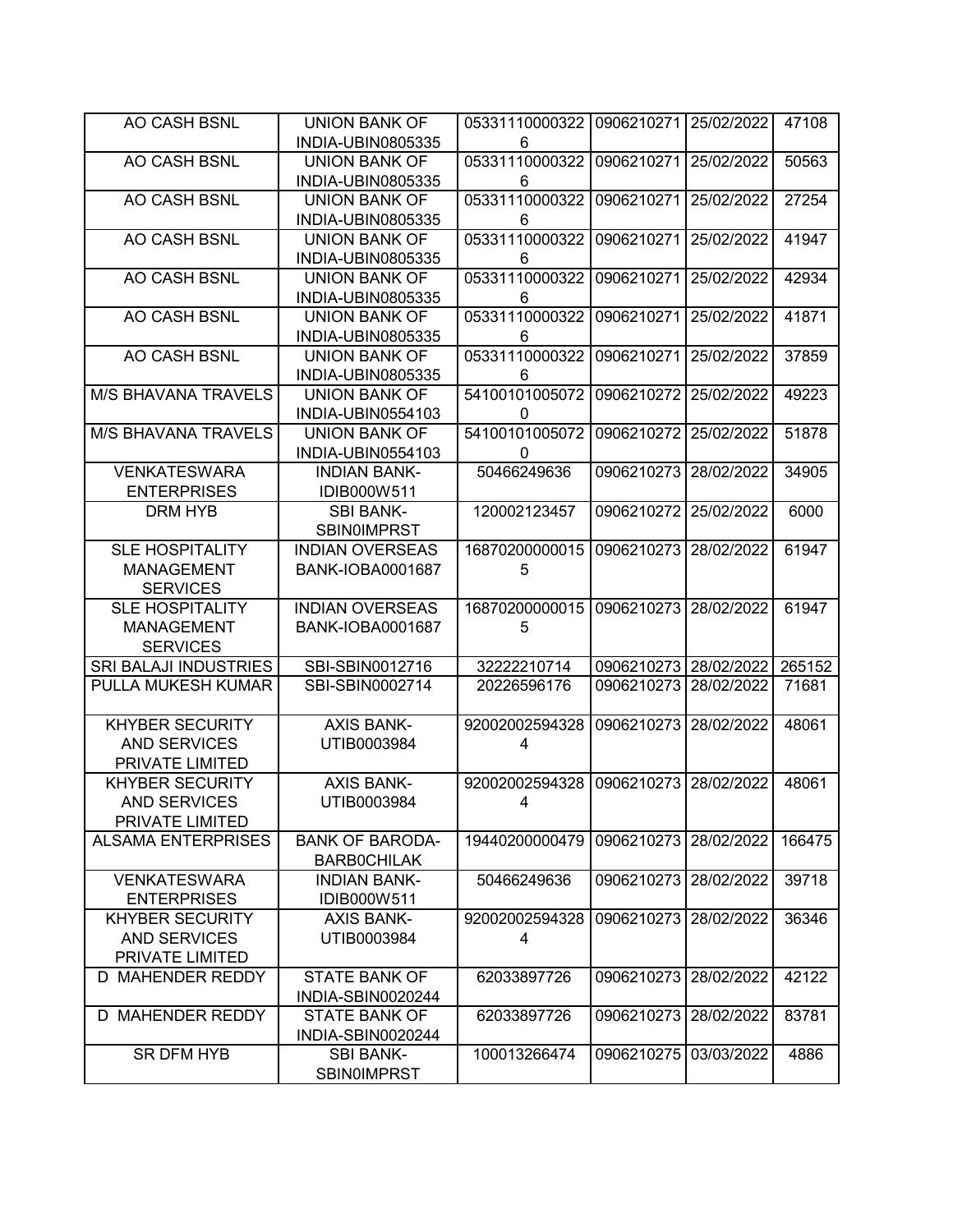| AO CASH BSNL | UNION BANK OF INDIA-UBIN0805335 | 053311100003226 | 0906210271 | 25/02/2022 | 47108 |
|---|---|---|---|---|---|
| AO CASH BSNL | UNION BANK OF INDIA-UBIN0805335 | 053311100003226 | 0906210271 | 25/02/2022 | 50563 |
| AO CASH BSNL | UNION BANK OF INDIA-UBIN0805335 | 053311100003226 | 0906210271 | 25/02/2022 | 27254 |
| AO CASH BSNL | UNION BANK OF INDIA-UBIN0805335 | 053311100003226 | 0906210271 | 25/02/2022 | 41947 |
| AO CASH BSNL | UNION BANK OF INDIA-UBIN0805335 | 053311100003226 | 0906210271 | 25/02/2022 | 42934 |
| AO CASH BSNL | UNION BANK OF INDIA-UBIN0805335 | 053311100003226 | 0906210271 | 25/02/2022 | 41871 |
| AO CASH BSNL | UNION BANK OF INDIA-UBIN0805335 | 053311100003226 | 0906210271 | 25/02/2022 | 37859 |
| M/S BHAVANA TRAVELS | UNION BANK OF INDIA-UBIN0554103 | 541001010050720 | 0906210272 | 25/02/2022 | 49223 |
| M/S BHAVANA TRAVELS | UNION BANK OF INDIA-UBIN0554103 | 541001010050720 | 0906210272 | 25/02/2022 | 51878 |
| VENKATESWARA ENTERPRISES | INDIAN BANK-IDIB000W511 | 50466249636 | 0906210273 | 28/02/2022 | 34905 |
| DRM HYB | SBI BANK-SBIN0IMPRST | 120002123457 | 0906210272 | 25/02/2022 | 6000 |
| SLE HOSPITALITY MANAGEMENT SERVICES | INDIAN OVERSEAS BANK-IOBA0001687 | 168702000000155 | 0906210273 | 28/02/2022 | 61947 |
| SLE HOSPITALITY MANAGEMENT SERVICES | INDIAN OVERSEAS BANK-IOBA0001687 | 168702000000155 | 0906210273 | 28/02/2022 | 61947 |
| SRI BALAJI INDUSTRIES | SBI-SBIN0012716 | 32222210714 | 0906210273 | 28/02/2022 | 265152 |
| PULLA MUKESH KUMAR | SBI-SBIN0002714 | 20226596176 | 0906210273 | 28/02/2022 | 71681 |
| KHYBER SECURITY AND SERVICES PRIVATE LIMITED | AXIS BANK-UTIB0003984 | 920020025943284 | 0906210273 | 28/02/2022 | 48061 |
| KHYBER SECURITY AND SERVICES PRIVATE LIMITED | AXIS BANK-UTIB0003984 | 920020025943284 | 0906210273 | 28/02/2022 | 48061 |
| ALSAMA ENTERPRISES | BANK OF BARODA-BARB0CHILAK | 19440200000479 | 0906210273 | 28/02/2022 | 166475 |
| VENKATESWARA ENTERPRISES | INDIAN BANK-IDIB000W511 | 50466249636 | 0906210273 | 28/02/2022 | 39718 |
| KHYBER SECURITY AND SERVICES PRIVATE LIMITED | AXIS BANK-UTIB0003984 | 920020025943284 | 0906210273 | 28/02/2022 | 36346 |
| D MAHENDER REDDY | STATE BANK OF INDIA-SBIN0020244 | 62033897726 | 0906210273 | 28/02/2022 | 42122 |
| D MAHENDER REDDY | STATE BANK OF INDIA-SBIN0020244 | 62033897726 | 0906210273 | 28/02/2022 | 83781 |
| SR DFM HYB | SBI BANK-SBIN0IMPRST | 100013266474 | 0906210275 | 03/03/2022 | 4886 |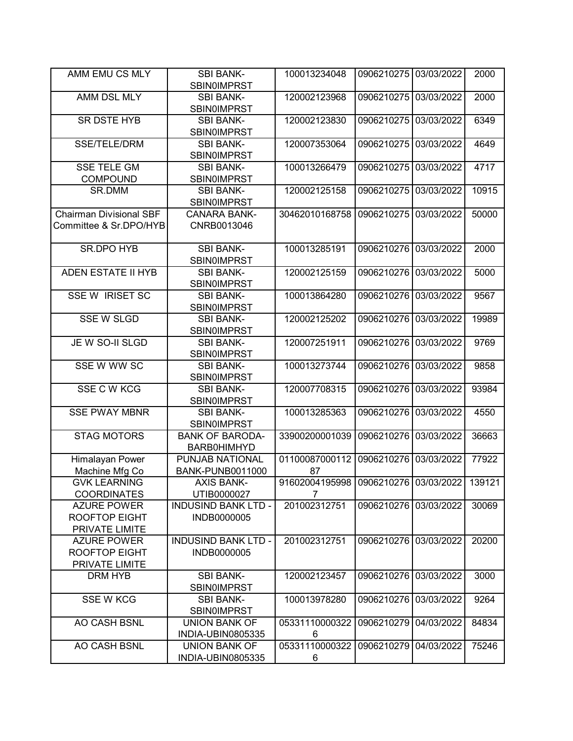| | | | | | |
|---|---|---|---|---|---|
| AMM EMU CS MLY | SBI BANK-SBIN0IMPRST | 100013234048 | 0906210275 | 03/03/2022 | 2000 |
| AMM DSL MLY | SBI BANK-SBIN0IMPRST | 120002123968 | 0906210275 | 03/03/2022 | 2000 |
| SR DSTE HYB | SBI BANK-SBIN0IMPRST | 120002123830 | 0906210275 | 03/03/2022 | 6349 |
| SSE/TELE/DRM | SBI BANK-SBIN0IMPRST | 120007353064 | 0906210275 | 03/03/2022 | 4649 |
| SSE TELE GM COMPOUND | SBI BANK-SBIN0IMPRST | 100013266479 | 0906210275 | 03/03/2022 | 4717 |
| SR.DMM | SBI BANK-SBIN0IMPRST | 120002125158 | 0906210275 | 03/03/2022 | 10915 |
| Chairman Divisional SBF Committee & Sr.DPO/HYB | CANARA BANK-CNRB0013046 | 30462010168758 | 0906210275 | 03/03/2022 | 50000 |
| SR.DPO HYB | SBI BANK-SBIN0IMPRST | 100013285191 | 0906210276 | 03/03/2022 | 2000 |
| ADEN ESTATE II HYB | SBI BANK-SBIN0IMPRST | 120002125159 | 0906210276 | 03/03/2022 | 5000 |
| SSE W IRISET SC | SBI BANK-SBIN0IMPRST | 100013864280 | 0906210276 | 03/03/2022 | 9567 |
| SSE W SLGD | SBI BANK-SBIN0IMPRST | 120002125202 | 0906210276 | 03/03/2022 | 19989 |
| JE W SO-II SLGD | SBI BANK-SBIN0IMPRST | 120007251911 | 0906210276 | 03/03/2022 | 9769 |
| SSE W WW SC | SBI BANK-SBIN0IMPRST | 100013273744 | 0906210276 | 03/03/2022 | 9858 |
| SSE C W KCG | SBI BANK-SBIN0IMPRST | 120007708315 | 0906210276 | 03/03/2022 | 93984 |
| SSE PWAY MBNR | SBI BANK-SBIN0IMPRST | 100013285363 | 0906210276 | 03/03/2022 | 4550 |
| STAG MOTORS | BANK OF BARODA-BARB0HIMHYD | 33900200001039 | 0906210276 | 03/03/2022 | 36663 |
| Himalayan Power Machine Mfg Co | PUNJAB NATIONAL BANK-PUNB0011000 | 0110008700011287 | 0906210276 | 03/03/2022 | 77922 |
| GVK LEARNING COORDINATES | AXIS BANK-UTIB0000027 | 916020041959987 | 0906210276 | 03/03/2022 | 139121 |
| AZURE POWER ROOFTOP EIGHT PRIVATE LIMITE | INDUSIND BANK LTD - INDB0000005 | 201002312751 | 0906210276 | 03/03/2022 | 30069 |
| AZURE POWER ROOFTOP EIGHT PRIVATE LIMITE | INDUSIND BANK LTD - INDB0000005 | 201002312751 | 0906210276 | 03/03/2022 | 20200 |
| DRM HYB | SBI BANK-SBIN0IMPRST | 120002123457 | 0906210276 | 03/03/2022 | 3000 |
| SSE W KCG | SBI BANK-SBIN0IMPRST | 100013978280 | 0906210276 | 03/03/2022 | 9264 |
| AO CASH BSNL | UNION BANK OF INDIA-UBIN0805335 | 053311100003226 | 0906210279 | 04/03/2022 | 84834 |
| AO CASH BSNL | UNION BANK OF INDIA-UBIN0805335 | 053311100003226 | 0906210279 | 04/03/2022 | 75246 |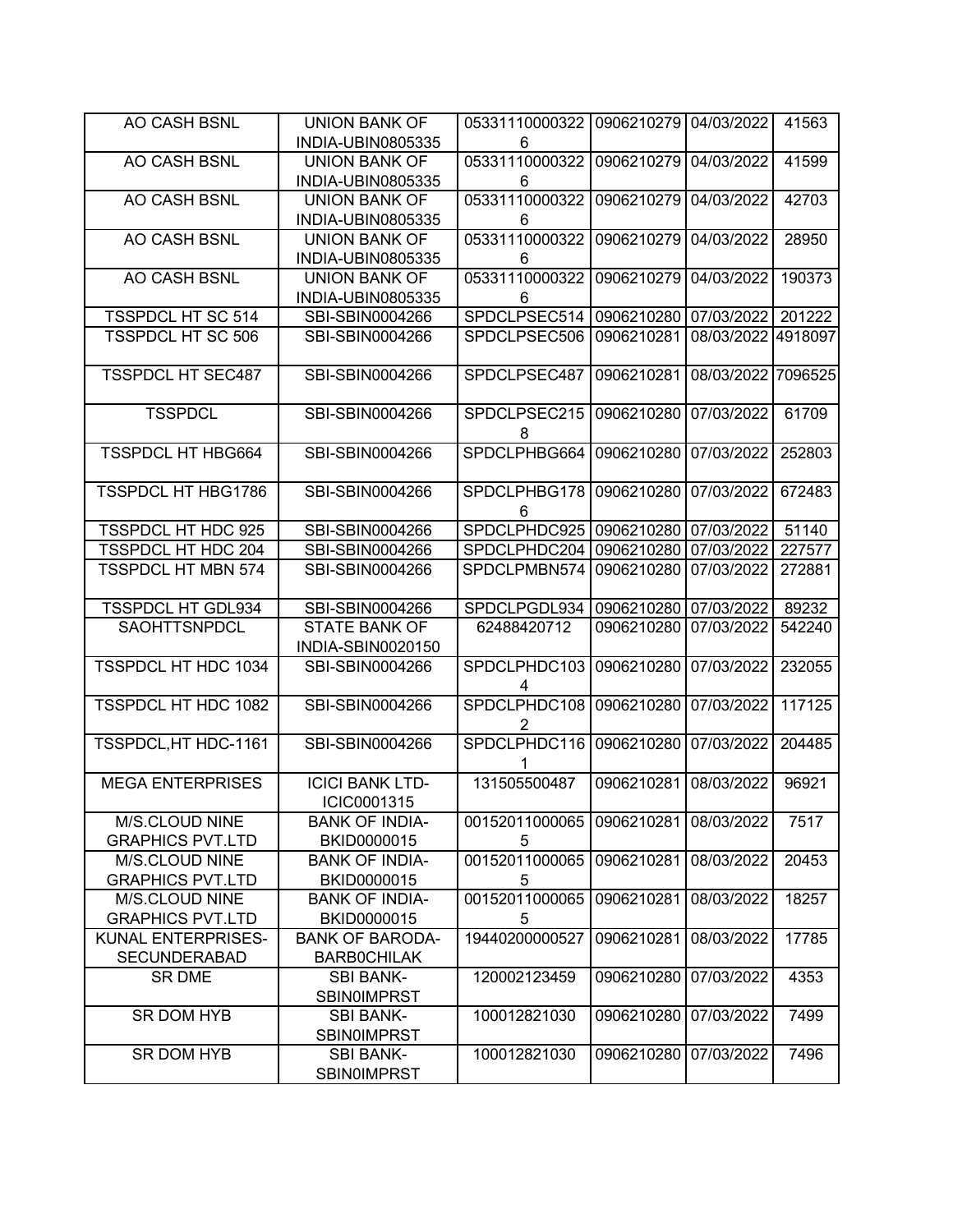| | | | | | |
|---|---|---|---|---|---|
| AO CASH BSNL | UNION BANK OF INDIA-UBIN0805335 | 053311100003226 | 0906210279 | 04/03/2022 | 41563 |
| AO CASH BSNL | UNION BANK OF INDIA-UBIN0805335 | 053311100003226 | 0906210279 | 04/03/2022 | 41599 |
| AO CASH BSNL | UNION BANK OF INDIA-UBIN0805335 | 053311100003226 | 0906210279 | 04/03/2022 | 42703 |
| AO CASH BSNL | UNION BANK OF INDIA-UBIN0805335 | 053311100003226 | 0906210279 | 04/03/2022 | 28950 |
| AO CASH BSNL | UNION BANK OF INDIA-UBIN0805335 | 053311100003226 | 0906210279 | 04/03/2022 | 190373 |
| TSSPDCL HT SC 514 | SBI-SBIN0004266 | SPDCLPSEC514 | 0906210280 | 07/03/2022 | 201222 |
| TSSPDCL HT SC 506 | SBI-SBIN0004266 | SPDCLPSEC506 | 0906210281 | 08/03/2022 | 4918097 |
| TSSPDCL HT SEC487 | SBI-SBIN0004266 | SPDCLPSEC487 | 0906210281 | 08/03/2022 | 7096525 |
| TSSPDCL | SBI-SBIN0004266 | SPDCLPSEC2158 | 0906210280 | 07/03/2022 | 61709 |
| TSSPDCL HT HBG664 | SBI-SBIN0004266 | SPDCLPHBG664 | 0906210280 | 07/03/2022 | 252803 |
| TSSPDCL HT HBG1786 | SBI-SBIN0004266 | SPDCLPHBG1786 | 0906210280 | 07/03/2022 | 672483 |
| TSSPDCL HT HDC 925 | SBI-SBIN0004266 | SPDCLPHDC925 | 0906210280 | 07/03/2022 | 51140 |
| TSSPDCL HT HDC 204 | SBI-SBIN0004266 | SPDCLPHDC204 | 0906210280 | 07/03/2022 | 227577 |
| TSSPDCL HT MBN 574 | SBI-SBIN0004266 | SPDCLPMBN574 | 0906210280 | 07/03/2022 | 272881 |
| TSSPDCL HT GDL934 | SBI-SBIN0004266 | SPDCLPGDL934 | 0906210280 | 07/03/2022 | 89232 |
| SAOHTTSNPDCL | STATE BANK OF INDIA-SBIN0020150 | 62488420712 | 0906210280 | 07/03/2022 | 542240 |
| TSSPDCL HT HDC 1034 | SBI-SBIN0004266 | SPDCLPHDC1034 | 0906210280 | 07/03/2022 | 232055 |
| TSSPDCL HT HDC 1082 | SBI-SBIN0004266 | SPDCLPHDC1082 | 0906210280 | 07/03/2022 | 117125 |
| TSSPDCL,HT HDC-1161 | SBI-SBIN0004266 | SPDCLPHDC1161 | 0906210280 | 07/03/2022 | 204485 |
| MEGA ENTERPRISES | ICICI BANK LTD-ICIC0001315 | 131505500487 | 0906210281 | 08/03/2022 | 96921 |
| M/S.CLOUD NINE GRAPHICS PVT.LTD | BANK OF INDIA-BKID0000015 | 001520110000655 | 0906210281 | 08/03/2022 | 7517 |
| M/S.CLOUD NINE GRAPHICS PVT.LTD | BANK OF INDIA-BKID0000015 | 001520110000655 | 0906210281 | 08/03/2022 | 20453 |
| M/S.CLOUD NINE GRAPHICS PVT.LTD | BANK OF INDIA-BKID0000015 | 001520110000655 | 0906210281 | 08/03/2022 | 18257 |
| KUNAL ENTERPRISES-SECUNDERABAD | BANK OF BARODA-BARB0CHILAK | 19440200000527 | 0906210281 | 08/03/2022 | 17785 |
| SR DME | SBI BANK-SBIN0IMPRST | 120002123459 | 0906210280 | 07/03/2022 | 4353 |
| SR DOM HYB | SBI BANK-SBIN0IMPRST | 100012821030 | 0906210280 | 07/03/2022 | 7499 |
| SR DOM HYB | SBI BANK-SBIN0IMPRST | 100012821030 | 0906210280 | 07/03/2022 | 7496 |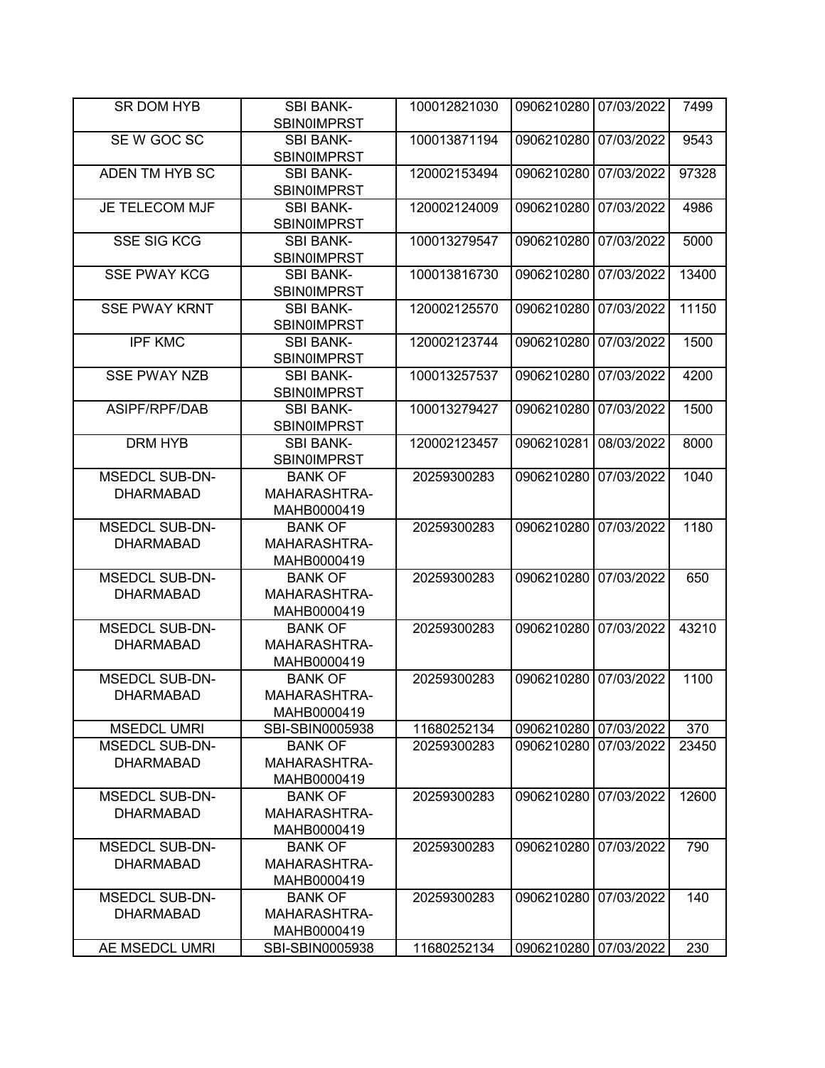| SR DOM HYB | SBI BANK-SBIN0IMPRST | 100012821030 | 0906210280 | 07/03/2022 | 7499 |
|---|---|---|---|---|---|
| SE W GOC SC | SBI BANK-SBIN0IMPRST | 100013871194 | 0906210280 | 07/03/2022 | 9543 |
| ADEN TM HYB SC | SBI BANK-SBIN0IMPRST | 120002153494 | 0906210280 | 07/03/2022 | 97328 |
| JE TELECOM MJF | SBI BANK-SBIN0IMPRST | 120002124009 | 0906210280 | 07/03/2022 | 4986 |
| SSE SIG KCG | SBI BANK-SBIN0IMPRST | 100013279547 | 0906210280 | 07/03/2022 | 5000 |
| SSE PWAY KCG | SBI BANK-SBIN0IMPRST | 100013816730 | 0906210280 | 07/03/2022 | 13400 |
| SSE PWAY KRNT | SBI BANK-SBIN0IMPRST | 120002125570 | 0906210280 | 07/03/2022 | 11150 |
| IPF KMC | SBI BANK-SBIN0IMPRST | 120002123744 | 0906210280 | 07/03/2022 | 1500 |
| SSE PWAY NZB | SBI BANK-SBIN0IMPRST | 100013257537 | 0906210280 | 07/03/2022 | 4200 |
| ASIPF/RPF/DAB | SBI BANK-SBIN0IMPRST | 100013279427 | 0906210280 | 07/03/2022 | 1500 |
| DRM HYB | SBI BANK-SBIN0IMPRST | 120002123457 | 0906210281 | 08/03/2022 | 8000 |
| MSEDCL SUB-DN-DHARMABAD | BANK OF MAHARASHTRA-MAHB0000419 | 20259300283 | 0906210280 | 07/03/2022 | 1040 |
| MSEDCL SUB-DN-DHARMABAD | BANK OF MAHARASHTRA-MAHB0000419 | 20259300283 | 0906210280 | 07/03/2022 | 1180 |
| MSEDCL SUB-DN-DHARMABAD | BANK OF MAHARASHTRA-MAHB0000419 | 20259300283 | 0906210280 | 07/03/2022 | 650 |
| MSEDCL SUB-DN-DHARMABAD | BANK OF MAHARASHTRA-MAHB0000419 | 20259300283 | 0906210280 | 07/03/2022 | 43210 |
| MSEDCL SUB-DN-DHARMABAD | BANK OF MAHARASHTRA-MAHB0000419 | 20259300283 | 0906210280 | 07/03/2022 | 1100 |
| MSEDCL UMRI | SBI-SBIN0005938 | 11680252134 | 0906210280 | 07/03/2022 | 370 |
| MSEDCL SUB-DN-DHARMABAD | BANK OF MAHARASHTRA-MAHB0000419 | 20259300283 | 0906210280 | 07/03/2022 | 23450 |
| MSEDCL SUB-DN-DHARMABAD | BANK OF MAHARASHTRA-MAHB0000419 | 20259300283 | 0906210280 | 07/03/2022 | 12600 |
| MSEDCL SUB-DN-DHARMABAD | BANK OF MAHARASHTRA-MAHB0000419 | 20259300283 | 0906210280 | 07/03/2022 | 790 |
| MSEDCL SUB-DN-DHARMABAD | BANK OF MAHARASHTRA-MAHB0000419 | 20259300283 | 0906210280 | 07/03/2022 | 140 |
| AE MSEDCL UMRI | SBI-SBIN0005938 | 11680252134 | 0906210280 | 07/03/2022 | 230 |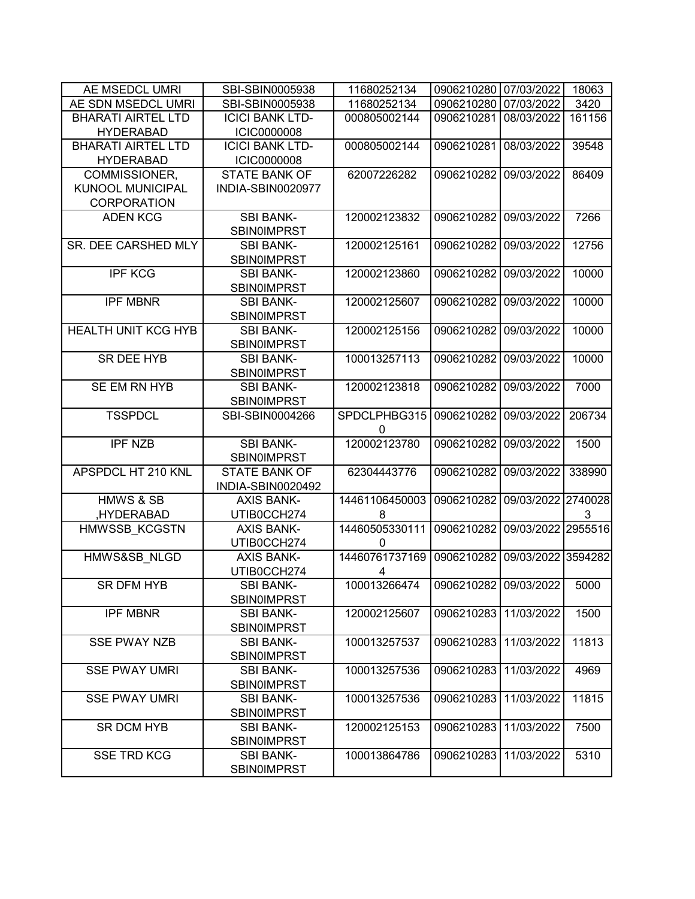| AE MSEDCL UMRI | SBI-SBIN0005938 | 11680252134 | 0906210280 | 07/03/2022 | 18063 |
|---|---|---|---|---|---|
| AE SDN MSEDCL UMRI | SBI-SBIN0005938 | 11680252134 | 0906210280 | 07/03/2022 | 3420 |
| BHARATI AIRTEL LTD HYDERABAD | ICICI BANK LTD-ICIC0000008 | 000805002144 | 0906210281 | 08/03/2022 | 161156 |
| BHARATI AIRTEL LTD HYDERABAD | ICICI BANK LTD-ICIC0000008 | 000805002144 | 0906210281 | 08/03/2022 | 39548 |
| COMMISSIONER, KUNOOL MUNICIPAL CORPORATION | STATE BANK OF INDIA-SBIN0020977 | 62007226282 | 0906210282 | 09/03/2022 | 86409 |
| ADEN KCG | SBI BANK-SBIN0IMPRST | 120002123832 | 0906210282 | 09/03/2022 | 7266 |
| SR. DEE CARSHED MLY | SBI BANK-SBIN0IMPRST | 120002125161 | 0906210282 | 09/03/2022 | 12756 |
| IPF KCG | SBI BANK-SBIN0IMPRST | 120002123860 | 0906210282 | 09/03/2022 | 10000 |
| IPF MBNR | SBI BANK-SBIN0IMPRST | 120002125607 | 0906210282 | 09/03/2022 | 10000 |
| HEALTH UNIT KCG HYB | SBI BANK-SBIN0IMPRST | 120002125156 | 0906210282 | 09/03/2022 | 10000 |
| SR DEE HYB | SBI BANK-SBIN0IMPRST | 100013257113 | 0906210282 | 09/03/2022 | 10000 |
| SE EM RN HYB | SBI BANK-SBIN0IMPRST | 120002123818 | 0906210282 | 09/03/2022 | 7000 |
| TSSPDCL | SBI-SBIN0004266 | SPDCLPHBG3150 | 0906210282 | 09/03/2022 | 206734 |
| IPF NZB | SBI BANK-SBIN0IMPRST | 120002123780 | 0906210282 | 09/03/2022 | 1500 |
| APSPDCL HT 210 KNL | STATE BANK OF INDIA-SBIN0020492 | 62304443776 | 0906210282 | 09/03/2022 | 338990 |
| HMWS & SB ,HYDERABAD | AXIS BANK-UTIB0CCH274 | 144611064500038 | 0906210282 | 09/03/2022 | 27400283 |
| HMWSSB_KCGSTN | AXIS BANK-UTIB0CCH274 | 144605053301110 | 0906210282 | 09/03/2022 | 2955516 |
| HMWS&SB_NLGD | AXIS BANK-UTIB0CCH274 | 144607617371694 | 0906210282 | 09/03/2022 | 3594282 |
| SR DFM HYB | SBI BANK-SBIN0IMPRST | 100013266474 | 0906210282 | 09/03/2022 | 5000 |
| IPF MBNR | SBI BANK-SBIN0IMPRST | 120002125607 | 0906210283 | 11/03/2022 | 1500 |
| SSE PWAY NZB | SBI BANK-SBIN0IMPRST | 100013257537 | 0906210283 | 11/03/2022 | 11813 |
| SSE PWAY UMRI | SBI BANK-SBIN0IMPRST | 100013257536 | 0906210283 | 11/03/2022 | 4969 |
| SSE PWAY UMRI | SBI BANK-SBIN0IMPRST | 100013257536 | 0906210283 | 11/03/2022 | 11815 |
| SR DCM HYB | SBI BANK-SBIN0IMPRST | 120002125153 | 0906210283 | 11/03/2022 | 7500 |
| SSE TRD KCG | SBI BANK-SBIN0IMPRST | 100013864786 | 0906210283 | 11/03/2022 | 5310 |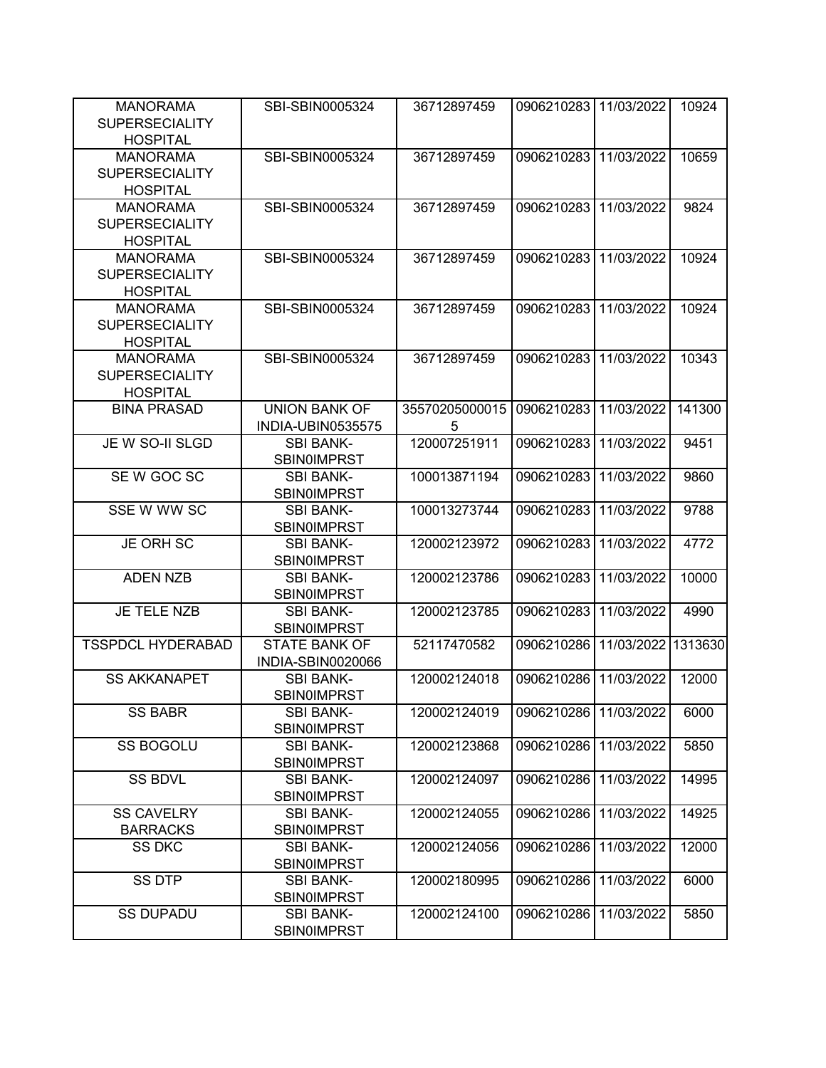| | | | | | |
|---|---|---|---|---|---|
| MANORAMA SUPERSECIALITY HOSPITAL | SBI-SBIN0005324 | 36712897459 | 0906210283 | 11/03/2022 | 10924 |
| MANORAMA SUPERSECIALITY HOSPITAL | SBI-SBIN0005324 | 36712897459 | 0906210283 | 11/03/2022 | 10659 |
| MANORAMA SUPERSECIALITY HOSPITAL | SBI-SBIN0005324 | 36712897459 | 0906210283 | 11/03/2022 | 9824 |
| MANORAMA SUPERSECIALITY HOSPITAL | SBI-SBIN0005324 | 36712897459 | 0906210283 | 11/03/2022 | 10924 |
| MANORAMA SUPERSECIALITY HOSPITAL | SBI-SBIN0005324 | 36712897459 | 0906210283 | 11/03/2022 | 10924 |
| MANORAMA SUPERSECIALITY HOSPITAL | SBI-SBIN0005324 | 36712897459 | 0906210283 | 11/03/2022 | 10343 |
| BINA PRASAD | UNION BANK OF INDIA-UBIN0535575 | 355702050000155 | 0906210283 | 11/03/2022 | 141300 |
| JE W SO-II SLGD | SBI BANK-SBIN0IMPRST | 120007251911 | 0906210283 | 11/03/2022 | 9451 |
| SE W GOC SC | SBI BANK-SBIN0IMPRST | 100013871194 | 0906210283 | 11/03/2022 | 9860 |
| SSE W WW SC | SBI BANK-SBIN0IMPRST | 100013273744 | 0906210283 | 11/03/2022 | 9788 |
| JE ORH SC | SBI BANK-SBIN0IMPRST | 120002123972 | 0906210283 | 11/03/2022 | 4772 |
| ADEN NZB | SBI BANK-SBIN0IMPRST | 120002123786 | 0906210283 | 11/03/2022 | 10000 |
| JE TELE NZB | SBI BANK-SBIN0IMPRST | 120002123785 | 0906210283 | 11/03/2022 | 4990 |
| TSSPDCL HYDERABAD | STATE BANK OF INDIA-SBIN0020066 | 52117470582 | 0906210286 | 11/03/2022 | 1313630 |
| SS AKKANAPET | SBI BANK-SBIN0IMPRST | 120002124018 | 0906210286 | 11/03/2022 | 12000 |
| SS BABR | SBI BANK-SBIN0IMPRST | 120002124019 | 0906210286 | 11/03/2022 | 6000 |
| SS BOGOLU | SBI BANK-SBIN0IMPRST | 120002123868 | 0906210286 | 11/03/2022 | 5850 |
| SS BDVL | SBI BANK-SBIN0IMPRST | 120002124097 | 0906210286 | 11/03/2022 | 14995 |
| SS CAVELRY BARRACKS | SBI BANK-SBIN0IMPRST | 120002124055 | 0906210286 | 11/03/2022 | 14925 |
| SS DKC | SBI BANK-SBIN0IMPRST | 120002124056 | 0906210286 | 11/03/2022 | 12000 |
| SS DTP | SBI BANK-SBIN0IMPRST | 120002180995 | 0906210286 | 11/03/2022 | 6000 |
| SS DUPADU | SBI BANK-SBIN0IMPRST | 120002124100 | 0906210286 | 11/03/2022 | 5850 |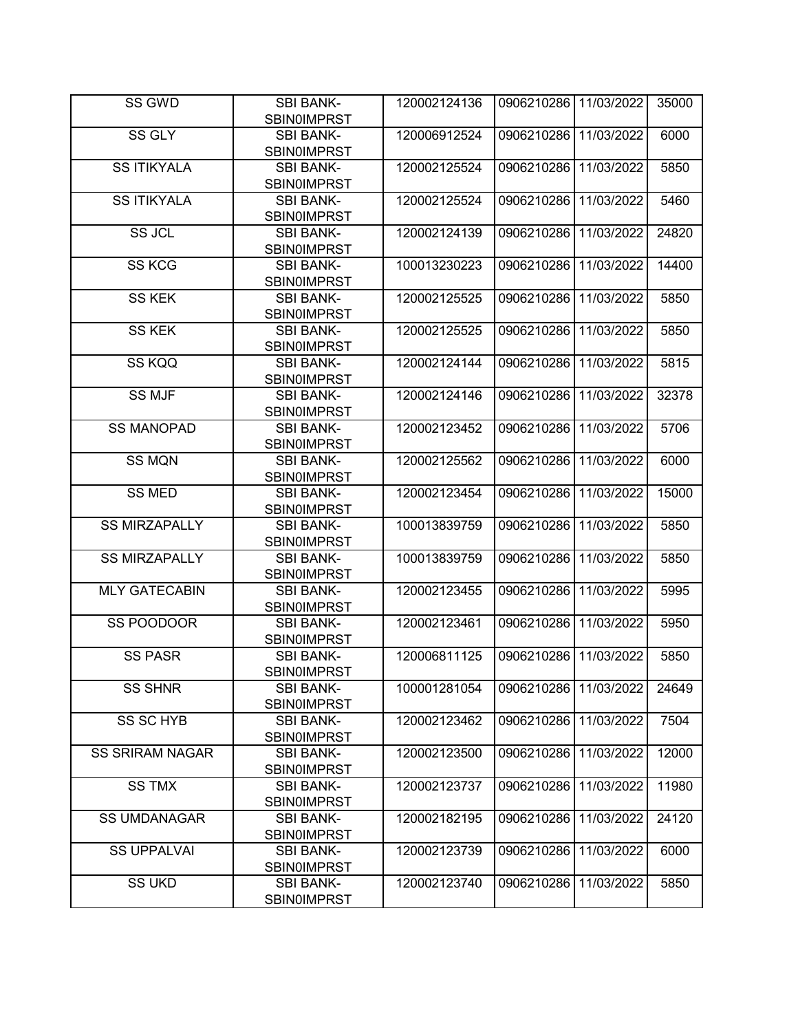| SS GWD | SBI BANK-SBIN0IMPRST | 120002124136 | 0906210286 | 11/03/2022 | 35000 |
|---|---|---|---|---|---|
| SS GLY | SBI BANK-SBIN0IMPRST | 120006912524 | 0906210286 | 11/03/2022 | 6000 |
| SS ITIKYALA | SBI BANK-SBIN0IMPRST | 120002125524 | 0906210286 | 11/03/2022 | 5850 |
| SS ITIKYALA | SBI BANK-SBIN0IMPRST | 120002125524 | 0906210286 | 11/03/2022 | 5460 |
| SS JCL | SBI BANK-SBIN0IMPRST | 120002124139 | 0906210286 | 11/03/2022 | 24820 |
| SS KCG | SBI BANK-SBIN0IMPRST | 100013230223 | 0906210286 | 11/03/2022 | 14400 |
| SS KEK | SBI BANK-SBIN0IMPRST | 120002125525 | 0906210286 | 11/03/2022 | 5850 |
| SS KEK | SBI BANK-SBIN0IMPRST | 120002125525 | 0906210286 | 11/03/2022 | 5850 |
| SS KQQ | SBI BANK-SBIN0IMPRST | 120002124144 | 0906210286 | 11/03/2022 | 5815 |
| SS MJF | SBI BANK-SBIN0IMPRST | 120002124146 | 0906210286 | 11/03/2022 | 32378 |
| SS MANOPAD | SBI BANK-SBIN0IMPRST | 120002123452 | 0906210286 | 11/03/2022 | 5706 |
| SS MQN | SBI BANK-SBIN0IMPRST | 120002125562 | 0906210286 | 11/03/2022 | 6000 |
| SS MED | SBI BANK-SBIN0IMPRST | 120002123454 | 0906210286 | 11/03/2022 | 15000 |
| SS MIRZAPALLY | SBI BANK-SBIN0IMPRST | 100013839759 | 0906210286 | 11/03/2022 | 5850 |
| SS MIRZAPALLY | SBI BANK-SBIN0IMPRST | 100013839759 | 0906210286 | 11/03/2022 | 5850 |
| MLY GATECABIN | SBI BANK-SBIN0IMPRST | 120002123455 | 0906210286 | 11/03/2022 | 5995 |
| SS POODOOR | SBI BANK-SBIN0IMPRST | 120002123461 | 0906210286 | 11/03/2022 | 5950 |
| SS PASR | SBI BANK-SBIN0IMPRST | 120006811125 | 0906210286 | 11/03/2022 | 5850 |
| SS SHNR | SBI BANK-SBIN0IMPRST | 100001281054 | 0906210286 | 11/03/2022 | 24649 |
| SS SC HYB | SBI BANK-SBIN0IMPRST | 120002123462 | 0906210286 | 11/03/2022 | 7504 |
| SS SRIRAM NAGAR | SBI BANK-SBIN0IMPRST | 120002123500 | 0906210286 | 11/03/2022 | 12000 |
| SS TMX | SBI BANK-SBIN0IMPRST | 120002123737 | 0906210286 | 11/03/2022 | 11980 |
| SS UMDANAGAR | SBI BANK-SBIN0IMPRST | 120002182195 | 0906210286 | 11/03/2022 | 24120 |
| SS UPPALVAI | SBI BANK-SBIN0IMPRST | 120002123739 | 0906210286 | 11/03/2022 | 6000 |
| SS UKD | SBI BANK-SBIN0IMPRST | 120002123740 | 0906210286 | 11/03/2022 | 5850 |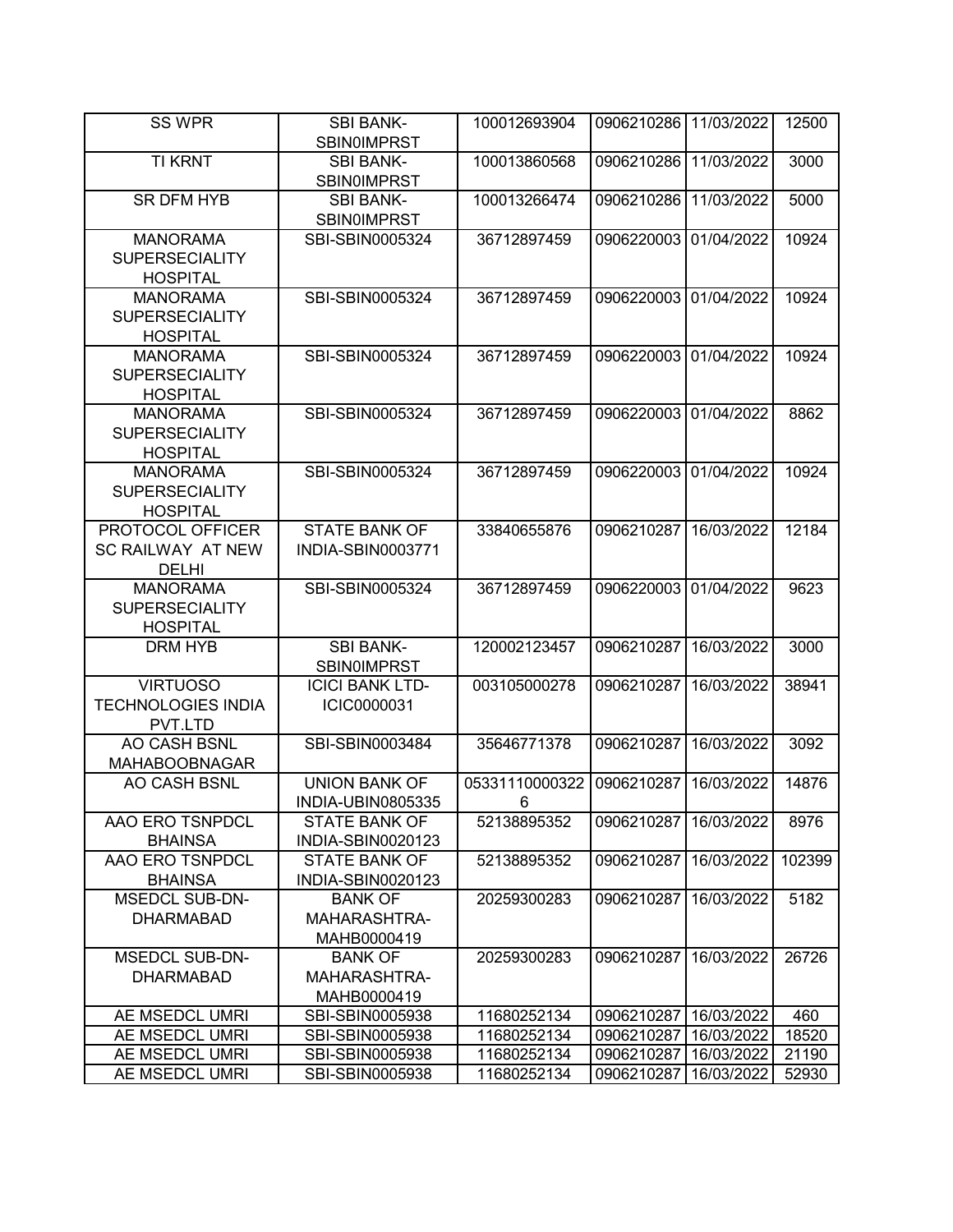| SS WPR | SBI BANK-SBIN0IMPRST | 100012693904 | 0906210286 | 11/03/2022 | 12500 |
|---|---|---|---|---|---|
| TI KRNT | SBI BANK-SBIN0IMPRST | 100013860568 | 0906210286 | 11/03/2022 | 3000 |
| SR DFM HYB | SBI BANK-SBIN0IMPRST | 100013266474 | 0906210286 | 11/03/2022 | 5000 |
| MANORAMA SUPERSECIALITY HOSPITAL | SBI-SBIN0005324 | 36712897459 | 0906220003 | 01/04/2022 | 10924 |
| MANORAMA SUPERSECIALITY HOSPITAL | SBI-SBIN0005324 | 36712897459 | 0906220003 | 01/04/2022 | 10924 |
| MANORAMA SUPERSECIALITY HOSPITAL | SBI-SBIN0005324 | 36712897459 | 0906220003 | 01/04/2022 | 10924 |
| MANORAMA SUPERSECIALITY HOSPITAL | SBI-SBIN0005324 | 36712897459 | 0906220003 | 01/04/2022 | 8862 |
| MANORAMA SUPERSECIALITY HOSPITAL | SBI-SBIN0005324 | 36712897459 | 0906220003 | 01/04/2022 | 10924 |
| PROTOCOL OFFICER SC RAILWAY AT NEW DELHI | STATE BANK OF INDIA-SBIN0003771 | 33840655876 | 0906210287 | 16/03/2022 | 12184 |
| MANORAMA SUPERSECIALITY HOSPITAL | SBI-SBIN0005324 | 36712897459 | 0906220003 | 01/04/2022 | 9623 |
| DRM HYB | SBI BANK-SBIN0IMPRST | 120002123457 | 0906210287 | 16/03/2022 | 3000 |
| VIRTUOSO TECHNOLOGIES INDIA PVT.LTD | ICICI BANK LTD-ICIC0000031 | 003105000278 | 0906210287 | 16/03/2022 | 38941 |
| AO CASH BSNL MAHABOOBNAGAR | SBI-SBIN0003484 | 35646771378 | 0906210287 | 16/03/2022 | 3092 |
| AO CASH BSNL | UNION BANK OF INDIA-UBIN0805335 | 053311100003226 | 0906210287 | 16/03/2022 | 14876 |
| AAO ERO TSNPDCL BHAINSA | STATE BANK OF INDIA-SBIN0020123 | 52138895352 | 0906210287 | 16/03/2022 | 8976 |
| AAO ERO TSNPDCL BHAINSA | STATE BANK OF INDIA-SBIN0020123 | 52138895352 | 0906210287 | 16/03/2022 | 102399 |
| MSEDCL SUB-DN-DHARMABAD | BANK OF MAHARASHTRA-MAHB0000419 | 20259300283 | 0906210287 | 16/03/2022 | 5182 |
| MSEDCL SUB-DN-DHARMABAD | BANK OF MAHARASHTRA-MAHB0000419 | 20259300283 | 0906210287 | 16/03/2022 | 26726 |
| AE MSEDCL UMRI | SBI-SBIN0005938 | 11680252134 | 0906210287 | 16/03/2022 | 460 |
| AE MSEDCL UMRI | SBI-SBIN0005938 | 11680252134 | 0906210287 | 16/03/2022 | 18520 |
| AE MSEDCL UMRI | SBI-SBIN0005938 | 11680252134 | 0906210287 | 16/03/2022 | 21190 |
| AE MSEDCL UMRI | SBI-SBIN0005938 | 11680252134 | 0906210287 | 16/03/2022 | 52930 |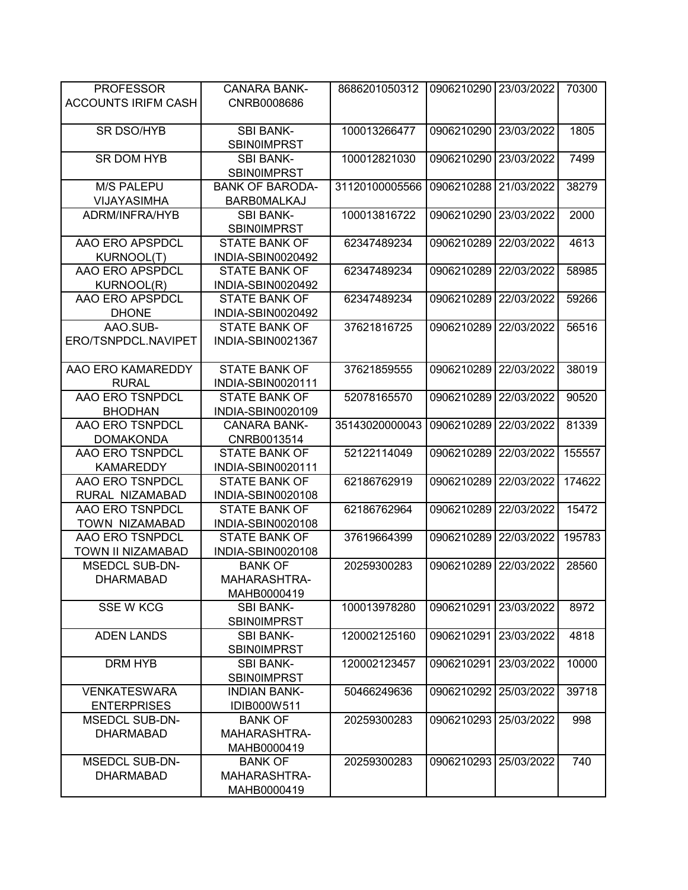| | | | | | |
|---|---|---|---|---|---|
| PROFESSOR ACCOUNTS IRIFM CASH | CANARA BANK-CNRB0008686 | 8686201050312 | 0906210290 | 23/03/2022 | 70300 |
| SR DSO/HYB | SBI BANK-SBIN0IMPRST | 100013266477 | 0906210290 | 23/03/2022 | 1805 |
| SR DOM HYB | SBI BANK-SBIN0IMPRST | 100012821030 | 0906210290 | 23/03/2022 | 7499 |
| M/S PALEPU VIJAYASIMHA | BANK OF BARODA-BARB0MALKAJ | 31120100005566 | 0906210288 | 21/03/2022 | 38279 |
| ADRM/INFRA/HYB | SBI BANK-SBIN0IMPRST | 100013816722 | 0906210290 | 23/03/2022 | 2000 |
| AAO ERO APSPDCL KURNOOL(T) | STATE BANK OF INDIA-SBIN0020492 | 62347489234 | 0906210289 | 22/03/2022 | 4613 |
| AAO ERO APSPDCL KURNOOL(R) | STATE BANK OF INDIA-SBIN0020492 | 62347489234 | 0906210289 | 22/03/2022 | 58985 |
| AAO ERO APSPDCL DHONE | STATE BANK OF INDIA-SBIN0020492 | 62347489234 | 0906210289 | 22/03/2022 | 59266 |
| AAO.SUB-ERO/TSNPDCL.NAVIPET | STATE BANK OF INDIA-SBIN0021367 | 37621816725 | 0906210289 | 22/03/2022 | 56516 |
| AAO ERO KAMAREDDY RURAL | STATE BANK OF INDIA-SBIN0020111 | 37621859555 | 0906210289 | 22/03/2022 | 38019 |
| AAO ERO TSNPDCL BHODHAN | STATE BANK OF INDIA-SBIN0020109 | 52078165570 | 0906210289 | 22/03/2022 | 90520 |
| AAO ERO TSNPDCL DOMAKONDA | CANARA BANK-CNRB0013514 | 35143020000043 | 0906210289 | 22/03/2022 | 81339 |
| AAO ERO TSNPDCL KAMAREDDY | STATE BANK OF INDIA-SBIN0020111 | 52122114049 | 0906210289 | 22/03/2022 | 155557 |
| AAO ERO TSNPDCL RURAL NIZAMABAD | STATE BANK OF INDIA-SBIN0020108 | 62186762919 | 0906210289 | 22/03/2022 | 174622 |
| AAO ERO TSNPDCL TOWN NIZAMABAD | STATE BANK OF INDIA-SBIN0020108 | 62186762964 | 0906210289 | 22/03/2022 | 15472 |
| AAO ERO TSNPDCL TOWN II NIZAMABAD | STATE BANK OF INDIA-SBIN0020108 | 37619664399 | 0906210289 | 22/03/2022 | 195783 |
| MSEDCL SUB-DN-DHARMABAD | BANK OF MAHARASHTRA-MAHB0000419 | 20259300283 | 0906210289 | 22/03/2022 | 28560 |
| SSE W KCG | SBI BANK-SBIN0IMPRST | 100013978280 | 0906210291 | 23/03/2022 | 8972 |
| ADEN LANDS | SBI BANK-SBIN0IMPRST | 120002125160 | 0906210291 | 23/03/2022 | 4818 |
| DRM HYB | SBI BANK-SBIN0IMPRST | 120002123457 | 0906210291 | 23/03/2022 | 10000 |
| VENKATESWARA ENTERPRISES | INDIAN BANK-IDIB000W511 | 50466249636 | 0906210292 | 25/03/2022 | 39718 |
| MSEDCL SUB-DN-DHARMABAD | BANK OF MAHARASHTRA-MAHB0000419 | 20259300283 | 0906210293 | 25/03/2022 | 998 |
| MSEDCL SUB-DN-DHARMABAD | BANK OF MAHARASHTRA-MAHB0000419 | 20259300283 | 0906210293 | 25/03/2022 | 740 |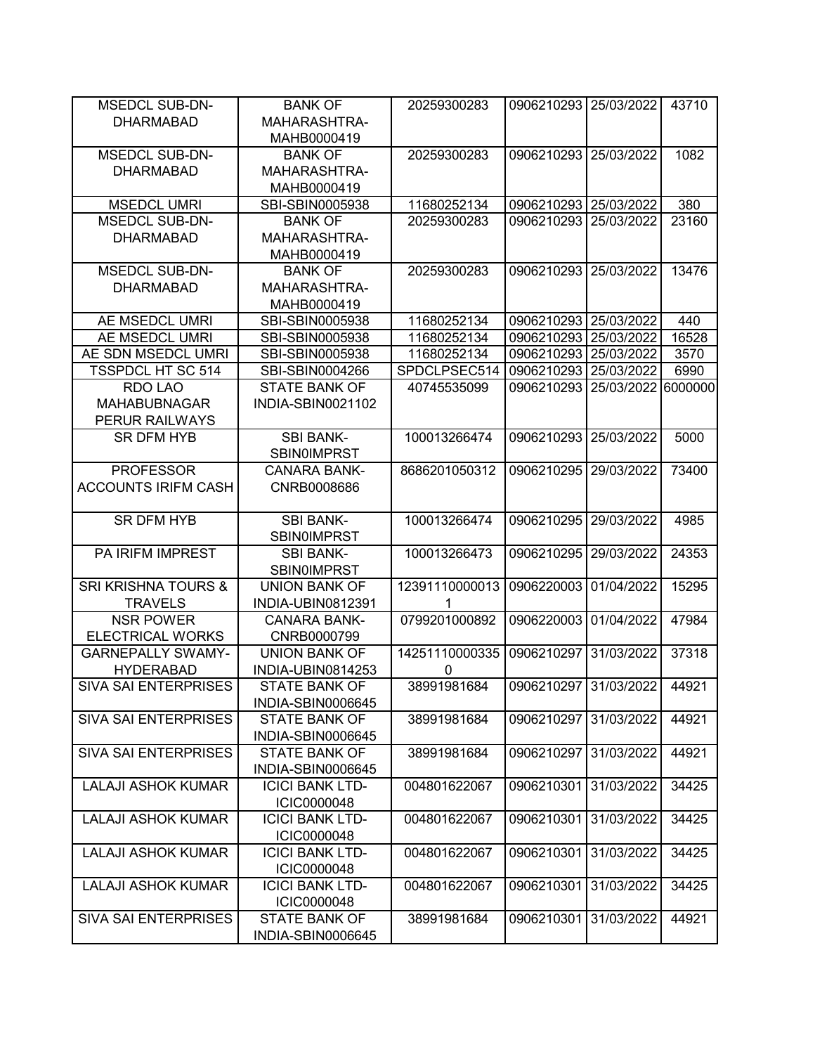| | | | | | |
|---|---|---|---|---|---|
| MSEDCL SUB-DN-DHARMABAD | BANK OF MAHARASHTRA-MAHB0000419 | 20259300283 | 0906210293 | 25/03/2022 | 43710 |
| MSEDCL SUB-DN-DHARMABAD | BANK OF MAHARASHTRA-MAHB0000419 | 20259300283 | 0906210293 | 25/03/2022 | 1082 |
| MSEDCL UMRI | SBI-SBIN0005938 | 11680252134 | 0906210293 | 25/03/2022 | 380 |
| MSEDCL SUB-DN-DHARMABAD | BANK OF MAHARASHTRA-MAHB0000419 | 20259300283 | 0906210293 | 25/03/2022 | 23160 |
| MSEDCL SUB-DN-DHARMABAD | BANK OF MAHARASHTRA-MAHB0000419 | 20259300283 | 0906210293 | 25/03/2022 | 13476 |
| AE MSEDCL UMRI | SBI-SBIN0005938 | 11680252134 | 0906210293 | 25/03/2022 | 440 |
| AE MSEDCL UMRI | SBI-SBIN0005938 | 11680252134 | 0906210293 | 25/03/2022 | 16528 |
| AE SDN MSEDCL UMRI | SBI-SBIN0005938 | 11680252134 | 0906210293 | 25/03/2022 | 3570 |
| TSSPDCL HT SC 514 | SBI-SBIN0004266 | SPDCLPSEC514 | 0906210293 | 25/03/2022 | 6990 |
| RDO LAO MAHABUBNAGAR PERUR RAILWAYS | STATE BANK OF INDIA-SBIN0021102 | 40745535099 | 0906210293 | 25/03/2022 | 6000000 |
| SR DFM HYB | SBI BANK-SBIN0IMPRST | 100013266474 | 0906210293 | 25/03/2022 | 5000 |
| PROFESSOR ACCOUNTS IRIFM CASH | CANARA BANK-CNRB0008686 | 8686201050312 | 0906210295 | 29/03/2022 | 73400 |
| SR DFM HYB | SBI BANK-SBIN0IMPRST | 100013266474 | 0906210295 | 29/03/2022 | 4985 |
| PA IRIFM IMPREST | SBI BANK-SBIN0IMPRST | 100013266473 | 0906210295 | 29/03/2022 | 24353 |
| SRI KRISHNA TOURS & TRAVELS | UNION BANK OF INDIA-UBIN0812391 | 123911100000131 | 0906220003 | 01/04/2022 | 15295 |
| NSR POWER ELECTRICAL WORKS | CANARA BANK-CNRB0000799 | 0799201000892 | 0906220003 | 01/04/2022 | 47984 |
| GARNEPALLY SWAMY-HYDERABAD | UNION BANK OF INDIA-UBIN0814253 | 142511100003350 | 0906210297 | 31/03/2022 | 37318 |
| SIVA SAI ENTERPRISES | STATE BANK OF INDIA-SBIN0006645 | 38991981684 | 0906210297 | 31/03/2022 | 44921 |
| SIVA SAI ENTERPRISES | STATE BANK OF INDIA-SBIN0006645 | 38991981684 | 0906210297 | 31/03/2022 | 44921 |
| SIVA SAI ENTERPRISES | STATE BANK OF INDIA-SBIN0006645 | 38991981684 | 0906210297 | 31/03/2022 | 44921 |
| LALAJI ASHOK KUMAR | ICICI BANK LTD-ICIC0000048 | 004801622067 | 0906210301 | 31/03/2022 | 34425 |
| LALAJI ASHOK KUMAR | ICICI BANK LTD-ICIC0000048 | 004801622067 | 0906210301 | 31/03/2022 | 34425 |
| LALAJI ASHOK KUMAR | ICICI BANK LTD-ICIC0000048 | 004801622067 | 0906210301 | 31/03/2022 | 34425 |
| LALAJI ASHOK KUMAR | ICICI BANK LTD-ICIC0000048 | 004801622067 | 0906210301 | 31/03/2022 | 34425 |
| SIVA SAI ENTERPRISES | STATE BANK OF INDIA-SBIN0006645 | 38991981684 | 0906210301 | 31/03/2022 | 44921 |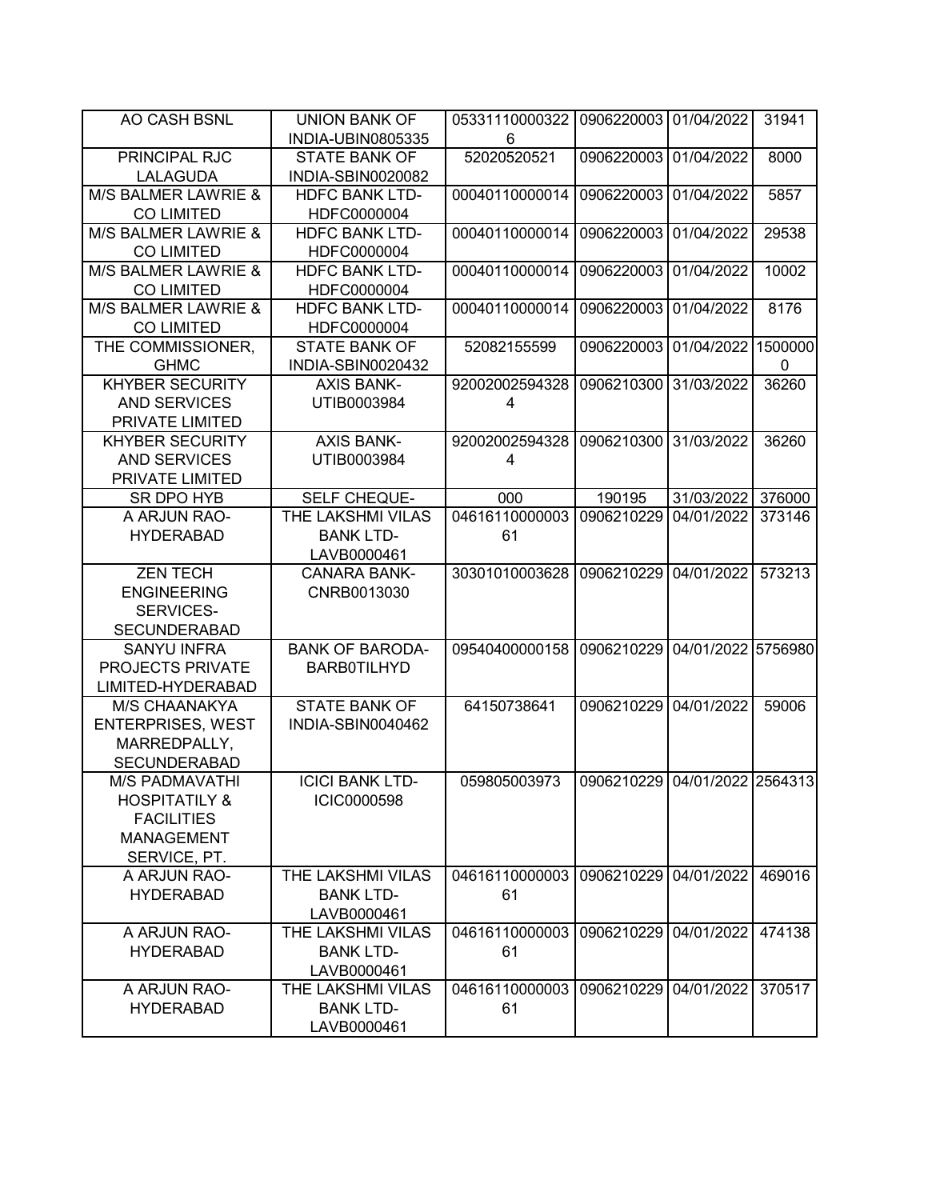| AO CASH BSNL | UNION BANK OF INDIA-UBIN0805335 | 053311100003226 | 0906220003 | 01/04/2022 | 31941 |
|---|---|---|---|---|---|
| PRINCIPAL RJC LALAGUDA | STATE BANK OF INDIA-SBIN0020082 | 52020520521 | 0906220003 | 01/04/2022 | 8000 |
| M/S BALMER LAWRIE & CO LIMITED | HDFC BANK LTD-HDFC0000004 | 00040110000014 | 0906220003 | 01/04/2022 | 5857 |
| M/S BALMER LAWRIE & CO LIMITED | HDFC BANK LTD-HDFC0000004 | 00040110000014 | 0906220003 | 01/04/2022 | 29538 |
| M/S BALMER LAWRIE & CO LIMITED | HDFC BANK LTD-HDFC0000004 | 00040110000014 | 0906220003 | 01/04/2022 | 10002 |
| M/S BALMER LAWRIE & CO LIMITED | HDFC BANK LTD-HDFC0000004 | 00040110000014 | 0906220003 | 01/04/2022 | 8176 |
| THE COMMISSIONER, GHMC | STATE BANK OF INDIA-SBIN0020432 | 52082155599 | 0906220003 | 01/04/2022 | 15000000 |
| KHYBER SECURITY AND SERVICES PRIVATE LIMITED | AXIS BANK-UTIB0003984 | 920020025943284 | 0906210300 | 31/03/2022 | 36260 |
| KHYBER SECURITY AND SERVICES PRIVATE LIMITED | AXIS BANK-UTIB0003984 | 920020025943284 | 0906210300 | 31/03/2022 | 36260 |
| SR DPO HYB | SELF CHEQUE- | 000 | 190195 | 31/03/2022 | 376000 |
| A ARJUN RAO-HYDERABAD | THE LAKSHMI VILAS BANK LTD-LAVB0000461 | 0461611000000361 | 0906210229 | 04/01/2022 | 373146 |
| ZEN TECH ENGINEERING SERVICES-SECUNDERABAD | CANARA BANK-CNRB0013030 | 30301010003628 | 0906210229 | 04/01/2022 | 573213 |
| SANYU INFRA PROJECTS PRIVATE LIMITED-HYDERABAD | BANK OF BARODA-BARB0TILHYD | 09540400000158 | 0906210229 | 04/01/2022 | 5756980 |
| M/S CHAANAKYA ENTERPRISES, WEST MARREDPALLY, SECUNDERABAD | STATE BANK OF INDIA-SBIN0040462 | 64150738641 | 0906210229 | 04/01/2022 | 59006 |
| M/S PADMAVATHI HOSPITATILY & FACILITIES MANAGEMENT SERVICE, PT. | ICICI BANK LTD-ICIC0000598 | 059805003973 | 0906210229 | 04/01/2022 | 2564313 |
| A ARJUN RAO-HYDERABAD | THE LAKSHMI VILAS BANK LTD-LAVB0000461 | 0461611000000361 | 0906210229 | 04/01/2022 | 469016 |
| A ARJUN RAO-HYDERABAD | THE LAKSHMI VILAS BANK LTD-LAVB0000461 | 0461611000000361 | 0906210229 | 04/01/2022 | 474138 |
| A ARJUN RAO-HYDERABAD | THE LAKSHMI VILAS BANK LTD-LAVB0000461 | 0461611000000361 | 0906210229 | 04/01/2022 | 370517 |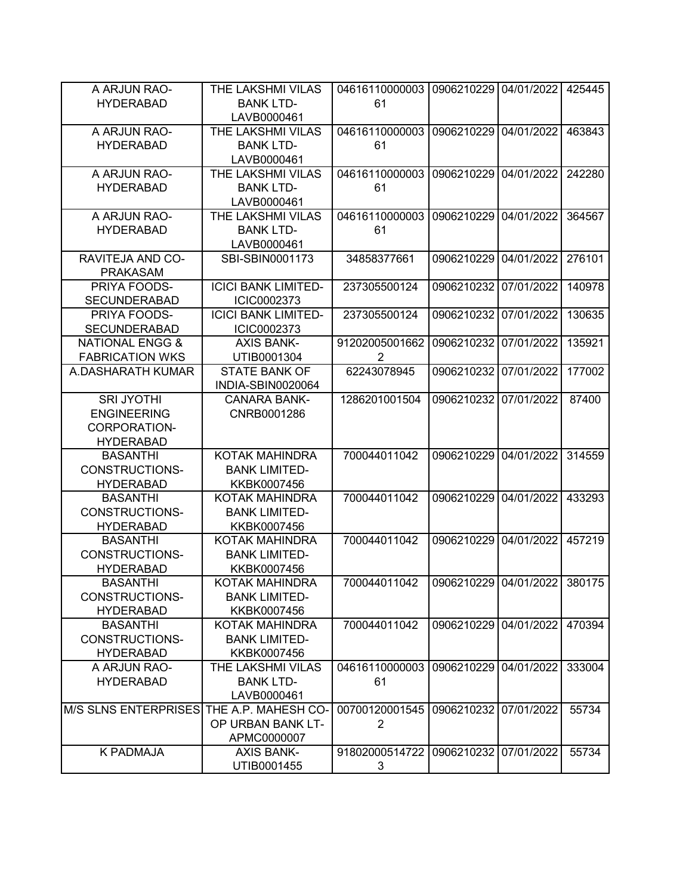| | | | | | |
|---|---|---|---|---|---|
| A ARJUN RAO-HYDERABAD | THE LAKSHMI VILAS BANK LTD-LAVB0000461 | 0461611000000361 | 0906210229 | 04/01/2022 | 425445 |
| A ARJUN RAO-HYDERABAD | THE LAKSHMI VILAS BANK LTD-LAVB0000461 | 0461611000000361 | 0906210229 | 04/01/2022 | 463843 |
| A ARJUN RAO-HYDERABAD | THE LAKSHMI VILAS BANK LTD-LAVB0000461 | 0461611000000361 | 0906210229 | 04/01/2022 | 242280 |
| A ARJUN RAO-HYDERABAD | THE LAKSHMI VILAS BANK LTD-LAVB0000461 | 0461611000000361 | 0906210229 | 04/01/2022 | 364567 |
| RAVITEJA AND CO-PRAKASAM | SBI-SBIN0001173 | 34858377661 | 0906210229 | 04/01/2022 | 276101 |
| PRIYA FOODS-SECUNDERABAD | ICICI BANK LIMITED-ICIC0002373 | 237305500124 | 0906210232 | 07/01/2022 | 140978 |
| PRIYA FOODS-SECUNDERABAD | ICICI BANK LIMITED-ICIC0002373 | 237305500124 | 0906210232 | 07/01/2022 | 130635 |
| NATIONAL ENGG & FABRICATION WKS | AXIS BANK-UTIB0001304 | 912020050016622 | 0906210232 | 07/01/2022 | 135921 |
| A.DASHARATH KUMAR | STATE BANK OF INDIA-SBIN0020064 | 62243078945 | 0906210232 | 07/01/2022 | 177002 |
| SRI JYOTHI ENGINEERING CORPORATION-HYDERABAD | CANARA BANK-CNRB0001286 | 1286201001504 | 0906210232 | 07/01/2022 | 87400 |
| BASANTHI CONSTRUCTIONS-HYDERABAD | KOTAK MAHINDRA BANK LIMITED-KKBK0007456 | 700044011042 | 0906210229 | 04/01/2022 | 314559 |
| BASANTHI CONSTRUCTIONS-HYDERABAD | KOTAK MAHINDRA BANK LIMITED-KKBK0007456 | 700044011042 | 0906210229 | 04/01/2022 | 433293 |
| BASANTHI CONSTRUCTIONS-HYDERABAD | KOTAK MAHINDRA BANK LIMITED-KKBK0007456 | 700044011042 | 0906210229 | 04/01/2022 | 457219 |
| BASANTHI CONSTRUCTIONS-HYDERABAD | KOTAK MAHINDRA BANK LIMITED-KKBK0007456 | 700044011042 | 0906210229 | 04/01/2022 | 380175 |
| BASANTHI CONSTRUCTIONS-HYDERABAD | KOTAK MAHINDRA BANK LIMITED-KKBK0007456 | 700044011042 | 0906210229 | 04/01/2022 | 470394 |
| A ARJUN RAO-HYDERABAD | THE LAKSHMI VILAS BANK LTD-LAVB0000461 | 0461611000000361 | 0906210229 | 04/01/2022 | 333004 |
| M/S SLNS ENTERPRISES | THE A.P. MAHESH CO-OP URBAN BANK LT-APMC0000007 | 007001200015452 | 0906210232 | 07/01/2022 | 55734 |
| K PADMAJA | AXIS BANK-UTIB0001455 | 918020005147223 | 0906210232 | 07/01/2022 | 55734 |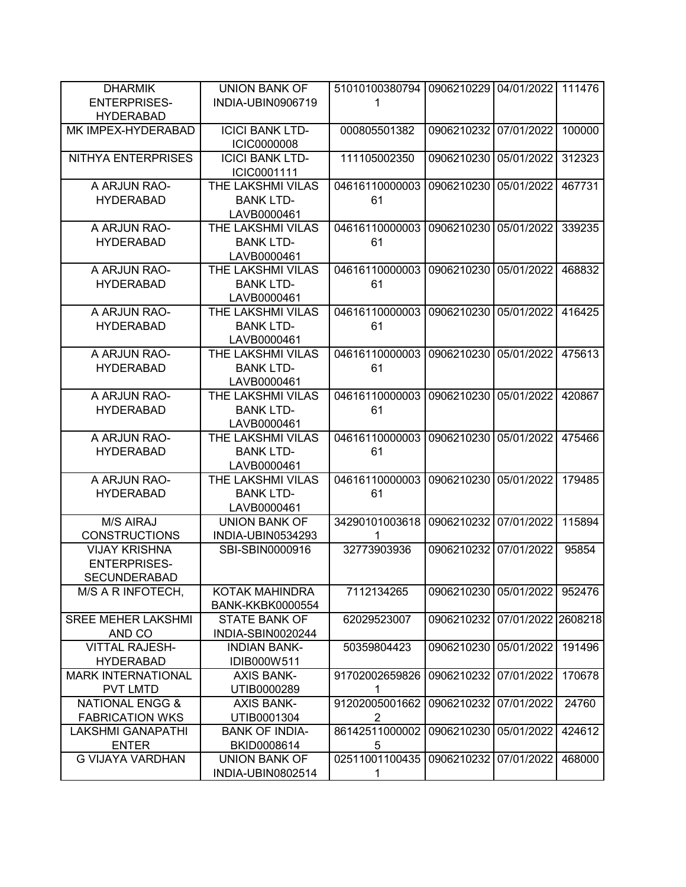| | | | | | |
|---|---|---|---|---|---|
| DHARMIK ENTERPRISES-HYDERABAD | UNION BANK OF INDIA-UBIN0906719 | 510101003807941 | 0906210229 | 04/01/2022 | 111476 |
| MK IMPEX-HYDERABAD | ICICI BANK LTD-ICIC0000008 | 000805501382 | 0906210232 | 07/01/2022 | 100000 |
| NITHYA ENTERPRISES | ICICI BANK LTD-ICIC0001111 | 111105002350 | 0906210230 | 05/01/2022 | 312323 |
| A ARJUN RAO-HYDERABAD | THE LAKSHMI VILAS BANK LTD-LAVB0000461 | 0461611000000361 | 0906210230 | 05/01/2022 | 467731 |
| A ARJUN RAO-HYDERABAD | THE LAKSHMI VILAS BANK LTD-LAVB0000461 | 0461611000000361 | 0906210230 | 05/01/2022 | 339235 |
| A ARJUN RAO-HYDERABAD | THE LAKSHMI VILAS BANK LTD-LAVB0000461 | 0461611000000361 | 0906210230 | 05/01/2022 | 468832 |
| A ARJUN RAO-HYDERABAD | THE LAKSHMI VILAS BANK LTD-LAVB0000461 | 0461611000000361 | 0906210230 | 05/01/2022 | 416425 |
| A ARJUN RAO-HYDERABAD | THE LAKSHMI VILAS BANK LTD-LAVB0000461 | 0461611000000361 | 0906210230 | 05/01/2022 | 475613 |
| A ARJUN RAO-HYDERABAD | THE LAKSHMI VILAS BANK LTD-LAVB0000461 | 0461611000000361 | 0906210230 | 05/01/2022 | 420867 |
| A ARJUN RAO-HYDERABAD | THE LAKSHMI VILAS BANK LTD-LAVB0000461 | 0461611000000361 | 0906210230 | 05/01/2022 | 475466 |
| A ARJUN RAO-HYDERABAD | THE LAKSHMI VILAS BANK LTD-LAVB0000461 | 0461611000000361 | 0906210230 | 05/01/2022 | 179485 |
| M/S AIRAJ CONSTRUCTIONS | UNION BANK OF INDIA-UBIN0534293 | 342901010036181 | 0906210232 | 07/01/2022 | 115894 |
| VIJAY KRISHNA ENTERPRISES-SECUNDERABAD | SBI-SBIN0000916 | 32773903936 | 0906210232 | 07/01/2022 | 95854 |
| M/S A R INFOTECH, | KOTAK MAHINDRA BANK-KKBK0000554 | 7112134265 | 0906210230 | 05/01/2022 | 952476 |
| SREE MEHER LAKSHMI AND CO | STATE BANK OF INDIA-SBIN0020244 | 62029523007 | 0906210232 | 07/01/2022 | 2608218 |
| VITTAL RAJESH-HYDERABAD | INDIAN BANK-IDIB000W511 | 50359804423 | 0906210230 | 05/01/2022 | 191496 |
| MARK INTERNATIONAL PVT LMTD | AXIS BANK-UTIB0000289 | 917020026598261 | 0906210232 | 07/01/2022 | 170678 |
| NATIONAL ENGG & FABRICATION WKS | AXIS BANK-UTIB0001304 | 912020050016622 | 0906210232 | 07/01/2022 | 24760 |
| LAKSHMI GANAPATHI ENTER | BANK OF INDIA-BKID0008614 | 861425110000025 | 0906210230 | 05/01/2022 | 424612 |
| G VIJAYA VARDHAN | UNION BANK OF INDIA-UBIN0802514 | 025110011004351 | 0906210232 | 07/01/2022 | 468000 |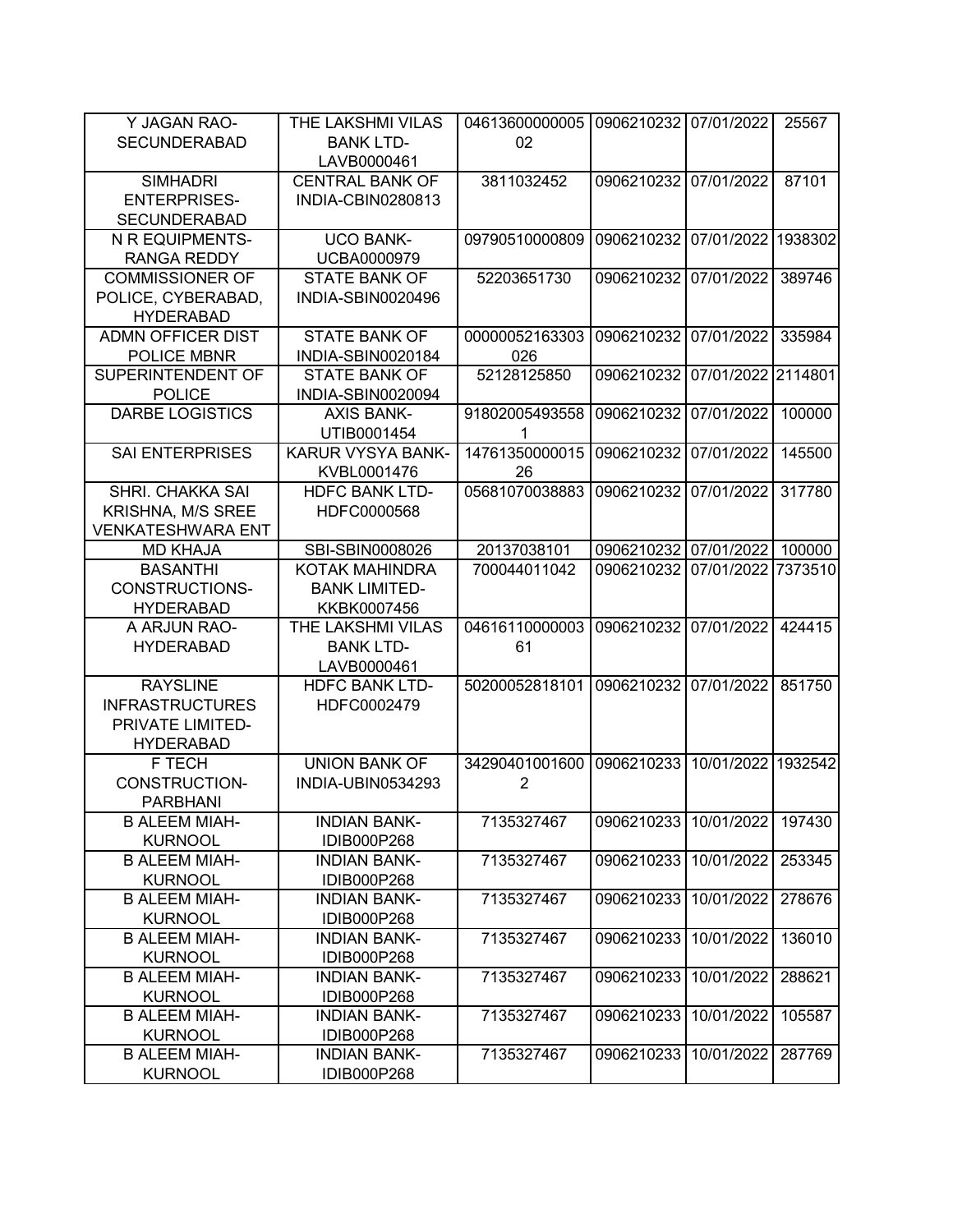| | | | | | |
|---|---|---|---|---|---|
| Y JAGAN RAO-SECUNDERABAD | THE LAKSHMI VILAS BANK LTD-LAVB0000461 | 0461360000000502 | 0906210232 | 07/01/2022 | 25567 |
| SIMHADRI ENTERPRISES-SECUNDERABAD | CENTRAL BANK OF INDIA-CBIN0280813 | 3811032452 | 0906210232 | 07/01/2022 | 87101 |
| N R EQUIPMENTS-RANGA REDDY | UCO BANK-UCBA0000979 | 09790510000809 | 0906210232 | 07/01/2022 | 1938302 |
| COMMISSIONER OF POLICE, CYBERABAD, HYDERABAD | STATE BANK OF INDIA-SBIN0020496 | 52203651730 | 0906210232 | 07/01/2022 | 389746 |
| ADMN OFFICER DIST POLICE MBNR | STATE BANK OF INDIA-SBIN0020184 | 00000052163303026 | 0906210232 | 07/01/2022 | 335984 |
| SUPERINTENDENT OF POLICE | STATE BANK OF INDIA-SBIN0020094 | 52128125850 | 0906210232 | 07/01/2022 | 2114801 |
| DARBE LOGISTICS | AXIS BANK-UTIB0001454 | 918020054935581 | 0906210232 | 07/01/2022 | 100000 |
| SAI ENTERPRISES | KARUR VYSYA BANK-KVBL0001476 | 1476135000001526 | 0906210232 | 07/01/2022 | 145500 |
| SHRI. CHAKKA SAI KRISHNA, M/S SREE VENKATESHWARA ENT | HDFC BANK LTD-HDFC0000568 | 05681070038883 | 0906210232 | 07/01/2022 | 317780 |
| MD KHAJA | SBI-SBIN0008026 | 20137038101 | 0906210232 | 07/01/2022 | 100000 |
| BASANTHI CONSTRUCTIONS-HYDERABAD | KOTAK MAHINDRA BANK LIMITED-KKBK0007456 | 700044011042 | 0906210232 | 07/01/2022 | 7373510 |
| A ARJUN RAO-HYDERABAD | THE LAKSHMI VILAS BANK LTD-LAVB0000461 | 0461611000000361 | 0906210232 | 07/01/2022 | 424415 |
| RAYSLINE INFRASTRUCTURES PRIVATE LIMITED-HYDERABAD | HDFC BANK LTD-HDFC0002479 | 50200052818101 | 0906210232 | 07/01/2022 | 851750 |
| F TECH CONSTRUCTION-PARBHANI | UNION BANK OF INDIA-UBIN0534293 | 342904010016002 | 0906210233 | 10/01/2022 | 1932542 |
| B ALEEM MIAH-KURNOOL | INDIAN BANK-IDIB000P268 | 7135327467 | 0906210233 | 10/01/2022 | 197430 |
| B ALEEM MIAH-KURNOOL | INDIAN BANK-IDIB000P268 | 7135327467 | 0906210233 | 10/01/2022 | 253345 |
| B ALEEM MIAH-KURNOOL | INDIAN BANK-IDIB000P268 | 7135327467 | 0906210233 | 10/01/2022 | 278676 |
| B ALEEM MIAH-KURNOOL | INDIAN BANK-IDIB000P268 | 7135327467 | 0906210233 | 10/01/2022 | 136010 |
| B ALEEM MIAH-KURNOOL | INDIAN BANK-IDIB000P268 | 7135327467 | 0906210233 | 10/01/2022 | 288621 |
| B ALEEM MIAH-KURNOOL | INDIAN BANK-IDIB000P268 | 7135327467 | 0906210233 | 10/01/2022 | 105587 |
| B ALEEM MIAH-KURNOOL | INDIAN BANK-IDIB000P268 | 7135327467 | 0906210233 | 10/01/2022 | 287769 |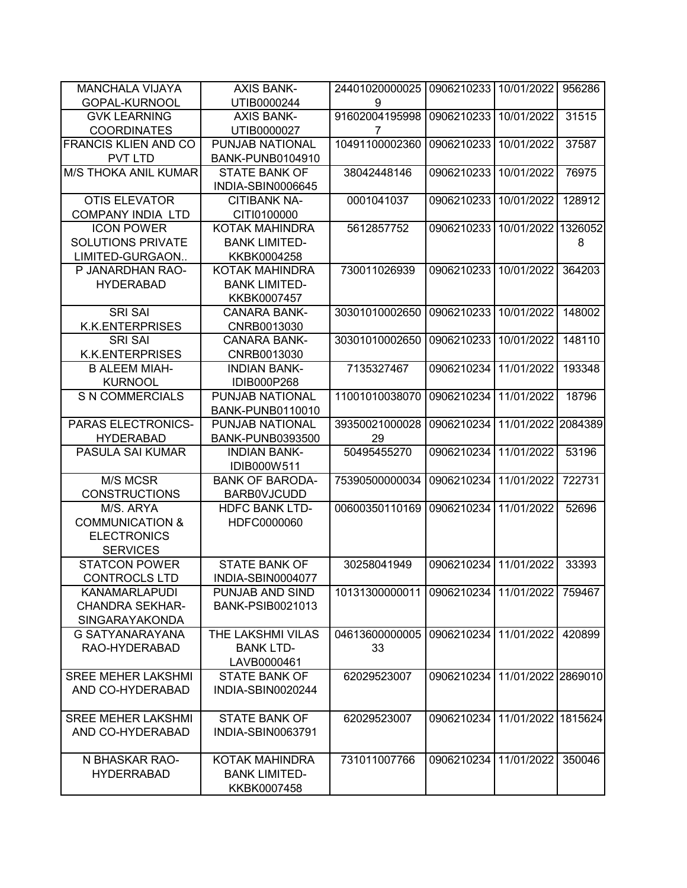| | | | | | |
|---|---|---|---|---|---|
| MANCHALA VIJAYA GOPAL-KURNOOL | AXIS BANK-UTIB0000244 | 244010200000259 | 0906210233 | 10/01/2022 | 956286 |
| GVK LEARNING COORDINATES | AXIS BANK-UTIB0000027 | 916020041959987 | 0906210233 | 10/01/2022 | 31515 |
| FRANCIS KLIEN AND CO PVT LTD | PUNJAB NATIONAL BANK-PUNB0104910 | 10491100002360 | 0906210233 | 10/01/2022 | 37587 |
| M/S THOKA ANIL KUMAR | STATE BANK OF INDIA-SBIN0006645 | 38042448146 | 0906210233 | 10/01/2022 | 76975 |
| OTIS ELEVATOR COMPANY INDIA LTD | CITIBANK NA-CITI0100000 | 0001041037 | 0906210233 | 10/01/2022 | 128912 |
| ICON POWER SOLUTIONS PRIVATE LIMITED-GURGAON.. | KOTAK MAHINDRA BANK LIMITED-KKBK0004258 | 5612857752 | 0906210233 | 10/01/2022 | 13260528 |
| P JANARDHAN RAO-HYDERABAD | KOTAK MAHINDRA BANK LIMITED-KKBK0007457 | 730011026939 | 0906210233 | 10/01/2022 | 364203 |
| SRI SAI K.K.ENTERPRISES | CANARA BANK-CNRB0013030 | 30301010002650 | 0906210233 | 10/01/2022 | 148002 |
| SRI SAI K.K.ENTERPRISES | CANARA BANK-CNRB0013030 | 30301010002650 | 0906210233 | 10/01/2022 | 148110 |
| B ALEEM MIAH-KURNOOL | INDIAN BANK-IDIB000P268 | 7135327467 | 0906210234 | 11/01/2022 | 193348 |
| S N COMMERCIALS | PUNJAB NATIONAL BANK-PUNB0110010 | 11001010038070 | 0906210234 | 11/01/2022 | 18796 |
| PARAS ELECTRONICS-HYDERABAD | PUNJAB NATIONAL BANK-PUNB0393500 | 3935002100002829 | 0906210234 | 11/01/2022 | 2084389 |
| PASULA SAI KUMAR | INDIAN BANK-IDIB000W511 | 50495455270 | 0906210234 | 11/01/2022 | 53196 |
| M/S MCSR CONSTRUCTIONS | BANK OF BARODA-BARB0VJCUDD | 75390500000034 | 0906210234 | 11/01/2022 | 722731 |
| M/S. ARYA COMMUNICATION & ELECTRONICS SERVICES | HDFC BANK LTD-HDFC0000060 | 00600350110169 | 0906210234 | 11/01/2022 | 52696 |
| STATCON POWER CONTROCLS LTD | STATE BANK OF INDIA-SBIN0004077 | 30258041949 | 0906210234 | 11/01/2022 | 33393 |
| KANAMARLAPUDI CHANDRA SEKHAR-SINGARAYAKONDA | PUNJAB AND SIND BANK-PSIB0021013 | 10131300000011 | 0906210234 | 11/01/2022 | 759467 |
| G SATYANARAYANA RAO-HYDERABAD | THE LAKSHMI VILAS BANK LTD-LAVB0000461 | 0461360000000533 | 0906210234 | 11/01/2022 | 420899 |
| SREE MEHER LAKSHMI AND CO-HYDERABAD | STATE BANK OF INDIA-SBIN0020244 | 62029523007 | 0906210234 | 11/01/2022 | 2869010 |
| SREE MEHER LAKSHMI AND CO-HYDERABAD | STATE BANK OF INDIA-SBIN0063791 | 62029523007 | 0906210234 | 11/01/2022 | 1815624 |
| N BHASKAR RAO-HYDERRABAD | KOTAK MAHINDRA BANK LIMITED-KKBK0007458 | 731011007766 | 0906210234 | 11/01/2022 | 350046 |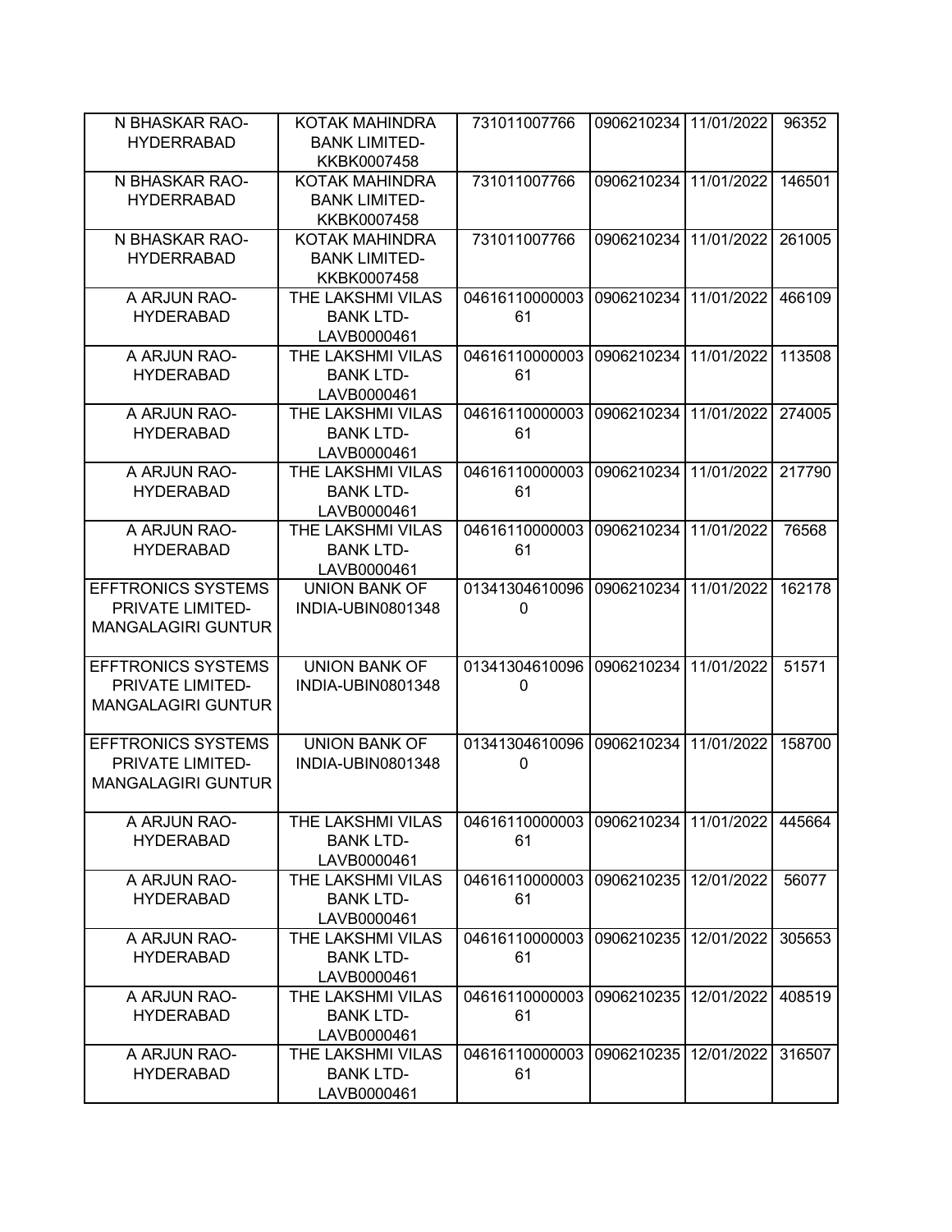| N BHASKAR RAO-HYDERRABAD | KOTAK MAHINDRA BANK LIMITED-KKBK0007458 | 731011007766 | 0906210234 | 11/01/2022 | 96352 |
|---|---|---|---|---|---|
| N BHASKAR RAO-HYDERRABAD | KOTAK MAHINDRA BANK LIMITED-KKBK0007458 | 731011007766 | 0906210234 | 11/01/2022 | 146501 |
| N BHASKAR RAO-HYDERRABAD | KOTAK MAHINDRA BANK LIMITED-KKBK0007458 | 731011007766 | 0906210234 | 11/01/2022 | 261005 |
| A ARJUN RAO-HYDERABAD | THE LAKSHMI VILAS BANK LTD-LAVB0000461 | 0461611000000361 | 0906210234 | 11/01/2022 | 466109 |
| A ARJUN RAO-HYDERABAD | THE LAKSHMI VILAS BANK LTD-LAVB0000461 | 0461611000000361 | 0906210234 | 11/01/2022 | 113508 |
| A ARJUN RAO-HYDERABAD | THE LAKSHMI VILAS BANK LTD-LAVB0000461 | 0461611000000361 | 0906210234 | 11/01/2022 | 274005 |
| A ARJUN RAO-HYDERABAD | THE LAKSHMI VILAS BANK LTD-LAVB0000461 | 0461611000000361 | 0906210234 | 11/01/2022 | 217790 |
| A ARJUN RAO-HYDERABAD | THE LAKSHMI VILAS BANK LTD-LAVB0000461 | 0461611000000361 | 0906210234 | 11/01/2022 | 76568 |
| EFFTRONICS SYSTEMS PRIVATE LIMITED-MANGALAGIRI GUNTUR | UNION BANK OF INDIA-UBIN0801348 | 013413046100960 | 0906210234 | 11/01/2022 | 162178 |
| EFFTRONICS SYSTEMS PRIVATE LIMITED-MANGALAGIRI GUNTUR | UNION BANK OF INDIA-UBIN0801348 | 013413046100960 | 0906210234 | 11/01/2022 | 51571 |
| EFFTRONICS SYSTEMS PRIVATE LIMITED-MANGALAGIRI GUNTUR | UNION BANK OF INDIA-UBIN0801348 | 013413046100960 | 0906210234 | 11/01/2022 | 158700 |
| A ARJUN RAO-HYDERABAD | THE LAKSHMI VILAS BANK LTD-LAVB0000461 | 0461611000000361 | 0906210234 | 11/01/2022 | 445664 |
| A ARJUN RAO-HYDERABAD | THE LAKSHMI VILAS BANK LTD-LAVB0000461 | 0461611000000361 | 0906210235 | 12/01/2022 | 56077 |
| A ARJUN RAO-HYDERABAD | THE LAKSHMI VILAS BANK LTD-LAVB0000461 | 0461611000000361 | 0906210235 | 12/01/2022 | 305653 |
| A ARJUN RAO-HYDERABAD | THE LAKSHMI VILAS BANK LTD-LAVB0000461 | 0461611000000361 | 0906210235 | 12/01/2022 | 408519 |
| A ARJUN RAO-HYDERABAD | THE LAKSHMI VILAS BANK LTD-LAVB0000461 | 0461611000000361 | 0906210235 | 12/01/2022 | 316507 |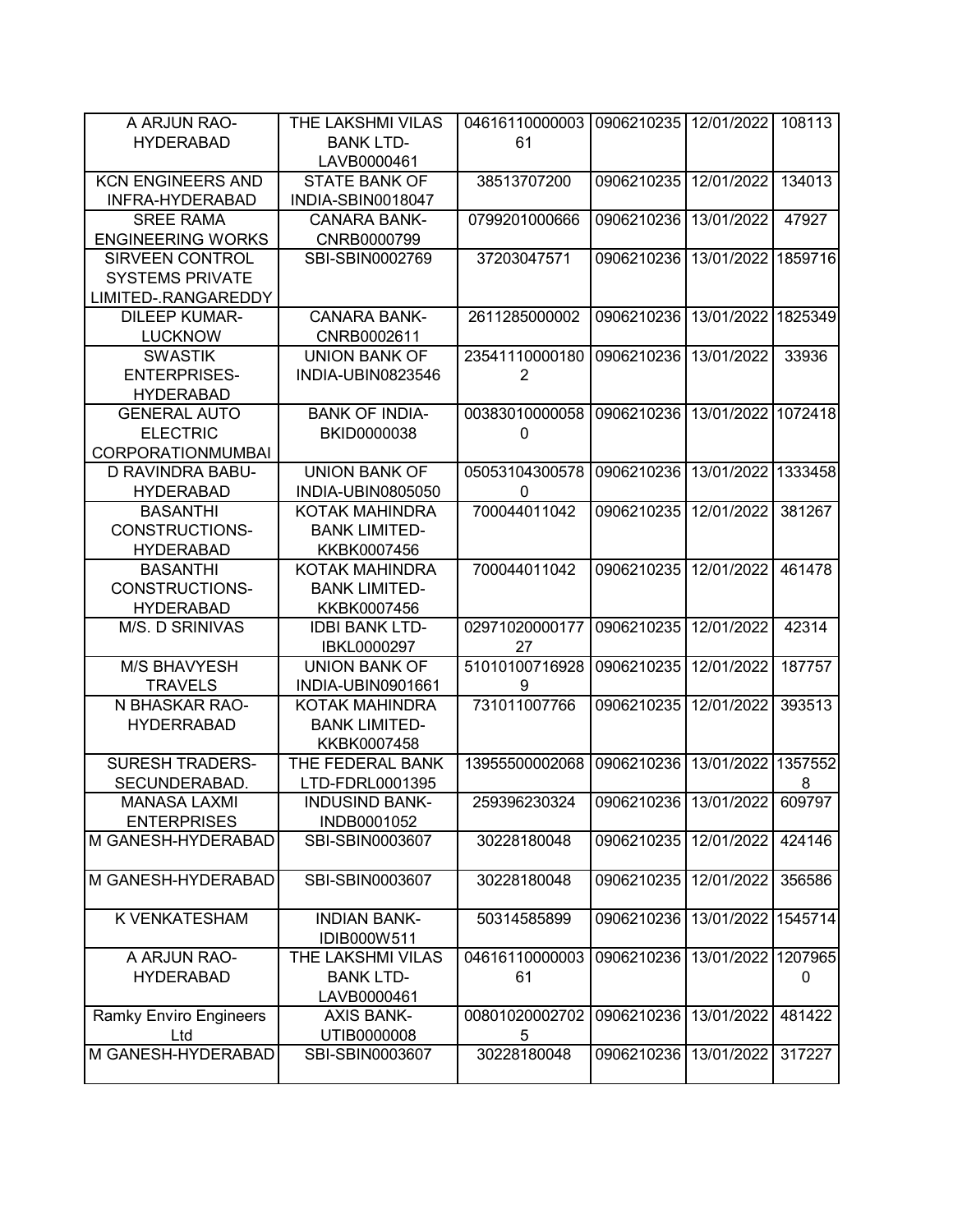| | | | | | |
|---|---|---|---|---|---|
| A ARJUN RAO-HYDERABAD | THE LAKSHMI VILAS BANK LTD-LAVB0000461 | 0461611000000361 | 0906210235 | 12/01/2022 | 108113 |
| KCN ENGINEERS AND INFRA-HYDERABAD | STATE BANK OF INDIA-SBIN0018047 | 38513707200 | 0906210235 | 12/01/2022 | 134013 |
| SREE RAMA ENGINEERING WORKS | CANARA BANK-CNRB0000799 | 0799201000666 | 0906210236 | 13/01/2022 | 47927 |
| SIRVEEN CONTROL SYSTEMS PRIVATE LIMITED-.RANGAREDDY | SBI-SBIN0002769 | 37203047571 | 0906210236 | 13/01/2022 | 1859716 |
| DILEEP KUMAR-LUCKNOW | CANARA BANK-CNRB0002611 | 2611285000002 | 0906210236 | 13/01/2022 | 1825349 |
| SWASTIK ENTERPRISES-HYDERABAD | UNION BANK OF INDIA-UBIN0823546 | 235411100001802 | 0906210236 | 13/01/2022 | 33936 |
| GENERAL AUTO ELECTRIC CORPORATIONMUMBAI | BANK OF INDIA-BKID0000038 | 003830100000580 | 0906210236 | 13/01/2022 | 1072418 |
| D RAVINDRA BABU-HYDERABAD | UNION BANK OF INDIA-UBIN0805050 | 050531043005780 | 0906210236 | 13/01/2022 | 1333458 |
| BASANTHI CONSTRUCTIONS-HYDERABAD | KOTAK MAHINDRA BANK LIMITED-KKBK0007456 | 700044011042 | 0906210235 | 12/01/2022 | 381267 |
| BASANTHI CONSTRUCTIONS-HYDERABAD | KOTAK MAHINDRA BANK LIMITED-KKBK0007456 | 700044011042 | 0906210235 | 12/01/2022 | 461478 |
| M/S. D SRINIVAS | IDBI BANK LTD-IBKL0000297 | 0297102000017727 | 0906210235 | 12/01/2022 | 42314 |
| M/S BHAVYESH TRAVELS | UNION BANK OF INDIA-UBIN0901661 | 510101007169289 | 0906210235 | 12/01/2022 | 187757 |
| N BHASKAR RAO-HYDERRABAD | KOTAK MAHINDRA BANK LIMITED-KKBK0007458 | 731011007766 | 0906210235 | 12/01/2022 | 393513 |
| SURESH TRADERS-SECUNDERABAD. | THE FEDERAL BANK LTD-FDRL0001395 | 13955500002068 | 0906210236 | 13/01/2022 | 13575528 |
| MANASA LAXMI ENTERPRISES | INDUSIND BANK-INDB0001052 | 259396230324 | 0906210236 | 13/01/2022 | 609797 |
| M GANESH-HYDERABAD | SBI-SBIN0003607 | 30228180048 | 0906210235 | 12/01/2022 | 424146 |
| M GANESH-HYDERABAD | SBI-SBIN0003607 | 30228180048 | 0906210235 | 12/01/2022 | 356586 |
| K VENKATESHAM | INDIAN BANK-IDIB000W511 | 50314585899 | 0906210236 | 13/01/2022 | 1545714 |
| A ARJUN RAO-HYDERABAD | THE LAKSHMI VILAS BANK LTD-LAVB0000461 | 0461611000000361 | 0906210236 | 13/01/2022 | 12079650 |
| Ramky Enviro Engineers Ltd | AXIS BANK-UTIB0000008 | 008010200027025 | 0906210236 | 13/01/2022 | 481422 |
| M GANESH-HYDERABAD | SBI-SBIN0003607 | 30228180048 | 0906210236 | 13/01/2022 | 317227 |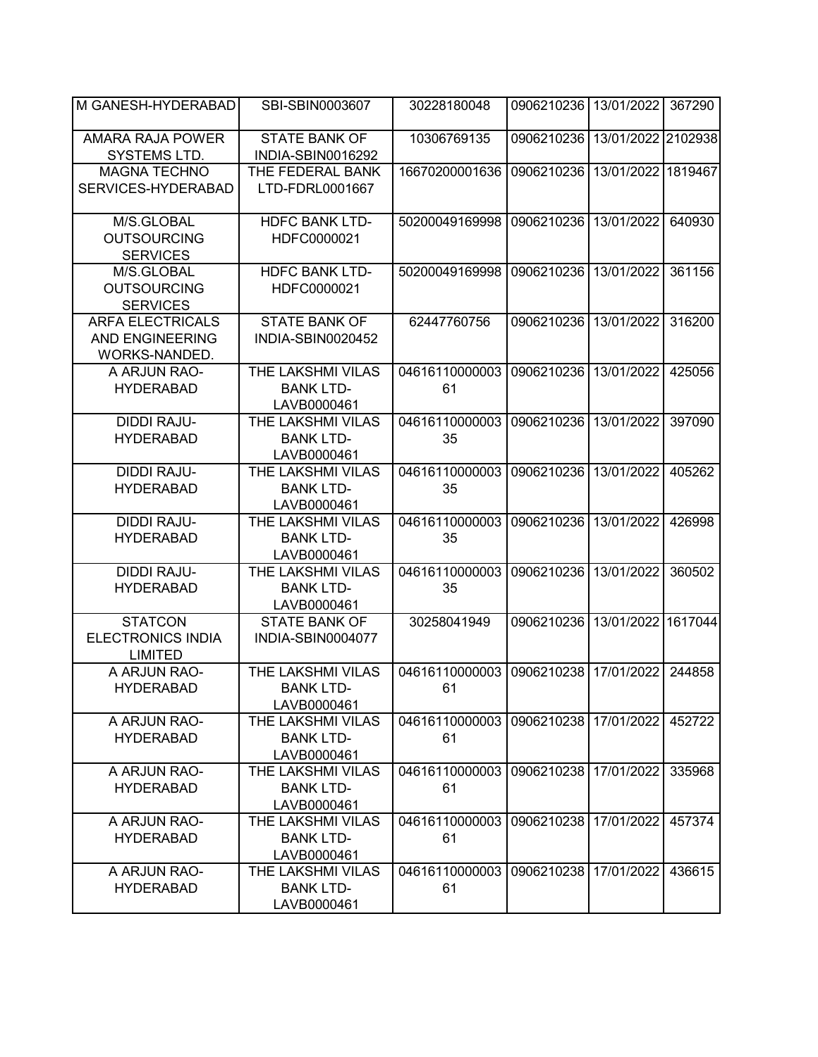| | | | | | |
|---|---|---|---|---|---|
| M GANESH-HYDERABAD | SBI-SBIN0003607 | 30228180048 | 0906210236 | 13/01/2022 | 367290 |
| AMARA RAJA POWER SYSTEMS LTD. | STATE BANK OF INDIA-SBIN0016292 | 10306769135 | 0906210236 | 13/01/2022 | 2102938 |
| MAGNA TECHNO SERVICES-HYDERABAD | THE FEDERAL BANK LTD-FDRL0001667 | 16670200001636 | 0906210236 | 13/01/2022 | 1819467 |
| M/S.GLOBAL OUTSOURCING SERVICES | HDFC BANK LTD-HDFC0000021 | 50200049169998 | 0906210236 | 13/01/2022 | 640930 |
| M/S.GLOBAL OUTSOURCING SERVICES | HDFC BANK LTD-HDFC0000021 | 50200049169998 | 0906210236 | 13/01/2022 | 361156 |
| ARFA ELECTRICALS AND ENGINEERING WORKS-NANDED. | STATE BANK OF INDIA-SBIN0020452 | 62447760756 | 0906210236 | 13/01/2022 | 316200 |
| A ARJUN RAO-HYDERABAD | THE LAKSHMI VILAS BANK LTD-LAVB0000461 | 0461611000000361 | 0906210236 | 13/01/2022 | 425056 |
| DIDDI RAJU-HYDERABAD | THE LAKSHMI VILAS BANK LTD-LAVB0000461 | 0461611000000335 | 0906210236 | 13/01/2022 | 397090 |
| DIDDI RAJU-HYDERABAD | THE LAKSHMI VILAS BANK LTD-LAVB0000461 | 0461611000000335 | 0906210236 | 13/01/2022 | 405262 |
| DIDDI RAJU-HYDERABAD | THE LAKSHMI VILAS BANK LTD-LAVB0000461 | 0461611000000335 | 0906210236 | 13/01/2022 | 426998 |
| DIDDI RAJU-HYDERABAD | THE LAKSHMI VILAS BANK LTD-LAVB0000461 | 0461611000000335 | 0906210236 | 13/01/2022 | 360502 |
| STATCON ELECTRONICS INDIA LIMITED | STATE BANK OF INDIA-SBIN0004077 | 30258041949 | 0906210236 | 13/01/2022 | 1617044 |
| A ARJUN RAO-HYDERABAD | THE LAKSHMI VILAS BANK LTD-LAVB0000461 | 0461611000000361 | 0906210238 | 17/01/2022 | 244858 |
| A ARJUN RAO-HYDERABAD | THE LAKSHMI VILAS BANK LTD-LAVB0000461 | 0461611000000361 | 0906210238 | 17/01/2022 | 452722 |
| A ARJUN RAO-HYDERABAD | THE LAKSHMI VILAS BANK LTD-LAVB0000461 | 0461611000000361 | 0906210238 | 17/01/2022 | 335968 |
| A ARJUN RAO-HYDERABAD | THE LAKSHMI VILAS BANK LTD-LAVB0000461 | 0461611000000361 | 0906210238 | 17/01/2022 | 457374 |
| A ARJUN RAO-HYDERABAD | THE LAKSHMI VILAS BANK LTD-LAVB0000461 | 0461611000000361 | 0906210238 | 17/01/2022 | 436615 |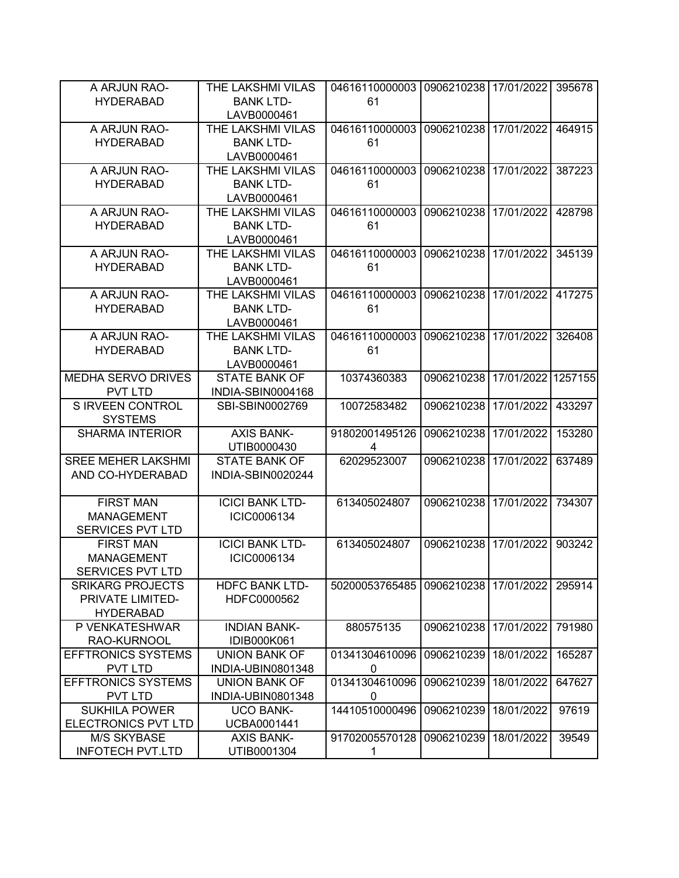| A ARJUN RAO-HYDERABAD | THE LAKSHMI VILAS BANK LTD-LAVB0000461 | 0461611000000361 | 0906210238 | 17/01/2022 | 395678 |
|---|---|---|---|---|---|
| A ARJUN RAO-HYDERABAD | THE LAKSHMI VILAS BANK LTD-LAVB0000461 | 0461611000000361 | 0906210238 | 17/01/2022 | 464915 |
| A ARJUN RAO-HYDERABAD | THE LAKSHMI VILAS BANK LTD-LAVB0000461 | 0461611000000361 | 0906210238 | 17/01/2022 | 387223 |
| A ARJUN RAO-HYDERABAD | THE LAKSHMI VILAS BANK LTD-LAVB0000461 | 0461611000000361 | 0906210238 | 17/01/2022 | 428798 |
| A ARJUN RAO-HYDERABAD | THE LAKSHMI VILAS BANK LTD-LAVB0000461 | 0461611000000361 | 0906210238 | 17/01/2022 | 345139 |
| A ARJUN RAO-HYDERABAD | THE LAKSHMI VILAS BANK LTD-LAVB0000461 | 0461611000000361 | 0906210238 | 17/01/2022 | 417275 |
| A ARJUN RAO-HYDERABAD | THE LAKSHMI VILAS BANK LTD-LAVB0000461 | 0461611000000361 | 0906210238 | 17/01/2022 | 326408 |
| MEDHA SERVO DRIVES PVT LTD | STATE BANK OF INDIA-SBIN0004168 | 10374360383 | 0906210238 | 17/01/2022 | 1257155 |
| S IRVEEN CONTROL SYSTEMS | SBI-SBIN0002769 | 10072583482 | 0906210238 | 17/01/2022 | 433297 |
| SHARMA INTERIOR | AXIS BANK-UTIB0000430 | 918020014951264 | 0906210238 | 17/01/2022 | 153280 |
| SREE MEHER LAKSHMI AND CO-HYDERABAD | STATE BANK OF INDIA-SBIN0020244 | 62029523007 | 0906210238 | 17/01/2022 | 637489 |
| FIRST MAN MANAGEMENT SERVICES PVT LTD | ICICI BANK LTD-ICIC0006134 | 613405024807 | 0906210238 | 17/01/2022 | 734307 |
| FIRST MAN MANAGEMENT SERVICES PVT LTD | ICICI BANK LTD-ICIC0006134 | 613405024807 | 0906210238 | 17/01/2022 | 903242 |
| SRIKARG PROJECTS PRIVATE LIMITED-HYDERABAD | HDFC BANK LTD-HDFC0000562 | 50200053765485 | 0906210238 | 17/01/2022 | 295914 |
| P VENKATESHWAR RAO-KURNOOL | INDIAN BANK-IDIB000K061 | 880575135 | 0906210238 | 17/01/2022 | 791980 |
| EFFTRONICS SYSTEMS PVT LTD | UNION BANK OF INDIA-UBIN0801348 | 013413046100960 | 0906210239 | 18/01/2022 | 165287 |
| EFFTRONICS SYSTEMS PVT LTD | UNION BANK OF INDIA-UBIN0801348 | 013413046100960 | 0906210239 | 18/01/2022 | 647627 |
| SUKHILA POWER ELECTRONICS PVT LTD | UCO BANK-UCBA0001441 | 14410510000496 | 0906210239 | 18/01/2022 | 97619 |
| M/S SKYBASE INFOTECH PVT.LTD | AXIS BANK-UTIB0001304 | 917020055701281 | 0906210239 | 18/01/2022 | 39549 |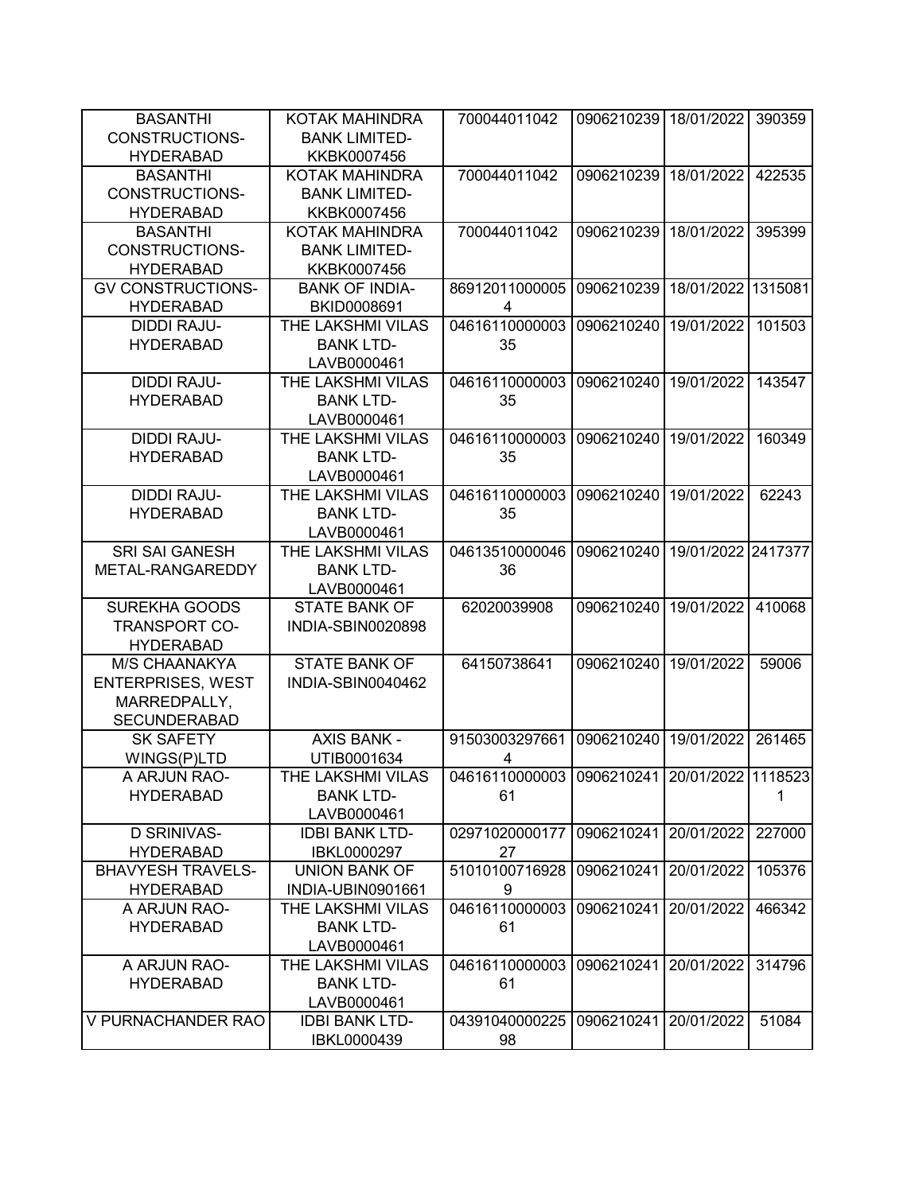| BASANTHI CONSTRUCTIONS-HYDERABAD | KOTAK MAHINDRA BANK LIMITED-KKBK0007456 | 700044011042 | 0906210239 | 18/01/2022 | 390359 |
|---|---|---|---|---|---|
| BASANTHI CONSTRUCTIONS-HYDERABAD | KOTAK MAHINDRA BANK LIMITED-KKBK0007456 | 700044011042 | 0906210239 | 18/01/2022 | 422535 |
| BASANTHI CONSTRUCTIONS-HYDERABAD | KOTAK MAHINDRA BANK LIMITED-KKBK0007456 | 700044011042 | 0906210239 | 18/01/2022 | 395399 |
| GV CONSTRUCTIONS-HYDERABAD | BANK OF INDIA-BKID0008691 | 869120110000054 | 0906210239 | 18/01/2022 | 1315081 |
| DIDDI RAJU-HYDERABAD | THE LAKSHMI VILAS BANK LTD-LAVB0000461 | 0461611000000335 | 0906210240 | 19/01/2022 | 101503 |
| DIDDI RAJU-HYDERABAD | THE LAKSHMI VILAS BANK LTD-LAVB0000461 | 0461611000000335 | 0906210240 | 19/01/2022 | 143547 |
| DIDDI RAJU-HYDERABAD | THE LAKSHMI VILAS BANK LTD-LAVB0000461 | 0461611000000335 | 0906210240 | 19/01/2022 | 160349 |
| DIDDI RAJU-HYDERABAD | THE LAKSHMI VILAS BANK LTD-LAVB0000461 | 0461611000000335 | 0906210240 | 19/01/2022 | 62243 |
| SRI SAI GANESH METAL-RANGAREDDY | THE LAKSHMI VILAS BANK LTD-LAVB0000461 | 0461351000004636 | 0906210240 | 19/01/2022 | 2417377 |
| SUREKHA GOODS TRANSPORT CO-HYDERABAD | STATE BANK OF INDIA-SBIN0020898 | 62020039908 | 0906210240 | 19/01/2022 | 410068 |
| M/S CHAANAKYA ENTERPRISES, WEST MARREDPALLY, SECUNDERABAD | STATE BANK OF INDIA-SBIN0040462 | 64150738641 | 0906210240 | 19/01/2022 | 59006 |
| SK SAFETY WINGS(P)LTD | AXIS BANK - UTIB0001634 | 915030032976614 | 0906210240 | 19/01/2022 | 261465 |
| A ARJUN RAO-HYDERABAD | THE LAKSHMI VILAS BANK LTD-LAVB0000461 | 0461611000000361 | 0906210241 | 20/01/2022 | 11185231 |
| D SRINIVAS-HYDERABAD | IDBI BANK LTD-IBKL0000297 | 0297102000017727 | 0906210241 | 20/01/2022 | 227000 |
| BHAVYESH TRAVELS-HYDERABAD | UNION BANK OF INDIA-UBIN0901661 | 510101007169289 | 0906210241 | 20/01/2022 | 105376 |
| A ARJUN RAO-HYDERABAD | THE LAKSHMI VILAS BANK LTD-LAVB0000461 | 0461611000000361 | 0906210241 | 20/01/2022 | 466342 |
| A ARJUN RAO-HYDERABAD | THE LAKSHMI VILAS BANK LTD-LAVB0000461 | 0461611000000361 | 0906210241 | 20/01/2022 | 314796 |
| V PURNACHANDER RAO | IDBI BANK LTD-IBKL0000439 | 0439104000022598 | 0906210241 | 20/01/2022 | 51084 |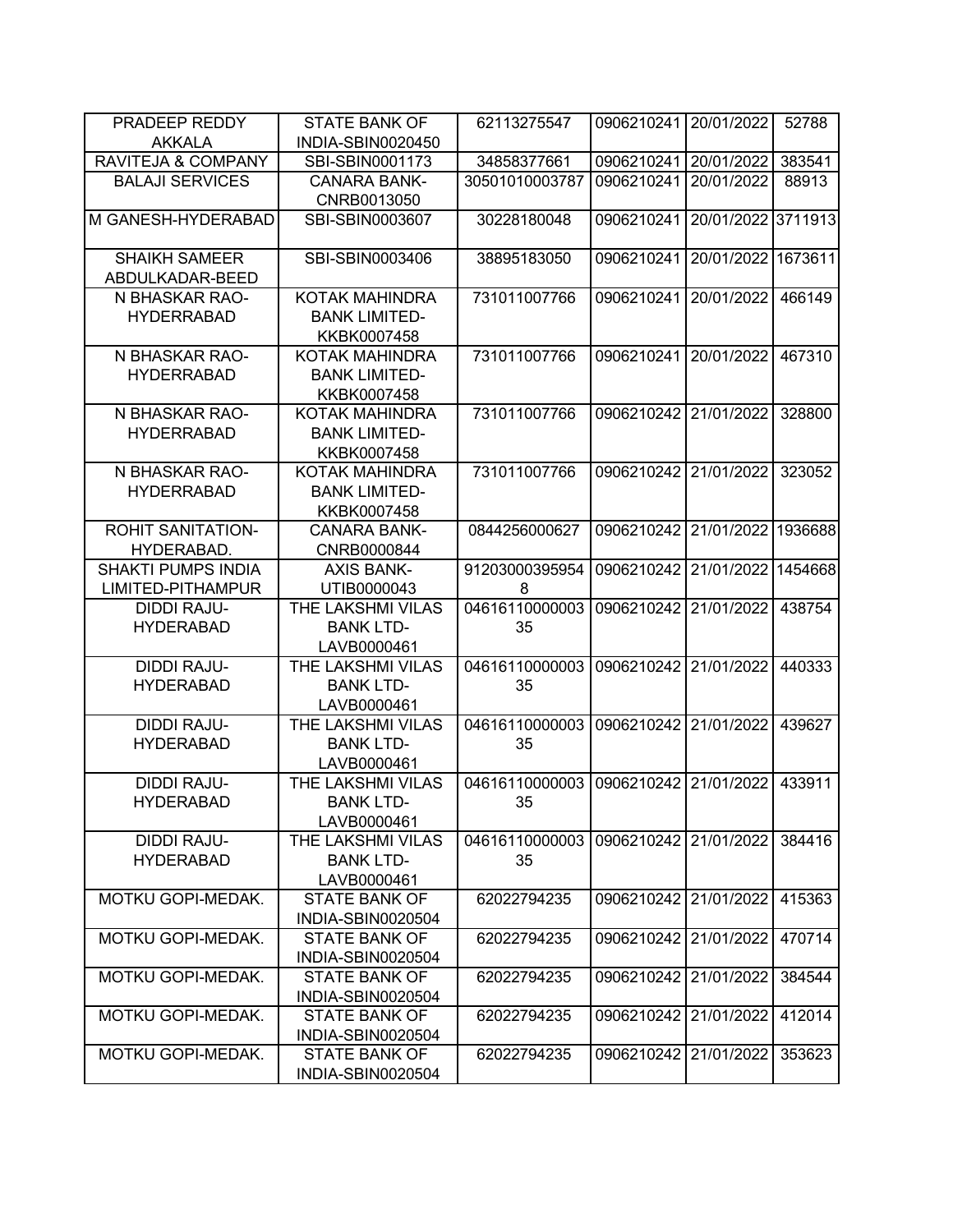| PRADEEP REDDY AKKALA | STATE BANK OF INDIA-SBIN0020450 | 62113275547 | 0906210241 | 20/01/2022 | 52788 |
|---|---|---|---|---|---|
| RAVITEJA & COMPANY | SBI-SBIN0001173 | 34858377661 | 0906210241 | 20/01/2022 | 383541 |
| BALAJI SERVICES | CANARA BANK-CNRB0013050 | 30501010003787 | 0906210241 | 20/01/2022 | 88913 |
| M GANESH-HYDERABAD | SBI-SBIN0003607 | 30228180048 | 0906210241 | 20/01/2022 | 3711913 |
| SHAIKH SAMEER ABDULKADAR-BEED | SBI-SBIN0003406 | 38895183050 | 0906210241 | 20/01/2022 | 1673611 |
| N BHASKAR RAO-HYDERRABAD | KOTAK MAHINDRA BANK LIMITED-KKBK0007458 | 731011007766 | 0906210241 | 20/01/2022 | 466149 |
| N BHASKAR RAO-HYDERRABAD | KOTAK MAHINDRA BANK LIMITED-KKBK0007458 | 731011007766 | 0906210241 | 20/01/2022 | 467310 |
| N BHASKAR RAO-HYDERRABAD | KOTAK MAHINDRA BANK LIMITED-KKBK0007458 | 731011007766 | 0906210242 | 21/01/2022 | 328800 |
| N BHASKAR RAO-HYDERRABAD | KOTAK MAHINDRA BANK LIMITED-KKBK0007458 | 731011007766 | 0906210242 | 21/01/2022 | 323052 |
| ROHIT SANITATION-HYDERABAD. | CANARA BANK-CNRB0000844 | 0844256000627 | 0906210242 | 21/01/2022 | 1936688 |
| SHAKTI PUMPS INDIA LIMITED-PITHAMPUR | AXIS BANK-UTIB0000043 | 912030003959548 | 0906210242 | 21/01/2022 | 1454668 |
| DIDDI RAJU-HYDERABAD | THE LAKSHMI VILAS BANK LTD-LAVB0000461 | 0461611000000335 | 0906210242 | 21/01/2022 | 438754 |
| DIDDI RAJU-HYDERABAD | THE LAKSHMI VILAS BANK LTD-LAVB0000461 | 0461611000000335 | 0906210242 | 21/01/2022 | 440333 |
| DIDDI RAJU-HYDERABAD | THE LAKSHMI VILAS BANK LTD-LAVB0000461 | 0461611000000335 | 0906210242 | 21/01/2022 | 439627 |
| DIDDI RAJU-HYDERABAD | THE LAKSHMI VILAS BANK LTD-LAVB0000461 | 0461611000000335 | 0906210242 | 21/01/2022 | 433911 |
| DIDDI RAJU-HYDERABAD | THE LAKSHMI VILAS BANK LTD-LAVB0000461 | 0461611000000335 | 0906210242 | 21/01/2022 | 384416 |
| MOTKU GOPI-MEDAK. | STATE BANK OF INDIA-SBIN0020504 | 62022794235 | 0906210242 | 21/01/2022 | 415363 |
| MOTKU GOPI-MEDAK. | STATE BANK OF INDIA-SBIN0020504 | 62022794235 | 0906210242 | 21/01/2022 | 470714 |
| MOTKU GOPI-MEDAK. | STATE BANK OF INDIA-SBIN0020504 | 62022794235 | 0906210242 | 21/01/2022 | 384544 |
| MOTKU GOPI-MEDAK. | STATE BANK OF INDIA-SBIN0020504 | 62022794235 | 0906210242 | 21/01/2022 | 412014 |
| MOTKU GOPI-MEDAK. | STATE BANK OF INDIA-SBIN0020504 | 62022794235 | 0906210242 | 21/01/2022 | 353623 |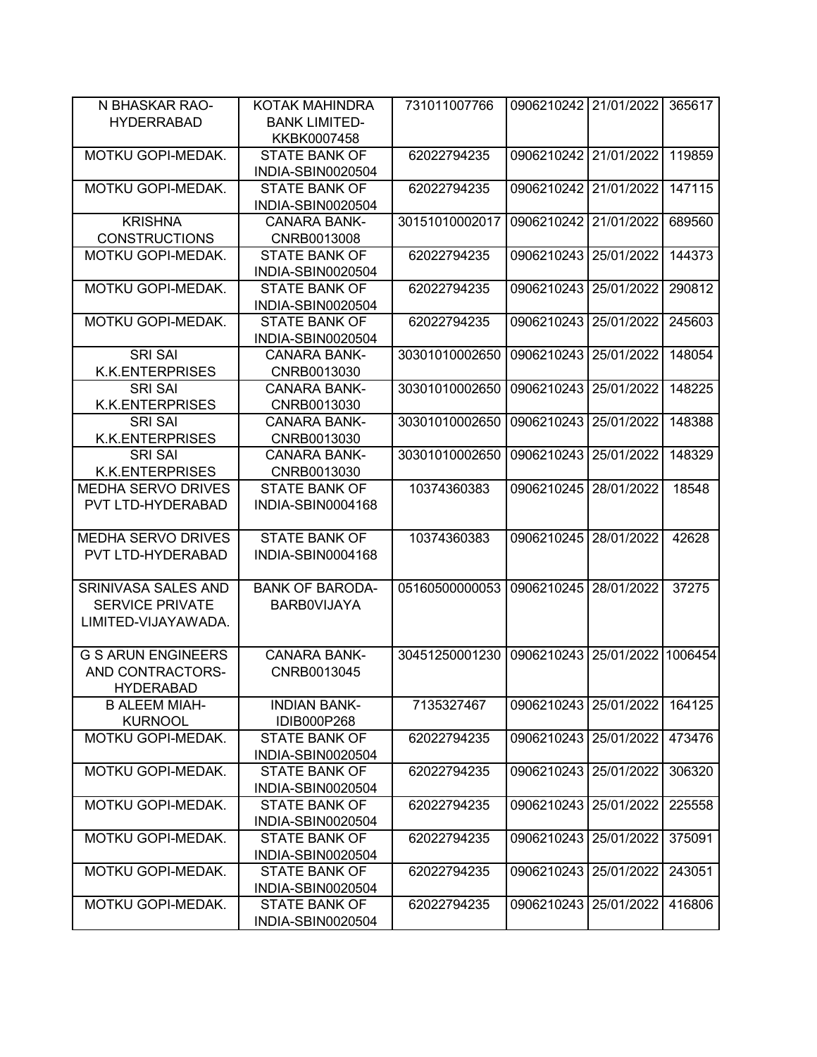| | | | | | |
|---|---|---|---|---|---|
| N BHASKAR RAO-HYDERRABAD | KOTAK MAHINDRA BANK LIMITED-KKBK0007458 | 731011007766 | 0906210242 | 21/01/2022 | 365617 |
| MOTKU GOPI-MEDAK. | STATE BANK OF INDIA-SBIN0020504 | 62022794235 | 0906210242 | 21/01/2022 | 119859 |
| MOTKU GOPI-MEDAK. | STATE BANK OF INDIA-SBIN0020504 | 62022794235 | 0906210242 | 21/01/2022 | 147115 |
| KRISHNA CONSTRUCTIONS | CANARA BANK-CNRB0013008 | 30151010002017 | 0906210242 | 21/01/2022 | 689560 |
| MOTKU GOPI-MEDAK. | STATE BANK OF INDIA-SBIN0020504 | 62022794235 | 0906210243 | 25/01/2022 | 144373 |
| MOTKU GOPI-MEDAK. | STATE BANK OF INDIA-SBIN0020504 | 62022794235 | 0906210243 | 25/01/2022 | 290812 |
| MOTKU GOPI-MEDAK. | STATE BANK OF INDIA-SBIN0020504 | 62022794235 | 0906210243 | 25/01/2022 | 245603 |
| SRI SAI K.K.ENTERPRISES | CANARA BANK-CNRB0013030 | 30301010002650 | 0906210243 | 25/01/2022 | 148054 |
| SRI SAI K.K.ENTERPRISES | CANARA BANK-CNRB0013030 | 30301010002650 | 0906210243 | 25/01/2022 | 148225 |
| SRI SAI K.K.ENTERPRISES | CANARA BANK-CNRB0013030 | 30301010002650 | 0906210243 | 25/01/2022 | 148388 |
| SRI SAI K.K.ENTERPRISES | CANARA BANK-CNRB0013030 | 30301010002650 | 0906210243 | 25/01/2022 | 148329 |
| MEDHA SERVO DRIVES PVT LTD-HYDERABAD | STATE BANK OF INDIA-SBIN0004168 | 10374360383 | 0906210245 | 28/01/2022 | 18548 |
| MEDHA SERVO DRIVES PVT LTD-HYDERABAD | STATE BANK OF INDIA-SBIN0004168 | 10374360383 | 0906210245 | 28/01/2022 | 42628 |
| SRINIVASA SALES AND SERVICE PRIVATE LIMITED-VIJAYAWADA. | BANK OF BARODA-BARB0VIJAYA | 05160500000053 | 0906210245 | 28/01/2022 | 37275 |
| G S ARUN ENGINEERS AND CONTRACTORS-HYDERABAD | CANARA BANK-CNRB0013045 | 30451250001230 | 0906210243 | 25/01/2022 | 1006454 |
| B ALEEM MIAH-KURNOOL | INDIAN BANK-IDIB000P268 | 7135327467 | 0906210243 | 25/01/2022 | 164125 |
| MOTKU GOPI-MEDAK. | STATE BANK OF INDIA-SBIN0020504 | 62022794235 | 0906210243 | 25/01/2022 | 473476 |
| MOTKU GOPI-MEDAK. | STATE BANK OF INDIA-SBIN0020504 | 62022794235 | 0906210243 | 25/01/2022 | 306320 |
| MOTKU GOPI-MEDAK. | STATE BANK OF INDIA-SBIN0020504 | 62022794235 | 0906210243 | 25/01/2022 | 225558 |
| MOTKU GOPI-MEDAK. | STATE BANK OF INDIA-SBIN0020504 | 62022794235 | 0906210243 | 25/01/2022 | 375091 |
| MOTKU GOPI-MEDAK. | STATE BANK OF INDIA-SBIN0020504 | 62022794235 | 0906210243 | 25/01/2022 | 243051 |
| MOTKU GOPI-MEDAK. | STATE BANK OF INDIA-SBIN0020504 | 62022794235 | 0906210243 | 25/01/2022 | 416806 |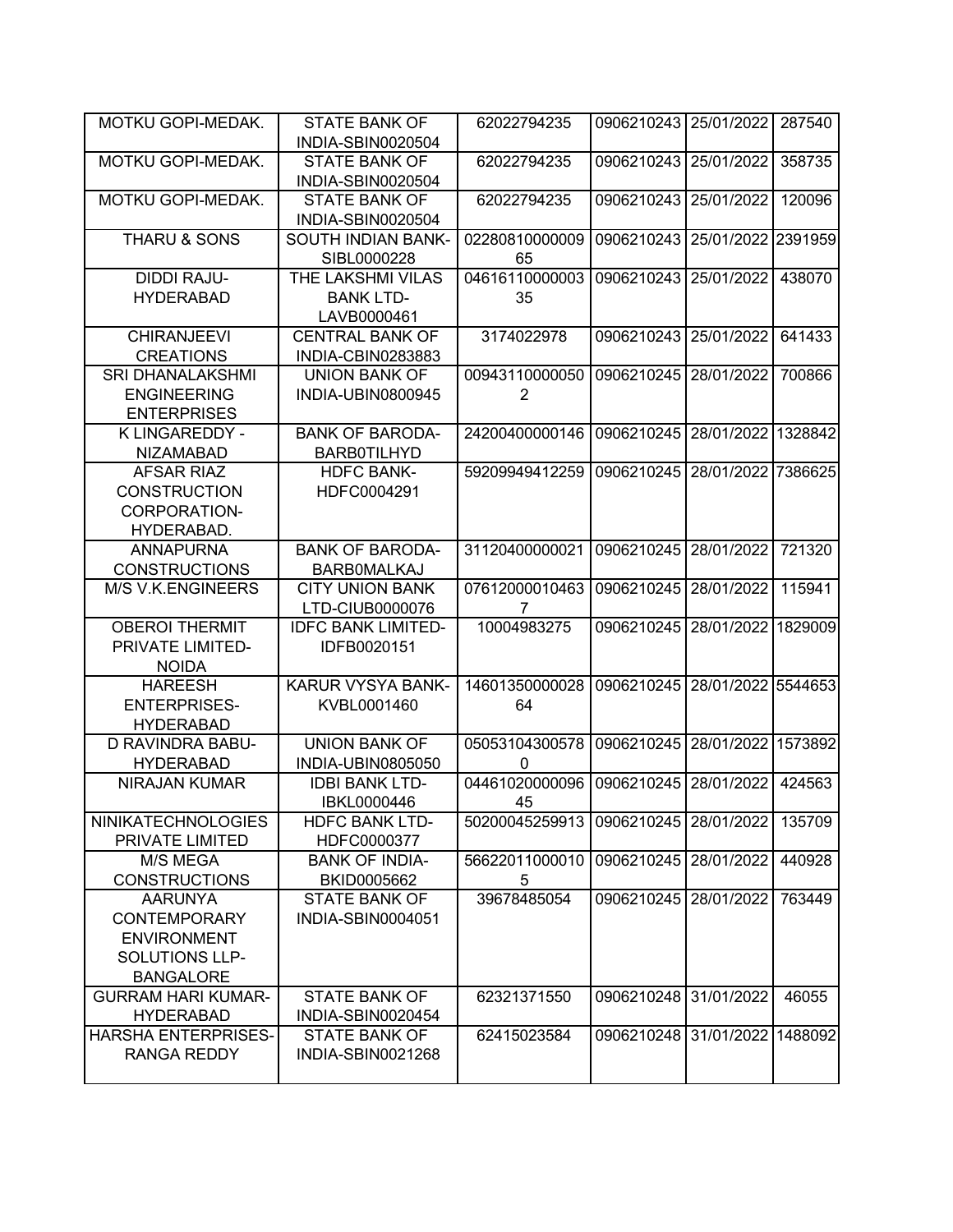| | | | | | |
|---|---|---|---|---|---|
| MOTKU GOPI-MEDAK. | STATE BANK OF INDIA-SBIN0020504 | 62022794235 | 0906210243 | 25/01/2022 | 287540 |
| MOTKU GOPI-MEDAK. | STATE BANK OF INDIA-SBIN0020504 | 62022794235 | 0906210243 | 25/01/2022 | 358735 |
| MOTKU GOPI-MEDAK. | STATE BANK OF INDIA-SBIN0020504 | 62022794235 | 0906210243 | 25/01/2022 | 120096 |
| THARU & SONS | SOUTH INDIAN BANK-SIBL0000228 | 0228081000000965 | 0906210243 | 25/01/2022 | 2391959 |
| DIDDI RAJU-HYDERABAD | THE LAKSHMI VILAS BANK LTD-LAVB0000461 | 0461611000000335 | 0906210243 | 25/01/2022 | 438070 |
| CHIRANJEEVI CREATIONS | CENTRAL BANK OF INDIA-CBIN0283883 | 3174022978 | 0906210243 | 25/01/2022 | 641433 |
| SRI DHANALAKSHMI ENGINEERING ENTERPRISES | UNION BANK OF INDIA-UBIN0800945 | 009431100000502 | 0906210245 | 28/01/2022 | 700866 |
| K LINGAREDDY - NIZAMABAD | BANK OF BARODA-BARB0TILHYD | 24200400000146 | 0906210245 | 28/01/2022 | 1328842 |
| AFSAR RIAZ CONSTRUCTION CORPORATION-HYDERABAD. | HDFC BANK-HDFC0004291 | 59209949412259 | 0906210245 | 28/01/2022 | 7386625 |
| ANNAPURNA CONSTRUCTIONS | BANK OF BARODA-BARB0MALKAJ | 31120400000021 | 0906210245 | 28/01/2022 | 721320 |
| M/S V.K.ENGINEERS | CITY UNION BANK LTD-CIUB0000076 | 076120000104637 | 0906210245 | 28/01/2022 | 115941 |
| OBEROI THERMIT PRIVATE LIMITED-NOIDA | IDFC BANK LIMITED-IDFB0020151 | 10004983275 | 0906210245 | 28/01/2022 | 1829009 |
| HAREESH ENTERPRISES-HYDERABAD | KARUR VYSYA BANK-KVBL0001460 | 1460135000002864 | 0906210245 | 28/01/2022 | 5544653 |
| D RAVINDRA BABU-HYDERABAD | UNION BANK OF INDIA-UBIN0805050 | 050531043005780 | 0906210245 | 28/01/2022 | 1573892 |
| NIRAJAN KUMAR | IDBI BANK LTD-IBKL0000446 | 0446102000009645 | 0906210245 | 28/01/2022 | 424563 |
| NINIKATECHNOLOGIES PRIVATE LIMITED | HDFC BANK LTD-HDFC0000377 | 50200045259913 | 0906210245 | 28/01/2022 | 135709 |
| M/S MEGA CONSTRUCTIONS | BANK OF INDIA-BKID0005662 | 566220110000105 | 0906210245 | 28/01/2022 | 440928 |
| AARUNYA CONTEMPORARY ENVIRONMENT SOLUTIONS LLP-BANGALORE | STATE BANK OF INDIA-SBIN0004051 | 39678485054 | 0906210245 | 28/01/2022 | 763449 |
| GURRAM HARI KUMAR-HYDERABAD | STATE BANK OF INDIA-SBIN0020454 | 62321371550 | 0906210248 | 31/01/2022 | 46055 |
| HARSHA ENTERPRISES-RANGA REDDY | STATE BANK OF INDIA-SBIN0021268 | 62415023584 | 0906210248 | 31/01/2022 | 1488092 |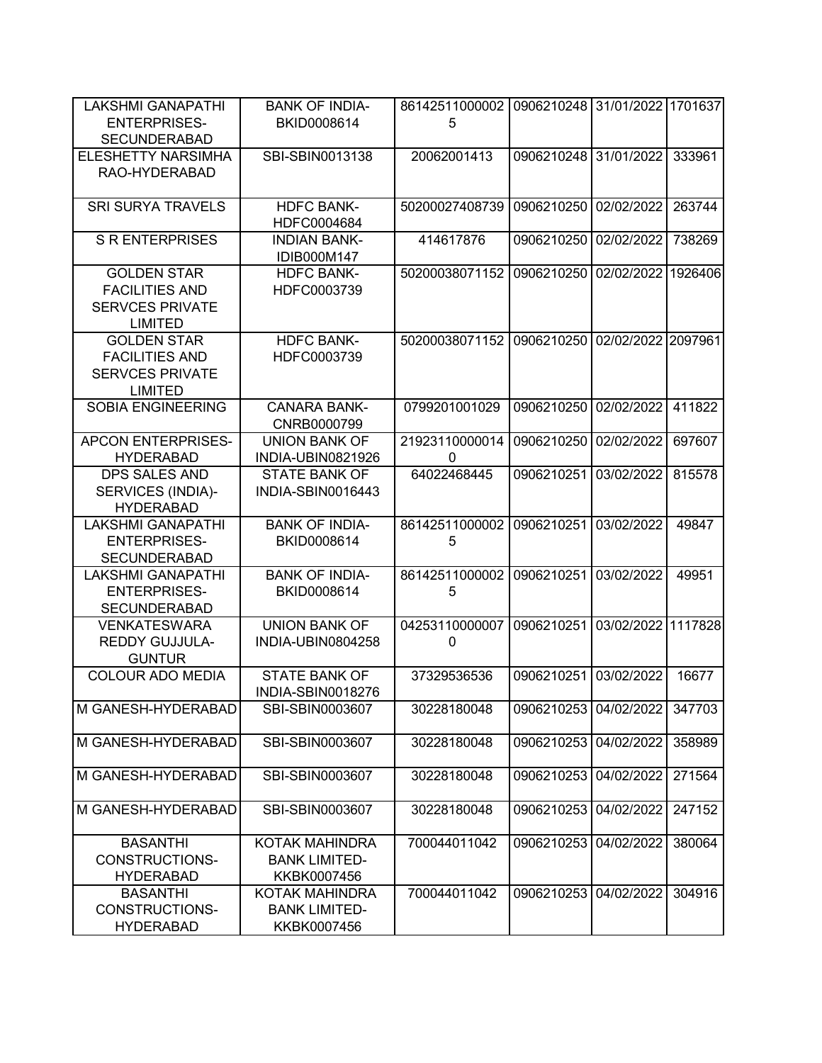| LAKSHMI GANAPATHI ENTERPRISES-SECUNDERABAD | BANK OF INDIA-BKID0008614 | 861425110000025 | 0906210248 | 31/01/2022 | 1701637 |
|---|---|---|---|---|---|
| ELESHETTY NARSIMHA RAO-HYDERABAD | SBI-SBIN0013138 | 20062001413 | 0906210248 | 31/01/2022 | 333961 |
| SRI SURYA TRAVELS | HDFC BANK-HDFC0004684 | 50200027408739 | 0906210250 | 02/02/2022 | 263744 |
| S R ENTERPRISES | INDIAN BANK-IDIB000M147 | 414617876 | 0906210250 | 02/02/2022 | 738269 |
| GOLDEN STAR FACILITIES AND SERVCES PRIVATE LIMITED | HDFC BANK-HDFC0003739 | 50200038071152 | 0906210250 | 02/02/2022 | 1926406 |
| GOLDEN STAR FACILITIES AND SERVCES PRIVATE LIMITED | HDFC BANK-HDFC0003739 | 50200038071152 | 0906210250 | 02/02/2022 | 2097961 |
| SOBIA ENGINEERING | CANARA BANK-CNRB0000799 | 0799201001029 | 0906210250 | 02/02/2022 | 411822 |
| APCON ENTERPRISES-HYDERABAD | UNION BANK OF INDIA-UBIN0821926 | 219231100000140 | 0906210250 | 02/02/2022 | 697607 |
| DPS SALES AND SERVICES (INDIA)-HYDERABAD | STATE BANK OF INDIA-SBIN0016443 | 64022468445 | 0906210251 | 03/02/2022 | 815578 |
| LAKSHMI GANAPATHI ENTERPRISES-SECUNDERABAD | BANK OF INDIA-BKID0008614 | 861425110000025 | 0906210251 | 03/02/2022 | 49847 |
| LAKSHMI GANAPATHI ENTERPRISES-SECUNDERABAD | BANK OF INDIA-BKID0008614 | 861425110000025 | 0906210251 | 03/02/2022 | 49951 |
| VENKATESWARA REDDY GUJJULA-GUNTUR | UNION BANK OF INDIA-UBIN0804258 | 042531100000070 | 0906210251 | 03/02/2022 | 1117828 |
| COLOUR ADO MEDIA | STATE BANK OF INDIA-SBIN0018276 | 37329536536 | 0906210251 | 03/02/2022 | 16677 |
| M GANESH-HYDERABAD | SBI-SBIN0003607 | 30228180048 | 0906210253 | 04/02/2022 | 347703 |
| M GANESH-HYDERABAD | SBI-SBIN0003607 | 30228180048 | 0906210253 | 04/02/2022 | 358989 |
| M GANESH-HYDERABAD | SBI-SBIN0003607 | 30228180048 | 0906210253 | 04/02/2022 | 271564 |
| M GANESH-HYDERABAD | SBI-SBIN0003607 | 30228180048 | 0906210253 | 04/02/2022 | 247152 |
| BASANTHI CONSTRUCTIONS-HYDERABAD | KOTAK MAHINDRA BANK LIMITED-KKBK0007456 | 700044011042 | 0906210253 | 04/02/2022 | 380064 |
| BASANTHI CONSTRUCTIONS-HYDERABAD | KOTAK MAHINDRA BANK LIMITED-KKBK0007456 | 700044011042 | 0906210253 | 04/02/2022 | 304916 |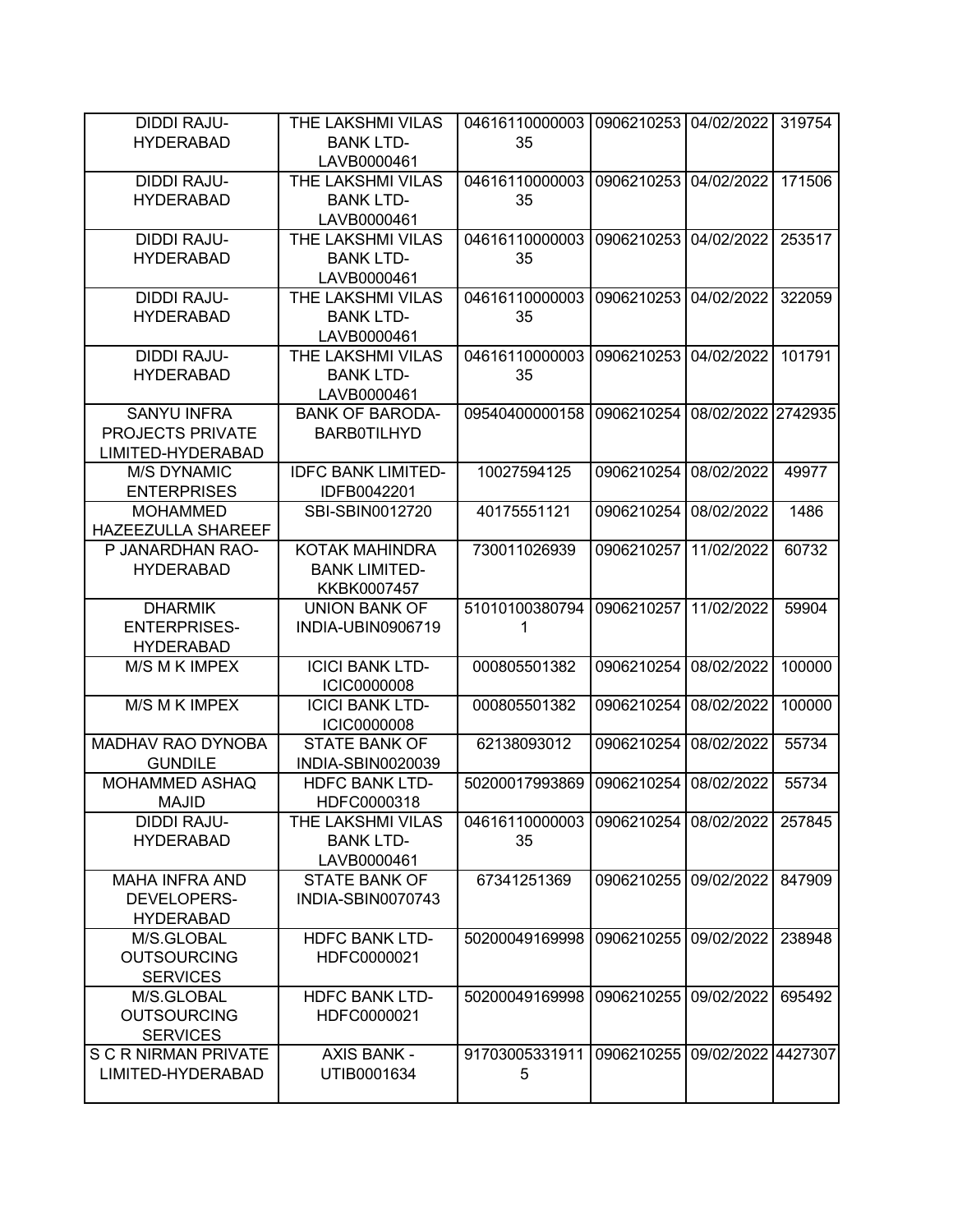| | | | | | |
|---|---|---|---|---|---|
| DIDDI RAJU-HYDERABAD | THE LAKSHMI VILAS BANK LTD-LAVB0000461 | 0461611000000335 | 0906210253 | 04/02/2022 | 319754 |
| DIDDI RAJU-HYDERABAD | THE LAKSHMI VILAS BANK LTD-LAVB0000461 | 0461611000000335 | 0906210253 | 04/02/2022 | 171506 |
| DIDDI RAJU-HYDERABAD | THE LAKSHMI VILAS BANK LTD-LAVB0000461 | 0461611000000335 | 0906210253 | 04/02/2022 | 253517 |
| DIDDI RAJU-HYDERABAD | THE LAKSHMI VILAS BANK LTD-LAVB0000461 | 0461611000000335 | 0906210253 | 04/02/2022 | 322059 |
| DIDDI RAJU-HYDERABAD | THE LAKSHMI VILAS BANK LTD-LAVB0000461 | 0461611000000335 | 0906210253 | 04/02/2022 | 101791 |
| SANYU INFRA PROJECTS PRIVATE LIMITED-HYDERABAD | BANK OF BARODA-BARB0TILHYD | 09540400000158 | 0906210254 | 08/02/2022 | 2742935 |
| M/S DYNAMIC ENTERPRISES | IDFC BANK LIMITED-IDFB0042201 | 10027594125 | 0906210254 | 08/02/2022 | 49977 |
| MOHAMMED HAZEEZULLA SHAREEF | SBI-SBIN0012720 | 40175551121 | 0906210254 | 08/02/2022 | 1486 |
| P JANARDHAN RAO-HYDERABAD | KOTAK MAHINDRA BANK LIMITED-KKBK0007457 | 730011026939 | 0906210257 | 11/02/2022 | 60732 |
| DHARMIK ENTERPRISES-HYDERABAD | UNION BANK OF INDIA-UBIN0906719 | 510101003807941 | 0906210257 | 11/02/2022 | 59904 |
| M/S M K IMPEX | ICICI BANK LTD-ICIC0000008 | 000805501382 | 0906210254 | 08/02/2022 | 100000 |
| M/S M K IMPEX | ICICI BANK LTD-ICIC0000008 | 000805501382 | 0906210254 | 08/02/2022 | 100000 |
| MADHAV RAO DYNOBA GUNDILE | STATE BANK OF INDIA-SBIN0020039 | 62138093012 | 0906210254 | 08/02/2022 | 55734 |
| MOHAMMED ASHAQ MAJID | HDFC BANK LTD-HDFC0000318 | 50200017993869 | 0906210254 | 08/02/2022 | 55734 |
| DIDDI RAJU-HYDERABAD | THE LAKSHMI VILAS BANK LTD-LAVB0000461 | 0461611000000335 | 0906210254 | 08/02/2022 | 257845 |
| MAHA INFRA AND DEVELOPERS-HYDERABAD | STATE BANK OF INDIA-SBIN0070743 | 67341251369 | 0906210255 | 09/02/2022 | 847909 |
| M/S.GLOBAL OUTSOURCING SERVICES | HDFC BANK LTD-HDFC0000021 | 50200049169998 | 0906210255 | 09/02/2022 | 238948 |
| M/S.GLOBAL OUTSOURCING SERVICES | HDFC BANK LTD-HDFC0000021 | 50200049169998 | 0906210255 | 09/02/2022 | 695492 |
| S C R NIRMAN PRIVATE LIMITED-HYDERABAD | AXIS BANK - UTIB0001634 | 917030053319115 | 0906210255 | 09/02/2022 | 4427307 |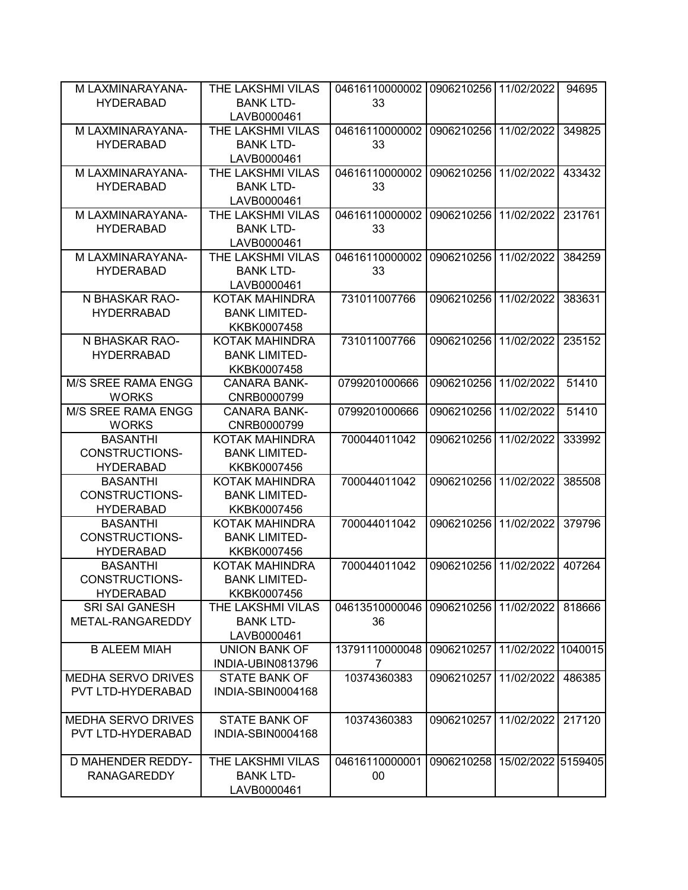| M LAXMINARAYANA-HYDERABAD | THE LAKSHMI VILAS BANK LTD-LAVB0000461 | 0461611000000233 | 0906210256 | 11/02/2022 | 94695 |
|---|---|---|---|---|---|
| M LAXMINARAYANA-HYDERABAD | THE LAKSHMI VILAS BANK LTD-LAVB0000461 | 0461611000000233 | 0906210256 | 11/02/2022 | 349825 |
| M LAXMINARAYANA-HYDERABAD | THE LAKSHMI VILAS BANK LTD-LAVB0000461 | 0461611000000233 | 0906210256 | 11/02/2022 | 433432 |
| M LAXMINARAYANA-HYDERABAD | THE LAKSHMI VILAS BANK LTD-LAVB0000461 | 0461611000000233 | 0906210256 | 11/02/2022 | 231761 |
| M LAXMINARAYANA-HYDERABAD | THE LAKSHMI VILAS BANK LTD-LAVB0000461 | 0461611000000233 | 0906210256 | 11/02/2022 | 384259 |
| N BHASKAR RAO-HYDERRABAD | KOTAK MAHINDRA BANK LIMITED-KKBK0007458 | 731011007766 | 0906210256 | 11/02/2022 | 383631 |
| N BHASKAR RAO-HYDERRABAD | KOTAK MAHINDRA BANK LIMITED-KKBK0007458 | 731011007766 | 0906210256 | 11/02/2022 | 235152 |
| M/S SREE RAMA ENGG WORKS | CANARA BANK-CNRB0000799 | 0799201000666 | 0906210256 | 11/02/2022 | 51410 |
| M/S SREE RAMA ENGG WORKS | CANARA BANK-CNRB0000799 | 0799201000666 | 0906210256 | 11/02/2022 | 51410 |
| BASANTHI CONSTRUCTIONS-HYDERABAD | KOTAK MAHINDRA BANK LIMITED-KKBK0007456 | 700044011042 | 0906210256 | 11/02/2022 | 333992 |
| BASANTHI CONSTRUCTIONS-HYDERABAD | KOTAK MAHINDRA BANK LIMITED-KKBK0007456 | 700044011042 | 0906210256 | 11/02/2022 | 385508 |
| BASANTHI CONSTRUCTIONS-HYDERABAD | KOTAK MAHINDRA BANK LIMITED-KKBK0007456 | 700044011042 | 0906210256 | 11/02/2022 | 379796 |
| BASANTHI CONSTRUCTIONS-HYDERABAD | KOTAK MAHINDRA BANK LIMITED-KKBK0007456 | 700044011042 | 0906210256 | 11/02/2022 | 407264 |
| SRI SAI GANESH METAL-RANGAREDDY | THE LAKSHMI VILAS BANK LTD-LAVB0000461 | 0461351000004636 | 0906210256 | 11/02/2022 | 818666 |
| B ALEEM MIAH | UNION BANK OF INDIA-UBIN0813796 | 137911100000487 | 0906210257 | 11/02/2022 | 1040015 |
| MEDHA SERVO DRIVES PVT LTD-HYDERABAD | STATE BANK OF INDIA-SBIN0004168 | 10374360383 | 0906210257 | 11/02/2022 | 486385 |
| MEDHA SERVO DRIVES PVT LTD-HYDERABAD | STATE BANK OF INDIA-SBIN0004168 | 10374360383 | 0906210257 | 11/02/2022 | 217120 |
| D MAHENDER REDDY-RANAGAREDDY | THE LAKSHMI VILAS BANK LTD-LAVB0000461 | 0461611000000100 | 0906210258 | 15/02/2022 | 5159405 |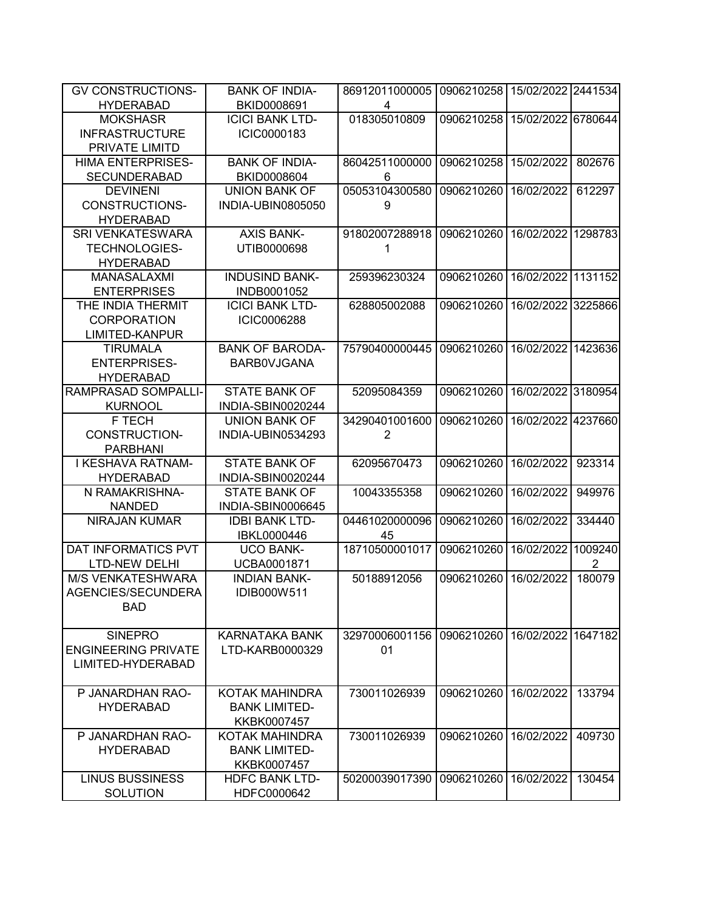| | | | | | |
|---|---|---|---|---|---|
| GV CONSTRUCTIONS-HYDERABAD | BANK OF INDIA-BKID0008691 | 869120110000054 | 0906210258 | 15/02/2022 | 2441534 |
| MOKSHASR INFRASTRUCTURE PRIVATE LIMITD | ICICI BANK LTD-ICIC0000183 | 018305010809 | 0906210258 | 15/02/2022 | 6780644 |
| HIMA ENTERPRISES-SECUNDERABAD | BANK OF INDIA-BKID0008604 | 860425110000006 | 0906210258 | 15/02/2022 | 802676 |
| DEVINENI CONSTRUCTIONS-HYDERABAD | UNION BANK OF INDIA-UBIN0805050 | 050531043005809 | 0906210260 | 16/02/2022 | 612297 |
| SRI VENKATESWARA TECHNOLOGIES-HYDERABAD | AXIS BANK-UTIB0000698 | 918020072889181 | 0906210260 | 16/02/2022 | 1298783 |
| MANASALAXMI ENTERPRISES | INDUSIND BANK-INDB0001052 | 259396230324 | 0906210260 | 16/02/2022 | 1131152 |
| THE INDIA THERMIT CORPORATION LIMITED-KANPUR | ICICI BANK LTD-ICIC0006288 | 628805002088 | 0906210260 | 16/02/2022 | 3225866 |
| TIRUMALA ENTERPRISES-HYDERABAD | BANK OF BARODA-BARB0VJGANA | 75790400000445 | 0906210260 | 16/02/2022 | 1423636 |
| RAMPRASAD SOMPALLI-KURNOOL | STATE BANK OF INDIA-SBIN0020244 | 52095084359 | 0906210260 | 16/02/2022 | 3180954 |
| F TECH CONSTRUCTION-PARBHANI | UNION BANK OF INDIA-UBIN0534293 | 342904010016002 | 0906210260 | 16/02/2022 | 4237660 |
| I KESHAVA RATNAM-HYDERABAD | STATE BANK OF INDIA-SBIN0020244 | 62095670473 | 0906210260 | 16/02/2022 | 923314 |
| N RAMAKRISHNA-NANDED | STATE BANK OF INDIA-SBIN0006645 | 10043355358 | 0906210260 | 16/02/2022 | 949976 |
| NIRAJAN KUMAR | IDBI BANK LTD-IBKL0000446 | 0446102000009645 | 0906210260 | 16/02/2022 | 334440 |
| DAT INFORMATICS PVT LTD-NEW DELHI | UCO BANK-UCBA0001871 | 18710500001017 | 0906210260 | 16/02/2022 | 10092402 |
| M/S VENKATESHWARA AGENCIES/SECUNDERABAD | INDIAN BANK-IDIB000W511 | 50188912056 | 0906210260 | 16/02/2022 | 180079 |
| SINEPRO ENGINEERING PRIVATE LIMITED-HYDERABAD | KARNATAKA BANK LTD-KARB0000329 | 3297000600115601 | 0906210260 | 16/02/2022 | 1647182 |
| P JANARDHAN RAO-HYDERABAD | KOTAK MAHINDRA BANK LIMITED-KKBK0007457 | 730011026939 | 0906210260 | 16/02/2022 | 133794 |
| P JANARDHAN RAO-HYDERABAD | KOTAK MAHINDRA BANK LIMITED-KKBK0007457 | 730011026939 | 0906210260 | 16/02/2022 | 409730 |
| LINUS BUSSINESS SOLUTION | HDFC BANK LTD-HDFC0000642 | 50200039017390 | 0906210260 | 16/02/2022 | 130454 |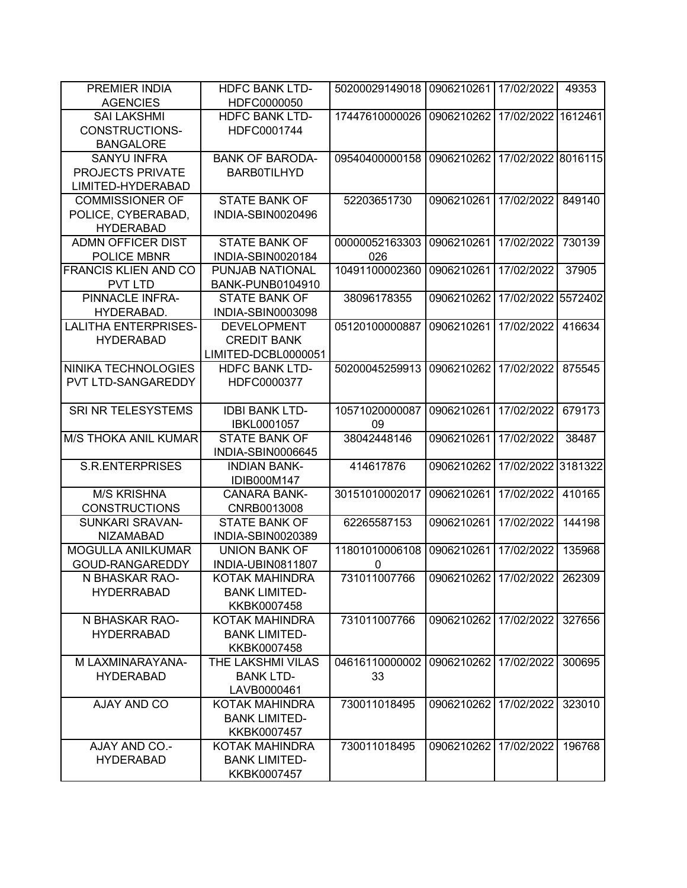| | | | | | |
|---|---|---|---|---|---|
| PREMIER INDIA AGENCIES | HDFC BANK LTD-HDFC0000050 | 50200029149018 | 0906210261 | 17/02/2022 | 49353 |
| SAI LAKSHMI CONSTRUCTIONS-BANGALORE | HDFC BANK LTD-HDFC0001744 | 17447610000026 | 0906210262 | 17/02/2022 | 1612461 |
| SANYU INFRA PROJECTS PRIVATE LIMITED-HYDERABAD | BANK OF BARODA-BARB0TILHYD | 09540400000158 | 0906210262 | 17/02/2022 | 8016115 |
| COMMISSIONER OF POLICE, CYBERABAD, HYDERABAD | STATE BANK OF INDIA-SBIN0020496 | 52203651730 | 0906210261 | 17/02/2022 | 849140 |
| ADMN OFFICER DIST POLICE MBNR | STATE BANK OF INDIA-SBIN0020184 | 00000052163303026 | 0906210261 | 17/02/2022 | 730139 |
| FRANCIS KLIEN AND CO PVT LTD | PUNJAB NATIONAL BANK-PUNB0104910 | 10491100002360 | 0906210261 | 17/02/2022 | 37905 |
| PINNACLE INFRA-HYDERABAD. | STATE BANK OF INDIA-SBIN0003098 | 38096178355 | 0906210262 | 17/02/2022 | 5572402 |
| LALITHA ENTERPRISES-HYDERABAD | DEVELOPMENT CREDIT BANK LIMITED-DCBL0000051 | 05120100000887 | 0906210261 | 17/02/2022 | 416634 |
| NINIKA TECHNOLOGIES PVT LTD-SANGAREDDY | HDFC BANK LTD-HDFC0000377 | 50200045259913 | 0906210262 | 17/02/2022 | 875545 |
| SRI NR TELESYSTEMS | IDBI BANK LTD-IBKL0001057 | 1057102000008709 | 0906210261 | 17/02/2022 | 679173 |
| M/S THOKA ANIL KUMAR | STATE BANK OF INDIA-SBIN0006645 | 38042448146 | 0906210261 | 17/02/2022 | 38487 |
| S.R.ENTERPRISES | INDIAN BANK-IDIB000M147 | 414617876 | 0906210262 | 17/02/2022 | 3181322 |
| M/S KRISHNA CONSTRUCTIONS | CANARA BANK-CNRB0013008 | 30151010002017 | 0906210261 | 17/02/2022 | 410165 |
| SUNKARI SRAVAN-NIZAMABAD | STATE BANK OF INDIA-SBIN0020389 | 62265587153 | 0906210261 | 17/02/2022 | 144198 |
| MOGULLA ANILKUMAR GOUD-RANGAREDDY | UNION BANK OF INDIA-UBIN0811807 | 118010100061080 | 0906210261 | 17/02/2022 | 135968 |
| N BHASKAR RAO-HYDERRABAD | KOTAK MAHINDRA BANK LIMITED-KKBK0007458 | 731011007766 | 0906210262 | 17/02/2022 | 262309 |
| N BHASKAR RAO-HYDERRABAD | KOTAK MAHINDRA BANK LIMITED-KKBK0007458 | 731011007766 | 0906210262 | 17/02/2022 | 327656 |
| M LAXMINARAYANA-HYDERABAD | THE LAKSHMI VILAS BANK LTD-LAVB0000461 | 0461611000000233 | 0906210262 | 17/02/2022 | 300695 |
| AJAY AND CO | KOTAK MAHINDRA BANK LIMITED-KKBK0007457 | 730011018495 | 0906210262 | 17/02/2022 | 323010 |
| AJAY AND CO.-HYDERABAD | KOTAK MAHINDRA BANK LIMITED-KKBK0007457 | 730011018495 | 0906210262 | 17/02/2022 | 196768 |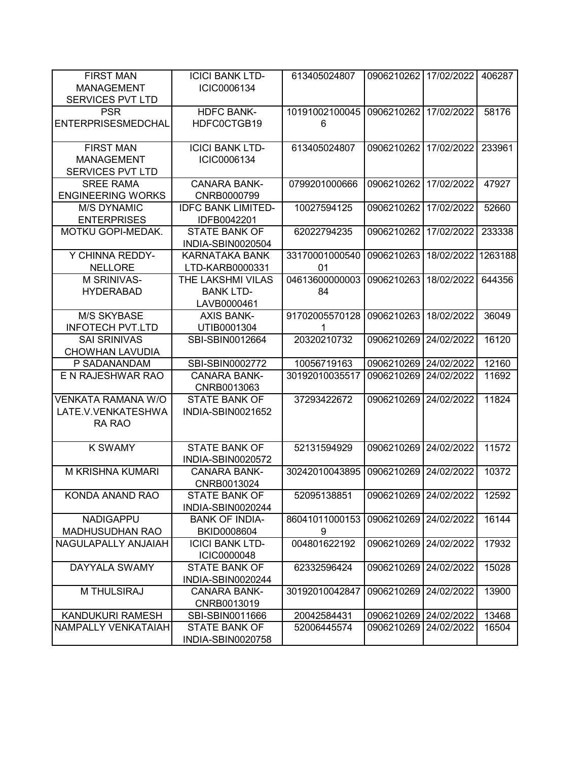| | | | | | |
|---|---|---|---|---|---|
| FIRST MAN MANAGEMENT SERVICES PVT LTD | ICICI BANK LTD-ICIC0006134 | 613405024807 | 0906210262 | 17/02/2022 | 406287 |
| PSR ENTERPRISESMEDCHAL | HDFC BANK-HDFC0CTGB19 | 101910021000456 | 0906210262 | 17/02/2022 | 58176 |
| FIRST MAN MANAGEMENT SERVICES PVT LTD | ICICI BANK LTD-ICIC0006134 | 613405024807 | 0906210262 | 17/02/2022 | 233961 |
| SREE RAMA ENGINEERING WORKS | CANARA BANK-CNRB0000799 | 0799201000666 | 0906210262 | 17/02/2022 | 47927 |
| M/S DYNAMIC ENTERPRISES | IDFC BANK LIMITED-IDFB0042201 | 10027594125 | 0906210262 | 17/02/2022 | 52660 |
| MOTKU GOPI-MEDAK. | STATE BANK OF INDIA-SBIN0020504 | 62022794235 | 0906210262 | 17/02/2022 | 233338 |
| Y CHINNA REDDY-NELLORE | KARNATAKA BANK LTD-KARB0000331 | 3317000100054001 | 0906210263 | 18/02/2022 | 1263188 |
| M SRINIVAS-HYDERABAD | THE LAKSHMI VILAS BANK LTD-LAVB0000461 | 0461360000000384 | 0906210263 | 18/02/2022 | 644356 |
| M/S SKYBASE INFOTECH PVT.LTD | AXIS BANK-UTIB0001304 | 917020055701281 | 0906210263 | 18/02/2022 | 36049 |
| SAI SRINIVAS CHOWHAN LAVUDIA | SBI-SBIN0012664 | 20320210732 | 0906210269 | 24/02/2022 | 16120 |
| P SADANANDAM | SBI-SBIN0002772 | 10056719163 | 0906210269 | 24/02/2022 | 12160 |
| E N RAJESHWAR RAO | CANARA BANK-CNRB0013063 | 30192010035517 | 0906210269 | 24/02/2022 | 11692 |
| VENKATA RAMANA W/O LATE.V.VENKATESHWARA RAO | STATE BANK OF INDIA-SBIN0021652 | 37293422672 | 0906210269 | 24/02/2022 | 11824 |
| K SWAMY | STATE BANK OF INDIA-SBIN0020572 | 52131594929 | 0906210269 | 24/02/2022 | 11572 |
| M KRISHNA KUMARI | CANARA BANK-CNRB0013024 | 30242010043895 | 0906210269 | 24/02/2022 | 10372 |
| KONDA ANAND RAO | STATE BANK OF INDIA-SBIN0020244 | 52095138851 | 0906210269 | 24/02/2022 | 12592 |
| NADIGAPPU MADHUSUDHAN RAO | BANK OF INDIA-BKID0008604 | 860410110001539 | 0906210269 | 24/02/2022 | 16144 |
| NAGULAPALLY ANJAIAH | ICICI BANK LTD-ICIC0000048 | 004801622192 | 0906210269 | 24/02/2022 | 17932 |
| DAYYALA SWAMY | STATE BANK OF INDIA-SBIN0020244 | 62332596424 | 0906210269 | 24/02/2022 | 15028 |
| M THULSIRAJ | CANARA BANK-CNRB0013019 | 30192010042847 | 0906210269 | 24/02/2022 | 13900 |
| KANDUKURI RAMESH | SBI-SBIN0011666 | 20042584431 | 0906210269 | 24/02/2022 | 13468 |
| NAMPALLY VENKATAIAH | STATE BANK OF INDIA-SBIN0020758 | 52006445574 | 0906210269 | 24/02/2022 | 16504 |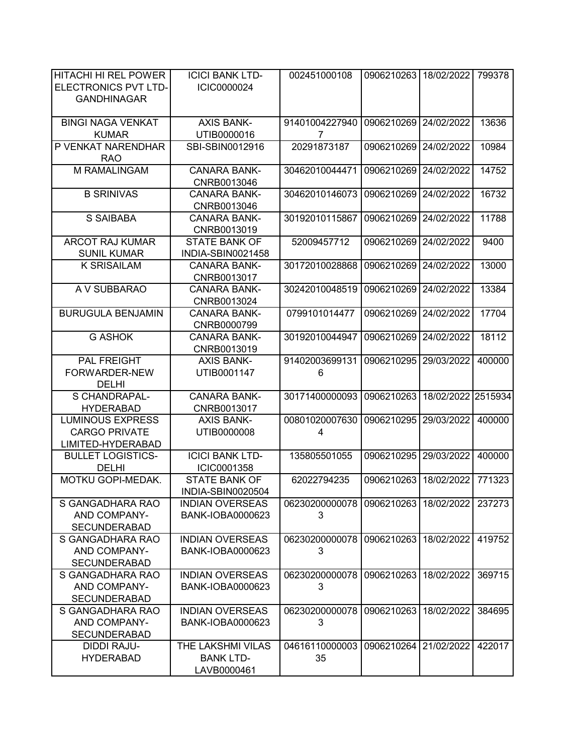| | | | | | |
|---|---|---|---|---|---|
| HITACHI HI REL POWER ELECTRONICS PVT LTD-GANDHINAGAR | ICICI BANK LTD-ICIC0000024 | 002451000108 | 0906210263 | 18/02/2022 | 799378 |
| BINGI NAGA VENKAT KUMAR | AXIS BANK-UTIB0000016 | 914010042279407 | 0906210269 | 24/02/2022 | 13636 |
| P VENKAT NARENDHAR RAO | SBI-SBIN0012916 | 20291873187 | 0906210269 | 24/02/2022 | 10984 |
| M RAMALINGAM | CANARA BANK-CNRB0013046 | 30462010044471 | 0906210269 | 24/02/2022 | 14752 |
| B SRINIVAS | CANARA BANK-CNRB0013046 | 30462010146073 | 0906210269 | 24/02/2022 | 16732 |
| S SAIBABA | CANARA BANK-CNRB0013019 | 30192010115867 | 0906210269 | 24/02/2022 | 11788 |
| ARCOT RAJ KUMAR SUNIL KUMAR | STATE BANK OF INDIA-SBIN0021458 | 52009457712 | 0906210269 | 24/02/2022 | 9400 |
| K SRISAILAM | CANARA BANK-CNRB0013017 | 30172010028868 | 0906210269 | 24/02/2022 | 13000 |
| A V SUBBARAO | CANARA BANK-CNRB0013024 | 30242010048519 | 0906210269 | 24/02/2022 | 13384 |
| BURUGULA BENJAMIN | CANARA BANK-CNRB0000799 | 0799101014477 | 0906210269 | 24/02/2022 | 17704 |
| G ASHOK | CANARA BANK-CNRB0013019 | 30192010044947 | 0906210269 | 24/02/2022 | 18112 |
| PAL FREIGHT FORWARDER-NEW DELHI | AXIS BANK-UTIB0001147 | 914020036991316 | 0906210295 | 29/03/2022 | 400000 |
| S CHANDRAPAL-HYDERABAD | CANARA BANK-CNRB0013017 | 30171400000093 | 0906210263 | 18/02/2022 | 2515934 |
| LUMINOUS EXPRESS CARGO PRIVATE LIMITED-HYDERABAD | AXIS BANK-UTIB0000008 | 008010200076304 | 0906210295 | 29/03/2022 | 400000 |
| BULLET LOGISTICS-DELHI | ICICI BANK LTD-ICIC0001358 | 135805501055 | 0906210295 | 29/03/2022 | 400000 |
| MOTKU GOPI-MEDAK. | STATE BANK OF INDIA-SBIN0020504 | 62022794235 | 0906210263 | 18/02/2022 | 771323 |
| S GANGADHARA RAO AND COMPANY-SECUNDERABAD | INDIAN OVERSEAS BANK-IOBA0000623 | 062302000000783 | 0906210263 | 18/02/2022 | 237273 |
| S GANGADHARA RAO AND COMPANY-SECUNDERABAD | INDIAN OVERSEAS BANK-IOBA0000623 | 062302000000783 | 0906210263 | 18/02/2022 | 419752 |
| S GANGADHARA RAO AND COMPANY-SECUNDERABAD | INDIAN OVERSEAS BANK-IOBA0000623 | 062302000000783 | 0906210263 | 18/02/2022 | 369715 |
| S GANGADHARA RAO AND COMPANY-SECUNDERABAD | INDIAN OVERSEAS BANK-IOBA0000623 | 062302000000783 | 0906210263 | 18/02/2022 | 384695 |
| DIDDI RAJU-HYDERABAD | THE LAKSHMI VILAS BANK LTD-LAVB0000461 | 0461611000000335 | 0906210264 | 21/02/2022 | 422017 |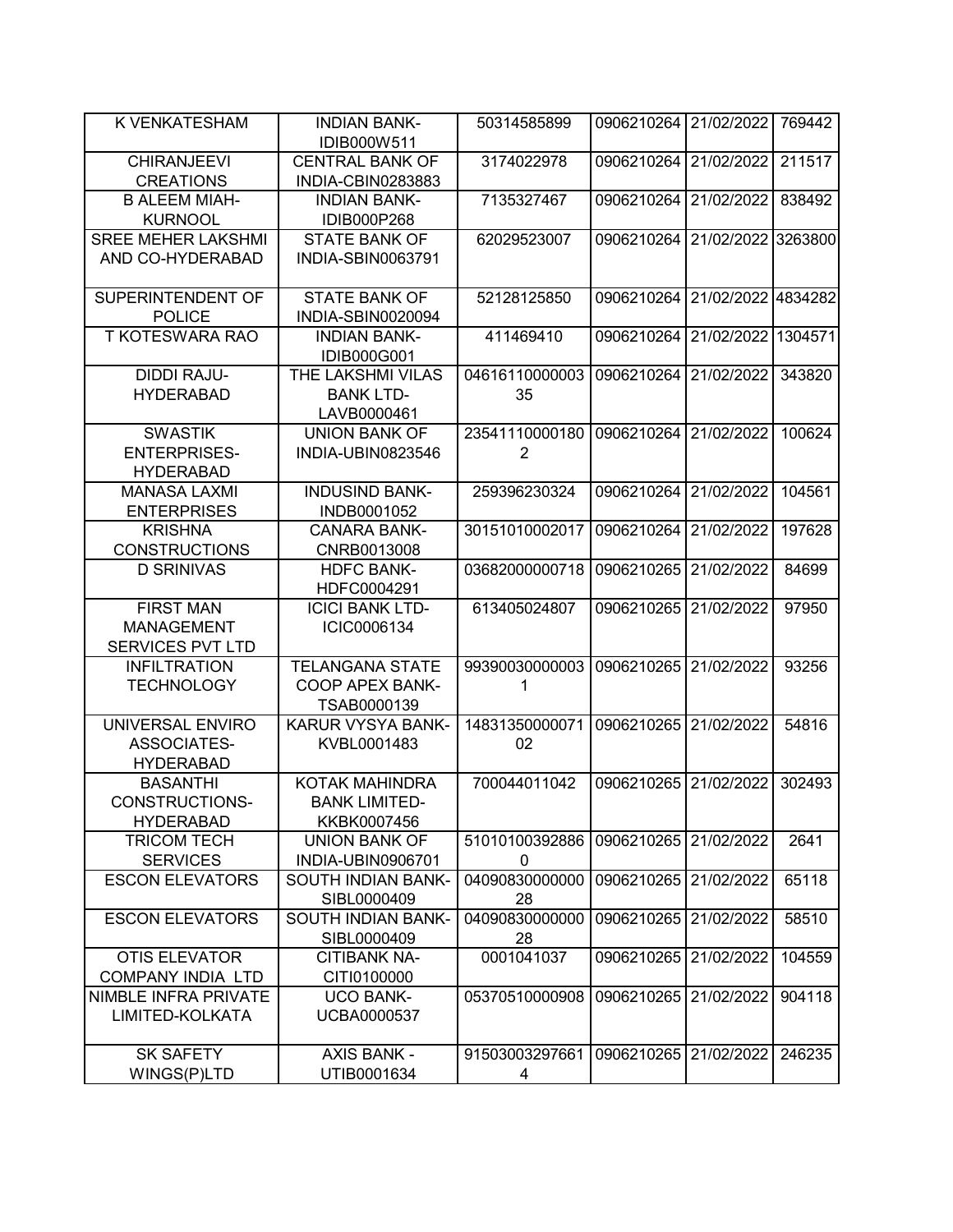| K VENKATESHAM | INDIAN BANK-IDIB000W511 | 50314585899 | 0906210264 | 21/02/2022 | 769442 |
|---|---|---|---|---|---|
| CHIRANJEEVI CREATIONS | CENTRAL BANK OF INDIA-CBIN0283883 | 3174022978 | 0906210264 | 21/02/2022 | 211517 |
| B ALEEM MIAH-KURNOOL | INDIAN BANK-IDIB000P268 | 7135327467 | 0906210264 | 21/02/2022 | 838492 |
| SREE MEHER LAKSHMI AND CO-HYDERABAD | STATE BANK OF INDIA-SBIN0063791 | 62029523007 | 0906210264 | 21/02/2022 | 3263800 |
| SUPERINTENDENT OF POLICE | STATE BANK OF INDIA-SBIN0020094 | 52128125850 | 0906210264 | 21/02/2022 | 4834282 |
| T KOTESWARA RAO | INDIAN BANK-IDIB000G001 | 411469410 | 0906210264 | 21/02/2022 | 1304571 |
| DIDDI RAJU-HYDERABAD | THE LAKSHMI VILAS BANK LTD-LAVB0000461 | 0461611000000335 | 0906210264 | 21/02/2022 | 343820 |
| SWASTIK ENTERPRISES-HYDERABAD | UNION BANK OF INDIA-UBIN0823546 | 235411100001802 | 0906210264 | 21/02/2022 | 100624 |
| MANASA LAXMI ENTERPRISES | INDUSIND BANK-INDB0001052 | 259396230324 | 0906210264 | 21/02/2022 | 104561 |
| KRISHNA CONSTRUCTIONS | CANARA BANK-CNRB0013008 | 30151010002017 | 0906210264 | 21/02/2022 | 197628 |
| D SRINIVAS | HDFC BANK-HDFC0004291 | 03682000000718 | 0906210265 | 21/02/2022 | 84699 |
| FIRST MAN MANAGEMENT SERVICES PVT LTD | ICICI BANK LTD-ICIC0006134 | 613405024807 | 0906210265 | 21/02/2022 | 97950 |
| INFILTRATION TECHNOLOGY | TELANGANA STATE COOP APEX BANK-TSAB0000139 | 993900300000031 | 0906210265 | 21/02/2022 | 93256 |
| UNIVERSAL ENVIRO ASSOCIATES-HYDERABAD | KARUR VYSYA BANK-KVBL0001483 | 1483135000007102 | 0906210265 | 21/02/2022 | 54816 |
| BASANTHI CONSTRUCTIONS-HYDERABAD | KOTAK MAHINDRA BANK LIMITED-KKBK0007456 | 700044011042 | 0906210265 | 21/02/2022 | 302493 |
| TRICOM TECH SERVICES | UNION BANK OF INDIA-UBIN0906701 | 510101003928860 | 0906210265 | 21/02/2022 | 2641 |
| ESCON ELEVATORS | SOUTH INDIAN BANK-SIBL0000409 | 0409083000000028 | 0906210265 | 21/02/2022 | 65118 |
| ESCON ELEVATORS | SOUTH INDIAN BANK-SIBL0000409 | 0409083000000028 | 0906210265 | 21/02/2022 | 58510 |
| OTIS ELEVATOR COMPANY INDIA LTD | CITIBANK NA-CITI0100000 | 0001041037 | 0906210265 | 21/02/2022 | 104559 |
| NIMBLE INFRA PRIVATE LIMITED-KOLKATA | UCO BANK-UCBA0000537 | 05370510000908 | 0906210265 | 21/02/2022 | 904118 |
| SK SAFETY WINGS(P)LTD | AXIS BANK -UTIB0001634 | 915030032976614 | 0906210265 | 21/02/2022 | 246235 |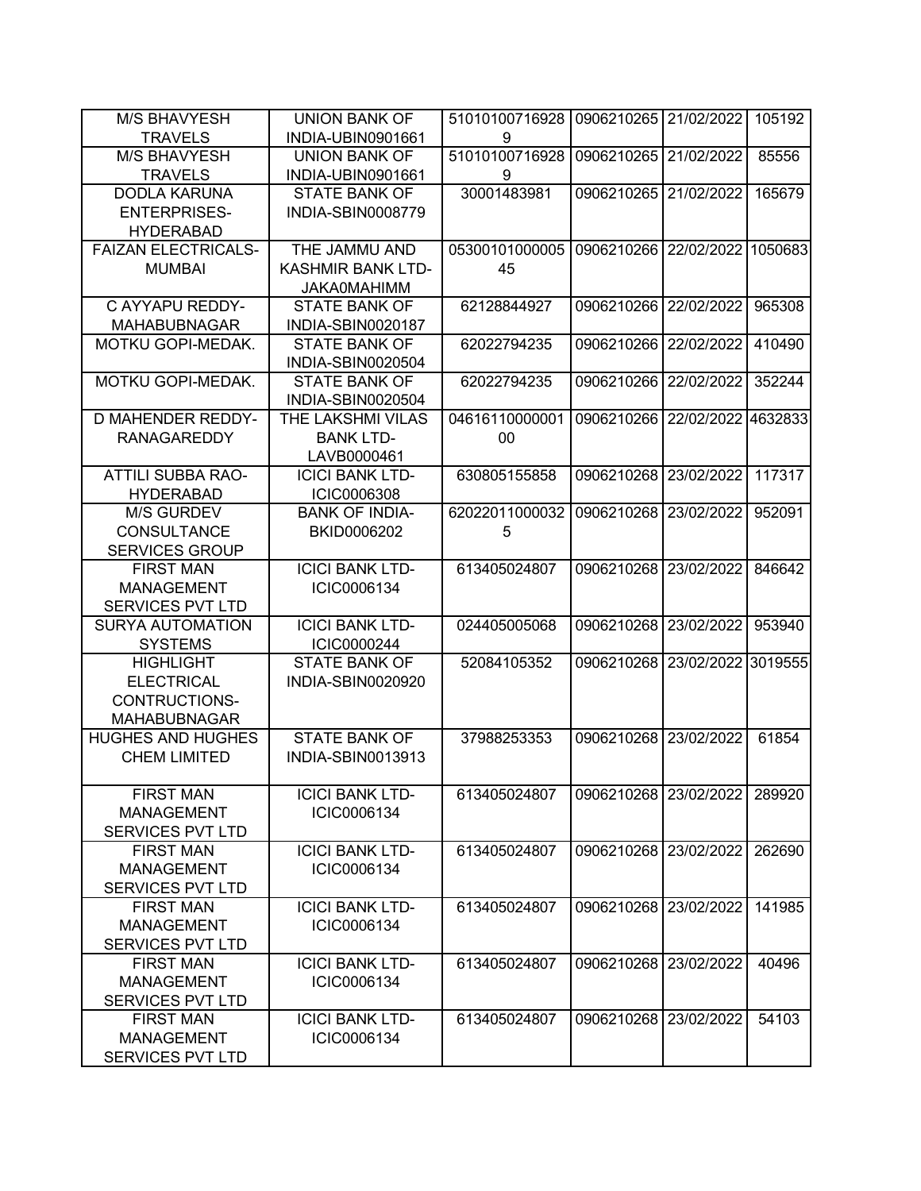| M/S BHAVYESH TRAVELS | UNION BANK OF INDIA-UBIN0901661 | 510101007169289 | 0906210265 | 21/02/2022 | 105192 |
|---|---|---|---|---|---|
| M/S BHAVYESH TRAVELS | UNION BANK OF INDIA-UBIN0901661 | 510101007169289 | 0906210265 | 21/02/2022 | 85556 |
| DODLA KARUNA ENTERPRISES-HYDERABAD | STATE BANK OF INDIA-SBIN0008779 | 30001483981 | 0906210265 | 21/02/2022 | 165679 |
| FAIZAN ELECTRICALS-MUMBAI | THE JAMMU AND KASHMIR BANK LTD-JAKA0MAHIMM | 0530010100000545 | 0906210266 | 22/02/2022 | 1050683 |
| C AYYAPU REDDY-MAHABUBNAGAR | STATE BANK OF INDIA-SBIN0020187 | 62128844927 | 0906210266 | 22/02/2022 | 965308 |
| MOTKU GOPI-MEDAK. | STATE BANK OF INDIA-SBIN0020504 | 62022794235 | 0906210266 | 22/02/2022 | 410490 |
| MOTKU GOPI-MEDAK. | STATE BANK OF INDIA-SBIN0020504 | 62022794235 | 0906210266 | 22/02/2022 | 352244 |
| D MAHENDER REDDY-RANAGAREDDY | THE LAKSHMI VILAS BANK LTD-LAVB0000461 | 0461611000000100 | 0906210266 | 22/02/2022 | 4632833 |
| ATTILI SUBBA RAO-HYDERABAD | ICICI BANK LTD-ICIC0006308 | 630805155858 | 0906210268 | 23/02/2022 | 117317 |
| M/S GURDEV CONSULTANCE SERVICES GROUP | BANK OF INDIA-BKID0006202 | 620220110000325 | 0906210268 | 23/02/2022 | 952091 |
| FIRST MAN MANAGEMENT SERVICES PVT LTD | ICICI BANK LTD-ICIC0006134 | 613405024807 | 0906210268 | 23/02/2022 | 846642 |
| SURYA AUTOMATION SYSTEMS | ICICI BANK LTD-ICIC0000244 | 024405005068 | 0906210268 | 23/02/2022 | 953940 |
| HIGHLIGHT ELECTRICAL CONTRUCTIONS-MAHABUBNAGAR | STATE BANK OF INDIA-SBIN0020920 | 52084105352 | 0906210268 | 23/02/2022 | 3019555 |
| HUGHES AND HUGHES CHEM LIMITED | STATE BANK OF INDIA-SBIN0013913 | 37988253353 | 0906210268 | 23/02/2022 | 61854 |
| FIRST MAN MANAGEMENT SERVICES PVT LTD | ICICI BANK LTD-ICIC0006134 | 613405024807 | 0906210268 | 23/02/2022 | 289920 |
| FIRST MAN MANAGEMENT SERVICES PVT LTD | ICICI BANK LTD-ICIC0006134 | 613405024807 | 0906210268 | 23/02/2022 | 262690 |
| FIRST MAN MANAGEMENT SERVICES PVT LTD | ICICI BANK LTD-ICIC0006134 | 613405024807 | 0906210268 | 23/02/2022 | 141985 |
| FIRST MAN MANAGEMENT SERVICES PVT LTD | ICICI BANK LTD-ICIC0006134 | 613405024807 | 0906210268 | 23/02/2022 | 40496 |
| FIRST MAN MANAGEMENT SERVICES PVT LTD | ICICI BANK LTD-ICIC0006134 | 613405024807 | 0906210268 | 23/02/2022 | 54103 |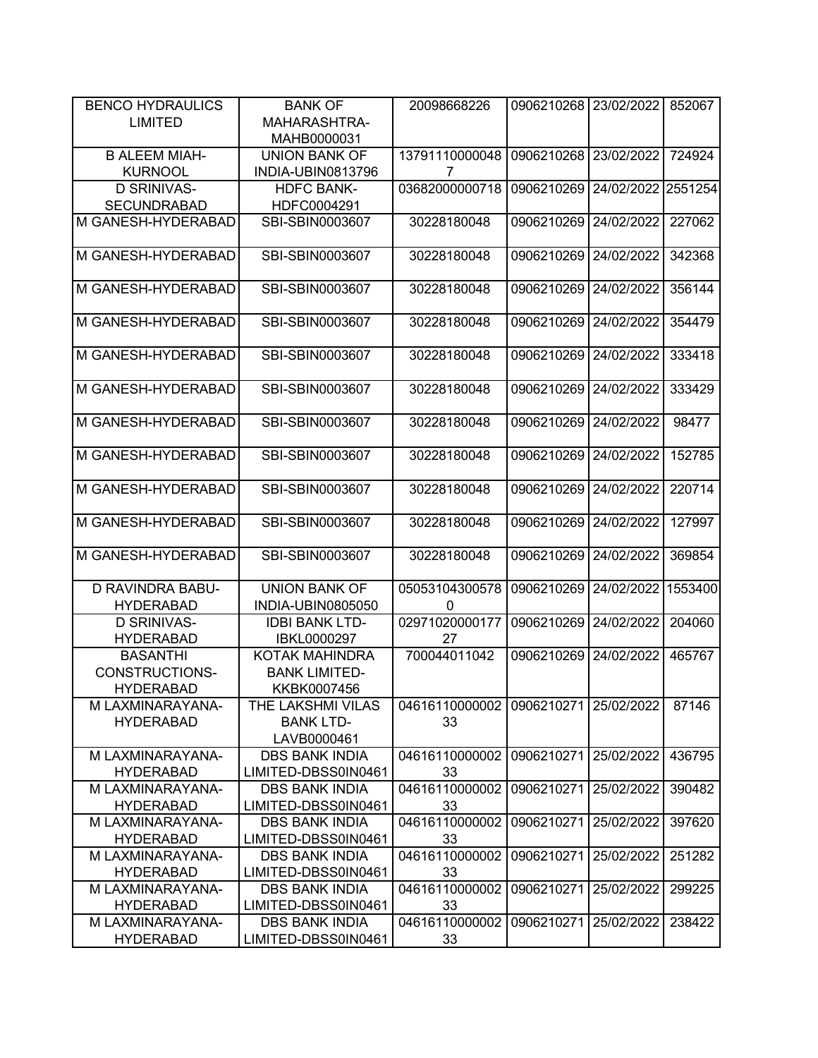| | | | | | |
|---|---|---|---|---|---|
| BENCO HYDRAULICS LIMITED | BANK OF MAHARASHTRA-MAHB0000031 | 20098668226 | 0906210268 | 23/02/2022 | 852067 |
| B ALEEM MIAH-KURNOOL | UNION BANK OF INDIA-UBIN0813796 | 137911100000487 | 0906210268 | 23/02/2022 | 724924 |
| D SRINIVAS-SECUNDRABAD | HDFC BANK-HDFC0004291 | 03682000000718 | 0906210269 | 24/02/2022 | 2551254 |
| M GANESH-HYDERABAD | SBI-SBIN0003607 | 30228180048 | 0906210269 | 24/02/2022 | 227062 |
| M GANESH-HYDERABAD | SBI-SBIN0003607 | 30228180048 | 0906210269 | 24/02/2022 | 342368 |
| M GANESH-HYDERABAD | SBI-SBIN0003607 | 30228180048 | 0906210269 | 24/02/2022 | 356144 |
| M GANESH-HYDERABAD | SBI-SBIN0003607 | 30228180048 | 0906210269 | 24/02/2022 | 354479 |
| M GANESH-HYDERABAD | SBI-SBIN0003607 | 30228180048 | 0906210269 | 24/02/2022 | 333418 |
| M GANESH-HYDERABAD | SBI-SBIN0003607 | 30228180048 | 0906210269 | 24/02/2022 | 333429 |
| M GANESH-HYDERABAD | SBI-SBIN0003607 | 30228180048 | 0906210269 | 24/02/2022 | 98477 |
| M GANESH-HYDERABAD | SBI-SBIN0003607 | 30228180048 | 0906210269 | 24/02/2022 | 152785 |
| M GANESH-HYDERABAD | SBI-SBIN0003607 | 30228180048 | 0906210269 | 24/02/2022 | 220714 |
| M GANESH-HYDERABAD | SBI-SBIN0003607 | 30228180048 | 0906210269 | 24/02/2022 | 127997 |
| M GANESH-HYDERABAD | SBI-SBIN0003607 | 30228180048 | 0906210269 | 24/02/2022 | 369854 |
| D RAVINDRA BABU-HYDERABAD | UNION BANK OF INDIA-UBIN0805050 | 050531043005780 | 0906210269 | 24/02/2022 | 1553400 |
| D SRINIVAS-HYDERABAD | IDBI BANK LTD-IBKL0000297 | 0297102000017727 | 0906210269 | 24/02/2022 | 204060 |
| BASANTHI CONSTRUCTIONS-HYDERABAD | KOTAK MAHINDRA BANK LIMITED-KKBK0007456 | 700044011042 | 0906210269 | 24/02/2022 | 465767 |
| M LAXMINARAYANA-HYDERABAD | THE LAKSHMI VILAS BANK LTD-LAVB0000461 | 0461611000000233 | 0906210271 | 25/02/2022 | 87146 |
| M LAXMINARAYANA-HYDERABAD | DBS BANK INDIA LIMITED-DBSS0IN0461 | 0461611000000233 | 0906210271 | 25/02/2022 | 436795 |
| M LAXMINARAYANA-HYDERABAD | DBS BANK INDIA LIMITED-DBSS0IN0461 | 0461611000000233 | 0906210271 | 25/02/2022 | 390482 |
| M LAXMINARAYANA-HYDERABAD | DBS BANK INDIA LIMITED-DBSS0IN0461 | 0461611000000233 | 0906210271 | 25/02/2022 | 397620 |
| M LAXMINARAYANA-HYDERABAD | DBS BANK INDIA LIMITED-DBSS0IN0461 | 0461611000000233 | 0906210271 | 25/02/2022 | 251282 |
| M LAXMINARAYANA-HYDERABAD | DBS BANK INDIA LIMITED-DBSS0IN0461 | 0461611000000233 | 0906210271 | 25/02/2022 | 299225 |
| M LAXMINARAYANA-HYDERABAD | DBS BANK INDIA LIMITED-DBSS0IN0461 | 0461611000000233 | 0906210271 | 25/02/2022 | 238422 |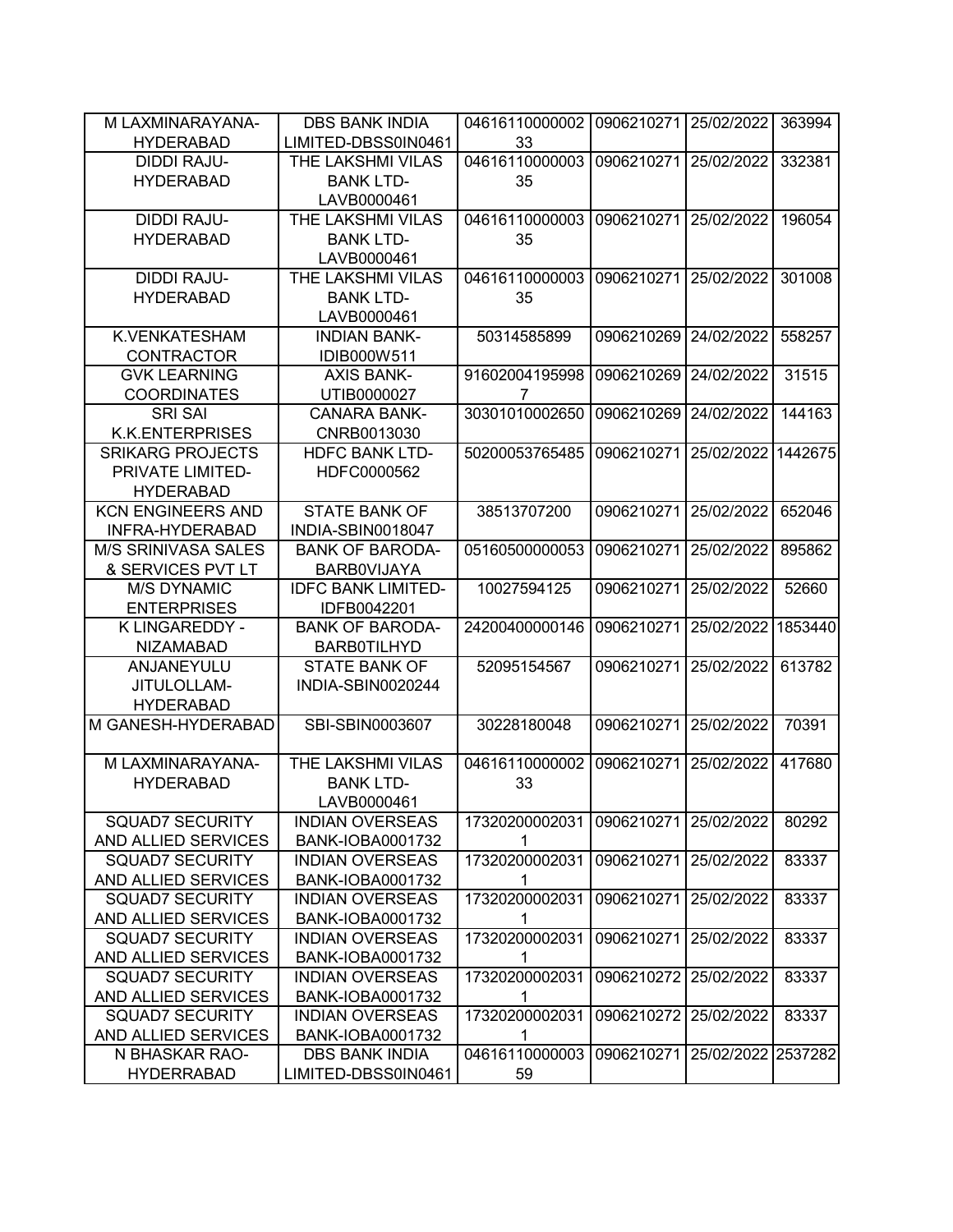| M LAXMINARAYANA-HYDERABAD | DBS BANK INDIA LIMITED-DBSS0IN0461 | 0461611000000233 | 0906210271 | 25/02/2022 | 363994 |
|---|---|---|---|---|---|
| DIDDI RAJU-HYDERABAD | THE LAKSHMI VILAS BANK LTD-LAVB0000461 | 0461611000000335 | 0906210271 | 25/02/2022 | 332381 |
| DIDDI RAJU-HYDERABAD | THE LAKSHMI VILAS BANK LTD-LAVB0000461 | 0461611000000335 | 0906210271 | 25/02/2022 | 196054 |
| DIDDI RAJU-HYDERABAD | THE LAKSHMI VILAS BANK LTD-LAVB0000461 | 0461611000000335 | 0906210271 | 25/02/2022 | 301008 |
| K.VENKATESHAM CONTRACTOR | INDIAN BANK-IDIB000W511 | 50314585899 | 0906210269 | 24/02/2022 | 558257 |
| GVK LEARNING COORDINATES | AXIS BANK-UTIB0000027 | 916020041959987 | 0906210269 | 24/02/2022 | 31515 |
| SRI SAI K.K.ENTERPRISES | CANARA BANK-CNRB0013030 | 30301010002650 | 0906210269 | 24/02/2022 | 144163 |
| SRIKARG PROJECTS PRIVATE LIMITED-HYDERABAD | HDFC BANK LTD-HDFC0000562 | 50200053765485 | 0906210271 | 25/02/2022 | 1442675 |
| KCN ENGINEERS AND INFRA-HYDERABAD | STATE BANK OF INDIA-SBIN0018047 | 38513707200 | 0906210271 | 25/02/2022 | 652046 |
| M/S SRINIVASA SALES & SERVICES PVT LT | BANK OF BARODA-BARB0VIJAYA | 05160500000053 | 0906210271 | 25/02/2022 | 895862 |
| M/S DYNAMIC ENTERPRISES | IDFC BANK LIMITED-IDFB0042201 | 10027594125 | 0906210271 | 25/02/2022 | 52660 |
| K LINGAREDDY - NIZAMABAD | BANK OF BARODA-BARB0TILHYD | 24200400000146 | 0906210271 | 25/02/2022 | 1853440 |
| ANJANEYULU JITULOLLAM-HYDERABAD | STATE BANK OF INDIA-SBIN0020244 | 52095154567 | 0906210271 | 25/02/2022 | 613782 |
| M GANESH-HYDERABAD | SBI-SBIN0003607 | 30228180048 | 0906210271 | 25/02/2022 | 70391 |
| M LAXMINARAYANA-HYDERABAD | THE LAKSHMI VILAS BANK LTD-LAVB0000461 | 0461611000000233 | 0906210271 | 25/02/2022 | 417680 |
| SQUAD7 SECURITY AND ALLIED SERVICES | INDIAN OVERSEAS BANK-IOBA0001732 | 173202000020311 | 0906210271 | 25/02/2022 | 80292 |
| SQUAD7 SECURITY AND ALLIED SERVICES | INDIAN OVERSEAS BANK-IOBA0001732 | 173202000020311 | 0906210271 | 25/02/2022 | 83337 |
| SQUAD7 SECURITY AND ALLIED SERVICES | INDIAN OVERSEAS BANK-IOBA0001732 | 173202000020311 | 0906210271 | 25/02/2022 | 83337 |
| SQUAD7 SECURITY AND ALLIED SERVICES | INDIAN OVERSEAS BANK-IOBA0001732 | 173202000020311 | 0906210271 | 25/02/2022 | 83337 |
| SQUAD7 SECURITY AND ALLIED SERVICES | INDIAN OVERSEAS BANK-IOBA0001732 | 173202000020311 | 0906210272 | 25/02/2022 | 83337 |
| SQUAD7 SECURITY AND ALLIED SERVICES | INDIAN OVERSEAS BANK-IOBA0001732 | 173202000020311 | 0906210272 | 25/02/2022 | 83337 |
| N BHASKAR RAO-HYDERRABAD | DBS BANK INDIA LIMITED-DBSS0IN0461 | 0461611000000359 | 0906210271 | 25/02/2022 | 2537282 |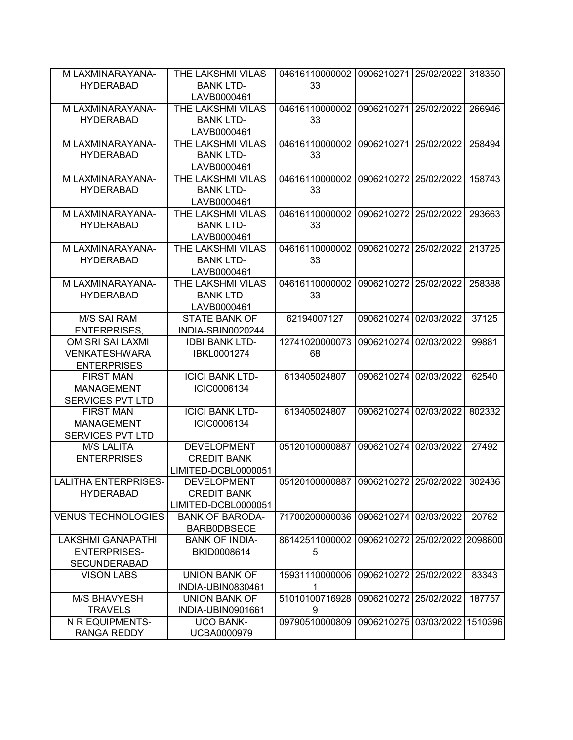| M LAXMINARAYANA-HYDERABAD | THE LAKSHMI VILAS BANK LTD-LAVB0000461 | 0461611000000233 | 0906210271 | 25/02/2022 | 318350 |
|---|---|---|---|---|---|
| M LAXMINARAYANA-HYDERABAD | THE LAKSHMI VILAS BANK LTD-LAVB0000461 | 0461611000000233 | 0906210271 | 25/02/2022 | 266946 |
| M LAXMINARAYANA-HYDERABAD | THE LAKSHMI VILAS BANK LTD-LAVB0000461 | 0461611000000233 | 0906210271 | 25/02/2022 | 258494 |
| M LAXMINARAYANA-HYDERABAD | THE LAKSHMI VILAS BANK LTD-LAVB0000461 | 0461611000000233 | 0906210272 | 25/02/2022 | 158743 |
| M LAXMINARAYANA-HYDERABAD | THE LAKSHMI VILAS BANK LTD-LAVB0000461 | 0461611000000233 | 0906210272 | 25/02/2022 | 293663 |
| M LAXMINARAYANA-HYDERABAD | THE LAKSHMI VILAS BANK LTD-LAVB0000461 | 0461611000000233 | 0906210272 | 25/02/2022 | 213725 |
| M LAXMINARAYANA-HYDERABAD | THE LAKSHMI VILAS BANK LTD-LAVB0000461 | 0461611000000233 | 0906210272 | 25/02/2022 | 258388 |
| M/S SAI RAM ENTERPRISES, | STATE BANK OF INDIA-SBIN0020244 | 62194007127 | 0906210274 | 02/03/2022 | 37125 |
| OM SRI SAI LAXMI VENKATESHWARA ENTERPRISES | IDBI BANK LTD-IBKL0001274 | 1274102000007368 | 0906210274 | 02/03/2022 | 99881 |
| FIRST MAN MANAGEMENT SERVICES PVT LTD | ICICI BANK LTD-ICIC0006134 | 613405024807 | 0906210274 | 02/03/2022 | 62540 |
| FIRST MAN MANAGEMENT SERVICES PVT LTD | ICICI BANK LTD-ICIC0006134 | 613405024807 | 0906210274 | 02/03/2022 | 802332 |
| M/S LALITA ENTERPRISES | DEVELOPMENT CREDIT BANK LIMITED-DCBL0000051 | 05120100000887 | 0906210274 | 02/03/2022 | 27492 |
| LALITHA ENTERPRISES-HYDERABAD | DEVELOPMENT CREDIT BANK LIMITED-DCBL0000051 | 05120100000887 | 0906210272 | 25/02/2022 | 302436 |
| VENUS TECHNOLOGIES | BANK OF BARODA-BARB0DBSECE | 71700200000036 | 0906210274 | 02/03/2022 | 20762 |
| LAKSHMI GANAPATHI ENTERPRISES-SECUNDERABAD | BANK OF INDIA-BKID0008614 | 861425110000025 | 0906210272 | 25/02/2022 | 2098600 |
| VISON LABS | UNION BANK OF INDIA-UBIN0830461 | 159311100000061 | 0906210272 | 25/02/2022 | 83343 |
| M/S BHAVYESH TRAVELS | UNION BANK OF INDIA-UBIN0901661 | 510101007169289 | 0906210272 | 25/02/2022 | 187757 |
| N R EQUIPMENTS-RANGA REDDY | UCO BANK-UCBA0000979 | 09790510000809 | 0906210275 | 03/03/2022 | 1510396 |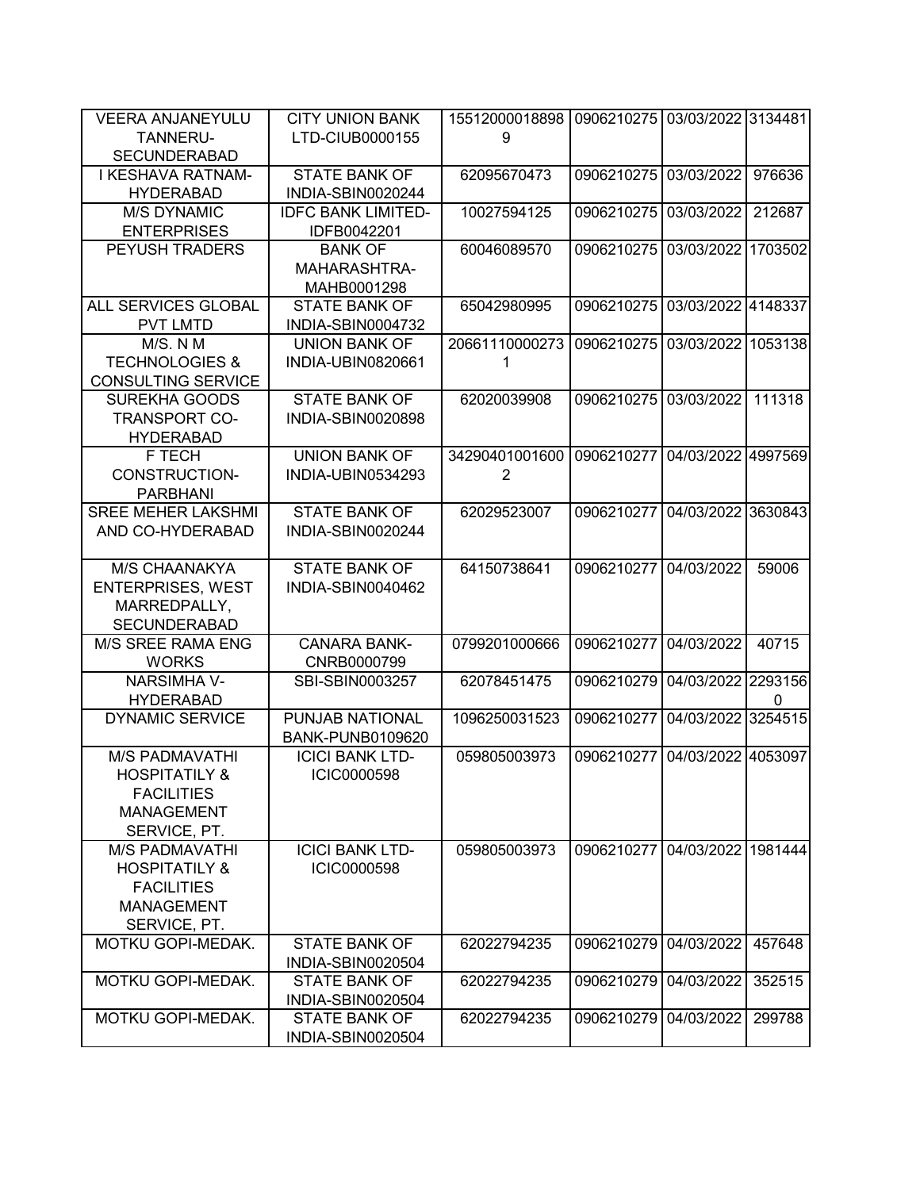| | | | | | |
|---|---|---|---|---|---|
| VEERA ANJANEYULU TANNERU-SECUNDERABAD | CITY UNION BANK LTD-CIUB0000155 | 155120000188989 | 0906210275 | 03/03/2022 | 3134481 |
| I KESHAVA RATNAM-HYDERABAD | STATE BANK OF INDIA-SBIN0020244 | 62095670473 | 0906210275 | 03/03/2022 | 976636 |
| M/S DYNAMIC ENTERPRISES | IDFC BANK LIMITED-IDFB0042201 | 10027594125 | 0906210275 | 03/03/2022 | 212687 |
| PEYUSH TRADERS | BANK OF MAHARASHTRA-MAHB0001298 | 60046089570 | 0906210275 | 03/03/2022 | 1703502 |
| ALL SERVICES GLOBAL PVT LMTD | STATE BANK OF INDIA-SBIN0004732 | 65042980995 | 0906210275 | 03/03/2022 | 4148337 |
| M/S. N M TECHNOLOGIES & CONSULTING SERVICE | UNION BANK OF INDIA-UBIN0820661 | 206611100002731 | 0906210275 | 03/03/2022 | 1053138 |
| SUREKHA GOODS TRANSPORT CO-HYDERABAD | STATE BANK OF INDIA-SBIN0020898 | 62020039908 | 0906210275 | 03/03/2022 | 111318 |
| F TECH CONSTRUCTION-PARBHANI | UNION BANK OF INDIA-UBIN0534293 | 342904010016002 | 0906210277 | 04/03/2022 | 4997569 |
| SREE MEHER LAKSHMI AND CO-HYDERABAD | STATE BANK OF INDIA-SBIN0020244 | 62029523007 | 0906210277 | 04/03/2022 | 3630843 |
| M/S CHAANAKYA ENTERPRISES, WEST MARREDPALLY, SECUNDERABAD | STATE BANK OF INDIA-SBIN0040462 | 64150738641 | 0906210277 | 04/03/2022 | 59006 |
| M/S SREE RAMA ENG WORKS | CANARA BANK-CNRB0000799 | 0799201000666 | 0906210277 | 04/03/2022 | 40715 |
| NARSIMHA V-HYDERABAD | SBI-SBIN0003257 | 62078451475 | 0906210279 | 04/03/2022 | 22931560 |
| DYNAMIC SERVICE | PUNJAB NATIONAL BANK-PUNB0109620 | 1096250031523 | 0906210277 | 04/03/2022 | 3254515 |
| M/S PADMAVATHI HOSPITATILY & FACILITIES MANAGEMENT SERVICE, PT. | ICICI BANK LTD-ICIC0000598 | 059805003973 | 0906210277 | 04/03/2022 | 4053097 |
| M/S PADMAVATHI HOSPITATILY & FACILITIES MANAGEMENT SERVICE, PT. | ICICI BANK LTD-ICIC0000598 | 059805003973 | 0906210277 | 04/03/2022 | 1981444 |
| MOTKU GOPI-MEDAK. | STATE BANK OF INDIA-SBIN0020504 | 62022794235 | 0906210279 | 04/03/2022 | 457648 |
| MOTKU GOPI-MEDAK. | STATE BANK OF INDIA-SBIN0020504 | 62022794235 | 0906210279 | 04/03/2022 | 352515 |
| MOTKU GOPI-MEDAK. | STATE BANK OF INDIA-SBIN0020504 | 62022794235 | 0906210279 | 04/03/2022 | 299788 |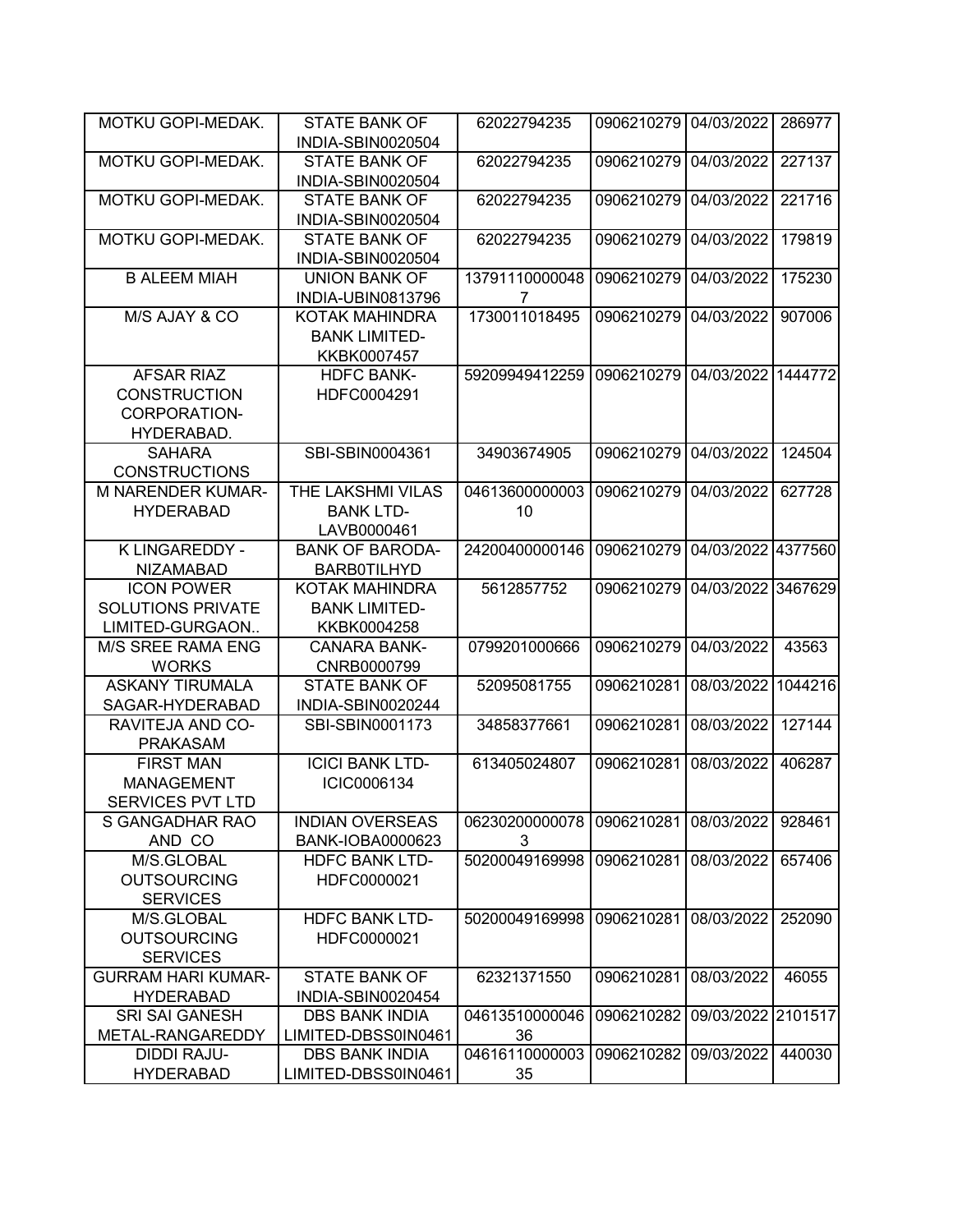| | | | | | |
|---|---|---|---|---|---|
| MOTKU GOPI-MEDAK. | STATE BANK OF INDIA-SBIN0020504 | 62022794235 | 0906210279 | 04/03/2022 | 286977 |
| MOTKU GOPI-MEDAK. | STATE BANK OF INDIA-SBIN0020504 | 62022794235 | 0906210279 | 04/03/2022 | 227137 |
| MOTKU GOPI-MEDAK. | STATE BANK OF INDIA-SBIN0020504 | 62022794235 | 0906210279 | 04/03/2022 | 221716 |
| MOTKU GOPI-MEDAK. | STATE BANK OF INDIA-SBIN0020504 | 62022794235 | 0906210279 | 04/03/2022 | 179819 |
| B ALEEM MIAH | UNION BANK OF INDIA-UBIN0813796 | 137911100000487 | 0906210279 | 04/03/2022 | 175230 |
| M/S AJAY & CO | KOTAK MAHINDRA BANK LIMITED-KKBK0007457 | 1730011018495 | 0906210279 | 04/03/2022 | 907006 |
| AFSAR RIAZ CONSTRUCTION CORPORATION-HYDERABAD. | HDFC BANK-HDFC0004291 | 59209949412259 | 0906210279 | 04/03/2022 | 1444772 |
| SAHARA CONSTRUCTIONS | SBI-SBIN0004361 | 34903674905 | 0906210279 | 04/03/2022 | 124504 |
| M NARENDER KUMAR-HYDERABAD | THE LAKSHMI VILAS BANK LTD-LAVB0000461 | 0461360000000310 | 0906210279 | 04/03/2022 | 627728 |
| K LINGAREDDY - NIZAMABAD | BANK OF BARODA-BARB0TILHYD | 24200400000146 | 0906210279 | 04/03/2022 | 4377560 |
| ICON POWER SOLUTIONS PRIVATE LIMITED-GURGAON.. | KOTAK MAHINDRA BANK LIMITED-KKBK0004258 | 5612857752 | 0906210279 | 04/03/2022 | 3467629 |
| M/S SREE RAMA ENG WORKS | CANARA BANK-CNRB0000799 | 0799201000666 | 0906210279 | 04/03/2022 | 43563 |
| ASKANY TIRUMALA SAGAR-HYDERABAD | STATE BANK OF INDIA-SBIN0020244 | 52095081755 | 0906210281 | 08/03/2022 | 1044216 |
| RAVITEJA AND CO-PRAKASAM | SBI-SBIN0001173 | 34858377661 | 0906210281 | 08/03/2022 | 127144 |
| FIRST MAN MANAGEMENT SERVICES PVT LTD | ICICI BANK LTD-ICIC0006134 | 613405024807 | 0906210281 | 08/03/2022 | 406287 |
| S GANGADHAR RAO AND CO | INDIAN OVERSEAS BANK-IOBA0000623 | 062302000000783 | 0906210281 | 08/03/2022 | 928461 |
| M/S.GLOBAL OUTSOURCING SERVICES | HDFC BANK LTD-HDFC0000021 | 50200049169998 | 0906210281 | 08/03/2022 | 657406 |
| M/S.GLOBAL OUTSOURCING SERVICES | HDFC BANK LTD-HDFC0000021 | 50200049169998 | 0906210281 | 08/03/2022 | 252090 |
| GURRAM HARI KUMAR-HYDERABAD | STATE BANK OF INDIA-SBIN0020454 | 62321371550 | 0906210281 | 08/03/2022 | 46055 |
| SRI SAI GANESH METAL-RANGAREDDY | DBS BANK INDIA LIMITED-DBSS0IN0461 | 0461351000004636 | 0906210282 | 09/03/2022 | 2101517 |
| DIDDI RAJU-HYDERABAD | DBS BANK INDIA LIMITED-DBSS0IN0461 | 0461611000000335 | 0906210282 | 09/03/2022 | 440030 |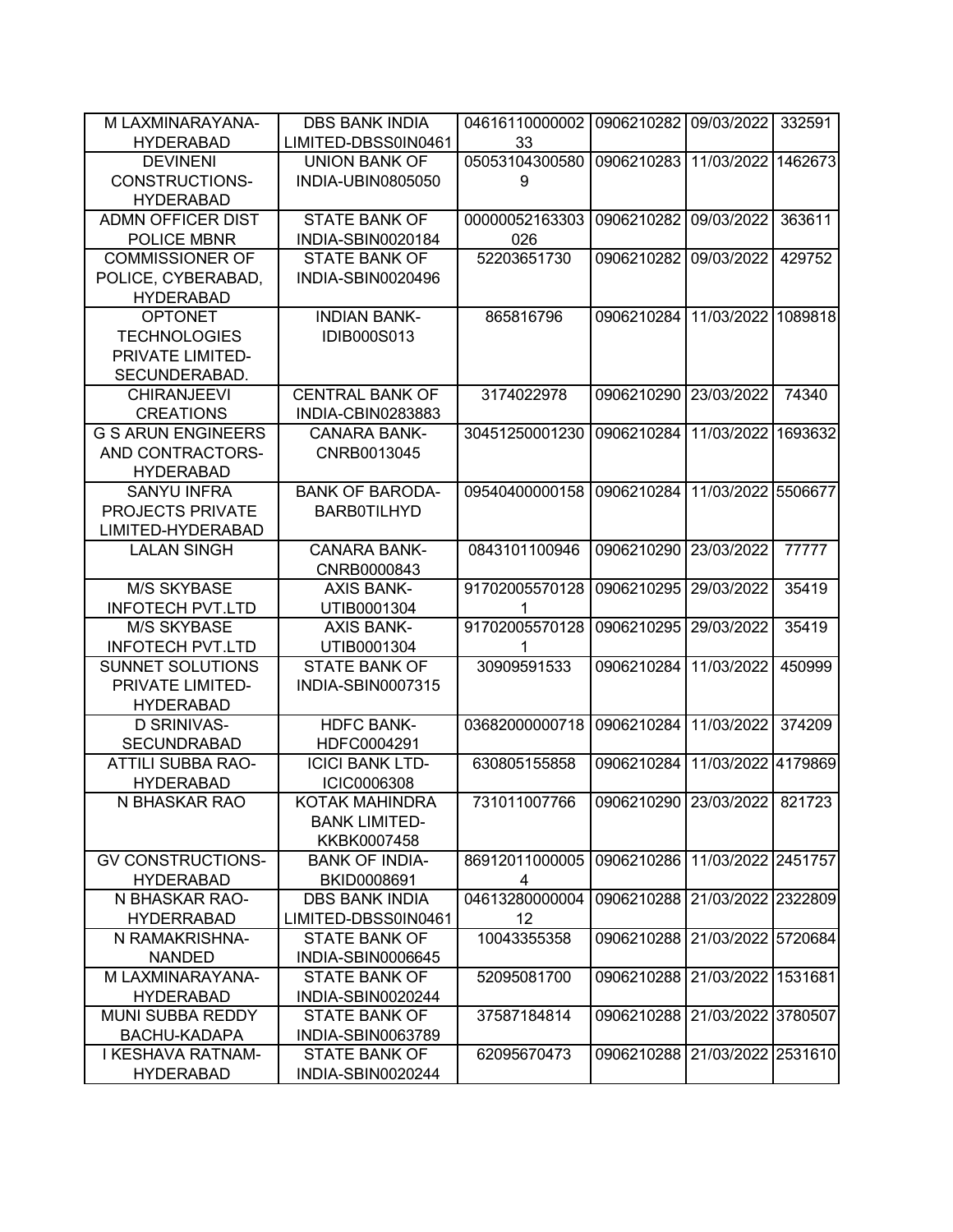| M LAXMINARAYANA-HYDERABAD | DBS BANK INDIA LIMITED-DBSS0IN0461 | 0461611000000233 | 0906210282 | 09/03/2022 | 332591 |
|---|---|---|---|---|---|
| DEVINENI CONSTRUCTIONS-HYDERABAD | UNION BANK OF INDIA-UBIN0805050 | 050531043005809 | 0906210283 | 11/03/2022 | 1462673 |
| ADMN OFFICER DIST POLICE MBNR | STATE BANK OF INDIA-SBIN0020184 | 00000052163303026 | 0906210282 | 09/03/2022 | 363611 |
| COMMISSIONER OF POLICE, CYBERABAD, HYDERABAD | STATE BANK OF INDIA-SBIN0020496 | 52203651730 | 0906210282 | 09/03/2022 | 429752 |
| OPTONET TECHNOLOGIES PRIVATE LIMITED-SECUNDERABAD. | INDIAN BANK-IDIB000S013 | 865816796 | 0906210284 | 11/03/2022 | 1089818 |
| CHIRANJEEVI CREATIONS | CENTRAL BANK OF INDIA-CBIN0283883 | 3174022978 | 0906210290 | 23/03/2022 | 74340 |
| G S ARUN ENGINEERS AND CONTRACTORS-HYDERABAD | CANARA BANK-CNRB0013045 | 30451250001230 | 0906210284 | 11/03/2022 | 1693632 |
| SANYU INFRA PROJECTS PRIVATE LIMITED-HYDERABAD | BANK OF BARODA-BARB0TILHYD | 09540400000158 | 0906210284 | 11/03/2022 | 5506677 |
| LALAN SINGH | CANARA BANK-CNRB0000843 | 0843101100946 | 0906210290 | 23/03/2022 | 77777 |
| M/S SKYBASE INFOTECH PVT.LTD | AXIS BANK-UTIB0001304 | 917020055701281 | 0906210295 | 29/03/2022 | 35419 |
| M/S SKYBASE INFOTECH PVT.LTD | AXIS BANK-UTIB0001304 | 917020055701281 | 0906210295 | 29/03/2022 | 35419 |
| SUNNET SOLUTIONS PRIVATE LIMITED-HYDERABAD | STATE BANK OF INDIA-SBIN0007315 | 30909591533 | 0906210284 | 11/03/2022 | 450999 |
| D SRINIVAS-SECUNDRABAD | HDFC BANK-HDFC0004291 | 03682000000718 | 0906210284 | 11/03/2022 | 374209 |
| ATTILI SUBBA RAO-HYDERABAD | ICICI BANK LTD-ICIC0006308 | 630805155858 | 0906210284 | 11/03/2022 | 4179869 |
| N BHASKAR RAO | KOTAK MAHINDRA BANK LIMITED-KKBK0007458 | 731011007766 | 0906210290 | 23/03/2022 | 821723 |
| GV CONSTRUCTIONS-HYDERABAD | BANK OF INDIA-BKID0008691 | 869120110000054 | 0906210286 | 11/03/2022 | 2451757 |
| N BHASKAR RAO-HYDERRABAD | DBS BANK INDIA LIMITED-DBSS0IN0461 | 0461328000000412 | 0906210288 | 21/03/2022 | 2322809 |
| N RAMAKRISHNA-NANDED | STATE BANK OF INDIA-SBIN0006645 | 10043355358 | 0906210288 | 21/03/2022 | 5720684 |
| M LAXMINARAYANA-HYDERABAD | STATE BANK OF INDIA-SBIN0020244 | 52095081700 | 0906210288 | 21/03/2022 | 1531681 |
| MUNI SUBBA REDDY BACHU-KADAPA | STATE BANK OF INDIA-SBIN0063789 | 37587184814 | 0906210288 | 21/03/2022 | 3780507 |
| I KESHAVA RATNAM-HYDERABAD | STATE BANK OF INDIA-SBIN0020244 | 62095670473 | 0906210288 | 21/03/2022 | 2531610 |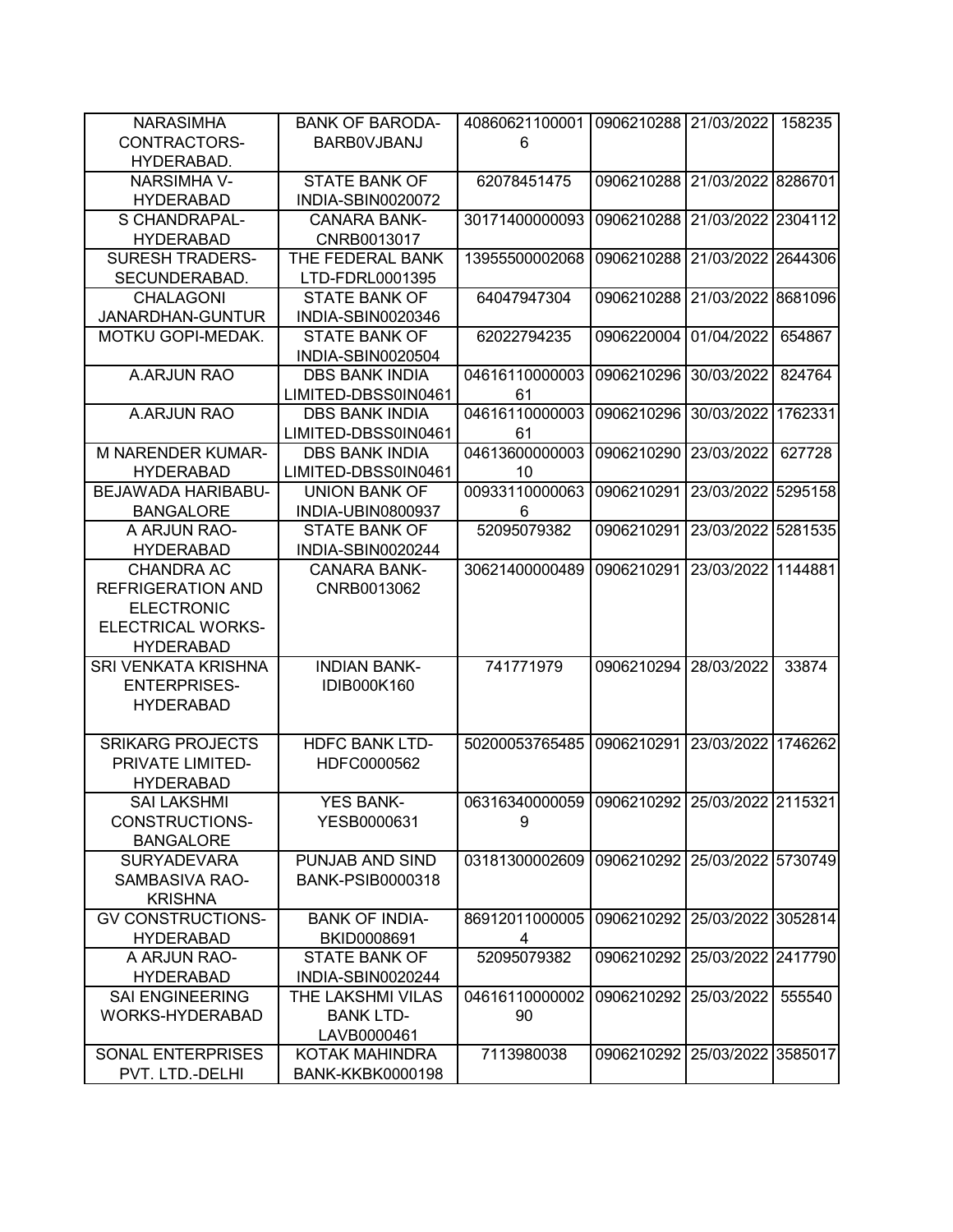| NARASIMHA CONTRACTORS-HYDERABAD. | BANK OF BARODA-BARB0VJBANJ | 408606211000016 | 0906210288 | 21/03/2022 | 158235 |
|---|---|---|---|---|---|
| NARSIMHA V-HYDERABAD | STATE BANK OF INDIA-SBIN0020072 | 62078451475 | 0906210288 | 21/03/2022 | 8286701 |
| S CHANDRAPAL-HYDERABAD | CANARA BANK-CNRB0013017 | 30171400000093 | 0906210288 | 21/03/2022 | 2304112 |
| SURESH TRADERS-SECUNDERABAD. | THE FEDERAL BANK LTD-FDRL0001395 | 13955500002068 | 0906210288 | 21/03/2022 | 2644306 |
| CHALAGONI JANARDHAN-GUNTUR | STATE BANK OF INDIA-SBIN0020346 | 64047947304 | 0906210288 | 21/03/2022 | 8681096 |
| MOTKU GOPI-MEDAK. | STATE BANK OF INDIA-SBIN0020504 | 62022794235 | 0906220004 | 01/04/2022 | 654867 |
| A.ARJUN RAO | DBS BANK INDIA LIMITED-DBSS0IN0461 | 0461611000000361 | 0906210296 | 30/03/2022 | 824764 |
| A.ARJUN RAO | DBS BANK INDIA LIMITED-DBSS0IN0461 | 0461611000000361 | 0906210296 | 30/03/2022 | 1762331 |
| M NARENDER KUMAR-HYDERABAD | DBS BANK INDIA LIMITED-DBSS0IN0461 | 0461360000000310 | 0906210290 | 23/03/2022 | 627728 |
| BEJAWADA HARIBABU-BANGALORE | UNION BANK OF INDIA-UBIN0800937 | 009331100000636 | 0906210291 | 23/03/2022 | 5295158 |
| A ARJUN RAO-HYDERABAD | STATE BANK OF INDIA-SBIN0020244 | 52095079382 | 0906210291 | 23/03/2022 | 5281535 |
| CHANDRA AC REFRIGERATION AND ELECTRONIC ELECTRICAL WORKS-HYDERABAD | CANARA BANK-CNRB0013062 | 30621400000489 | 0906210291 | 23/03/2022 | 1144881 |
| SRI VENKATA KRISHNA ENTERPRISES-HYDERABAD | INDIAN BANK-IDIB000K160 | 741771979 | 0906210294 | 28/03/2022 | 33874 |
| SRIKARG PROJECTS PRIVATE LIMITED-HYDERABAD | HDFC BANK LTD-HDFC0000562 | 50200053765485 | 0906210291 | 23/03/2022 | 1746262 |
| SAI LAKSHMI CONSTRUCTIONS-BANGALORE | YES BANK-YESB0000631 | 063163400000599 | 0906210292 | 25/03/2022 | 2115321 |
| SURYADEVARA SAMBASIVA RAO-KRISHNA | PUNJAB AND SIND BANK-PSIB0000318 | 03181300002609 | 0906210292 | 25/03/2022 | 5730749 |
| GV CONSTRUCTIONS-HYDERABAD | BANK OF INDIA-BKID0008691 | 869120110000054 | 0906210292 | 25/03/2022 | 3052814 |
| A ARJUN RAO-HYDERABAD | STATE BANK OF INDIA-SBIN0020244 | 52095079382 | 0906210292 | 25/03/2022 | 2417790 |
| SAI ENGINEERING WORKS-HYDERABAD | THE LAKSHMI VILAS BANK LTD-LAVB0000461 | 0461611000000290 | 0906210292 | 25/03/2022 | 555540 |
| SONAL ENTERPRISES PVT. LTD.-DELHI | KOTAK MAHINDRA BANK-KKBK0000198 | 7113980038 | 0906210292 | 25/03/2022 | 3585017 |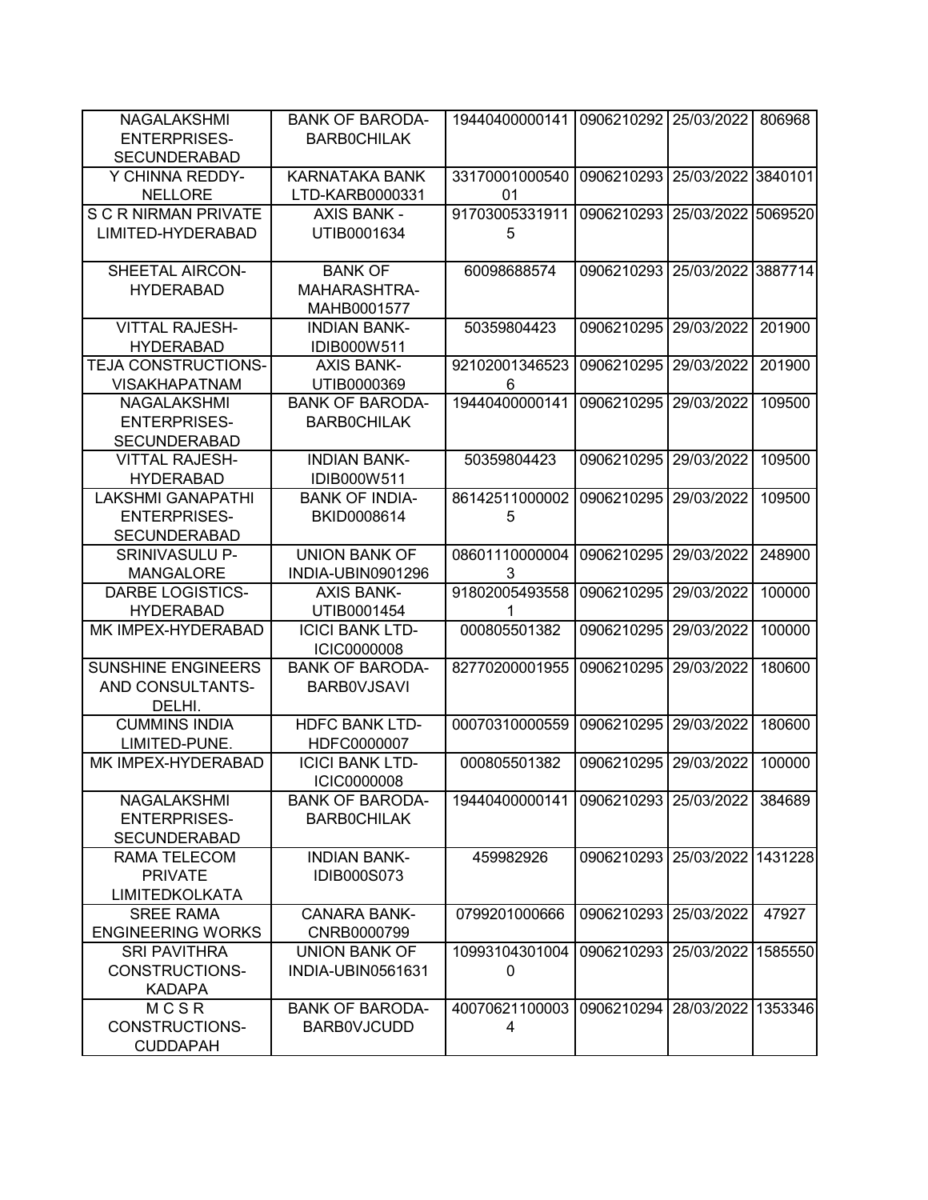| NAGALAKSHMI ENTERPRISES-SECUNDERABAD | BANK OF BARODA-BARB0CHILAK | 19440400000141 | 0906210292 | 25/03/2022 | 806968 |
|---|---|---|---|---|---|
| Y CHINNA REDDY-NELLORE | KARNATAKA BANK LTD-KARB0000331 | 3317000100054001 | 0906210293 | 25/03/2022 | 3840101 |
| S C R NIRMAN PRIVATE LIMITED-HYDERABAD | AXIS BANK - UTIB0001634 | 917030053319115 | 0906210293 | 25/03/2022 | 5069520 |
| SHEETAL AIRCON-HYDERABAD | BANK OF MAHARASHTRA-MAHB0001577 | 60098688574 | 0906210293 | 25/03/2022 | 3887714 |
| VITTAL RAJESH-HYDERABAD | INDIAN BANK-IDIB000W511 | 50359804423 | 0906210295 | 29/03/2022 | 201900 |
| TEJA CONSTRUCTIONS-VISAKHAPATNAM | AXIS BANK-UTIB0000369 | 921020013465236 | 0906210295 | 29/03/2022 | 201900 |
| NAGALAKSHMI ENTERPRISES-SECUNDERABAD | BANK OF BARODA-BARB0CHILAK | 19440400000141 | 0906210295 | 29/03/2022 | 109500 |
| VITTAL RAJESH-HYDERABAD | INDIAN BANK-IDIB000W511 | 50359804423 | 0906210295 | 29/03/2022 | 109500 |
| LAKSHMI GANAPATHI ENTERPRISES-SECUNDERABAD | BANK OF INDIA-BKID0008614 | 861425110000025 | 0906210295 | 29/03/2022 | 109500 |
| SRINIVASULU P-MANGALORE | UNION BANK OF INDIA-UBIN0901296 | 086011100000043 | 0906210295 | 29/03/2022 | 248900 |
| DARBE LOGISTICS-HYDERABAD | AXIS BANK-UTIB0001454 | 918020054935581 | 0906210295 | 29/03/2022 | 100000 |
| MK IMPEX-HYDERABAD | ICICI BANK LTD-ICIC0000008 | 000805501382 | 0906210295 | 29/03/2022 | 100000 |
| SUNSHINE ENGINEERS AND CONSULTANTS-DELHI. | BANK OF BARODA-BARB0VJSAVI | 82770200001955 | 0906210295 | 29/03/2022 | 180600 |
| CUMMINS INDIA LIMITED-PUNE. | HDFC BANK LTD-HDFC0000007 | 00070310000559 | 0906210295 | 29/03/2022 | 180600 |
| MK IMPEX-HYDERABAD | ICICI BANK LTD-ICIC0000008 | 000805501382 | 0906210295 | 29/03/2022 | 100000 |
| NAGALAKSHMI ENTERPRISES-SECUNDERABAD | BANK OF BARODA-BARB0CHILAK | 19440400000141 | 0906210293 | 25/03/2022 | 384689 |
| RAMA TELECOM PRIVATE LIMITEDKOLKATA | INDIAN BANK-IDIB000S073 | 459982926 | 0906210293 | 25/03/2022 | 1431228 |
| SREE RAMA ENGINEERING WORKS | CANARA BANK-CNRB0000799 | 0799201000666 | 0906210293 | 25/03/2022 | 47927 |
| SRI PAVITHRA CONSTRUCTIONS-KADAPA | UNION BANK OF INDIA-UBIN0561631 | 109931043010040 | 0906210293 | 25/03/2022 | 1585550 |
| M C S R CONSTRUCTIONS-CUDDAPAH | BANK OF BARODA-BARB0VJCUDD | 400706211000034 | 0906210294 | 28/03/2022 | 1353346 |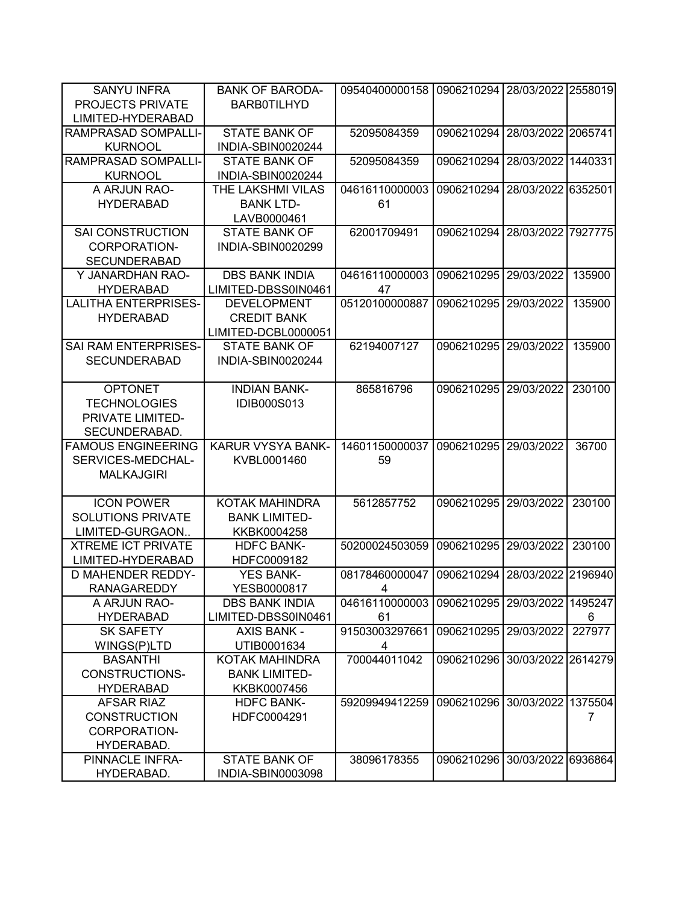| | | | | | |
|---|---|---|---|---|---|
| SANYU INFRA PROJECTS PRIVATE LIMITED-HYDERABAD | BANK OF BARODA-BARB0TILHYD | 09540400000158 | 0906210294 | 28/03/2022 | 2558019 |
| RAMPRASAD SOMPALLI-KURNOOL | STATE BANK OF INDIA-SBIN0020244 | 52095084359 | 0906210294 | 28/03/2022 | 2065741 |
| RAMPRASAD SOMPALLI-KURNOOL | STATE BANK OF INDIA-SBIN0020244 | 52095084359 | 0906210294 | 28/03/2022 | 1440331 |
| A ARJUN RAO-HYDERABAD | THE LAKSHMI VILAS BANK LTD-LAVB0000461 | 0461611000000361 | 0906210294 | 28/03/2022 | 6352501 |
| SAI CONSTRUCTION CORPORATION-SECUNDERABAD | STATE BANK OF INDIA-SBIN0020299 | 62001709491 | 0906210294 | 28/03/2022 | 7927775 |
| Y JANARDHAN RAO-HYDERABAD | DBS BANK INDIA LIMITED-DBSS0IN0461 | 0461611000000347 | 0906210295 | 29/03/2022 | 135900 |
| LALITHA ENTERPRISES-HYDERABAD | DEVELOPMENT CREDIT BANK LIMITED-DCBL0000051 | 05120100000887 | 0906210295 | 29/03/2022 | 135900 |
| SAI RAM ENTERPRISES-SECUNDERABAD | STATE BANK OF INDIA-SBIN0020244 | 62194007127 | 0906210295 | 29/03/2022 | 135900 |
| OPTONET TECHNOLOGIES PRIVATE LIMITED-SECUNDERABAD. | INDIAN BANK-IDIB000S013 | 865816796 | 0906210295 | 29/03/2022 | 230100 |
| FAMOUS ENGINEERING SERVICES-MEDCHAL-MALKAJGIRI | KARUR VYSYA BANK-KVBL0001460 | 1460115000003759 | 0906210295 | 29/03/2022 | 36700 |
| ICON POWER SOLUTIONS PRIVATE LIMITED-GURGAON.. | KOTAK MAHINDRA BANK LIMITED-KKBK0004258 | 5612857752 | 0906210295 | 29/03/2022 | 230100 |
| XTREME ICT PRIVATE LIMITED-HYDERABAD | HDFC BANK-HDFC0009182 | 50200024503059 | 0906210295 | 29/03/2022 | 230100 |
| D MAHENDER REDDY-RANAGAREDDY | YES BANK-YESB0000817 | 081784600000474 | 0906210294 | 28/03/2022 | 2196940 |
| A ARJUN RAO-HYDERABAD | DBS BANK INDIA LIMITED-DBSS0IN0461 | 0461611000000361 | 0906210295 | 29/03/2022 | 14952476 |
| SK SAFETY WINGS(P)LTD | AXIS BANK -UTIB0001634 | 915030032976614 | 0906210295 | 29/03/2022 | 227977 |
| BASANTHI CONSTRUCTIONS-HYDERABAD | KOTAK MAHINDRA BANK LIMITED-KKBK0007456 | 700044011042 | 0906210296 | 30/03/2022 | 2614279 |
| AFSAR RIAZ CONSTRUCTION CORPORATION-HYDERABAD. | HDFC BANK-HDFC0004291 | 59209949412259 | 0906210296 | 30/03/2022 | 13755047 |
| PINNACLE INFRA-HYDERABAD. | STATE BANK OF INDIA-SBIN0003098 | 38096178355 | 0906210296 | 30/03/2022 | 6936864 |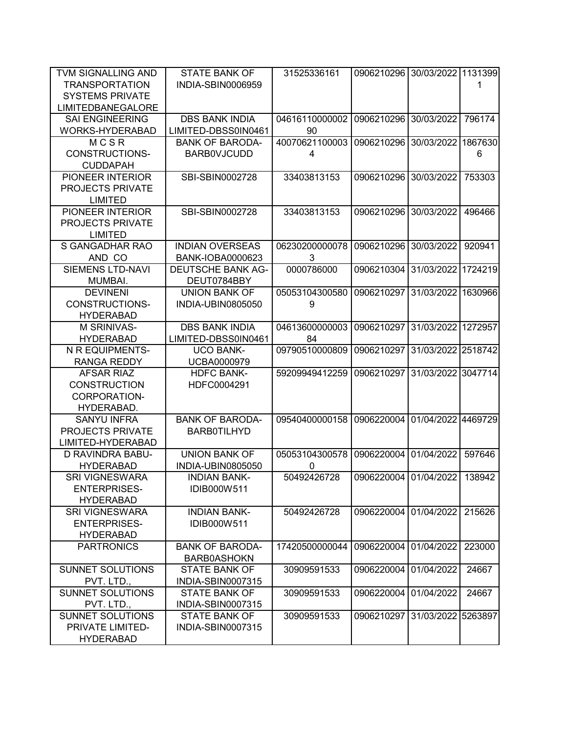| TVM SIGNALLING AND TRANSPORTATION SYSTEMS PRIVATE LIMITEDBANEGALORE | STATE BANK OF INDIA-SBIN0006959 | 31525336161 | 0906210296 | 30/03/2022 | 11313991 |
|---|---|---|---|---|---|
| SAI ENGINEERING WORKS-HYDERABAD | DBS BANK INDIA LIMITED-DBSS0IN0461 | 0461611000000290 | 0906210296 | 30/03/2022 | 796174 |
| M C S R CONSTRUCTIONS-CUDDAPAH | BANK OF BARODA-BARB0VJCUDD | 400706211000034 | 0906210296 | 30/03/2022 | 18676306 |
| PIONEER INTERIOR PROJECTS PRIVATE LIMITED | SBI-SBIN0002728 | 33403813153 | 0906210296 | 30/03/2022 | 753303 |
| PIONEER INTERIOR PROJECTS PRIVATE LIMITED | SBI-SBIN0002728 | 33403813153 | 0906210296 | 30/03/2022 | 496466 |
| S GANGADHAR RAO AND CO | INDIAN OVERSEAS BANK-IOBA0000623 | 062302000000783 | 0906210296 | 30/03/2022 | 920941 |
| SIEMENS LTD-NAVI MUMBAI. | DEUTSCHE BANK AG-DEUT0784BBY | 0000786000 | 0906210304 | 31/03/2022 | 1724219 |
| DEVINENI CONSTRUCTIONS-HYDERABAD | UNION BANK OF INDIA-UBIN0805050 | 050531043005809 | 0906210297 | 31/03/2022 | 1630966 |
| M SRINIVAS-HYDERABAD | DBS BANK INDIA LIMITED-DBSS0IN0461 | 0461360000000384 | 0906210297 | 31/03/2022 | 1272957 |
| N R EQUIPMENTS-RANGA REDDY | UCO BANK-UCBA0000979 | 09790510000809 | 0906210297 | 31/03/2022 | 2518742 |
| AFSAR RIAZ CONSTRUCTION CORPORATION-HYDERABAD. | HDFC BANK-HDFC0004291 | 59209949412259 | 0906210297 | 31/03/2022 | 3047714 |
| SANYU INFRA PROJECTS PRIVATE LIMITED-HYDERABAD | BANK OF BARODA-BARB0TILHYD | 09540400000158 | 0906220004 | 01/04/2022 | 4469729 |
| D RAVINDRA BABU-HYDERABAD | UNION BANK OF INDIA-UBIN0805050 | 050531043005780 | 0906220004 | 01/04/2022 | 597646 |
| SRI VIGNESWARA ENTERPRISES-HYDERABAD | INDIAN BANK-IDIB000W511 | 50492426728 | 0906220004 | 01/04/2022 | 138942 |
| SRI VIGNESWARA ENTERPRISES-HYDERABAD | INDIAN BANK-IDIB000W511 | 50492426728 | 0906220004 | 01/04/2022 | 215626 |
| PARTRONICS | BANK OF BARODA-BARB0ASHOKN | 17420500000044 | 0906220004 | 01/04/2022 | 223000 |
| SUNNET SOLUTIONS PVT. LTD., | STATE BANK OF INDIA-SBIN0007315 | 30909591533 | 0906220004 | 01/04/2022 | 24667 |
| SUNNET SOLUTIONS PVT. LTD., | STATE BANK OF INDIA-SBIN0007315 | 30909591533 | 0906220004 | 01/04/2022 | 24667 |
| SUNNET SOLUTIONS PRIVATE LIMITED-HYDERABAD | STATE BANK OF INDIA-SBIN0007315 | 30909591533 | 0906210297 | 31/03/2022 | 5263897 |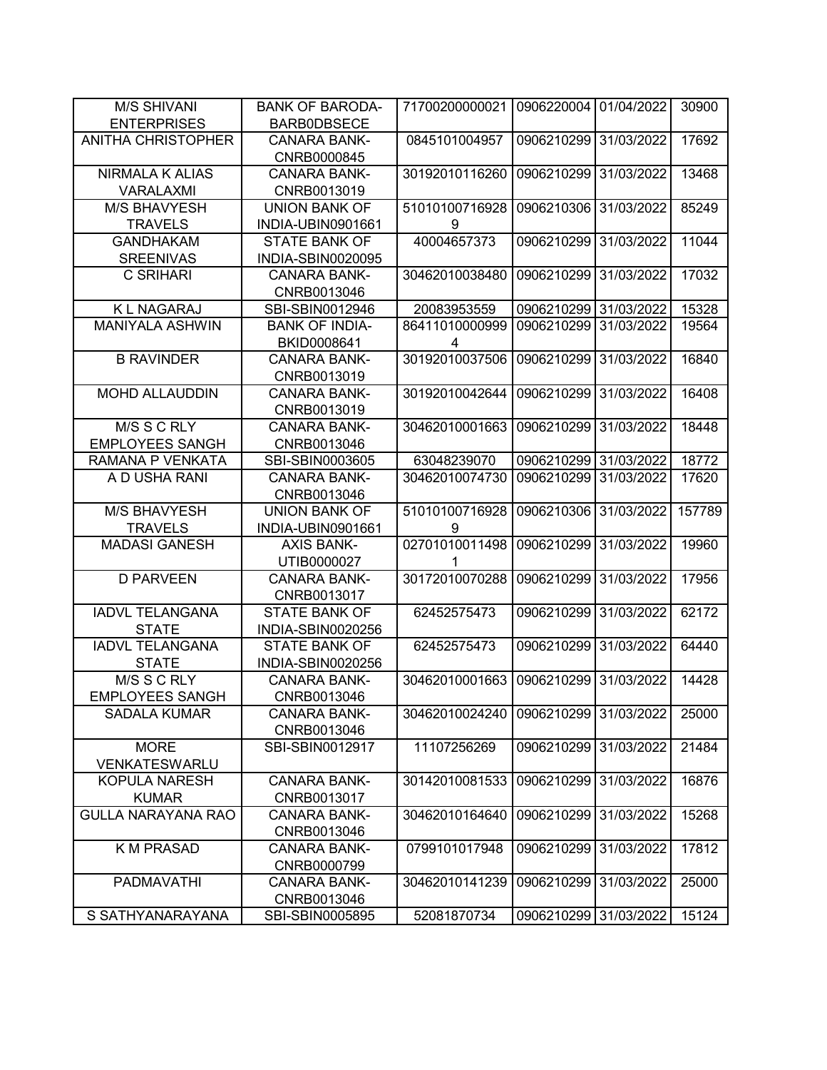| | | | | | |
|---|---|---|---|---|---|
| M/S SHIVANI ENTERPRISES | BANK OF BARODA-BARB0DBSECE | 71700200000021 | 0906220004 | 01/04/2022 | 30900 |
| ANITHA CHRISTOPHER | CANARA BANK-CNRB0000845 | 0845101004957 | 0906210299 | 31/03/2022 | 17692 |
| NIRMALA K ALIAS VARALAXMI | CANARA BANK-CNRB0013019 | 30192010116260 | 0906210299 | 31/03/2022 | 13468 |
| M/S BHAVYESH TRAVELS | UNION BANK OF INDIA-UBIN0901661 | 510101007169289 | 0906210306 | 31/03/2022 | 85249 |
| GANDHAKAM SREENIVAS | STATE BANK OF INDIA-SBIN0020095 | 40004657373 | 0906210299 | 31/03/2022 | 11044 |
| C SRIHARI | CANARA BANK-CNRB0013046 | 30462010038480 | 0906210299 | 31/03/2022 | 17032 |
| K L NAGARAJ | SBI-SBIN0012946 | 20083953559 | 0906210299 | 31/03/2022 | 15328 |
| MANIYALA ASHWIN | BANK OF INDIA-BKID0008641 | 864110100009994 | 0906210299 | 31/03/2022 | 19564 |
| B RAVINDER | CANARA BANK-CNRB0013019 | 30192010037506 | 0906210299 | 31/03/2022 | 16840 |
| MOHD ALLAUDDIN | CANARA BANK-CNRB0013019 | 30192010042644 | 0906210299 | 31/03/2022 | 16408 |
| M/S S C RLY EMPLOYEES SANGH | CANARA BANK-CNRB0013046 | 30462010001663 | 0906210299 | 31/03/2022 | 18448 |
| RAMANA P VENKATA | SBI-SBIN0003605 | 63048239070 | 0906210299 | 31/03/2022 | 18772 |
| A D USHA RANI | CANARA BANK-CNRB0013046 | 30462010074730 | 0906210299 | 31/03/2022 | 17620 |
| M/S BHAVYESH TRAVELS | UNION BANK OF INDIA-UBIN0901661 | 510101007169289 | 0906210306 | 31/03/2022 | 157789 |
| MADASI GANESH | AXIS BANK-UTIB0000027 | 027010100114981 | 0906210299 | 31/03/2022 | 19960 |
| D PARVEEN | CANARA BANK-CNRB0013017 | 30172010070288 | 0906210299 | 31/03/2022 | 17956 |
| IADVL TELANGANA STATE | STATE BANK OF INDIA-SBIN0020256 | 62452575473 | 0906210299 | 31/03/2022 | 62172 |
| IADVL TELANGANA STATE | STATE BANK OF INDIA-SBIN0020256 | 62452575473 | 0906210299 | 31/03/2022 | 64440 |
| M/S S C RLY EMPLOYEES SANGH | CANARA BANK-CNRB0013046 | 30462010001663 | 0906210299 | 31/03/2022 | 14428 |
| SADALA KUMAR | CANARA BANK-CNRB0013046 | 30462010024240 | 0906210299 | 31/03/2022 | 25000 |
| MORE VENKATESWARLU | SBI-SBIN0012917 | 11107256269 | 0906210299 | 31/03/2022 | 21484 |
| KOPULA NARESH KUMAR | CANARA BANK-CNRB0013017 | 30142010081533 | 0906210299 | 31/03/2022 | 16876 |
| GULLA NARAYANA RAO | CANARA BANK-CNRB0013046 | 30462010164640 | 0906210299 | 31/03/2022 | 15268 |
| K M PRASAD | CANARA BANK-CNRB0000799 | 0799101017948 | 0906210299 | 31/03/2022 | 17812 |
| PADMAVATHI | CANARA BANK-CNRB0013046 | 30462010141239 | 0906210299 | 31/03/2022 | 25000 |
| S SATHYANARAYANA | SBI-SBIN0005895 | 52081870734 | 0906210299 | 31/03/2022 | 15124 |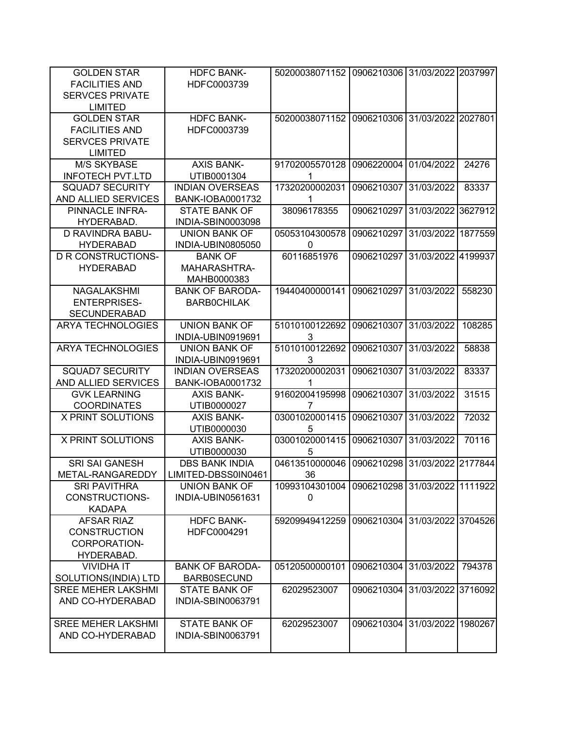| GOLDEN STAR FACILITIES AND SERVCES PRIVATE LIMITED | HDFC BANK-HDFC0003739 | 50200038071152 | 0906210306 | 31/03/2022 | 2037997 |
|---|---|---|---|---|---|
| GOLDEN STAR FACILITIES AND SERVCES PRIVATE LIMITED | HDFC BANK-HDFC0003739 | 50200038071152 | 0906210306 | 31/03/2022 | 2027801 |
| M/S SKYBASE INFOTECH PVT.LTD | AXIS BANK-UTIB0001304 | 917020055701281 | 0906220004 | 01/04/2022 | 24276 |
| SQUAD7 SECURITY AND ALLIED SERVICES | INDIAN OVERSEAS BANK-IOBA0001732 | 173202000020311 | 0906210307 | 31/03/2022 | 83337 |
| PINNACLE INFRA-HYDERABAD. | STATE BANK OF INDIA-SBIN0003098 | 38096178355 | 0906210297 | 31/03/2022 | 3627912 |
| D RAVINDRA BABU-HYDERABAD | UNION BANK OF INDIA-UBIN0805050 | 050531043005780 | 0906210297 | 31/03/2022 | 1877559 |
| D R CONSTRUCTIONS-HYDERABAD | BANK OF MAHARASHTRA-MAHB0000383 | 60116851976 | 0906210297 | 31/03/2022 | 4199937 |
| NAGALAKSHMI ENTERPRISES-SECUNDERABAD | BANK OF BARODA-BARB0CHILAK | 19440400000141 | 0906210297 | 31/03/2022 | 558230 |
| ARYA TECHNOLOGIES | UNION BANK OF INDIA-UBIN0919691 | 510101001226923 | 0906210307 | 31/03/2022 | 108285 |
| ARYA TECHNOLOGIES | UNION BANK OF INDIA-UBIN0919691 | 510101001226923 | 0906210307 | 31/03/2022 | 58838 |
| SQUAD7 SECURITY AND ALLIED SERVICES | INDIAN OVERSEAS BANK-IOBA0001732 | 173202000020311 | 0906210307 | 31/03/2022 | 83337 |
| GVK LEARNING COORDINATES | AXIS BANK-UTIB0000027 | 916020041959987 | 0906210307 | 31/03/2022 | 31515 |
| X PRINT SOLUTIONS | AXIS BANK-UTIB0000030 | 030010200014155 | 0906210307 | 31/03/2022 | 72032 |
| X PRINT SOLUTIONS | AXIS BANK-UTIB0000030 | 030010200014155 | 0906210307 | 31/03/2022 | 70116 |
| SRI SAI GANESH METAL-RANGAREDDY | DBS BANK INDIA LIMITED-DBSS0IN0461 | 0461351000004636 | 0906210298 | 31/03/2022 | 2177844 |
| SRI PAVITHRA CONSTRUCTIONS-KADAPA | UNION BANK OF INDIA-UBIN0561631 | 109931043010040 | 0906210298 | 31/03/2022 | 1111922 |
| AFSAR RIAZ CONSTRUCTION CORPORATION-HYDERABAD. | HDFC BANK-HDFC0004291 | 59209949412259 | 0906210304 | 31/03/2022 | 3704526 |
| VIVIDHA IT SOLUTIONS(INDIA) LTD | BANK OF BARODA-BARB0SECUND | 05120500000101 | 0906210304 | 31/03/2022 | 794378 |
| SREE MEHER LAKSHMI AND CO-HYDERABAD | STATE BANK OF INDIA-SBIN0063791 | 62029523007 | 0906210304 | 31/03/2022 | 3716092 |
| SREE MEHER LAKSHMI AND CO-HYDERABAD | STATE BANK OF INDIA-SBIN0063791 | 62029523007 | 0906210304 | 31/03/2022 | 1980267 |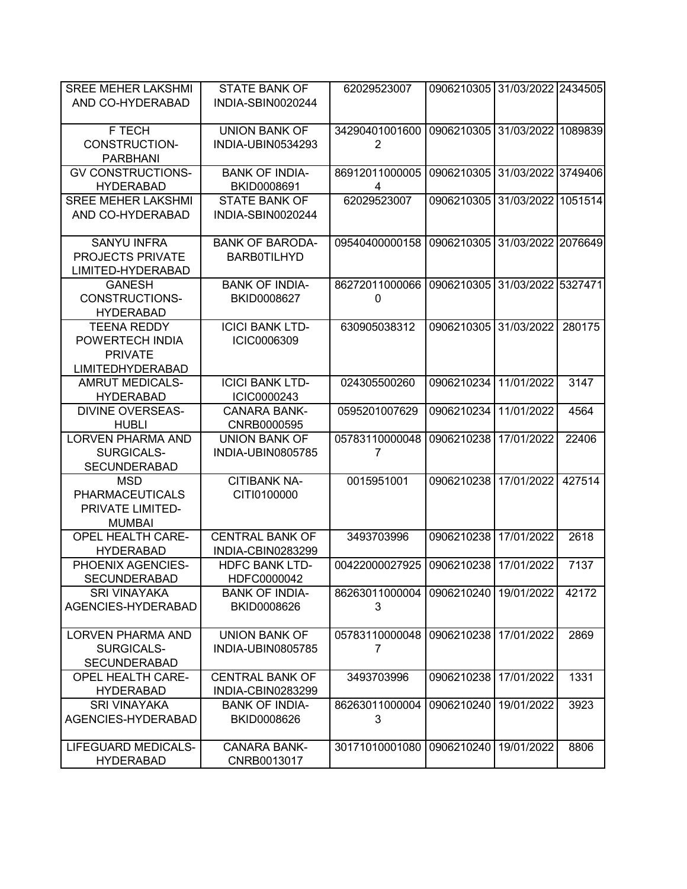| | | | | | |
|---|---|---|---|---|---|
| SREE MEHER LAKSHMI AND CO-HYDERABAD | STATE BANK OF INDIA-SBIN0020244 | 62029523007 | 0906210305 | 31/03/2022 | 2434505 |
| F TECH CONSTRUCTION-PARBHANI | UNION BANK OF INDIA-UBIN0534293 | 342904010016002 | 0906210305 | 31/03/2022 | 1089839 |
| GV CONSTRUCTIONS-HYDERABAD | BANK OF INDIA-BKID0008691 | 869120110000054 | 0906210305 | 31/03/2022 | 3749406 |
| SREE MEHER LAKSHMI AND CO-HYDERABAD | STATE BANK OF INDIA-SBIN0020244 | 62029523007 | 0906210305 | 31/03/2022 | 1051514 |
| SANYU INFRA PROJECTS PRIVATE LIMITED-HYDERABAD | BANK OF BARODA-BARB0TILHYD | 09540400000158 | 0906210305 | 31/03/2022 | 2076649 |
| GANESH CONSTRUCTIONS-HYDERABAD | BANK OF INDIA-BKID0008627 | 862720110000660 | 0906210305 | 31/03/2022 | 5327471 |
| TEENA REDDY POWERTECH INDIA PRIVATE LIMITEDHYDERABAD | ICICI BANK LTD-ICIC0006309 | 630905038312 | 0906210305 | 31/03/2022 | 280175 |
| AMRUT MEDICALS-HYDERABAD | ICICI BANK LTD-ICIC0000243 | 024305500260 | 0906210234 | 11/01/2022 | 3147 |
| DIVINE OVERSEAS-HUBLI | CANARA BANK-CNRB0000595 | 0595201007629 | 0906210234 | 11/01/2022 | 4564 |
| LORVEN PHARMA AND SURGICALS-SECUNDERABAD | UNION BANK OF INDIA-UBIN0805785 | 057831100000487 | 0906210238 | 17/01/2022 | 22406 |
| MSD PHARMACEUTICALS PRIVATE LIMITED-MUMBAI | CITIBANK NA-CITI0100000 | 0015951001 | 0906210238 | 17/01/2022 | 427514 |
| OPEL HEALTH CARE-HYDERABAD | CENTRAL BANK OF INDIA-CBIN0283299 | 3493703996 | 0906210238 | 17/01/2022 | 2618 |
| PHOENIX AGENCIES-SECUNDERABAD | HDFC BANK LTD-HDFC0000042 | 00422000027925 | 0906210238 | 17/01/2022 | 7137 |
| SRI VINAYAKA AGENCIES-HYDERABAD | BANK OF INDIA-BKID0008626 | 862630110000043 | 0906210240 | 19/01/2022 | 42172 |
| LORVEN PHARMA AND SURGICALS-SECUNDERABAD | UNION BANK OF INDIA-UBIN0805785 | 057831100000487 | 0906210238 | 17/01/2022 | 2869 |
| OPEL HEALTH CARE-HYDERABAD | CENTRAL BANK OF INDIA-CBIN0283299 | 3493703996 | 0906210238 | 17/01/2022 | 1331 |
| SRI VINAYAKA AGENCIES-HYDERABAD | BANK OF INDIA-BKID0008626 | 862630110000043 | 0906210240 | 19/01/2022 | 3923 |
| LIFEGUARD MEDICALS-HYDERABAD | CANARA BANK-CNRB0013017 | 30171010001080 | 0906210240 | 19/01/2022 | 8806 |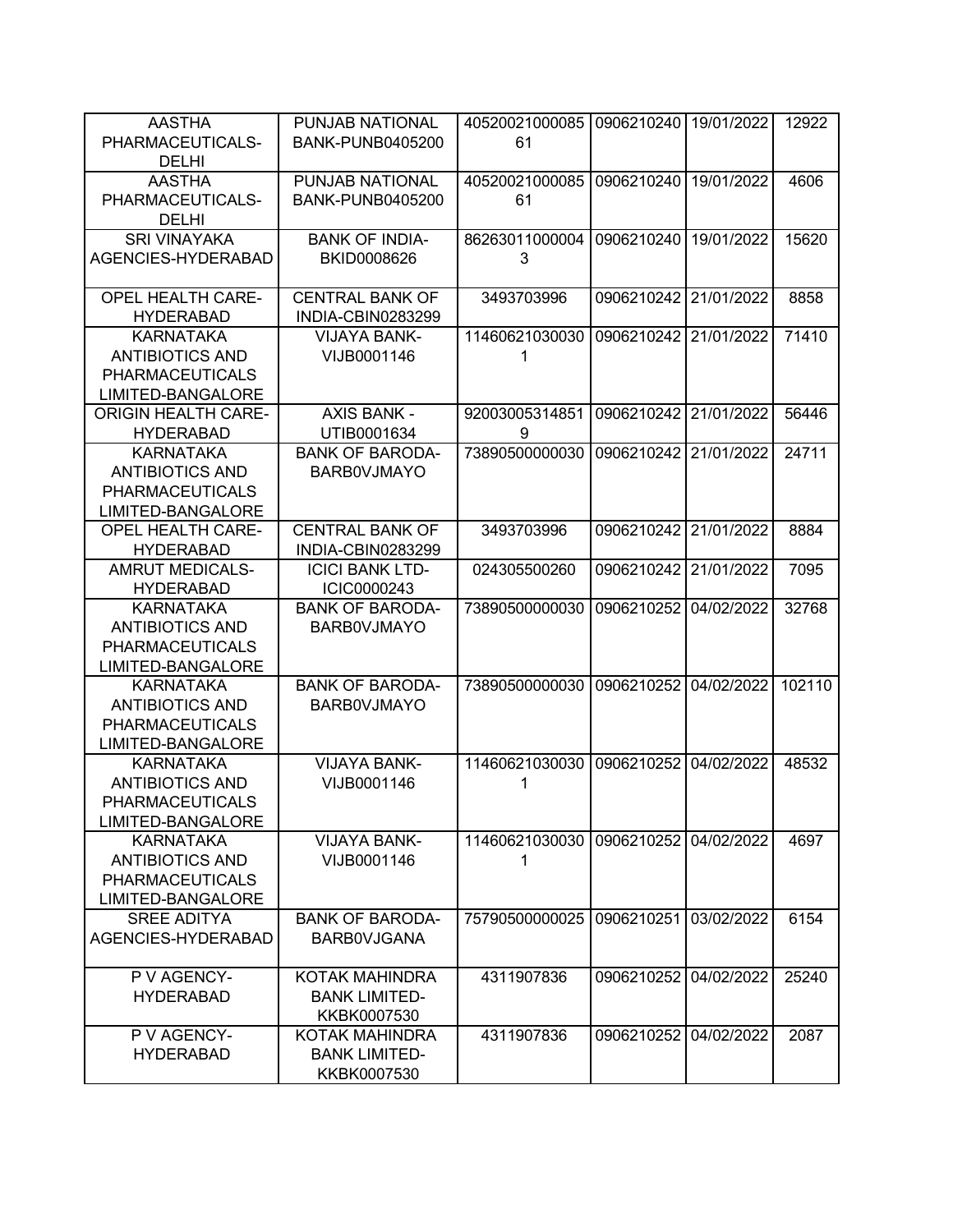| | | | | | |
|---|---|---|---|---|---|
| AASTHA PHARMACEUTICALS-DELHI | PUNJAB NATIONAL BANK-PUNB0405200 | 4052002100008561 | 0906210240 | 19/01/2022 | 12922 |
| AASTHA PHARMACEUTICALS-DELHI | PUNJAB NATIONAL BANK-PUNB0405200 | 4052002100008561 | 0906210240 | 19/01/2022 | 4606 |
| SRI VINAYAKA AGENCIES-HYDERABAD | BANK OF INDIA-BKID0008626 | 862630110000043 | 0906210240 | 19/01/2022 | 15620 |
| OPEL HEALTH CARE-HYDERABAD | CENTRAL BANK OF INDIA-CBIN0283299 | 3493703996 | 0906210242 | 21/01/2022 | 8858 |
| KARNATAKA ANTIBIOTICS AND PHARMACEUTICALS LIMITED-BANGALORE | VIJAYA BANK-VIJB0001146 | 114606210300301 | 0906210242 | 21/01/2022 | 71410 |
| ORIGIN HEALTH CARE-HYDERABAD | AXIS BANK - UTIB0001634 | 920030053148519 | 0906210242 | 21/01/2022 | 56446 |
| KARNATAKA ANTIBIOTICS AND PHARMACEUTICALS LIMITED-BANGALORE | BANK OF BARODA-BARB0VJMAYO | 73890500000030 | 0906210242 | 21/01/2022 | 24711 |
| OPEL HEALTH CARE-HYDERABAD | CENTRAL BANK OF INDIA-CBIN0283299 | 3493703996 | 0906210242 | 21/01/2022 | 8884 |
| AMRUT MEDICALS-HYDERABAD | ICICI BANK LTD-ICIC0000243 | 024305500260 | 0906210242 | 21/01/2022 | 7095 |
| KARNATAKA ANTIBIOTICS AND PHARMACEUTICALS LIMITED-BANGALORE | BANK OF BARODA-BARB0VJMAYO | 73890500000030 | 0906210252 | 04/02/2022 | 32768 |
| KARNATAKA ANTIBIOTICS AND PHARMACEUTICALS LIMITED-BANGALORE | BANK OF BARODA-BARB0VJMAYO | 73890500000030 | 0906210252 | 04/02/2022 | 102110 |
| KARNATAKA ANTIBIOTICS AND PHARMACEUTICALS LIMITED-BANGALORE | VIJAYA BANK-VIJB0001146 | 114606210300301 | 0906210252 | 04/02/2022 | 48532 |
| KARNATAKA ANTIBIOTICS AND PHARMACEUTICALS LIMITED-BANGALORE | VIJAYA BANK-VIJB0001146 | 114606210300301 | 0906210252 | 04/02/2022 | 4697 |
| SREE ADITYA AGENCIES-HYDERABAD | BANK OF BARODA-BARB0VJGANA | 75790500000025 | 0906210251 | 03/02/2022 | 6154 |
| P V AGENCY-HYDERABAD | KOTAK MAHINDRA BANK LIMITED-KKBK0007530 | 4311907836 | 0906210252 | 04/02/2022 | 25240 |
| P V AGENCY-HYDERABAD | KOTAK MAHINDRA BANK LIMITED-KKBK0007530 | 4311907836 | 0906210252 | 04/02/2022 | 2087 |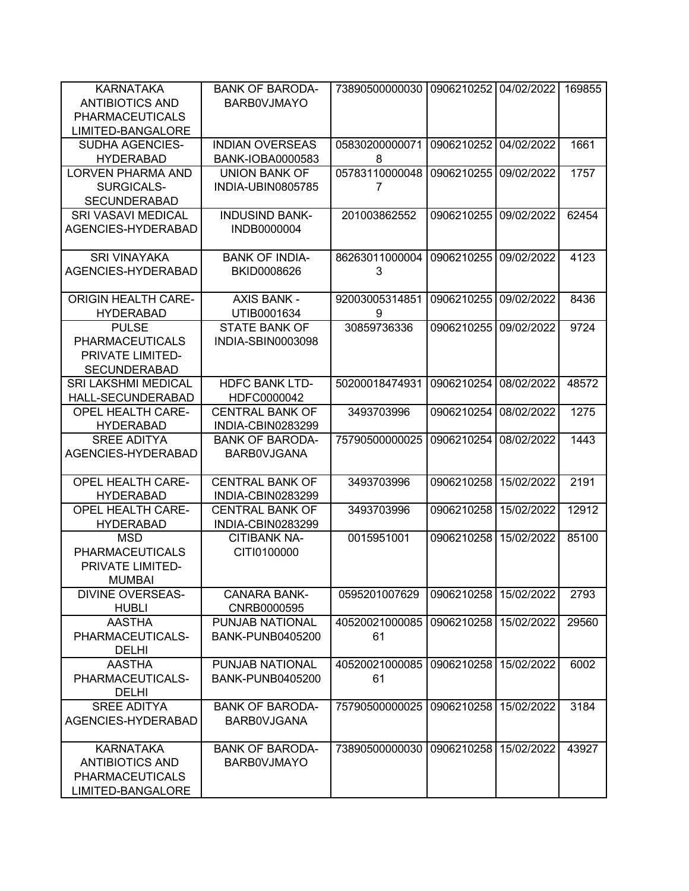| | | | | | |
|---|---|---|---|---|---|
| KARNATAKA ANTIBIOTICS AND PHARMACEUTICALS LIMITED-BANGALORE | BANK OF BARODA-BARB0VJMAYO | 73890500000030 | 0906210252 | 04/02/2022 | 169855 |
| SUDHA AGENCIES-HYDERABAD | INDIAN OVERSEAS BANK-IOBA0000583 | 058302000000718 | 0906210252 | 04/02/2022 | 1661 |
| LORVEN PHARMA AND SURGICALS-SECUNDERABAD | UNION BANK OF INDIA-UBIN0805785 | 057831100000487 | 0906210255 | 09/02/2022 | 1757 |
| SRI VASAVI MEDICAL AGENCIES-HYDERABAD | INDUSIND BANK-INDB0000004 | 201003862552 | 0906210255 | 09/02/2022 | 62454 |
| SRI VINAYAKA AGENCIES-HYDERABAD | BANK OF INDIA-BKID0008626 | 862630110000043 | 0906210255 | 09/02/2022 | 4123 |
| ORIGIN HEALTH CARE-HYDERABAD | AXIS BANK - UTIB0001634 | 920030053148519 | 0906210255 | 09/02/2022 | 8436 |
| PULSE PHARMACEUTICALS PRIVATE LIMITED-SECUNDERABAD | STATE BANK OF INDIA-SBIN0003098 | 30859736336 | 0906210255 | 09/02/2022 | 9724 |
| SRI LAKSHMI MEDICAL HALL-SECUNDERABAD | HDFC BANK LTD-HDFC0000042 | 50200018474931 | 0906210254 | 08/02/2022 | 48572 |
| OPEL HEALTH CARE-HYDERABAD | CENTRAL BANK OF INDIA-CBIN0283299 | 3493703996 | 0906210254 | 08/02/2022 | 1275 |
| SREE ADITYA AGENCIES-HYDERABAD | BANK OF BARODA-BARB0VJGANA | 75790500000025 | 0906210254 | 08/02/2022 | 1443 |
| OPEL HEALTH CARE-HYDERABAD | CENTRAL BANK OF INDIA-CBIN0283299 | 3493703996 | 0906210258 | 15/02/2022 | 2191 |
| OPEL HEALTH CARE-HYDERABAD | CENTRAL BANK OF INDIA-CBIN0283299 | 3493703996 | 0906210258 | 15/02/2022 | 12912 |
| MSD PHARMACEUTICALS PRIVATE LIMITED-MUMBAI | CITIBANK NA-CITI0100000 | 0015951001 | 0906210258 | 15/02/2022 | 85100 |
| DIVINE OVERSEAS-HUBLI | CANARA BANK-CNRB0000595 | 0595201007629 | 0906210258 | 15/02/2022 | 2793 |
| AASTHA PHARMACEUTICALS-DELHI | PUNJAB NATIONAL BANK-PUNB0405200 | 4052002100008561 | 0906210258 | 15/02/2022 | 29560 |
| AASTHA PHARMACEUTICALS-DELHI | PUNJAB NATIONAL BANK-PUNB0405200 | 4052002100008561 | 0906210258 | 15/02/2022 | 6002 |
| SREE ADITYA AGENCIES-HYDERABAD | BANK OF BARODA-BARB0VJGANA | 75790500000025 | 0906210258 | 15/02/2022 | 3184 |
| KARNATAKA ANTIBIOTICS AND PHARMACEUTICALS LIMITED-BANGALORE | BANK OF BARODA-BARB0VJMAYO | 73890500000030 | 0906210258 | 15/02/2022 | 43927 |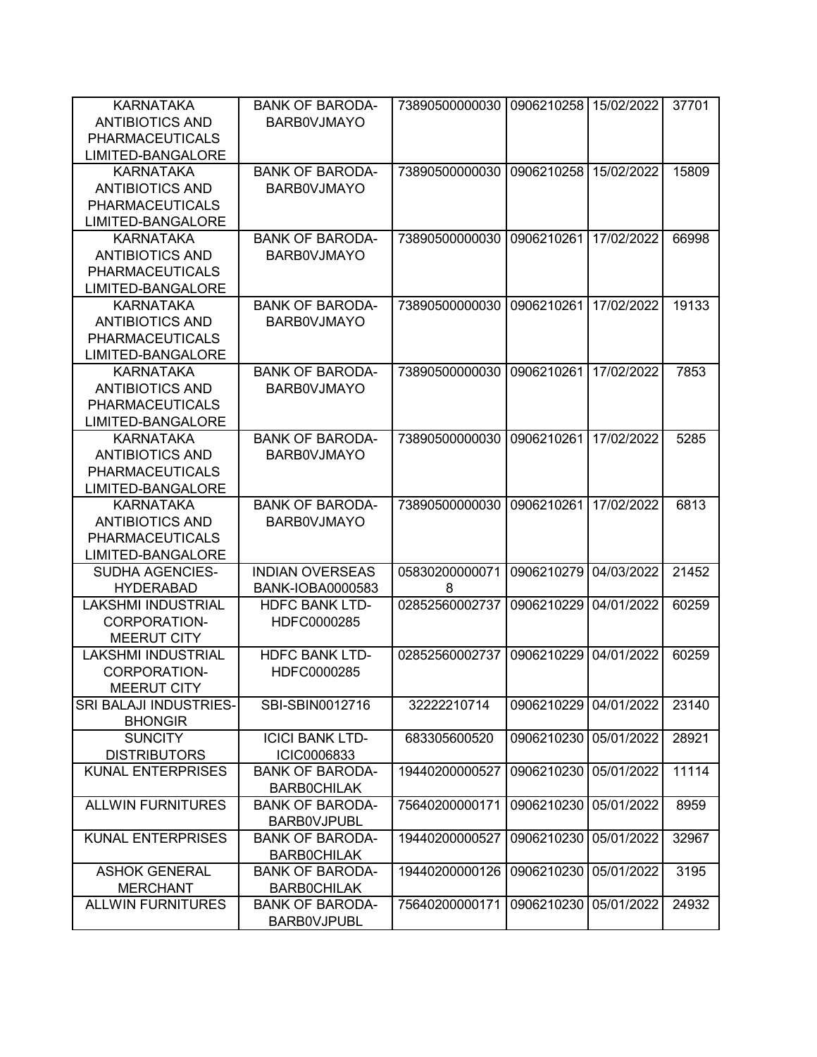| | | | | | |
|---|---|---|---|---|---|
| KARNATAKA ANTIBIOTICS AND PHARMACEUTICALS LIMITED-BANGALORE | BANK OF BARODA-BARB0VJMAYO | 73890500000030 | 0906210258 | 15/02/2022 | 37701 |
| KARNATAKA ANTIBIOTICS AND PHARMACEUTICALS LIMITED-BANGALORE | BANK OF BARODA-BARB0VJMAYO | 73890500000030 | 0906210258 | 15/02/2022 | 15809 |
| KARNATAKA ANTIBIOTICS AND PHARMACEUTICALS LIMITED-BANGALORE | BANK OF BARODA-BARB0VJMAYO | 73890500000030 | 0906210261 | 17/02/2022 | 66998 |
| KARNATAKA ANTIBIOTICS AND PHARMACEUTICALS LIMITED-BANGALORE | BANK OF BARODA-BARB0VJMAYO | 73890500000030 | 0906210261 | 17/02/2022 | 19133 |
| KARNATAKA ANTIBIOTICS AND PHARMACEUTICALS LIMITED-BANGALORE | BANK OF BARODA-BARB0VJMAYO | 73890500000030 | 0906210261 | 17/02/2022 | 7853 |
| KARNATAKA ANTIBIOTICS AND PHARMACEUTICALS LIMITED-BANGALORE | BANK OF BARODA-BARB0VJMAYO | 73890500000030 | 0906210261 | 17/02/2022 | 5285 |
| KARNATAKA ANTIBIOTICS AND PHARMACEUTICALS LIMITED-BANGALORE | BANK OF BARODA-BARB0VJMAYO | 73890500000030 | 0906210261 | 17/02/2022 | 6813 |
| SUDHA AGENCIES-HYDERABAD | INDIAN OVERSEAS BANK-IOBA0000583 | 058302000000718 | 0906210279 | 04/03/2022 | 21452 |
| LAKSHMI INDUSTRIAL CORPORATION-MEERUT CITY | HDFC BANK LTD-HDFC0000285 | 02852560002737 | 0906210229 | 04/01/2022 | 60259 |
| LAKSHMI INDUSTRIAL CORPORATION-MEERUT CITY | HDFC BANK LTD-HDFC0000285 | 02852560002737 | 0906210229 | 04/01/2022 | 60259 |
| SRI BALAJI INDUSTRIES-BHONGIR | SBI-SBIN0012716 | 32222210714 | 0906210229 | 04/01/2022 | 23140 |
| SUNCITY DISTRIBUTORS | ICICI BANK LTD-ICIC0006833 | 683305600520 | 0906210230 | 05/01/2022 | 28921 |
| KUNAL ENTERPRISES | BANK OF BARODA-BARB0CHILAK | 19440200000527 | 0906210230 | 05/01/2022 | 11114 |
| ALLWIN FURNITURES | BANK OF BARODA-BARB0VJPUBL | 75640200000171 | 0906210230 | 05/01/2022 | 8959 |
| KUNAL ENTERPRISES | BANK OF BARODA-BARB0CHILAK | 19440200000527 | 0906210230 | 05/01/2022 | 32967 |
| ASHOK GENERAL MERCHANT | BANK OF BARODA-BARB0CHILAK | 19440200000126 | 0906210230 | 05/01/2022 | 3195 |
| ALLWIN FURNITURES | BANK OF BARODA-BARB0VJPUBL | 75640200000171 | 0906210230 | 05/01/2022 | 24932 |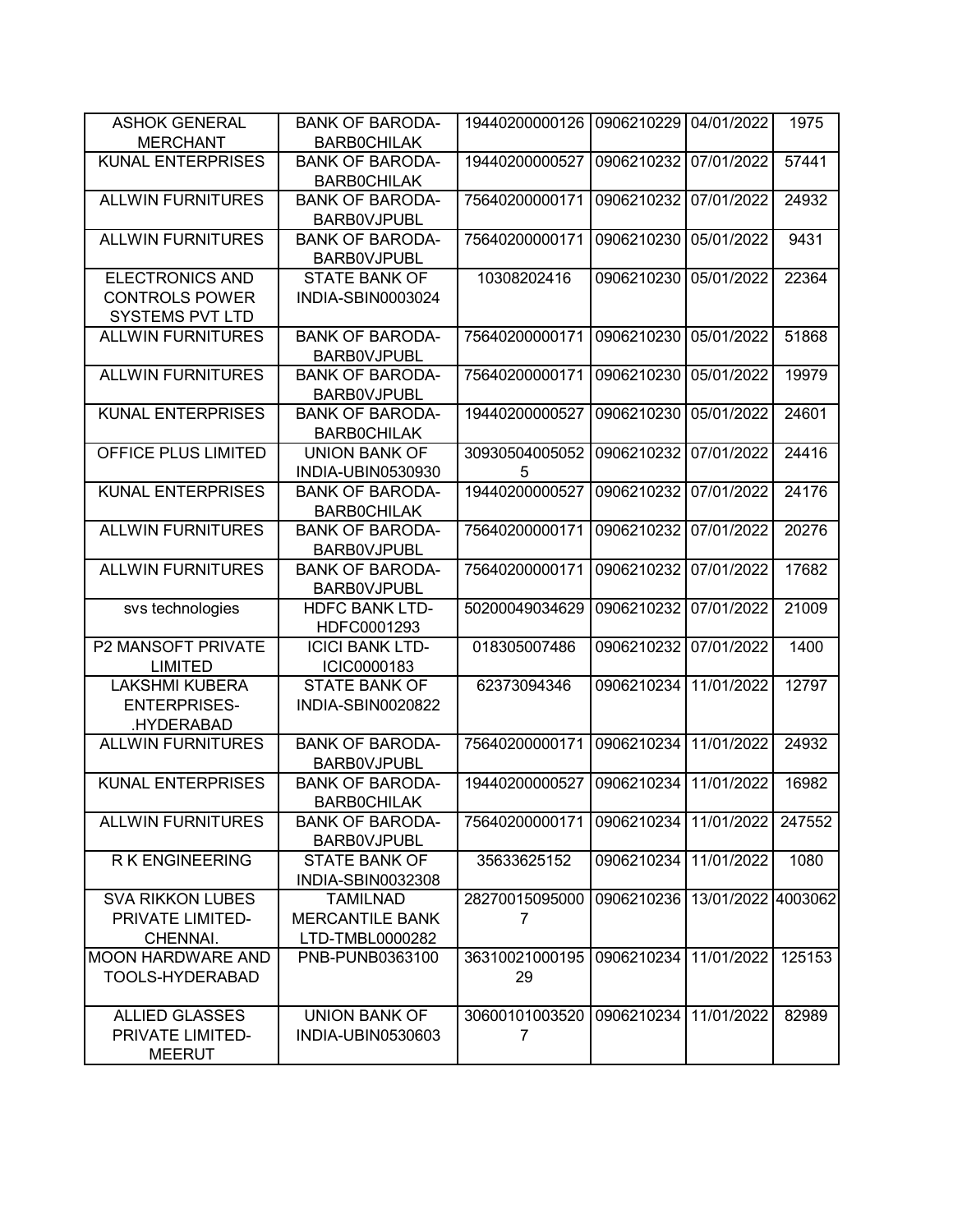| ASHOK GENERAL MERCHANT | BANK OF BARODA-BARB0CHILAK | 19440200000126 | 0906210229 | 04/01/2022 | 1975 |
|---|---|---|---|---|---|
| KUNAL ENTERPRISES | BANK OF BARODA-BARB0CHILAK | 19440200000527 | 0906210232 | 07/01/2022 | 57441 |
| ALLWIN FURNITURES | BANK OF BARODA-BARB0VJPUBL | 75640200000171 | 0906210232 | 07/01/2022 | 24932 |
| ALLWIN FURNITURES | BANK OF BARODA-BARB0VJPUBL | 75640200000171 | 0906210230 | 05/01/2022 | 9431 |
| ELECTRONICS AND CONTROLS POWER SYSTEMS PVT LTD | STATE BANK OF INDIA-SBIN0003024 | 10308202416 | 0906210230 | 05/01/2022 | 22364 |
| ALLWIN FURNITURES | BANK OF BARODA-BARB0VJPUBL | 75640200000171 | 0906210230 | 05/01/2022 | 51868 |
| ALLWIN FURNITURES | BANK OF BARODA-BARB0VJPUBL | 75640200000171 | 0906210230 | 05/01/2022 | 19979 |
| KUNAL ENTERPRISES | BANK OF BARODA-BARB0CHILAK | 19440200000527 | 0906210230 | 05/01/2022 | 24601 |
| OFFICE PLUS LIMITED | UNION BANK OF INDIA-UBIN0530930 | 309305040050525 | 0906210232 | 07/01/2022 | 24416 |
| KUNAL ENTERPRISES | BANK OF BARODA-BARB0CHILAK | 19440200000527 | 0906210232 | 07/01/2022 | 24176 |
| ALLWIN FURNITURES | BANK OF BARODA-BARB0VJPUBL | 75640200000171 | 0906210232 | 07/01/2022 | 20276 |
| ALLWIN FURNITURES | BANK OF BARODA-BARB0VJPUBL | 75640200000171 | 0906210232 | 07/01/2022 | 17682 |
| svs technologies | HDFC BANK LTD-HDFC0001293 | 50200049034629 | 0906210232 | 07/01/2022 | 21009 |
| P2 MANSOFT PRIVATE LIMITED | ICICI BANK LTD-ICIC0000183 | 018305007486 | 0906210232 | 07/01/2022 | 1400 |
| LAKSHMI KUBERA ENTERPRISES-.HYDERABAD | STATE BANK OF INDIA-SBIN0020822 | 62373094346 | 0906210234 | 11/01/2022 | 12797 |
| ALLWIN FURNITURES | BANK OF BARODA-BARB0VJPUBL | 75640200000171 | 0906210234 | 11/01/2022 | 24932 |
| KUNAL ENTERPRISES | BANK OF BARODA-BARB0CHILAK | 19440200000527 | 0906210234 | 11/01/2022 | 16982 |
| ALLWIN FURNITURES | BANK OF BARODA-BARB0VJPUBL | 75640200000171 | 0906210234 | 11/01/2022 | 247552 |
| R K ENGINEERING | STATE BANK OF INDIA-SBIN0032308 | 35633625152 | 0906210234 | 11/01/2022 | 1080 |
| SVA RIKKON LUBES PRIVATE LIMITED-CHENNAI. | TAMILNAD MERCANTILE BANK LTD-TMBL0000282 | 282700150950007 | 0906210236 | 13/01/2022 | 4003062 |
| MOON HARDWARE AND TOOLS-HYDERABAD | PNB-PUNB0363100 | 3631002100019529 | 0906210234 | 11/01/2022 | 125153 |
| ALLIED GLASSES PRIVATE LIMITED-MEERUT | UNION BANK OF INDIA-UBIN0530603 | 306001010035207 | 0906210234 | 11/01/2022 | 82989 |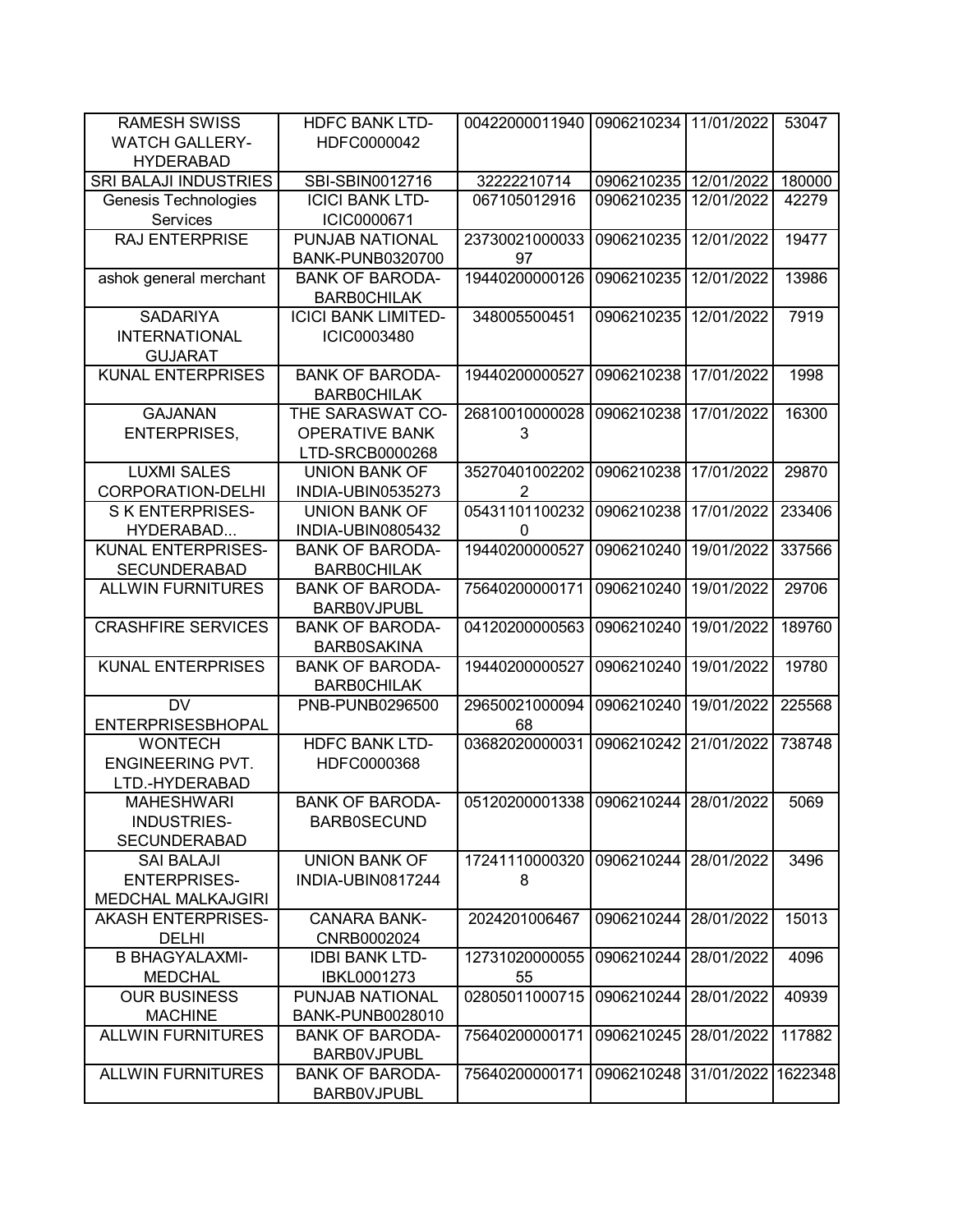| | | | | | |
|---|---|---|---|---|---|
| RAMESH SWISS WATCH GALLERY-HYDERABAD | HDFC BANK LTD-HDFC0000042 | 00422000011940 | 0906210234 | 11/01/2022 | 53047 |
| SRI BALAJI INDUSTRIES | SBI-SBIN0012716 | 32222210714 | 0906210235 | 12/01/2022 | 180000 |
| Genesis Technologies Services | ICICI BANK LTD-ICIC0000671 | 067105012916 | 0906210235 | 12/01/2022 | 42279 |
| RAJ ENTERPRISE | PUNJAB NATIONAL BANK-PUNB0320700 | 2373002100003397 | 0906210235 | 12/01/2022 | 19477 |
| ashok general merchant | BANK OF BARODA-BARB0CHILAK | 19440200000126 | 0906210235 | 12/01/2022 | 13986 |
| SADARIYA INTERNATIONAL GUJARAT | ICICI BANK LIMITED-ICIC0003480 | 348005500451 | 0906210235 | 12/01/2022 | 7919 |
| KUNAL ENTERPRISES | BANK OF BARODA-BARB0CHILAK | 19440200000527 | 0906210238 | 17/01/2022 | 1998 |
| GAJANAN ENTERPRISES, | THE SARASWAT CO-OPERATIVE BANK LTD-SRCB0000268 | 268100100000283 | 0906210238 | 17/01/2022 | 16300 |
| LUXMI SALES CORPORATION-DELHI | UNION BANK OF INDIA-UBIN0535273 | 352704010022022 | 0906210238 | 17/01/2022 | 29870 |
| S K ENTERPRISES-HYDERABAD... | UNION BANK OF INDIA-UBIN0805432 | 054311011002320 | 0906210238 | 17/01/2022 | 233406 |
| KUNAL ENTERPRISES-SECUNDERABAD | BANK OF BARODA-BARB0CHILAK | 19440200000527 | 0906210240 | 19/01/2022 | 337566 |
| ALLWIN FURNITURES | BANK OF BARODA-BARB0VJPUBL | 75640200000171 | 0906210240 | 19/01/2022 | 29706 |
| CRASHFIRE SERVICES | BANK OF BARODA-BARB0SAKINA | 04120200000563 | 0906210240 | 19/01/2022 | 189760 |
| KUNAL ENTERPRISES | BANK OF BARODA-BARB0CHILAK | 19440200000527 | 0906210240 | 19/01/2022 | 19780 |
| DV ENTERPRISESBHOPAL | PNB-PUNB0296500 | 2965002100009468 | 0906210240 | 19/01/2022 | 225568 |
| WONTECH ENGINEERING PVT. LTD.-HYDERABAD | HDFC BANK LTD-HDFC0000368 | 03682020000031 | 0906210242 | 21/01/2022 | 738748 |
| MAHESHWARI INDUSTRIES-SECUNDERABAD | BANK OF BARODA-BARB0SECUND | 05120200001338 | 0906210244 | 28/01/2022 | 5069 |
| SAI BALAJI ENTERPRISES-MEDCHAL MALKAJGIRI | UNION BANK OF INDIA-UBIN0817244 | 172411100003208 | 0906210244 | 28/01/2022 | 3496 |
| AKASH ENTERPRISES-DELHI | CANARA BANK-CNRB0002024 | 2024201006467 | 0906210244 | 28/01/2022 | 15013 |
| B BHAGYALAXMI-MEDCHAL | IDBI BANK LTD-IBKL0001273 | 1273102000005555 | 0906210244 | 28/01/2022 | 4096 |
| OUR BUSINESS MACHINE | PUNJAB NATIONAL BANK-PUNB0028010 | 02805011000715 | 0906210244 | 28/01/2022 | 40939 |
| ALLWIN FURNITURES | BANK OF BARODA-BARB0VJPUBL | 75640200000171 | 0906210245 | 28/01/2022 | 117882 |
| ALLWIN FURNITURES | BANK OF BARODA-BARB0VJPUBL | 75640200000171 | 0906210248 | 31/01/2022 | 1622348 |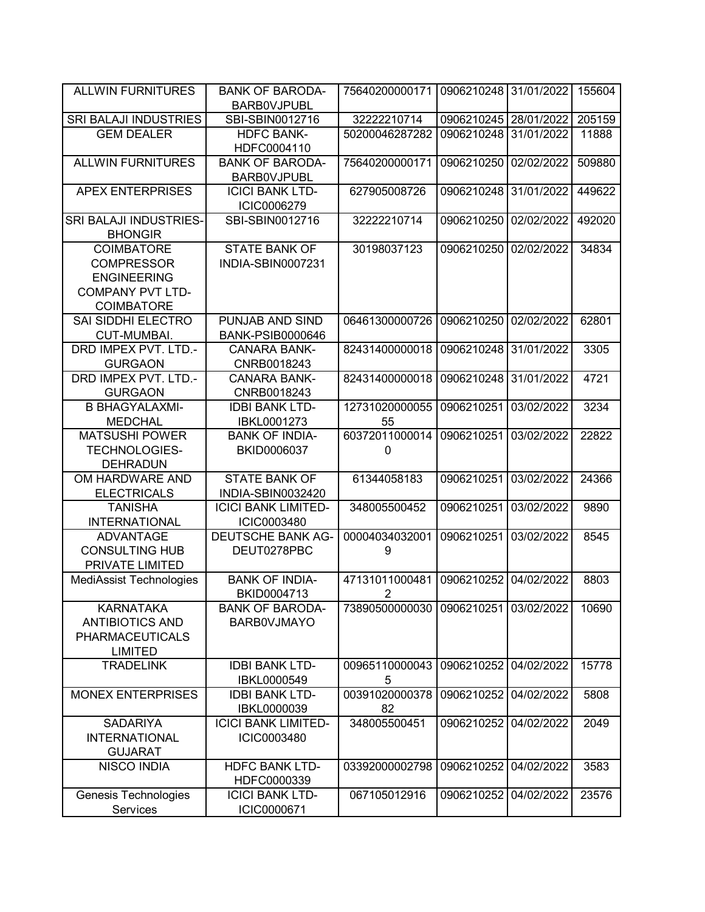| ALLWIN FURNITURES | BANK OF BARODA-BARB0VJPUBL | 75640200000171 | 0906210248 | 31/01/2022 | 155604 |
|---|---|---|---|---|---|
| SRI BALAJI INDUSTRIES | SBI-SBIN0012716 | 32222210714 | 0906210245 | 28/01/2022 | 205159 |
| GEM DEALER | HDFC BANK-HDFC0004110 | 50200046287282 | 0906210248 | 31/01/2022 | 11888 |
| ALLWIN FURNITURES | BANK OF BARODA-BARB0VJPUBL | 75640200000171 | 0906210250 | 02/02/2022 | 509880 |
| APEX ENTERPRISES | ICICI BANK LTD-ICIC0006279 | 627905008726 | 0906210248 | 31/01/2022 | 449622 |
| SRI BALAJI INDUSTRIES-BHONGIR | SBI-SBIN0012716 | 32222210714 | 0906210250 | 02/02/2022 | 492020 |
| COIMBATORE COMPRESSOR ENGINEERING COMPANY PVT LTD-COIMBATORE | STATE BANK OF INDIA-SBIN0007231 | 30198037123 | 0906210250 | 02/02/2022 | 34834 |
| SAI SIDDHI ELECTRO CUT-MUMBAI. | PUNJAB AND SIND BANK-PSIB0000646 | 06461300000726 | 0906210250 | 02/02/2022 | 62801 |
| DRD IMPEX PVT. LTD.-GURGAON | CANARA BANK-CNRB0018243 | 82431400000018 | 0906210248 | 31/01/2022 | 3305 |
| DRD IMPEX PVT. LTD.-GURGAON | CANARA BANK-CNRB0018243 | 82431400000018 | 0906210248 | 31/01/2022 | 4721 |
| B BHAGYALAXMI-MEDCHAL | IDBI BANK LTD-IBKL0001273 | 1273102000005555 | 0906210251 | 03/02/2022 | 3234 |
| MATSUSHI POWER TECHNOLOGIES-DEHRADUN | BANK OF INDIA-BKID0006037 | 603720110000140 | 0906210251 | 03/02/2022 | 22822 |
| OM HARDWARE AND ELECTRICALS | STATE BANK OF INDIA-SBIN0032420 | 61344058183 | 0906210251 | 03/02/2022 | 24366 |
| TANISHA INTERNATIONAL | ICICI BANK LIMITED-ICIC0003480 | 348005500452 | 0906210251 | 03/02/2022 | 9890 |
| ADVANTAGE CONSULTING HUB PRIVATE LIMITED | DEUTSCHE BANK AG-DEUT0278PBC | 000040340320019 | 0906210251 | 03/02/2022 | 8545 |
| MediAssist Technologies | BANK OF INDIA-BKID0004713 | 471310110004812 | 0906210252 | 04/02/2022 | 8803 |
| KARNATAKA ANTIBIOTICS AND PHARMACEUTICALS LIMITED | BANK OF BARODA-BARB0VJMAYO | 73890500000030 | 0906210251 | 03/02/2022 | 10690 |
| TRADELINK | IDBI BANK LTD-IBKL0000549 | 009651100000435 | 0906210252 | 04/02/2022 | 15778 |
| MONEX ENTERPRISES | IDBI BANK LTD-IBKL0000039 | 0039102000037882 | 0906210252 | 04/02/2022 | 5808 |
| SADARIYA INTERNATIONAL GUJARAT | ICICI BANK LIMITED-ICIC0003480 | 348005500451 | 0906210252 | 04/02/2022 | 2049 |
| NISCO INDIA | HDFC BANK LTD-HDFC0000339 | 03392000002798 | 0906210252 | 04/02/2022 | 3583 |
| Genesis Technologies Services | ICICI BANK LTD-ICIC0000671 | 067105012916 | 0906210252 | 04/02/2022 | 23576 |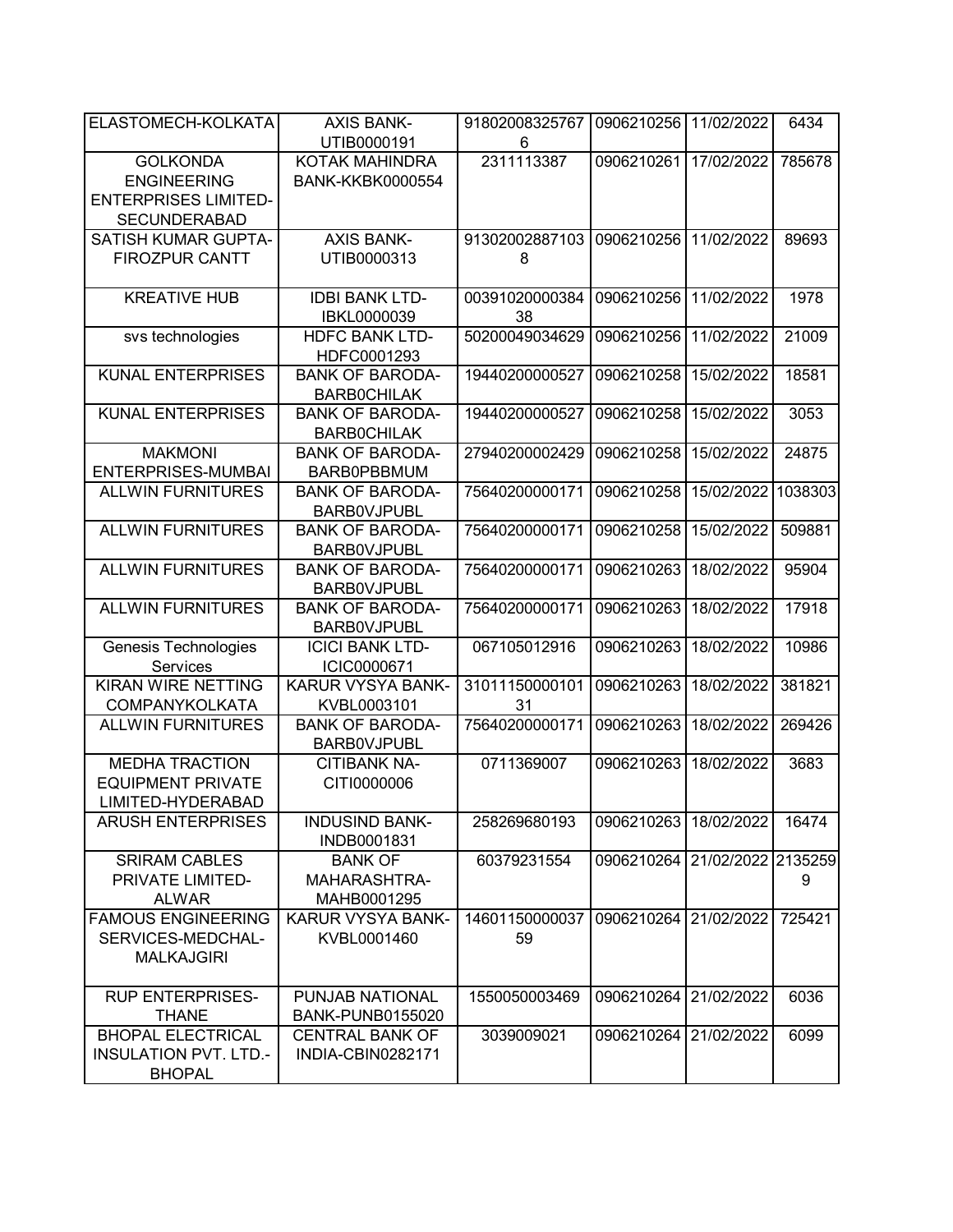| | | | | | |
|---|---|---|---|---|---|
| ELASTOMECH-KOLKATA | AXIS BANK-UTIB0000191 | 918020083257676 | 0906210256 | 11/02/2022 | 6434 |
| GOLKONDA ENGINEERING ENTERPRISES LIMITED-SECUNDERABAD | KOTAK MAHINDRA BANK-KKBK0000554 | 2311113387 | 0906210261 | 17/02/2022 | 785678 |
| SATISH KUMAR GUPTA-FIROZPUR CANTT | AXIS BANK-UTIB0000313 | 913020028871038 | 0906210256 | 11/02/2022 | 89693 |
| KREATIVE HUB | IDBI BANK LTD-IBKL0000039 | 0039102000038438 | 0906210256 | 11/02/2022 | 1978 |
| svs technologies | HDFC BANK LTD-HDFC0001293 | 50200049034629 | 0906210256 | 11/02/2022 | 21009 |
| KUNAL ENTERPRISES | BANK OF BARODA-BARB0CHILAK | 19440200000527 | 0906210258 | 15/02/2022 | 18581 |
| KUNAL ENTERPRISES | BANK OF BARODA-BARB0CHILAK | 19440200000527 | 0906210258 | 15/02/2022 | 3053 |
| MAKMONI ENTERPRISES-MUMBAI | BANK OF BARODA-BARB0PBBMUM | 27940200002429 | 0906210258 | 15/02/2022 | 24875 |
| ALLWIN FURNITURES | BANK OF BARODA-BARB0VJPUBL | 75640200000171 | 0906210258 | 15/02/2022 | 1038303 |
| ALLWIN FURNITURES | BANK OF BARODA-BARB0VJPUBL | 75640200000171 | 0906210258 | 15/02/2022 | 509881 |
| ALLWIN FURNITURES | BANK OF BARODA-BARB0VJPUBL | 75640200000171 | 0906210263 | 18/02/2022 | 95904 |
| ALLWIN FURNITURES | BANK OF BARODA-BARB0VJPUBL | 75640200000171 | 0906210263 | 18/02/2022 | 17918 |
| Genesis Technologies Services | ICICI BANK LTD-ICIC0000671 | 067105012916 | 0906210263 | 18/02/2022 | 10986 |
| KIRAN WIRE NETTING COMPANYKOLKATA | KARUR VYSYA BANK-KVBL0003101 | 3101115000010131 | 0906210263 | 18/02/2022 | 381821 |
| ALLWIN FURNITURES | BANK OF BARODA-BARB0VJPUBL | 75640200000171 | 0906210263 | 18/02/2022 | 269426 |
| MEDHA TRACTION EQUIPMENT PRIVATE LIMITED-HYDERABAD | CITIBANK NA-CITI0000006 | 0711369007 | 0906210263 | 18/02/2022 | 3683 |
| ARUSH ENTERPRISES | INDUSIND BANK-INDB0001831 | 258269680193 | 0906210263 | 18/02/2022 | 16474 |
| SRIRAM CABLES PRIVATE LIMITED-ALWAR | BANK OF MAHARASHTRA-MAHB0001295 | 60379231554 | 0906210264 | 21/02/2022 | 21352599 |
| FAMOUS ENGINEERING SERVICES-MEDCHAL-MALKAJGIRI | KARUR VYSYA BANK-KVBL0001460 | 1460115000003759 | 0906210264 | 21/02/2022 | 725421 |
| RUP ENTERPRISES-THANE | PUNJAB NATIONAL BANK-PUNB0155020 | 1550050003469 | 0906210264 | 21/02/2022 | 6036 |
| BHOPAL ELECTRICAL INSULATION PVT. LTD.-BHOPAL | CENTRAL BANK OF INDIA-CBIN0282171 | 3039009021 | 0906210264 | 21/02/2022 | 6099 |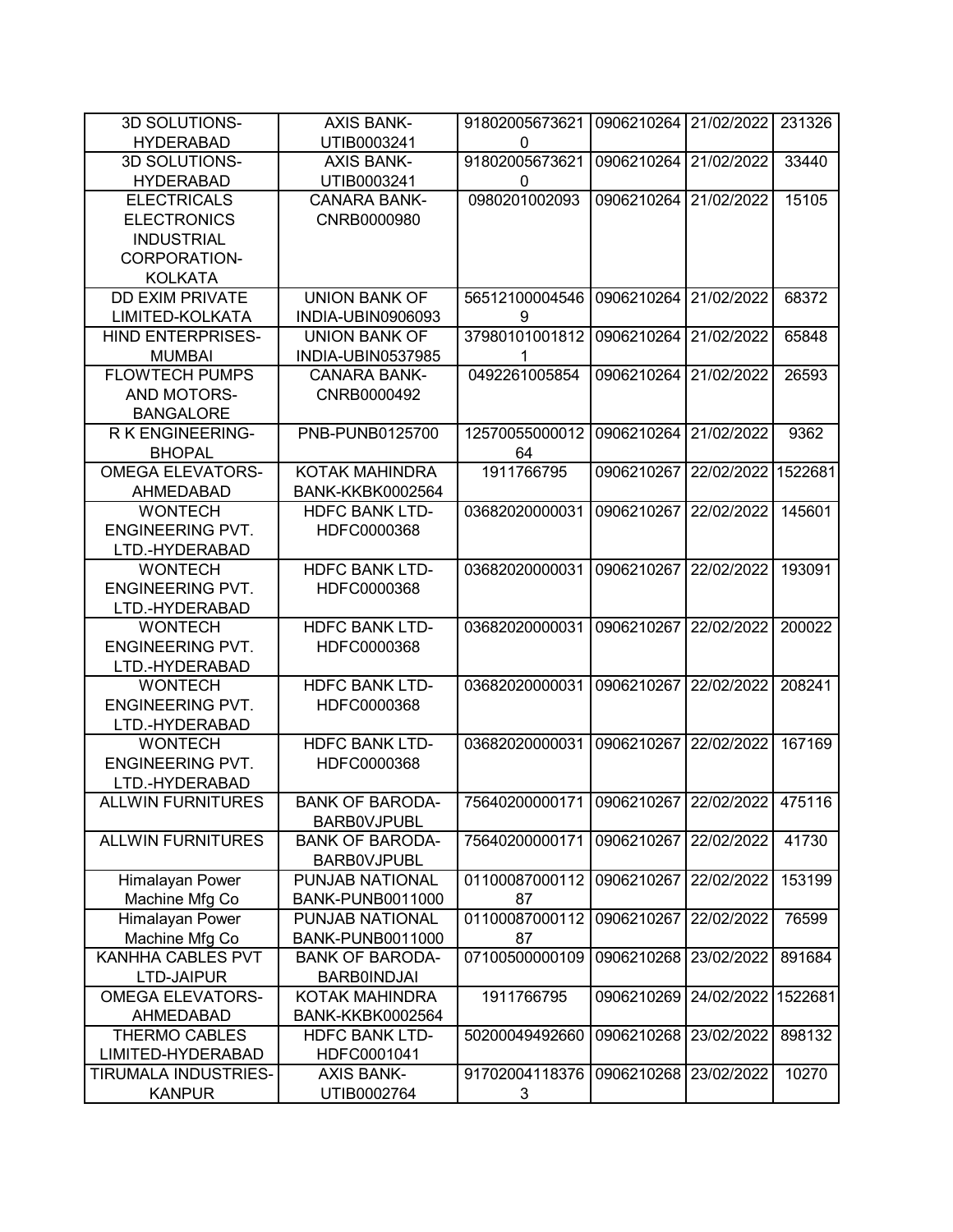| | | | | | |
|---|---|---|---|---|---|
| 3D SOLUTIONS-HYDERABAD | AXIS BANK-UTIB0003241 | 918020056736210 | 0906210264 | 21/02/2022 | 231326 |
| 3D SOLUTIONS-HYDERABAD | AXIS BANK-UTIB0003241 | 918020056736210 | 0906210264 | 21/02/2022 | 33440 |
| ELECTRICALS ELECTRONICS INDUSTRIAL CORPORATION-KOLKATA | CANARA BANK-CNRB0000980 | 0980201002093 | 0906210264 | 21/02/2022 | 15105 |
| DD EXIM PRIVATE LIMITED-KOLKATA | UNION BANK OF INDIA-UBIN0906093 | 565121000045469 | 0906210264 | 21/02/2022 | 68372 |
| HIND ENTERPRISES-MUMBAI | UNION BANK OF INDIA-UBIN0537985 | 379801010018121 | 0906210264 | 21/02/2022 | 65848 |
| FLOWTECH PUMPS AND MOTORS-BANGALORE | CANARA BANK-CNRB0000492 | 0492261005854 | 0906210264 | 21/02/2022 | 26593 |
| R K ENGINEERING-BHOPAL | PNB-PUNB0125700 | 1257005500001264 | 0906210264 | 21/02/2022 | 9362 |
| OMEGA ELEVATORS-AHMEDABAD | KOTAK MAHINDRA BANK-KKBK0002564 | 1911766795 | 0906210267 | 22/02/2022 | 1522681 |
| WONTECH ENGINEERING PVT. LTD.-HYDERABAD | HDFC BANK LTD-HDFC0000368 | 03682020000031 | 0906210267 | 22/02/2022 | 145601 |
| WONTECH ENGINEERING PVT. LTD.-HYDERABAD | HDFC BANK LTD-HDFC0000368 | 03682020000031 | 0906210267 | 22/02/2022 | 193091 |
| WONTECH ENGINEERING PVT. LTD.-HYDERABAD | HDFC BANK LTD-HDFC0000368 | 03682020000031 | 0906210267 | 22/02/2022 | 200022 |
| WONTECH ENGINEERING PVT. LTD.-HYDERABAD | HDFC BANK LTD-HDFC0000368 | 03682020000031 | 0906210267 | 22/02/2022 | 208241 |
| WONTECH ENGINEERING PVT. LTD.-HYDERABAD | HDFC BANK LTD-HDFC0000368 | 03682020000031 | 0906210267 | 22/02/2022 | 167169 |
| ALLWIN FURNITURES | BANK OF BARODA-BARB0VJPUBL | 75640200000171 | 0906210267 | 22/02/2022 | 475116 |
| ALLWIN FURNITURES | BANK OF BARODA-BARB0VJPUBL | 75640200000171 | 0906210267 | 22/02/2022 | 41730 |
| Himalayan Power Machine Mfg Co | PUNJAB NATIONAL BANK-PUNB0011000 | 0110008700011287 | 0906210267 | 22/02/2022 | 153199 |
| Himalayan Power Machine Mfg Co | PUNJAB NATIONAL BANK-PUNB0011000 | 0110008700011287 | 0906210267 | 22/02/2022 | 76599 |
| KANHHA CABLES PVT LTD-JAIPUR | BANK OF BARODA-BARB0INDJAI | 07100500000109 | 0906210268 | 23/02/2022 | 891684 |
| OMEGA ELEVATORS-AHMEDABAD | KOTAK MAHINDRA BANK-KKBK0002564 | 1911766795 | 0906210269 | 24/02/2022 | 1522681 |
| THERMO CABLES LIMITED-HYDERABAD | HDFC BANK LTD-HDFC0001041 | 50200049492660 | 0906210268 | 23/02/2022 | 898132 |
| TIRUMALA INDUSTRIES-KANPUR | AXIS BANK-UTIB0002764 | 917020041183763 | 0906210268 | 23/02/2022 | 10270 |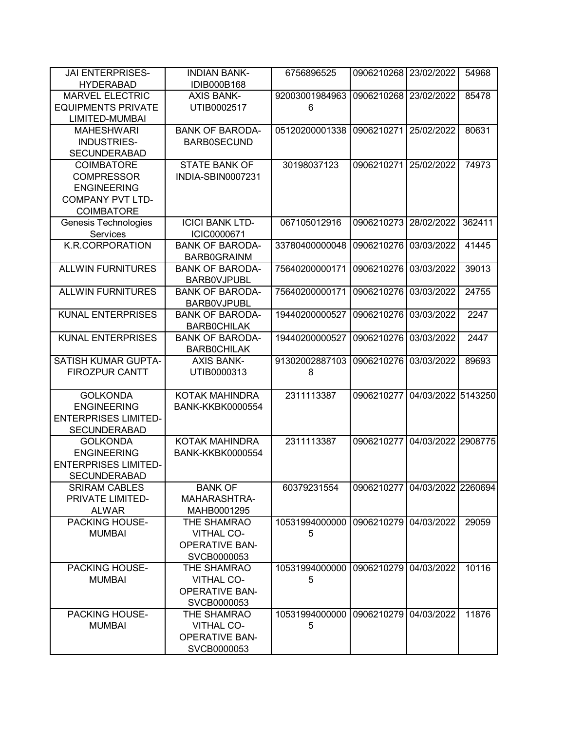| | | | | | |
|---|---|---|---|---|---|
| JAI ENTERPRISES-HYDERABAD | INDIAN BANK-IDIB000B168 | 6756896525 | 0906210268 | 23/02/2022 | 54968 |
| MARVEL ELECTRIC EQUIPMENTS PRIVATE LIMITED-MUMBAI | AXIS BANK-UTIB0002517 | 920030019849636 | 0906210268 | 23/02/2022 | 85478 |
| MAHESHWARI INDUSTRIES-SECUNDERABAD | BANK OF BARODA-BARB0SECUND | 05120200001338 | 0906210271 | 25/02/2022 | 80631 |
| COIMBATORE COMPRESSOR ENGINEERING COMPANY PVT LTD-COIMBATORE | STATE BANK OF INDIA-SBIN0007231 | 30198037123 | 0906210271 | 25/02/2022 | 74973 |
| Genesis Technologies Services | ICICI BANK LTD-ICIC0000671 | 067105012916 | 0906210273 | 28/02/2022 | 362411 |
| K.R.CORPORATION | BANK OF BARODA-BARB0GRAINM | 33780400000048 | 0906210276 | 03/03/2022 | 41445 |
| ALLWIN FURNITURES | BANK OF BARODA-BARB0VJPUBL | 75640200000171 | 0906210276 | 03/03/2022 | 39013 |
| ALLWIN FURNITURES | BANK OF BARODA-BARB0VJPUBL | 75640200000171 | 0906210276 | 03/03/2022 | 24755 |
| KUNAL ENTERPRISES | BANK OF BARODA-BARB0CHILAK | 19440200000527 | 0906210276 | 03/03/2022 | 2247 |
| KUNAL ENTERPRISES | BANK OF BARODA-BARB0CHILAK | 19440200000527 | 0906210276 | 03/03/2022 | 2447 |
| SATISH KUMAR GUPTA-FIROZPUR CANTT | AXIS BANK-UTIB0000313 | 913020028871038 | 0906210276 | 03/03/2022 | 89693 |
| GOLKONDA ENGINEERING ENTERPRISES LIMITED-SECUNDERABAD | KOTAK MAHINDRA BANK-KKBK0000554 | 2311113387 | 0906210277 | 04/03/2022 | 5143250 |
| GOLKONDA ENGINEERING ENTERPRISES LIMITED-SECUNDERABAD | KOTAK MAHINDRA BANK-KKBK0000554 | 2311113387 | 0906210277 | 04/03/2022 | 2908775 |
| SRIRAM CABLES PRIVATE LIMITED-ALWAR | BANK OF MAHARASHTRA-MAHB0001295 | 60379231554 | 0906210277 | 04/03/2022 | 2260694 |
| PACKING HOUSE-MUMBAI | THE SHAMRAO VITHAL CO-OPERATIVE BAN-SVCB0000053 | 105319940000005 | 0906210279 | 04/03/2022 | 29059 |
| PACKING HOUSE-MUMBAI | THE SHAMRAO VITHAL CO-OPERATIVE BAN-SVCB0000053 | 105319940000005 | 0906210279 | 04/03/2022 | 10116 |
| PACKING HOUSE-MUMBAI | THE SHAMRAO VITHAL CO-OPERATIVE BAN-SVCB0000053 | 105319940000005 | 0906210279 | 04/03/2022 | 11876 |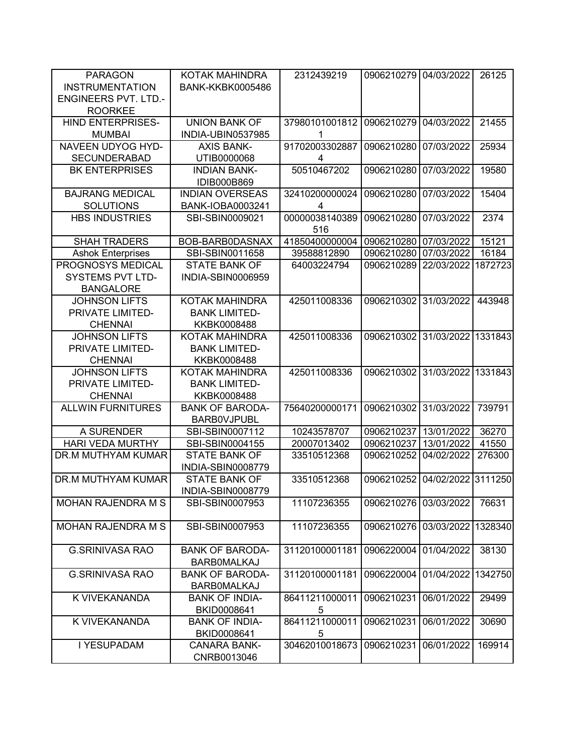| PARAGON INSTRUMENTATION ENGINEERS PVT. LTD.-ROORKEE | KOTAK MAHINDRA BANK-KKBK0005486 | 2312439219 | 0906210279 | 04/03/2022 | 26125 |
|---|---|---|---|---|---|
| HIND ENTERPRISES-MUMBAI | UNION BANK OF INDIA-UBIN0537985 | 379801010018121 | 0906210279 | 04/03/2022 | 21455 |
| NAVEEN UDYOG HYD-SECUNDERABAD | AXIS BANK-UTIB0000068 | 917020033028874 | 0906210280 | 07/03/2022 | 25934 |
| BK ENTERPRISES | INDIAN BANK-IDIB000B869 | 50510467202 | 0906210280 | 07/03/2022 | 19580 |
| BAJRANG MEDICAL SOLUTIONS | INDIAN OVERSEAS BANK-IOBA0003241 | 324102000000244 | 0906210280 | 07/03/2022 | 15404 |
| HBS INDUSTRIES | SBI-SBIN0009021 | 00000038140389516 | 0906210280 | 07/03/2022 | 2374 |
| SHAH TRADERS | BOB-BARB0DASNAX | 41850400000004 | 0906210280 | 07/03/2022 | 15121 |
| Ashok Enterprises | SBI-SBIN0011658 | 39588812890 | 0906210280 | 07/03/2022 | 16184 |
| PROGNOSYS MEDICAL SYSTEMS PVT LTD-BANGALORE | STATE BANK OF INDIA-SBIN0006959 | 64003224794 | 0906210289 | 22/03/2022 | 1872723 |
| JOHNSON LIFTS PRIVATE LIMITED-CHENNAI | KOTAK MAHINDRA BANK LIMITED-KKBK0008488 | 425011008336 | 0906210302 | 31/03/2022 | 443948 |
| JOHNSON LIFTS PRIVATE LIMITED-CHENNAI | KOTAK MAHINDRA BANK LIMITED-KKBK0008488 | 425011008336 | 0906210302 | 31/03/2022 | 1331843 |
| JOHNSON LIFTS PRIVATE LIMITED-CHENNAI | KOTAK MAHINDRA BANK LIMITED-KKBK0008488 | 425011008336 | 0906210302 | 31/03/2022 | 1331843 |
| ALLWIN FURNITURES | BANK OF BARODA-BARB0VJPUBL | 75640200000171 | 0906210302 | 31/03/2022 | 739791 |
| A SURENDER | SBI-SBIN0007112 | 10243578707 | 0906210237 | 13/01/2022 | 36270 |
| HARI VEDA MURTHY | SBI-SBIN0004155 | 20007013402 | 0906210237 | 13/01/2022 | 41550 |
| DR.M MUTHYAM KUMAR | STATE BANK OF INDIA-SBIN0008779 | 33510512368 | 0906210252 | 04/02/2022 | 276300 |
| DR.M MUTHYAM KUMAR | STATE BANK OF INDIA-SBIN0008779 | 33510512368 | 0906210252 | 04/02/2022 | 3111250 |
| MOHAN RAJENDRA M S | SBI-SBIN0007953 | 11107236355 | 0906210276 | 03/03/2022 | 76631 |
| MOHAN RAJENDRA M S | SBI-SBIN0007953 | 11107236355 | 0906210276 | 03/03/2022 | 1328340 |
| G.SRINIVASA RAO | BANK OF BARODA-BARB0MALKAJ | 31120100001181 | 0906220004 | 01/04/2022 | 38130 |
| G.SRINIVASA RAO | BANK OF BARODA-BARB0MALKAJ | 31120100001181 | 0906220004 | 01/04/2022 | 1342750 |
| K VIVEKANANDA | BANK OF INDIA-BKID0008641 | 864112110000115 | 0906210231 | 06/01/2022 | 29499 |
| K VIVEKANANDA | BANK OF INDIA-BKID0008641 | 864112110000115 | 0906210231 | 06/01/2022 | 30690 |
| I YESUPADAM | CANARA BANK-CNRB0013046 | 30462010018673 | 0906210231 | 06/01/2022 | 169914 |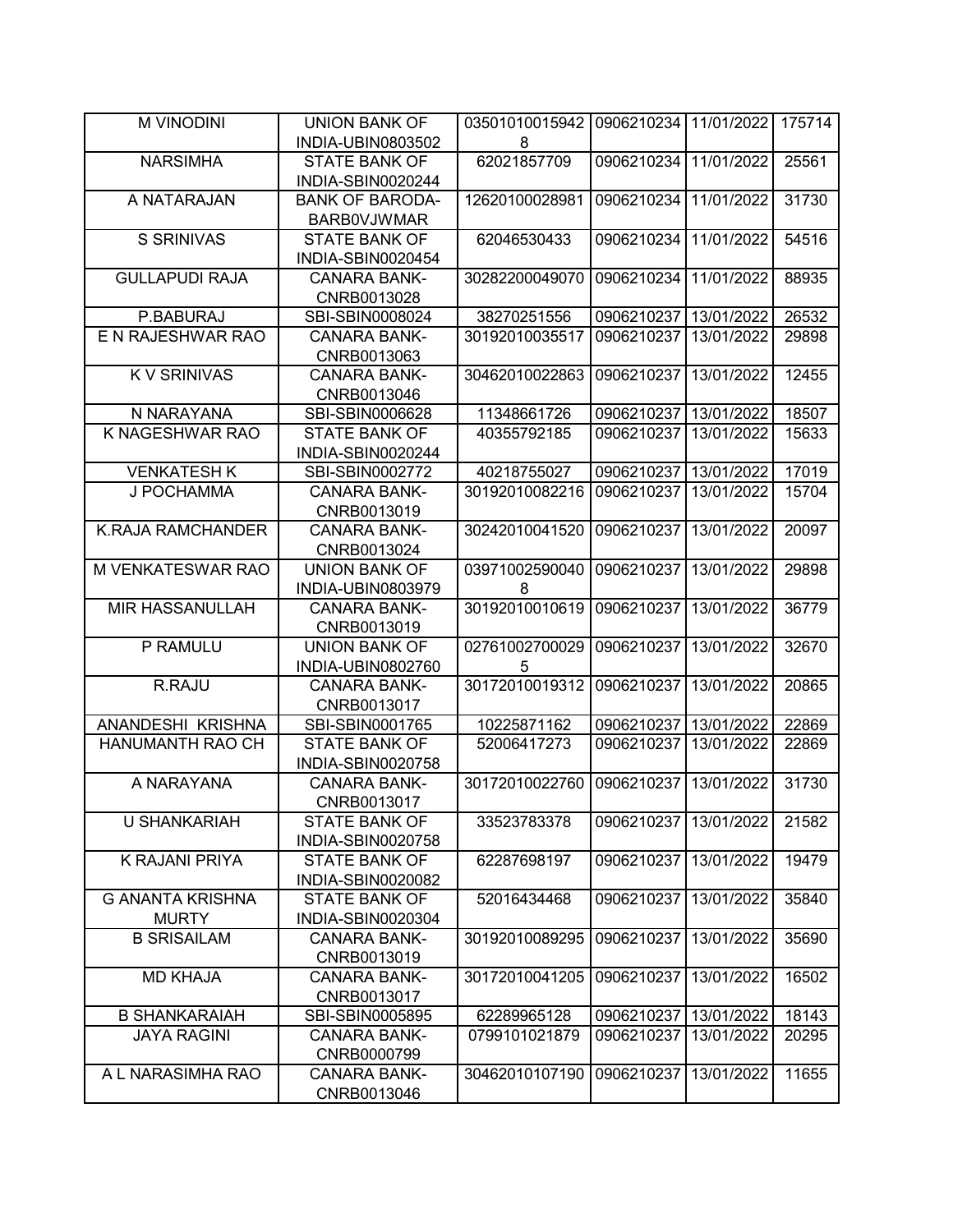| M VINODINI | UNION BANK OF INDIA-UBIN0803502 | 035010100159428 | 0906210234 | 11/01/2022 | 175714 |
|---|---|---|---|---|---|
| NARSIMHA | STATE BANK OF INDIA-SBIN0020244 | 62021857709 | 0906210234 | 11/01/2022 | 25561 |
| A NATARAJAN | BANK OF BARODA-BARB0VJWMAR | 12620100028981 | 0906210234 | 11/01/2022 | 31730 |
| S SRINIVAS | STATE BANK OF INDIA-SBIN0020454 | 62046530433 | 0906210234 | 11/01/2022 | 54516 |
| GULLAPUDI RAJA | CANARA BANK-CNRB0013028 | 30282200049070 | 0906210234 | 11/01/2022 | 88935 |
| P.BABURAJ | SBI-SBIN0008024 | 38270251556 | 0906210237 | 13/01/2022 | 26532 |
| E N RAJESHWAR RAO | CANARA BANK-CNRB0013063 | 30192010035517 | 0906210237 | 13/01/2022 | 29898 |
| K V SRINIVAS | CANARA BANK-CNRB0013046 | 30462010022863 | 0906210237 | 13/01/2022 | 12455 |
| N NARAYANA | SBI-SBIN0006628 | 11348661726 | 0906210237 | 13/01/2022 | 18507 |
| K NAGESHWAR RAO | STATE BANK OF INDIA-SBIN0020244 | 40355792185 | 0906210237 | 13/01/2022 | 15633 |
| VENKATESH K | SBI-SBIN0002772 | 40218755027 | 0906210237 | 13/01/2022 | 17019 |
| J POCHAMMA | CANARA BANK-CNRB0013019 | 30192010082216 | 0906210237 | 13/01/2022 | 15704 |
| K.RAJA RAMCHANDER | CANARA BANK-CNRB0013024 | 30242010041520 | 0906210237 | 13/01/2022 | 20097 |
| M VENKATESWAR RAO | UNION BANK OF INDIA-UBIN0803979 | 039710025900408 | 0906210237 | 13/01/2022 | 29898 |
| MIR HASSANULLAH | CANARA BANK-CNRB0013019 | 30192010010619 | 0906210237 | 13/01/2022 | 36779 |
| P RAMULU | UNION BANK OF INDIA-UBIN0802760 | 027610027000295 | 0906210237 | 13/01/2022 | 32670 |
| R.RAJU | CANARA BANK-CNRB0013017 | 30172010019312 | 0906210237 | 13/01/2022 | 20865 |
| ANANDESHI KRISHNA | SBI-SBIN0001765 | 10225871162 | 0906210237 | 13/01/2022 | 22869 |
| HANUMANTH RAO CH | STATE BANK OF INDIA-SBIN0020758 | 52006417273 | 0906210237 | 13/01/2022 | 22869 |
| A NARAYANA | CANARA BANK-CNRB0013017 | 30172010022760 | 0906210237 | 13/01/2022 | 31730 |
| U SHANKARIAH | STATE BANK OF INDIA-SBIN0020758 | 33523783378 | 0906210237 | 13/01/2022 | 21582 |
| K RAJANI PRIYA | STATE BANK OF INDIA-SBIN0020082 | 62287698197 | 0906210237 | 13/01/2022 | 19479 |
| G ANANTA KRISHNA MURTY | STATE BANK OF INDIA-SBIN0020304 | 52016434468 | 0906210237 | 13/01/2022 | 35840 |
| B SRISAILAM | CANARA BANK-CNRB0013019 | 30192010089295 | 0906210237 | 13/01/2022 | 35690 |
| MD KHAJA | CANARA BANK-CNRB0013017 | 30172010041205 | 0906210237 | 13/01/2022 | 16502 |
| B SHANKARAIAH | SBI-SBIN0005895 | 62289965128 | 0906210237 | 13/01/2022 | 18143 |
| JAYA RAGINI | CANARA BANK-CNRB0000799 | 0799101021879 | 0906210237 | 13/01/2022 | 20295 |
| A L NARASIMHA RAO | CANARA BANK-CNRB0013046 | 30462010107190 | 0906210237 | 13/01/2022 | 11655 |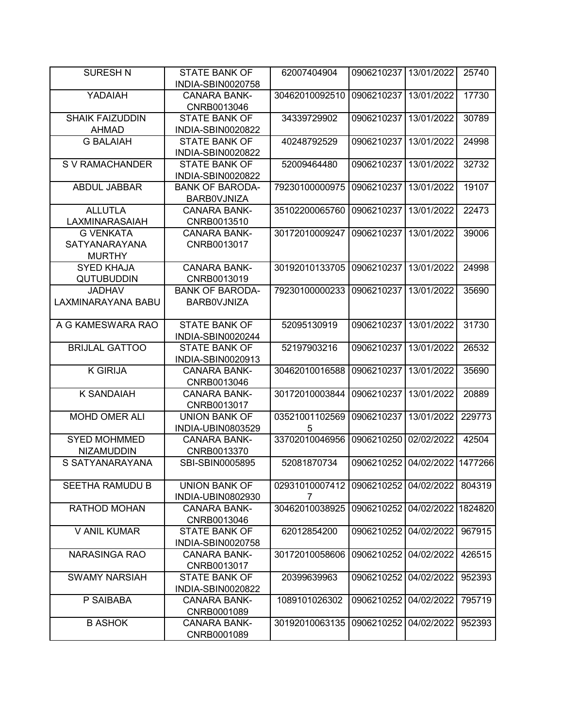| | | | | | |
|---|---|---|---|---|---|
| SURESH N | STATE BANK OF INDIA-SBIN0020758 | 62007404904 | 0906210237 | 13/01/2022 | 25740 |
| YADAIAH | CANARA BANK-CNRB0013046 | 30462010092510 | 0906210237 | 13/01/2022 | 17730 |
| SHAIK FAIZUDDIN AHMAD | STATE BANK OF INDIA-SBIN0020822 | 34339729902 | 0906210237 | 13/01/2022 | 30789 |
| G BALAIAH | STATE BANK OF INDIA-SBIN0020822 | 40248792529 | 0906210237 | 13/01/2022 | 24998 |
| S V RAMACHANDER | STATE BANK OF INDIA-SBIN0020822 | 52009464480 | 0906210237 | 13/01/2022 | 32732 |
| ABDUL JABBAR | BANK OF BARODA-BARB0VJNIZA | 79230100000975 | 0906210237 | 13/01/2022 | 19107 |
| ALLUTLA LAXMINARASAIAH | CANARA BANK-CNRB0013510 | 35102200065760 | 0906210237 | 13/01/2022 | 22473 |
| G VENKATA SATYANARAYANA MURTHY | CANARA BANK-CNRB0013017 | 30172010009247 | 0906210237 | 13/01/2022 | 39006 |
| SYED KHAJA QUTUBUDDIN | CANARA BANK-CNRB0013019 | 30192010133705 | 0906210237 | 13/01/2022 | 24998 |
| JADHAV LAXMINARAYANA BABU | BANK OF BARODA-BARB0VJNIZA | 79230100000233 | 0906210237 | 13/01/2022 | 35690 |
| A G KAMESWARA RAO | STATE BANK OF INDIA-SBIN0020244 | 52095130919 | 0906210237 | 13/01/2022 | 31730 |
| BRIJLAL GATTOO | STATE BANK OF INDIA-SBIN0020913 | 52197903216 | 0906210237 | 13/01/2022 | 26532 |
| K GIRIJA | CANARA BANK-CNRB0013046 | 30462010016588 | 0906210237 | 13/01/2022 | 35690 |
| K SANDAIAH | CANARA BANK-CNRB0013017 | 30172010003844 | 0906210237 | 13/01/2022 | 20889 |
| MOHD OMER ALI | UNION BANK OF INDIA-UBIN0803529 | 035210011025695 | 0906210237 | 13/01/2022 | 229773 |
| SYED MOHMMED NIZAMUDDIN | CANARA BANK-CNRB0013370 | 33702010046956 | 0906210250 | 02/02/2022 | 42504 |
| S SATYANARAYANA | SBI-SBIN0005895 | 52081870734 | 0906210252 | 04/02/2022 | 1477266 |
| SEETHA RAMUDU B | UNION BANK OF INDIA-UBIN0802930 | 029310100074127 | 0906210252 | 04/02/2022 | 804319 |
| RATHOD MOHAN | CANARA BANK-CNRB0013046 | 30462010038925 | 0906210252 | 04/02/2022 | 1824820 |
| V ANIL KUMAR | STATE BANK OF INDIA-SBIN0020758 | 62012854200 | 0906210252 | 04/02/2022 | 967915 |
| NARASINGA RAO | CANARA BANK-CNRB0013017 | 30172010058606 | 0906210252 | 04/02/2022 | 426515 |
| SWAMY NARSIAH | STATE BANK OF INDIA-SBIN0020822 | 20399639963 | 0906210252 | 04/02/2022 | 952393 |
| P SAIBABA | CANARA BANK-CNRB0001089 | 1089101026302 | 0906210252 | 04/02/2022 | 795719 |
| B ASHOK | CANARA BANK-CNRB0001089 | 30192010063135 | 0906210252 | 04/02/2022 | 952393 |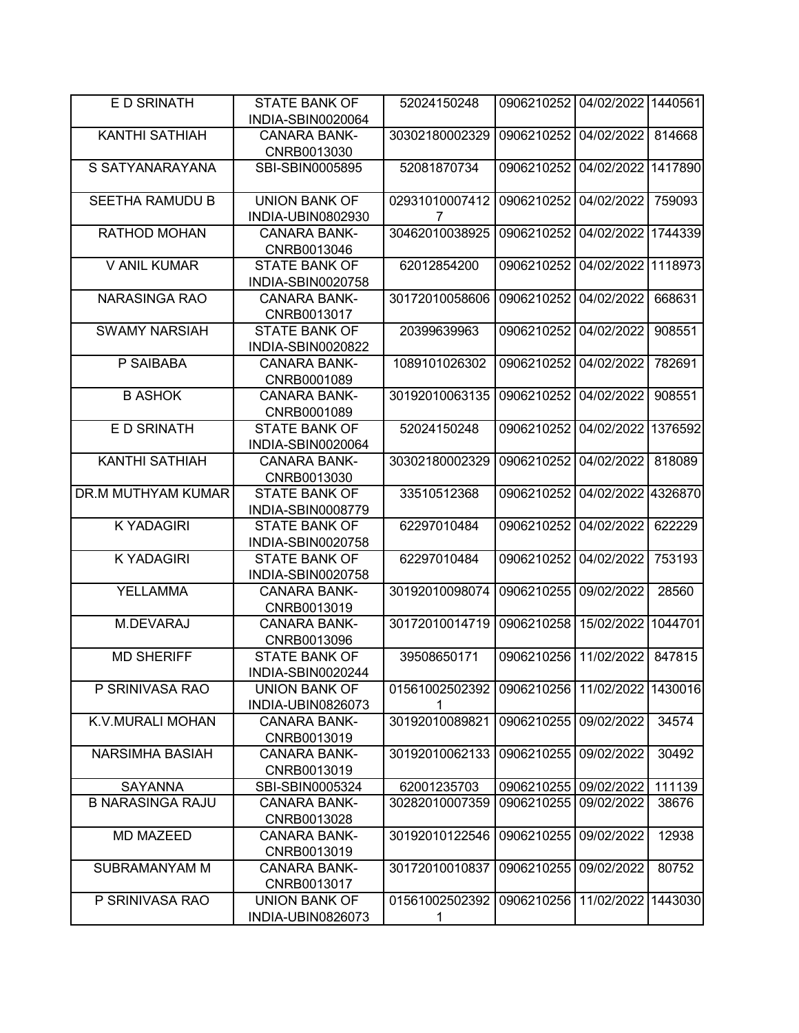| E D SRINATH | STATE BANK OF INDIA-SBIN0020064 | 52024150248 | 0906210252 | 04/02/2022 | 1440561 |
|---|---|---|---|---|---|
| KANTHI SATHIAH | CANARA BANK-CNRB0013030 | 30302180002329 | 0906210252 | 04/02/2022 | 814668 |
| S SATYANARAYANA | SBI-SBIN0005895 | 52081870734 | 0906210252 | 04/02/2022 | 1417890 |
| SEETHA RAMUDU B | UNION BANK OF INDIA-UBIN0802930 | 029310100074127 | 0906210252 | 04/02/2022 | 759093 |
| RATHOD MOHAN | CANARA BANK-CNRB0013046 | 30462010038925 | 0906210252 | 04/02/2022 | 1744339 |
| V ANIL KUMAR | STATE BANK OF INDIA-SBIN0020758 | 62012854200 | 0906210252 | 04/02/2022 | 1118973 |
| NARASINGA RAO | CANARA BANK-CNRB0013017 | 30172010058606 | 0906210252 | 04/02/2022 | 668631 |
| SWAMY NARSIAH | STATE BANK OF INDIA-SBIN0020822 | 20399639963 | 0906210252 | 04/02/2022 | 908551 |
| P SAIBABA | CANARA BANK-CNRB0001089 | 1089101026302 | 0906210252 | 04/02/2022 | 782691 |
| B ASHOK | CANARA BANK-CNRB0001089 | 30192010063135 | 0906210252 | 04/02/2022 | 908551 |
| E D SRINATH | STATE BANK OF INDIA-SBIN0020064 | 52024150248 | 0906210252 | 04/02/2022 | 1376592 |
| KANTHI SATHIAH | CANARA BANK-CNRB0013030 | 30302180002329 | 0906210252 | 04/02/2022 | 818089 |
| DR.M MUTHYAM KUMAR | STATE BANK OF INDIA-SBIN0008779 | 33510512368 | 0906210252 | 04/02/2022 | 4326870 |
| K YADAGIRI | STATE BANK OF INDIA-SBIN0020758 | 62297010484 | 0906210252 | 04/02/2022 | 622229 |
| K YADAGIRI | STATE BANK OF INDIA-SBIN0020758 | 62297010484 | 0906210252 | 04/02/2022 | 753193 |
| YELLAMMA | CANARA BANK-CNRB0013019 | 30192010098074 | 0906210255 | 09/02/2022 | 28560 |
| M.DEVARAJ | CANARA BANK-CNRB0013096 | 30172010014719 | 0906210258 | 15/02/2022 | 1044701 |
| MD SHERIFF | STATE BANK OF INDIA-SBIN0020244 | 39508650171 | 0906210256 | 11/02/2022 | 847815 |
| P SRINIVASA RAO | UNION BANK OF INDIA-UBIN0826073 | 015610025023921 | 0906210256 | 11/02/2022 | 1430016 |
| K.V.MURALI MOHAN | CANARA BANK-CNRB0013019 | 30192010089821 | 0906210255 | 09/02/2022 | 34574 |
| NARSIMHA BASIAH | CANARA BANK-CNRB0013019 | 30192010062133 | 0906210255 | 09/02/2022 | 30492 |
| SAYANNA | SBI-SBIN0005324 | 62001235703 | 0906210255 | 09/02/2022 | 111139 |
| B NARASINGA RAJU | CANARA BANK-CNRB0013028 | 30282010007359 | 0906210255 | 09/02/2022 | 38676 |
| MD MAZEED | CANARA BANK-CNRB0013019 | 30192010122546 | 0906210255 | 09/02/2022 | 12938 |
| SUBRAMANYAM M | CANARA BANK-CNRB0013017 | 30172010010837 | 0906210255 | 09/02/2022 | 80752 |
| P SRINIVASA RAO | UNION BANK OF INDIA-UBIN0826073 | 015610025023921 | 0906210256 | 11/02/2022 | 1443030 |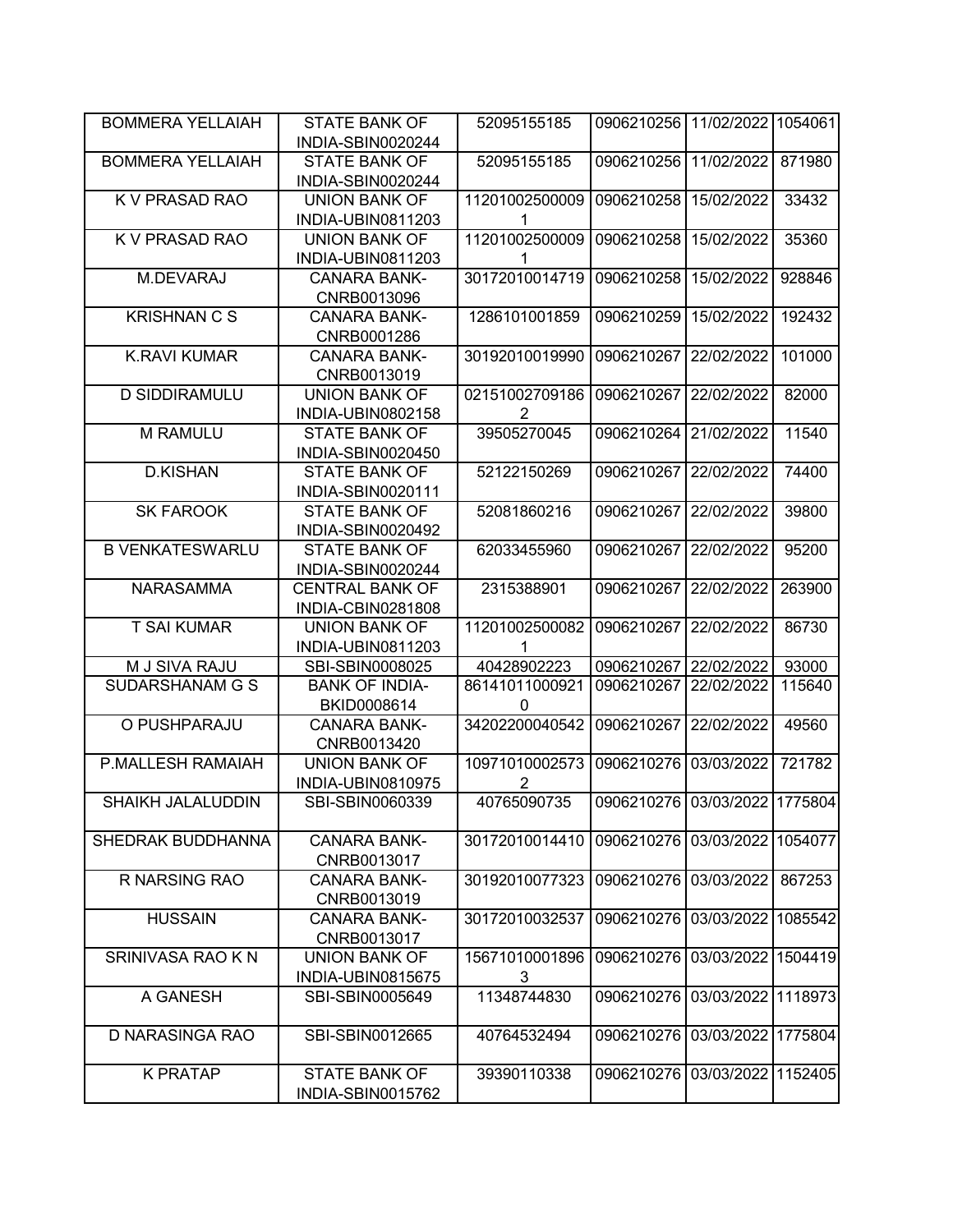| BOMMERA YELLAIAH | STATE BANK OF INDIA-SBIN0020244 | 52095155185 | 0906210256 | 11/02/2022 | 1054061 |
|---|---|---|---|---|---|
| BOMMERA YELLAIAH | STATE BANK OF INDIA-SBIN0020244 | 52095155185 | 0906210256 | 11/02/2022 | 871980 |
| K V PRASAD RAO | UNION BANK OF INDIA-UBIN0811203 | 112010025000091 | 0906210258 | 15/02/2022 | 33432 |
| K V PRASAD RAO | UNION BANK OF INDIA-UBIN0811203 | 112010025000091 | 0906210258 | 15/02/2022 | 35360 |
| M.DEVARAJ | CANARA BANK-CNRB0013096 | 30172010014719 | 0906210258 | 15/02/2022 | 928846 |
| KRISHNAN C S | CANARA BANK-CNRB0001286 | 1286101001859 | 0906210259 | 15/02/2022 | 192432 |
| K.RAVI KUMAR | CANARA BANK-CNRB0013019 | 30192010019990 | 0906210267 | 22/02/2022 | 101000 |
| D SIDDIRAMULU | UNION BANK OF INDIA-UBIN0802158 | 021510027091862 | 0906210267 | 22/02/2022 | 82000 |
| M RAMULU | STATE BANK OF INDIA-SBIN0020450 | 39505270045 | 0906210264 | 21/02/2022 | 11540 |
| D.KISHAN | STATE BANK OF INDIA-SBIN0020111 | 52122150269 | 0906210267 | 22/02/2022 | 74400 |
| SK FAROOK | STATE BANK OF INDIA-SBIN0020492 | 52081860216 | 0906210267 | 22/02/2022 | 39800 |
| B VENKATESWARLU | STATE BANK OF INDIA-SBIN0020244 | 62033455960 | 0906210267 | 22/02/2022 | 95200 |
| NARASAMMA | CENTRAL BANK OF INDIA-CBIN0281808 | 2315388901 | 0906210267 | 22/02/2022 | 263900 |
| T SAI KUMAR | UNION BANK OF INDIA-UBIN0811203 | 112010025000821 | 0906210267 | 22/02/2022 | 86730 |
| M J SIVA RAJU | SBI-SBIN0008025 | 40428902223 | 0906210267 | 22/02/2022 | 93000 |
| SUDARSHANAM G S | BANK OF INDIA-BKID0008614 | 861410110009210 | 0906210267 | 22/02/2022 | 115640 |
| O PUSHPARAJU | CANARA BANK-CNRB0013420 | 34202200040542 | 0906210267 | 22/02/2022 | 49560 |
| P.MALLESH RAMAIAH | UNION BANK OF INDIA-UBIN0810975 | 109710100025732 | 0906210276 | 03/03/2022 | 721782 |
| SHAIKH JALALUDDIN | SBI-SBIN0060339 | 40765090735 | 0906210276 | 03/03/2022 | 1775804 |
| SHEDRAK BUDDHANNA | CANARA BANK-CNRB0013017 | 30172010014410 | 0906210276 | 03/03/2022 | 1054077 |
| R NARSING RAO | CANARA BANK-CNRB0013019 | 30192010077323 | 0906210276 | 03/03/2022 | 867253 |
| HUSSAIN | CANARA BANK-CNRB0013017 | 30172010032537 | 0906210276 | 03/03/2022 | 1085542 |
| SRINIVASA RAO K N | UNION BANK OF INDIA-UBIN0815675 | 156710100018963 | 0906210276 | 03/03/2022 | 1504419 |
| A GANESH | SBI-SBIN0005649 | 11348744830 | 0906210276 | 03/03/2022 | 1118973 |
| D NARASINGA RAO | SBI-SBIN0012665 | 40764532494 | 0906210276 | 03/03/2022 | 1775804 |
| K PRATAP | STATE BANK OF INDIA-SBIN0015762 | 39390110338 | 0906210276 | 03/03/2022 | 1152405 |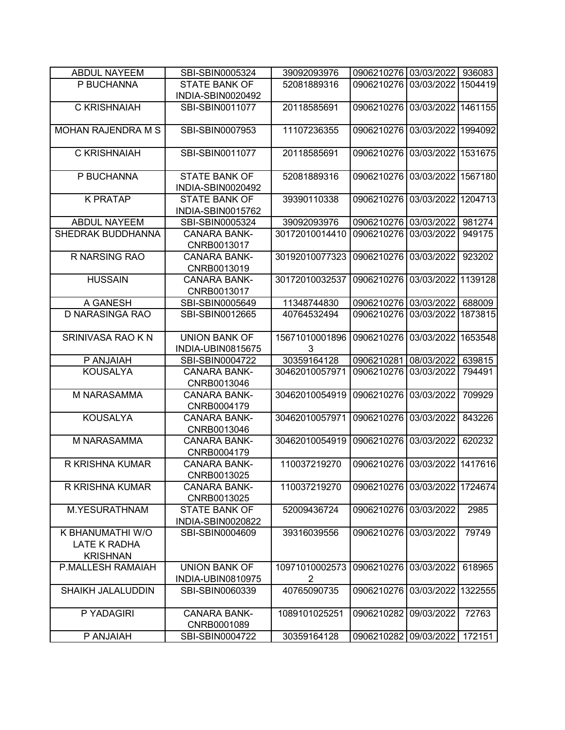| | | | | | |
|---|---|---|---|---|---|
| ABDUL NAYEEM | SBI-SBIN0005324 | 39092093976 | 0906210276 | 03/03/2022 | 936083 |
| P BUCHANNA | STATE BANK OF INDIA-SBIN0020492 | 52081889316 | 0906210276 | 03/03/2022 | 1504419 |
| C KRISHNAIAH | SBI-SBIN0011077 | 20118585691 | 0906210276 | 03/03/2022 | 1461155 |
| MOHAN RAJENDRA M S | SBI-SBIN0007953 | 11107236355 | 0906210276 | 03/03/2022 | 1994092 |
| C KRISHNAIAH | SBI-SBIN0011077 | 20118585691 | 0906210276 | 03/03/2022 | 1531675 |
| P BUCHANNA | STATE BANK OF INDIA-SBIN0020492 | 52081889316 | 0906210276 | 03/03/2022 | 1567180 |
| K PRATAP | STATE BANK OF INDIA-SBIN0015762 | 39390110338 | 0906210276 | 03/03/2022 | 1204713 |
| ABDUL NAYEEM | SBI-SBIN0005324 | 39092093976 | 0906210276 | 03/03/2022 | 981274 |
| SHEDRAK BUDDHANNA | CANARA BANK-CNRB0013017 | 30172010014410 | 0906210276 | 03/03/2022 | 949175 |
| R NARSING RAO | CANARA BANK-CNRB0013019 | 30192010077323 | 0906210276 | 03/03/2022 | 923202 |
| HUSSAIN | CANARA BANK-CNRB0013017 | 30172010032537 | 0906210276 | 03/03/2022 | 1139128 |
| A GANESH | SBI-SBIN0005649 | 11348744830 | 0906210276 | 03/03/2022 | 688009 |
| D NARASINGA RAO | SBI-SBIN0012665 | 40764532494 | 0906210276 | 03/03/2022 | 1873815 |
| SRINIVASA RAO K N | UNION BANK OF INDIA-UBIN0815675 | 156710100018963 | 0906210276 | 03/03/2022 | 1653548 |
| P ANJAIAH | SBI-SBIN0004722 | 30359164128 | 0906210281 | 08/03/2022 | 639815 |
| KOUSALYA | CANARA BANK-CNRB0013046 | 30462010057971 | 0906210276 | 03/03/2022 | 794491 |
| M NARASAMMA | CANARA BANK-CNRB0004179 | 30462010054919 | 0906210276 | 03/03/2022 | 709929 |
| KOUSALYA | CANARA BANK-CNRB0013046 | 30462010057971 | 0906210276 | 03/03/2022 | 843226 |
| M NARASAMMA | CANARA BANK-CNRB0004179 | 30462010054919 | 0906210276 | 03/03/2022 | 620232 |
| R KRISHNA KUMAR | CANARA BANK-CNRB0013025 | 110037219270 | 0906210276 | 03/03/2022 | 1417616 |
| R KRISHNA KUMAR | CANARA BANK-CNRB0013025 | 110037219270 | 0906210276 | 03/03/2022 | 1724674 |
| M.YESURATHNAM | STATE BANK OF INDIA-SBIN0020822 | 52009436724 | 0906210276 | 03/03/2022 | 2985 |
| K BHANUMATHI W/O LATE K RADHA KRISHNAN | SBI-SBIN0004609 | 39316039556 | 0906210276 | 03/03/2022 | 79749 |
| P.MALLESH RAMAIAH | UNION BANK OF INDIA-UBIN0810975 | 109710100025732 | 0906210276 | 03/03/2022 | 618965 |
| SHAIKH JALALUDDIN | SBI-SBIN0060339 | 40765090735 | 0906210276 | 03/03/2022 | 1322555 |
| P YADAGIRI | CANARA BANK-CNRB0001089 | 1089101025251 | 0906210282 | 09/03/2022 | 72763 |
| P ANJAIAH | SBI-SBIN0004722 | 30359164128 | 0906210282 | 09/03/2022 | 172151 |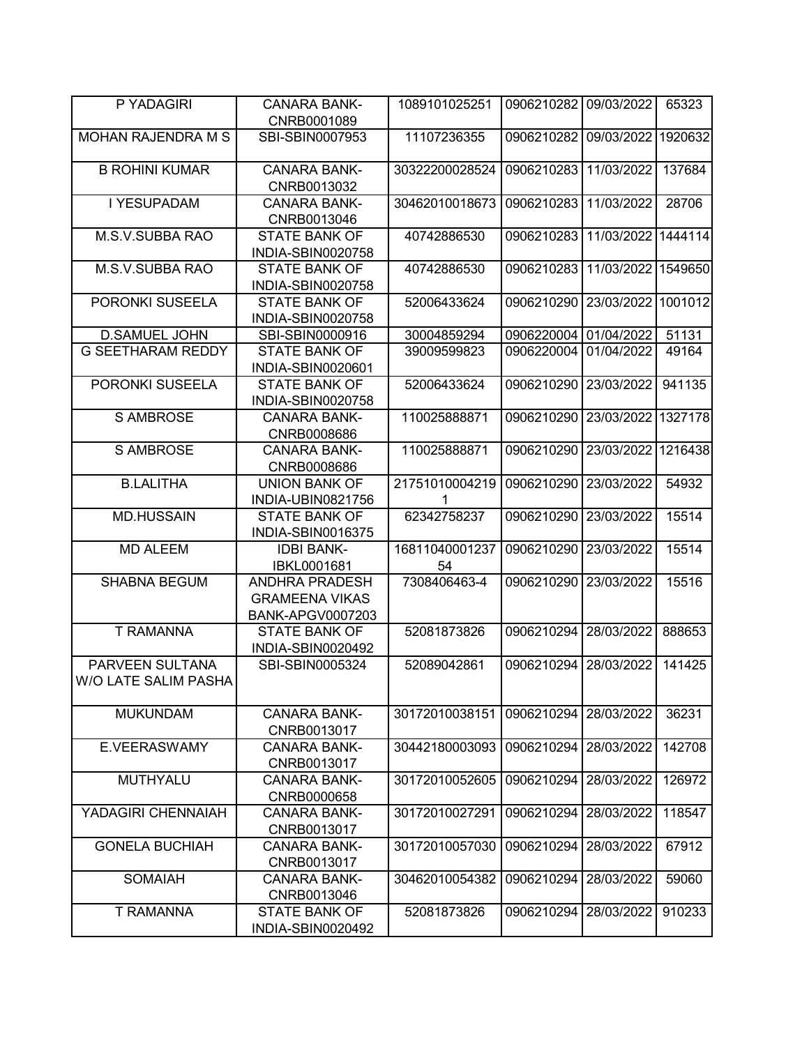| P YADAGIRI | CANARA BANK-CNRB0001089 | 1089101025251 | 0906210282 | 09/03/2022 | 65323 |
|---|---|---|---|---|---|
| MOHAN RAJENDRA M S | SBI-SBIN0007953 | 11107236355 | 0906210282 | 09/03/2022 | 1920632 |
| B ROHINI KUMAR | CANARA BANK-CNRB0013032 | 30322200028524 | 0906210283 | 11/03/2022 | 137684 |
| I YESUPADAM | CANARA BANK-CNRB0013046 | 30462010018673 | 0906210283 | 11/03/2022 | 28706 |
| M.S.V.SUBBA RAO | STATE BANK OF INDIA-SBIN0020758 | 40742886530 | 0906210283 | 11/03/2022 | 1444114 |
| M.S.V.SUBBA RAO | STATE BANK OF INDIA-SBIN0020758 | 40742886530 | 0906210283 | 11/03/2022 | 1549650 |
| PORONKI SUSEELA | STATE BANK OF INDIA-SBIN0020758 | 52006433624 | 0906210290 | 23/03/2022 | 1001012 |
| D.SAMUEL JOHN | SBI-SBIN0000916 | 30004859294 | 0906220004 | 01/04/2022 | 51131 |
| G SEETHARAM REDDY | STATE BANK OF INDIA-SBIN0020601 | 39009599823 | 0906220004 | 01/04/2022 | 49164 |
| PORONKI SUSEELA | STATE BANK OF INDIA-SBIN0020758 | 52006433624 | 0906210290 | 23/03/2022 | 941135 |
| S AMBROSE | CANARA BANK-CNRB0008686 | 110025888871 | 0906210290 | 23/03/2022 | 1327178 |
| S AMBROSE | CANARA BANK-CNRB0008686 | 110025888871 | 0906210290 | 23/03/2022 | 1216438 |
| B.LALITHA | UNION BANK OF INDIA-UBIN0821756 | 217510100042191 | 0906210290 | 23/03/2022 | 54932 |
| MD.HUSSAIN | STATE BANK OF INDIA-SBIN0016375 | 62342758237 | 0906210290 | 23/03/2022 | 15514 |
| MD ALEEM | IDBI BANK-IBKL0001681 | 1681104000123754 | 0906210290 | 23/03/2022 | 15514 |
| SHABNA BEGUM | ANDHRA PRADESH GRAMEENA VIKAS BANK-APGV0007203 | 7308406463-4 | 0906210290 | 23/03/2022 | 15516 |
| T RAMANNA | STATE BANK OF INDIA-SBIN0020492 | 52081873826 | 0906210294 | 28/03/2022 | 888653 |
| PARVEEN SULTANA W/O LATE SALIM PASHA | SBI-SBIN0005324 | 52089042861 | 0906210294 | 28/03/2022 | 141425 |
| MUKUNDAM | CANARA BANK-CNRB0013017 | 30172010038151 | 0906210294 | 28/03/2022 | 36231 |
| E.VEERASWAMY | CANARA BANK-CNRB0013017 | 30442180003093 | 0906210294 | 28/03/2022 | 142708 |
| MUTHYALU | CANARA BANK-CNRB0000658 | 30172010052605 | 0906210294 | 28/03/2022 | 126972 |
| YADAGIRI CHENNAIAH | CANARA BANK-CNRB0013017 | 30172010027291 | 0906210294 | 28/03/2022 | 118547 |
| GONELA BUCHIAH | CANARA BANK-CNRB0013017 | 30172010057030 | 0906210294 | 28/03/2022 | 67912 |
| SOMAIAH | CANARA BANK-CNRB0013046 | 30462010054382 | 0906210294 | 28/03/2022 | 59060 |
| T RAMANNA | STATE BANK OF INDIA-SBIN0020492 | 52081873826 | 0906210294 | 28/03/2022 | 910233 |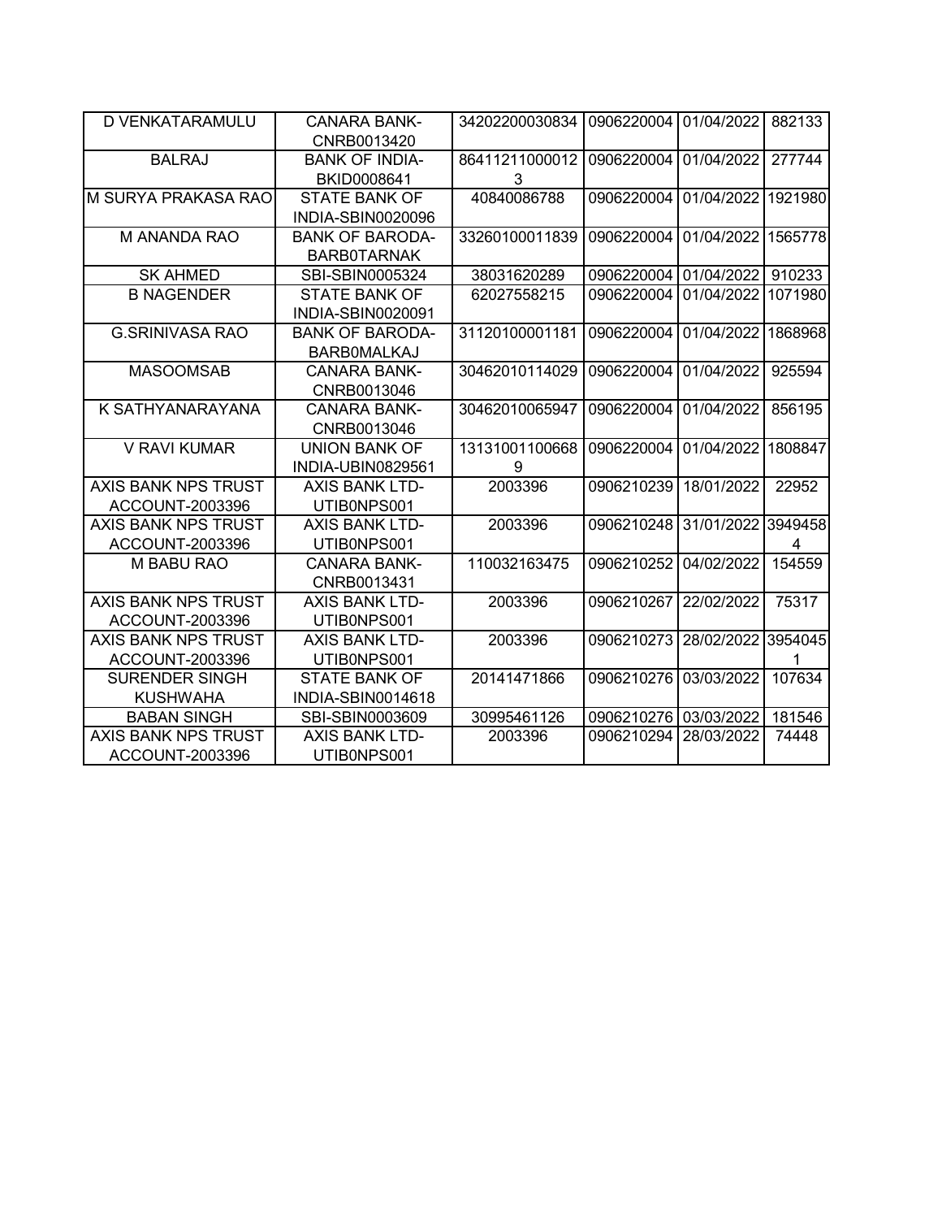| | | | | | |
|---|---|---|---|---|---|
| D VENKATARAMULU | CANARA BANK-CNRB0013420 | 34202200030834 | 0906220004 | 01/04/2022 | 882133 |
| BALRAJ | BANK OF INDIA-BKID0008641 | 864112110000123 | 0906220004 | 01/04/2022 | 277744 |
| M SURYA PRAKASA RAO | STATE BANK OF INDIA-SBIN0020096 | 40840086788 | 0906220004 | 01/04/2022 | 1921980 |
| M ANANDA RAO | BANK OF BARODA-BARB0TARNAK | 33260100011839 | 0906220004 | 01/04/2022 | 1565778 |
| SK AHMED | SBI-SBIN0005324 | 38031620289 | 0906220004 | 01/04/2022 | 910233 |
| B NAGENDER | STATE BANK OF INDIA-SBIN0020091 | 62027558215 | 0906220004 | 01/04/2022 | 1071980 |
| G.SRINIVASA RAO | BANK OF BARODA-BARB0MALKAJ | 31120100001181 | 0906220004 | 01/04/2022 | 1868968 |
| MASOOMSAB | CANARA BANK-CNRB0013046 | 30462010114029 | 0906220004 | 01/04/2022 | 925594 |
| K SATHYANARAYANA | CANARA BANK-CNRB0013046 | 30462010065947 | 0906220004 | 01/04/2022 | 856195 |
| V RAVI KUMAR | UNION BANK OF INDIA-UBIN0829561 | 131310011006689 | 0906220004 | 01/04/2022 | 1808847 |
| AXIS BANK NPS TRUST ACCOUNT-2003396 | AXIS BANK LTD-UTIB0NPS001 | 2003396 | 0906210239 | 18/01/2022 | 22952 |
| AXIS BANK NPS TRUST ACCOUNT-2003396 | AXIS BANK LTD-UTIB0NPS001 | 2003396 | 0906210248 | 31/01/2022 | 39494584 |
| M BABU RAO | CANARA BANK-CNRB0013431 | 110032163475 | 0906210252 | 04/02/2022 | 154559 |
| AXIS BANK NPS TRUST ACCOUNT-2003396 | AXIS BANK LTD-UTIB0NPS001 | 2003396 | 0906210267 | 22/02/2022 | 75317 |
| AXIS BANK NPS TRUST ACCOUNT-2003396 | AXIS BANK LTD-UTIB0NPS001 | 2003396 | 0906210273 | 28/02/2022 | 39540451 |
| SURENDER SINGH KUSHWAHA | STATE BANK OF INDIA-SBIN0014618 | 20141471866 | 0906210276 | 03/03/2022 | 107634 |
| BABAN SINGH | SBI-SBIN0003609 | 30995461126 | 0906210276 | 03/03/2022 | 181546 |
| AXIS BANK NPS TRUST ACCOUNT-2003396 | AXIS BANK LTD-UTIB0NPS001 | 2003396 | 0906210294 | 28/03/2022 | 74448 |